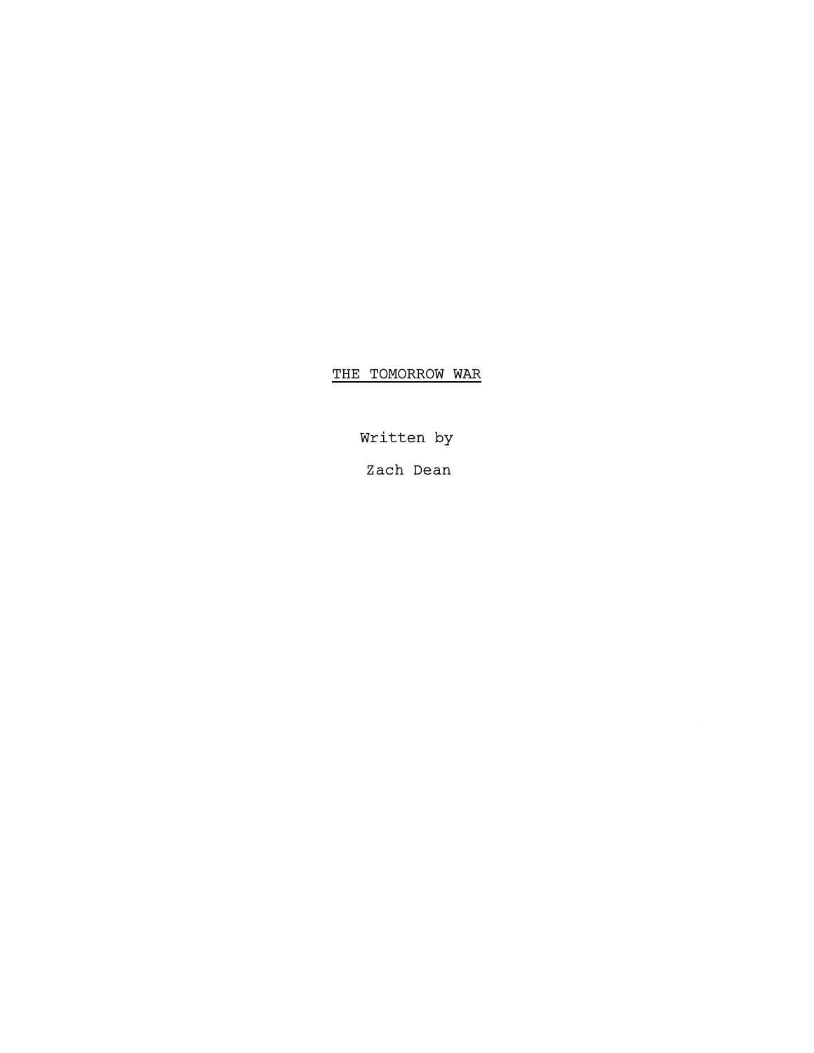# THE TOMORROW WAR

Written by

Zach Dean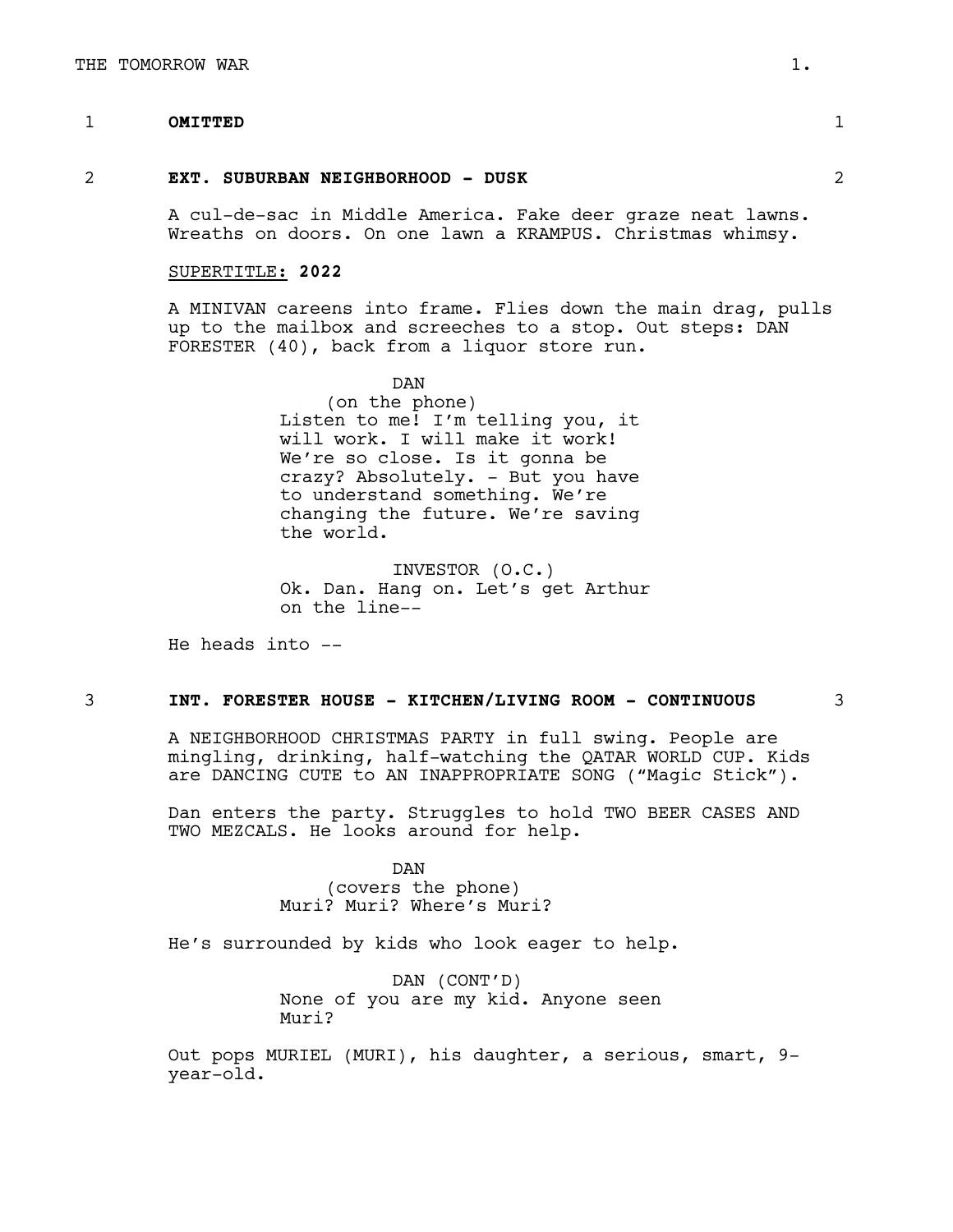1 **OMITTED** 1

2 **EXT. SUBURBAN NEIGHBORHOOD - DUSK** 2

A cul-de-sac in Middle America. Fake deer graze neat lawns. Wreaths on doors. On one lawn a KRAMPUS. Christmas whimsy.

SUPERTITLE: **2022**

A MINIVAN careens into frame. Flies down the main drag, pulls up to the mailbox and screeches to a stop. Out steps: DAN FORESTER (40), back from a liquor store run.

DAN
(on the phone)
Listen to me! I'm telling you, it will work. I will make it work! We're so close. Is it gonna be crazy? Absolutely. - But you have to understand something. We're changing the future. We're saving the world.

INVESTOR (O.C.)
Ok. Dan. Hang on. Let's get Arthur on the line--

He heads into --

3 **INT. FORESTER HOUSE - KITCHEN/LIVING ROOM - CONTINUOUS** 3

A NEIGHBORHOOD CHRISTMAS PARTY in full swing. People are mingling, drinking, half-watching the QATAR WORLD CUP. Kids are DANCING CUTE to AN INAPPROPRIATE SONG ("Magic Stick").

Dan enters the party. Struggles to hold TWO BEER CASES AND TWO MEZCALS. He looks around for help.

DAN
(covers the phone)
Muri? Muri? Where's Muri?

He's surrounded by kids who look eager to help.

DAN (CONT'D)
None of you are my kid. Anyone seen Muri?

Out pops MURIEL (MURI), his daughter, a serious, smart, 9-year-old.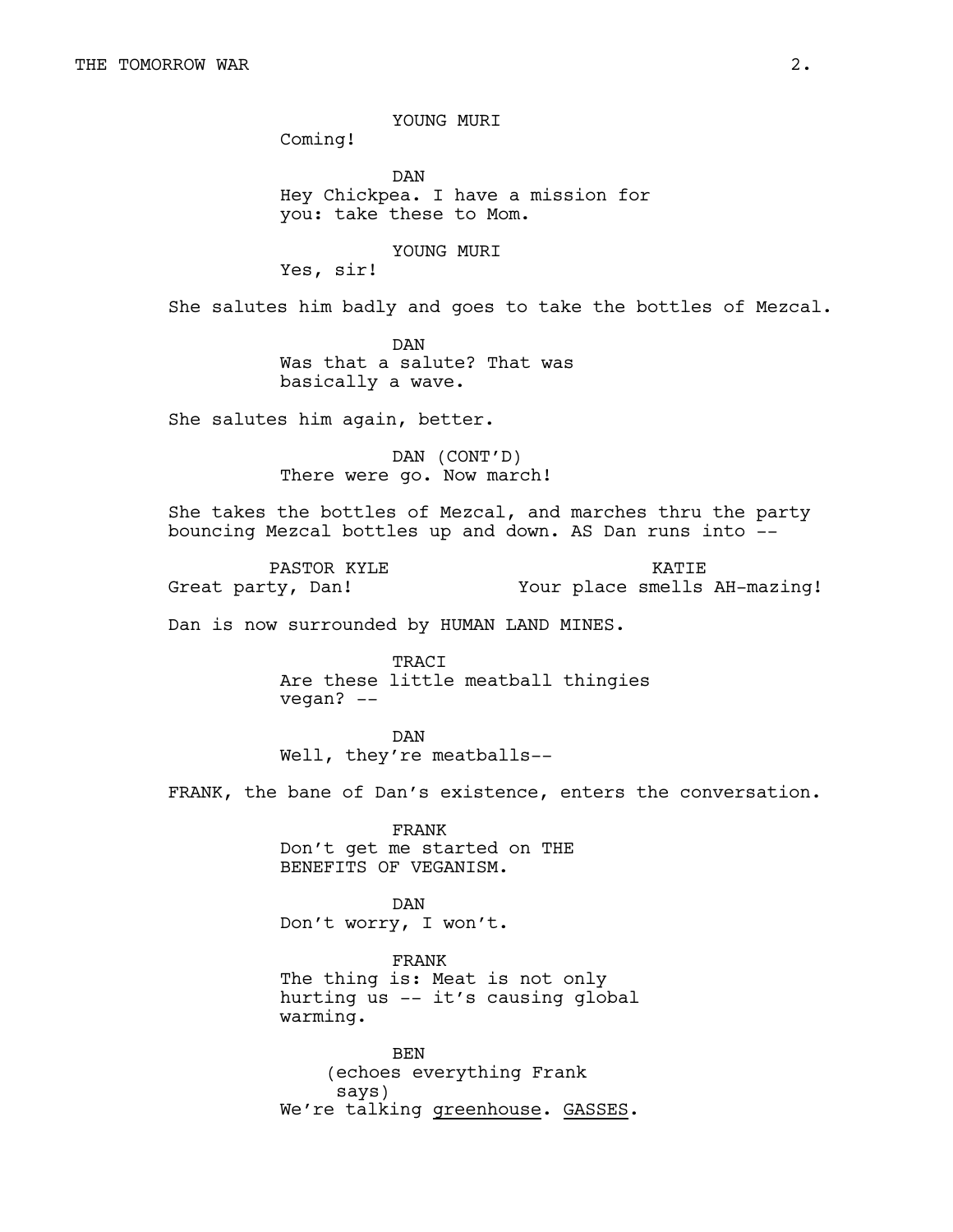YOUNG MURI
Coming!

DAN
Hey Chickpea. I have a mission for you: take these to Mom.

YOUNG MURI
Yes, sir!

She salutes him badly and goes to take the bottles of Mezcal.

DAN
Was that a salute? That was basically a wave.

She salutes him again, better.

DAN (CONT'D)
There were go. Now march!

She takes the bottles of Mezcal, and marches thru the party bouncing Mezcal bottles up and down. AS Dan runs into --

PASTOR KYLE
Great party, Dan!

KATIE
Your place smells AH-mazing!

Dan is now surrounded by HUMAN LAND MINES.

TRACI
Are these little meatball thingies vegan? --

DAN
Well, they're meatballs--

FRANK, the bane of Dan's existence, enters the conversation.

FRANK
Don't get me started on THE BENEFITS OF VEGANISM.

DAN
Don't worry, I won't.

FRANK
The thing is: Meat is not only hurting us -- it's causing global warming.

BEN
(echoes everything Frank says)
We're talking <u>greenhouse</u>. <u>GASSES</u>.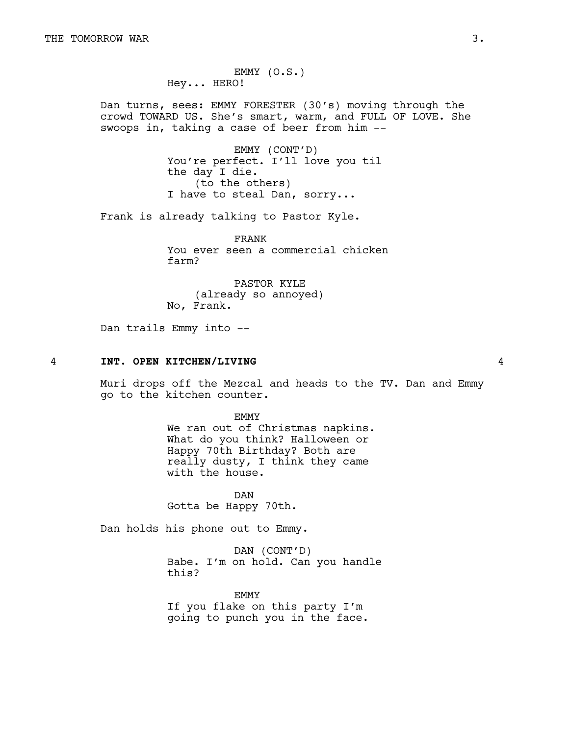EMMY (O.S.)
Hey... HERO!

Dan turns, sees: EMMY FORESTER (30's) moving through the crowd TOWARD US. She's smart, warm, and FULL OF LOVE. She swoops in, taking a case of beer from him --

EMMY (CONT'D)
You're perfect. I'll love you til the day I die.
(to the others)
I have to steal Dan, sorry...

Frank is already talking to Pastor Kyle.

FRANK
You ever seen a commercial chicken farm?

PASTOR KYLE
(already so annoyed)
No, Frank.

Dan trails Emmy into --

4 **INT. OPEN KITCHEN/LIVING** 4

Muri drops off the Mezcal and heads to the TV. Dan and Emmy go to the kitchen counter.

EMMY
We ran out of Christmas napkins. What do you think? Halloween or Happy 70th Birthday? Both are really dusty, I think they came with the house.

DAN
Gotta be Happy 70th.

Dan holds his phone out to Emmy.

DAN (CONT'D)
Babe. I'm on hold. Can you handle this?

EMMY
If you flake on this party I'm going to punch you in the face.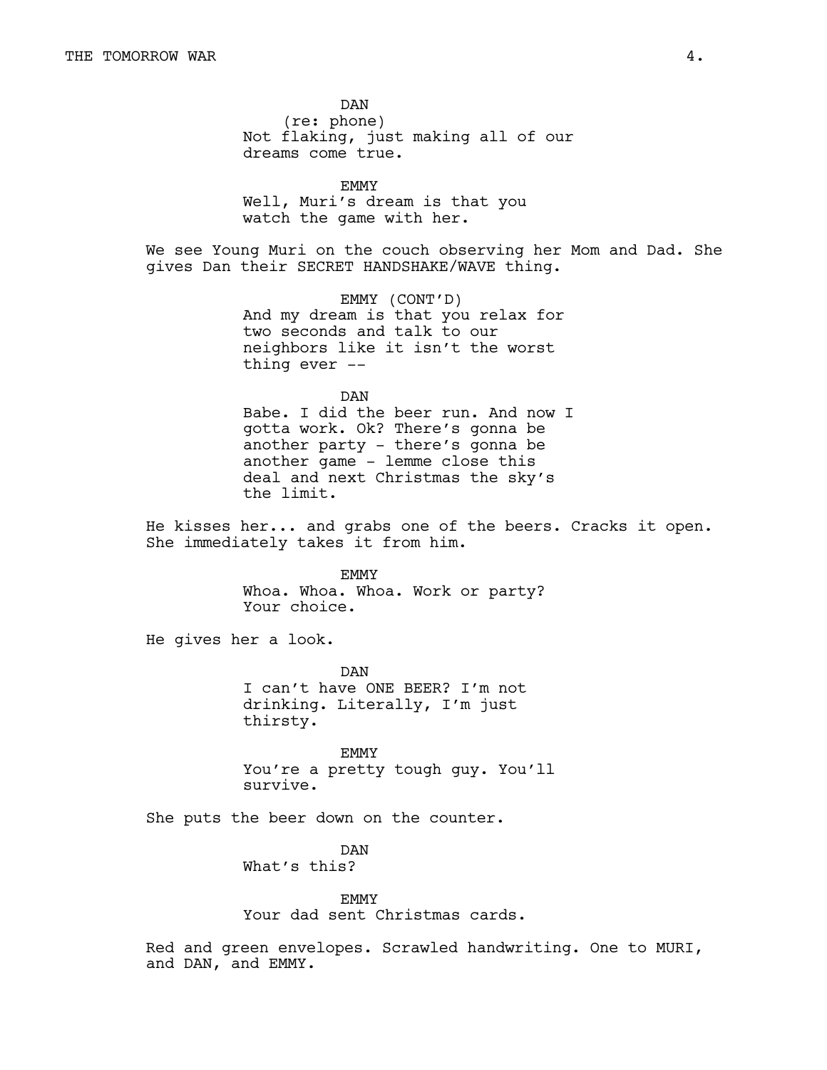DAN
(re: phone)
Not flaking, just making all of our dreams come true.

EMMY
Well, Muri's dream is that you watch the game with her.

We see Young Muri on the couch observing her Mom and Dad. She gives Dan their SECRET HANDSHAKE/WAVE thing.

EMMY (CONT'D)
And my dream is that you relax for two seconds and talk to our neighbors like it isn't the worst thing ever --

DAN
Babe. I did the beer run. And now I gotta work. Ok? There's gonna be another party - there's gonna be another game - lemme close this deal and next Christmas the sky's the limit.

He kisses her... and grabs one of the beers. Cracks it open. She immediately takes it from him.

EMMY
Whoa. Whoa. Whoa. Work or party? Your choice.

He gives her a look.

DAN
I can't have ONE BEER? I'm not drinking. Literally, I'm just thirsty.

EMMY
You're a pretty tough guy. You'll survive.

She puts the beer down on the counter.

DAN
What's this?

EMMY
Your dad sent Christmas cards.

Red and green envelopes. Scrawled handwriting. One to MURI, and DAN, and EMMY.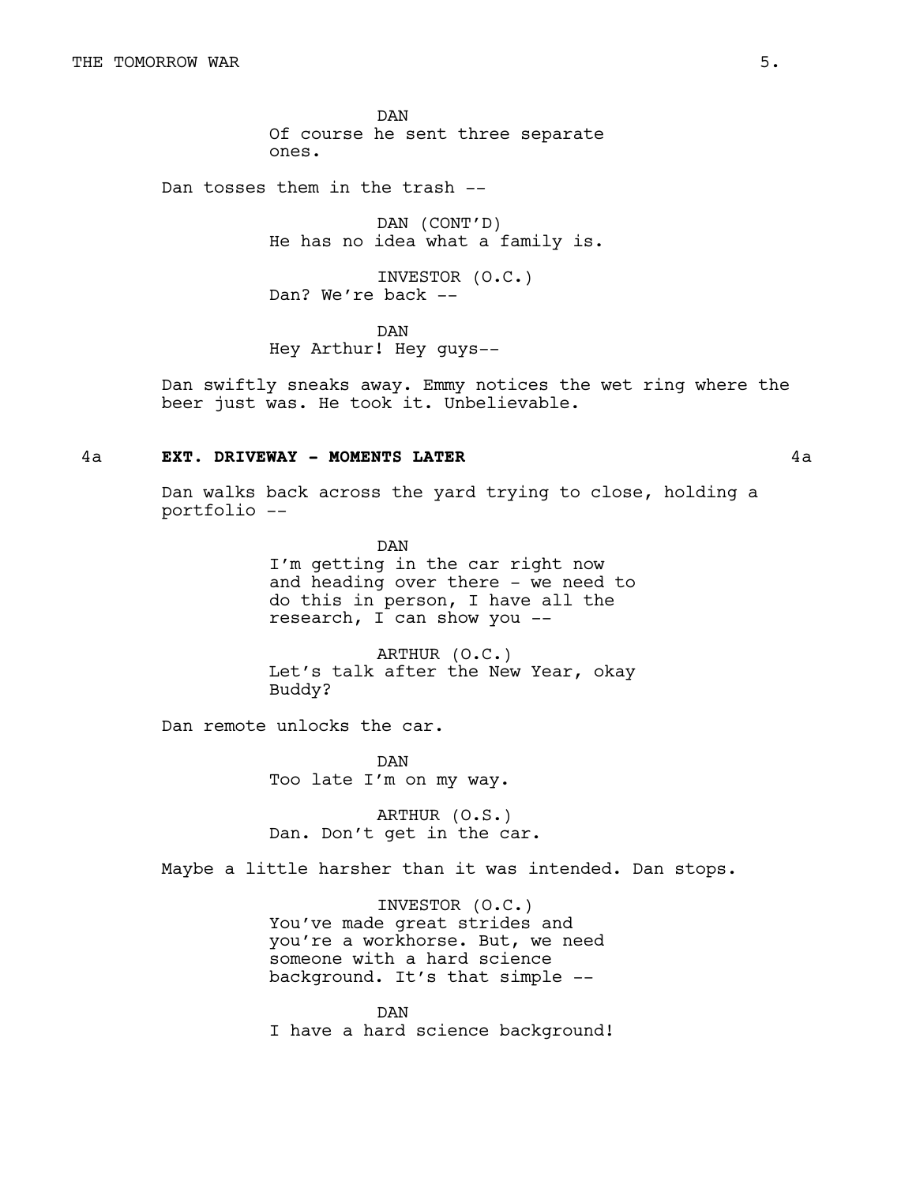DAN
Of course he sent three separate ones.

Dan tosses them in the trash --

DAN (CONT'D)
He has no idea what a family is.

INVESTOR (O.C.)
Dan? We're back --

DAN
Hey Arthur! Hey guys--

Dan swiftly sneaks away. Emmy notices the wet ring where the beer just was. He took it. Unbelievable.

**4a EXT. DRIVEWAY - MOMENTS LATER 4a**

Dan walks back across the yard trying to close, holding a portfolio --

DAN
I'm getting in the car right now and heading over there - we need to do this in person, I have all the research, I can show you --

ARTHUR (O.C.)
Let's talk after the New Year, okay Buddy?

Dan remote unlocks the car.

DAN
Too late I'm on my way.

ARTHUR (O.S.)
Dan. Don't get in the car.

Maybe a little harsher than it was intended. Dan stops.

INVESTOR (O.C.)
You've made great strides and you're a workhorse. But, we need someone with a hard science background. It's that simple --

DAN
I have a hard science background!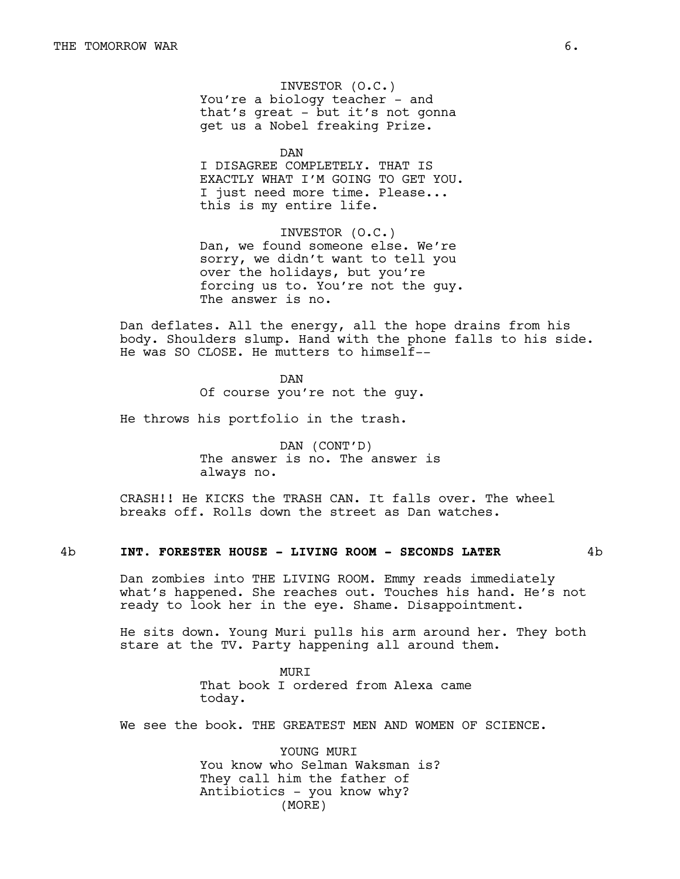INVESTOR (O.C.)
You're a biology teacher - and that's great - but it's not gonna get us a Nobel freaking Prize.

DAN
I DISAGREE COMPLETELY. THAT IS EXACTLY WHAT I'M GOING TO GET YOU. I just need more time. Please... this is my entire life.

INVESTOR (O.C.)
Dan, we found someone else. We're sorry, we didn't want to tell you over the holidays, but you're forcing us to. You're not the guy. The answer is no.

Dan deflates. All the energy, all the hope drains from his body. Shoulders slump. Hand with the phone falls to his side. He was SO CLOSE. He mutters to himself--

DAN
Of course you're not the guy.

He throws his portfolio in the trash.

DAN (CONT'D)
The answer is no. The answer is always no.

CRASH!! He KICKS the TRASH CAN. It falls over. The wheel breaks off. Rolls down the street as Dan watches.

**4b INT. FORESTER HOUSE - LIVING ROOM - SECONDS LATER 4b**

Dan zombies into THE LIVING ROOM. Emmy reads immediately what's happened. She reaches out. Touches his hand. He's not ready to look her in the eye. Shame. Disappointment.

He sits down. Young Muri pulls his arm around her. They both stare at the TV. Party happening all around them.

MURI
That book I ordered from Alexa came today.

We see the book. THE GREATEST MEN AND WOMEN OF SCIENCE.

YOUNG MURI
You know who Selman Waksman is? They call him the father of Antibiotics - you know why?
(MORE)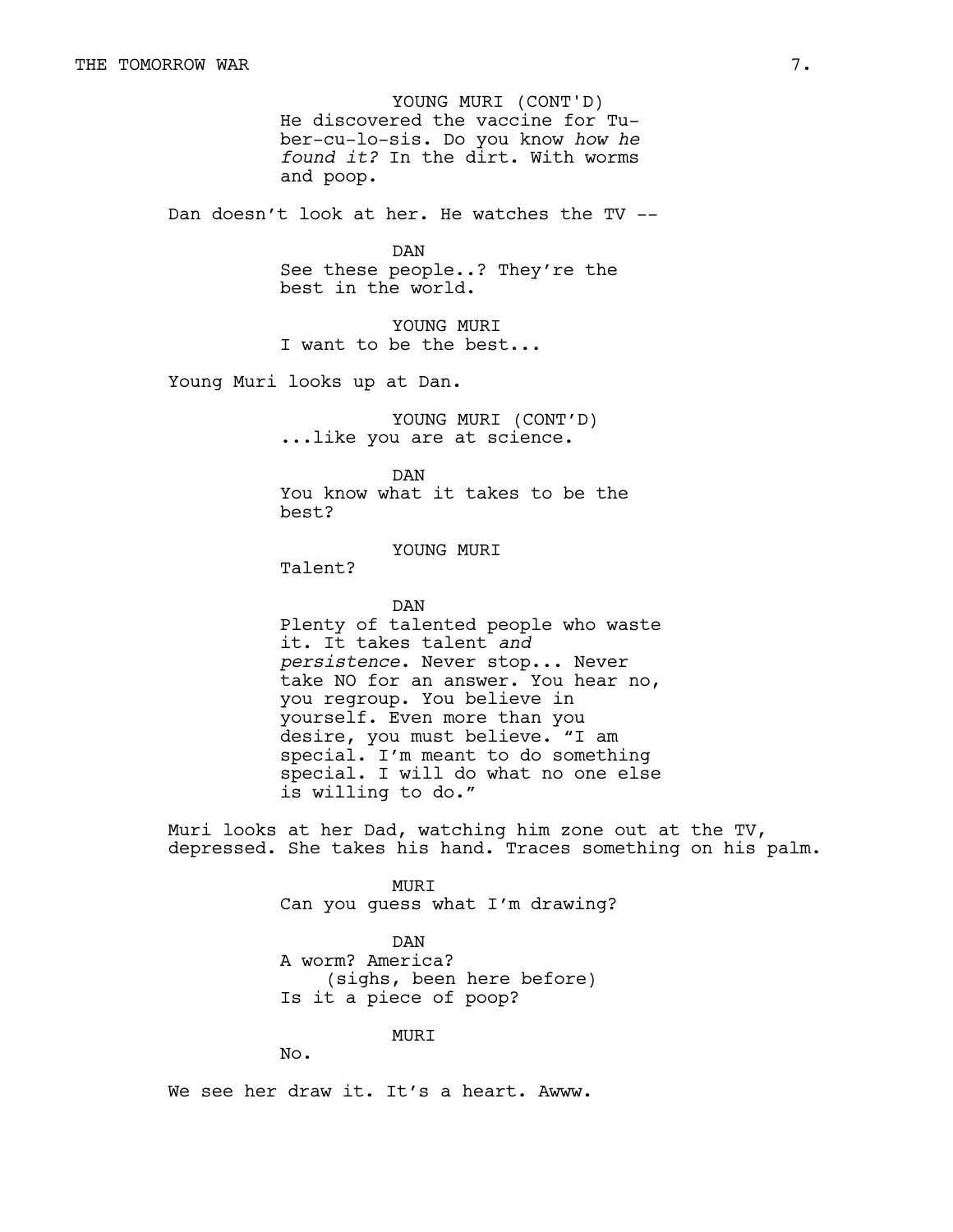YOUNG MURI (CONT'D)
He discovered the vaccine for Tu-ber-cu-lo-sis. Do you know *how he found it?* In the dirt. With worms and poop.

Dan doesn't look at her. He watches the TV --

DAN
See these people..? They're the best in the world.

YOUNG MURI
I want to be the best...

Young Muri looks up at Dan.

YOUNG MURI (CONT'D)
...like you are at science.

DAN
You know what it takes to be the best?

YOUNG MURI
Talent?

DAN
Plenty of talented people who waste it. It takes talent *and persistence*. Never stop... Never take NO for an answer. You hear no, you regroup. You believe in yourself. Even more than you desire, you must believe. "I am special. I'm meant to do something special. I will do what no one else is willing to do."

Muri looks at her Dad, watching him zone out at the TV, depressed. She takes his hand. Traces something on his palm.

MURI
Can you guess what I'm drawing?

DAN
A worm? America?
(sighs, been here before)
Is it a piece of poop?

MURI
No.

We see her draw it. It's a heart. Awww.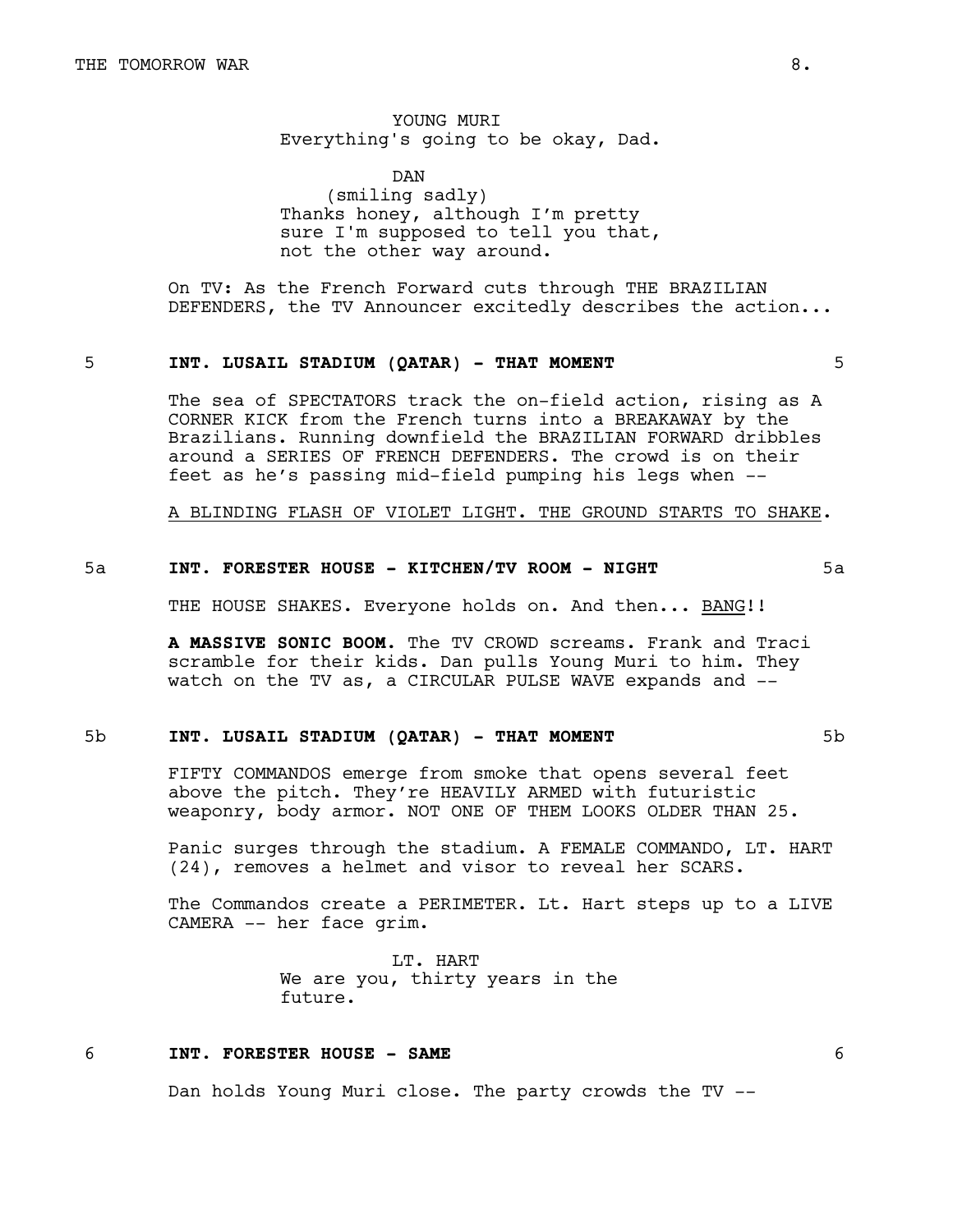YOUNG MURI
Everything's going to be okay, Dad.

DAN
(smiling sadly)
Thanks honey, although I'm pretty sure I'm supposed to tell you that, not the other way around.

On TV: As the French Forward cuts through THE BRAZILIAN DEFENDERS, the TV Announcer excitedly describes the action...

5 **INT. LUSAIL STADIUM (QATAR) - THAT MOMENT** 5

The sea of SPECTATORS track the on-field action, rising as A CORNER KICK from the French turns into a BREAKAWAY by the Brazilians. Running downfield the BRAZILIAN FORWARD dribbles around a SERIES OF FRENCH DEFENDERS. The crowd is on their feet as he's passing mid-field pumping his legs when --

A BLINDING FLASH OF VIOLET LIGHT. THE GROUND STARTS TO SHAKE.

5a **INT. FORESTER HOUSE - KITCHEN/TV ROOM - NIGHT** 5a

THE HOUSE SHAKES. Everyone holds on. And then... BANG!!

**A MASSIVE SONIC BOOM.** The TV CROWD screams. Frank and Traci scramble for their kids. Dan pulls Young Muri to him. They watch on the TV as, a CIRCULAR PULSE WAVE expands and --

5b **INT. LUSAIL STADIUM (QATAR) - THAT MOMENT** 5b

FIFTY COMMANDOS emerge from smoke that opens several feet above the pitch. They're HEAVILY ARMED with futuristic weaponry, body armor. NOT ONE OF THEM LOOKS OLDER THAN 25.

Panic surges through the stadium. A FEMALE COMMANDO, LT. HART (24), removes a helmet and visor to reveal her SCARS.

The Commandos create a PERIMETER. Lt. Hart steps up to a LIVE CAMERA -- her face grim.

LT. HART
We are you, thirty years in the future.

6 **INT. FORESTER HOUSE - SAME** 6

Dan holds Young Muri close. The party crowds the TV --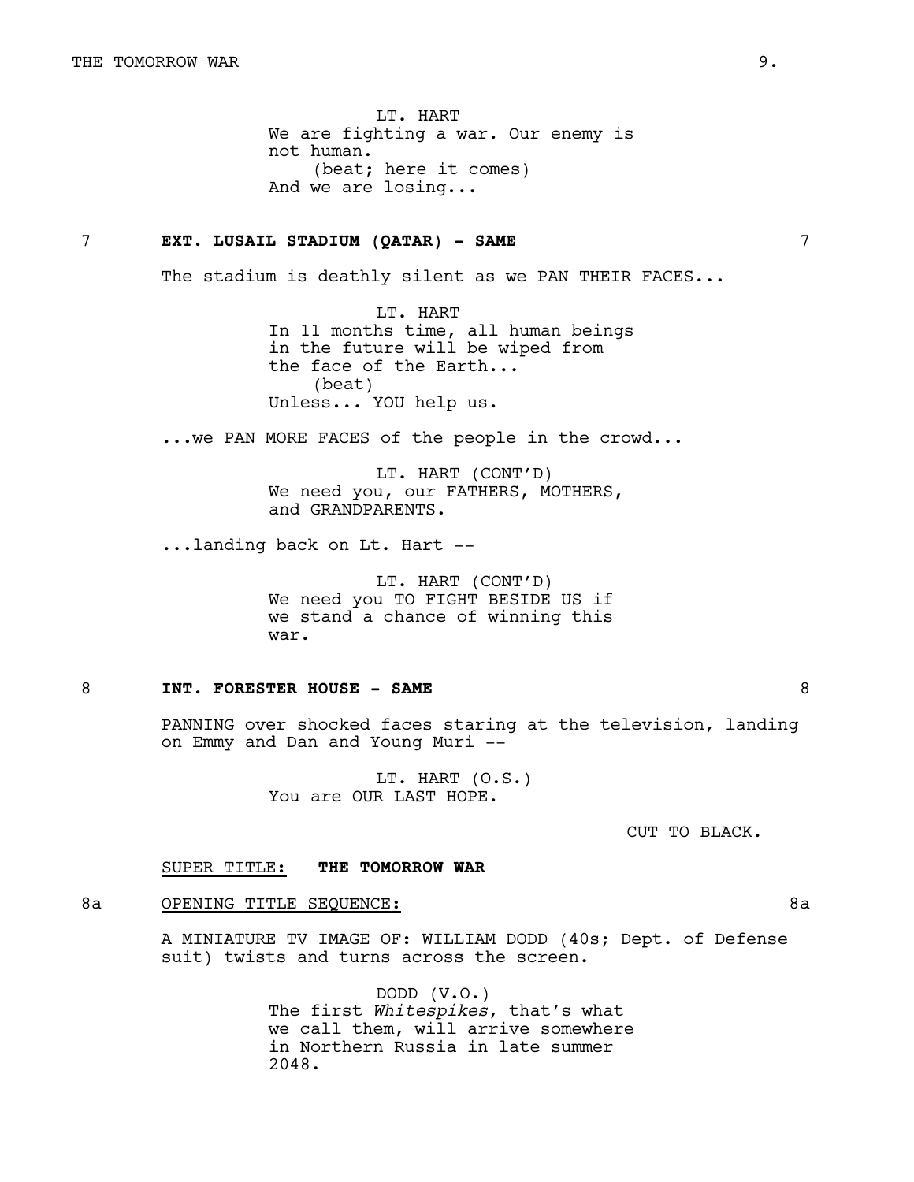LT. HART
We are fighting a war. Our enemy is not human.
(beat; here it comes)
And we are losing...

7 **EXT. LUSAIL STADIUM (QATAR) - SAME** 7

The stadium is deathly silent as we PAN THEIR FACES...

LT. HART
In 11 months time, all human beings in the future will be wiped from the face of the Earth...
(beat)
Unless... YOU help us.

...we PAN MORE FACES of the people in the crowd...

LT. HART (CONT'D)
We need you, our FATHERS, MOTHERS, and GRANDPARENTS.

...landing back on Lt. Hart --

LT. HART (CONT'D)
We need you TO FIGHT BESIDE US if we stand a chance of winning this war.

8 **INT. FORESTER HOUSE - SAME** 8

PANNING over shocked faces staring at the television, landing on Emmy and Dan and Young Muri --

LT. HART (O.S.)
You are OUR LAST HOPE.

CUT TO BLACK.

SUPER TITLE: **THE TOMORROW WAR**

8a OPENING TITLE SEQUENCE: 8a

A MINIATURE TV IMAGE OF: WILLIAM DODD (40s; Dept. of Defense suit) twists and turns across the screen.

DODD (V.O.)
The first *Whitespikes*, that's what we call them, will arrive somewhere in Northern Russia in late summer 2048.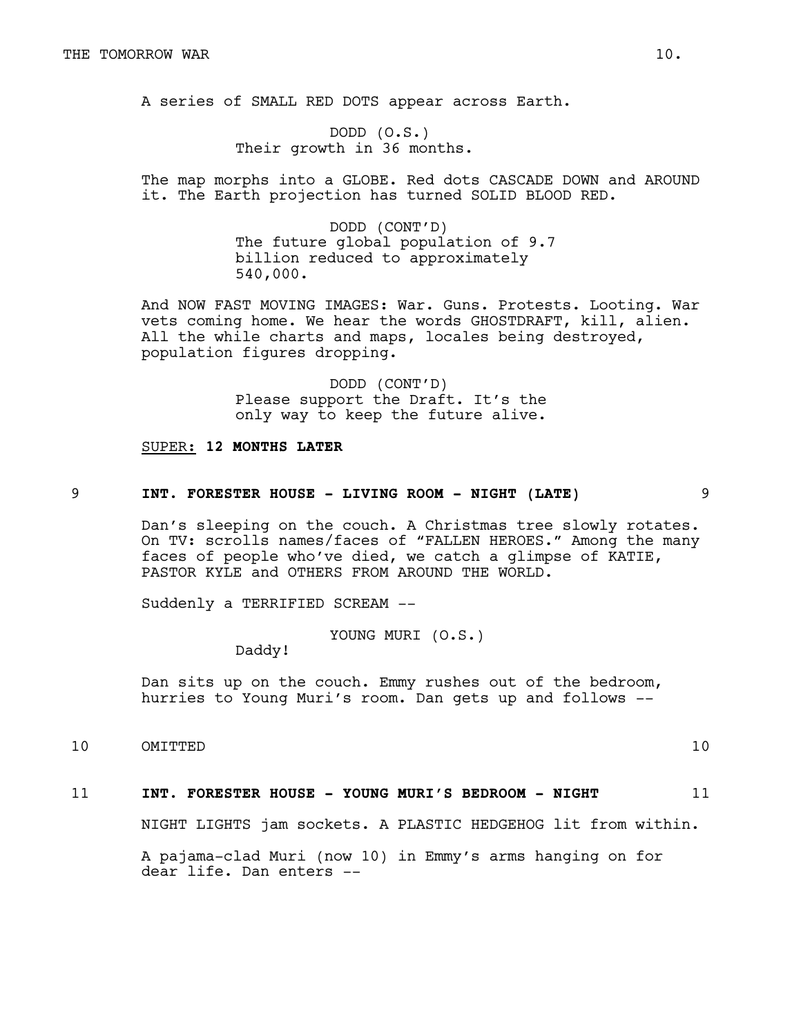A series of SMALL RED DOTS appear across Earth.

DODD (O.S.)
Their growth in 36 months.

The map morphs into a GLOBE. Red dots CASCADE DOWN and AROUND it. The Earth projection has turned SOLID BLOOD RED.

DODD (CONT'D)
The future global population of 9.7 billion reduced to approximately 540,000.

And NOW FAST MOVING IMAGES: War. Guns. Protests. Looting. War vets coming home. We hear the words GHOSTDRAFT, kill, alien. All the while charts and maps, locales being destroyed, population figures dropping.

DODD (CONT'D)
Please support the Draft. It's the only way to keep the future alive.

SUPER: **12 MONTHS LATER**

**9 INT. FORESTER HOUSE - LIVING ROOM - NIGHT (LATE) 9**

Dan's sleeping on the couch. A Christmas tree slowly rotates. On TV: scrolls names/faces of "FALLEN HEROES." Among the many faces of people who've died, we catch a glimpse of KATIE, PASTOR KYLE and OTHERS FROM AROUND THE WORLD.

Suddenly a TERRIFIED SCREAM --

YOUNG MURI (O.S.)
Daddy!

Dan sits up on the couch. Emmy rushes out of the bedroom, hurries to Young Muri's room. Dan gets up and follows --

10 OMITTED 10

**11 INT. FORESTER HOUSE - YOUNG MURI'S BEDROOM - NIGHT 11**

NIGHT LIGHTS jam sockets. A PLASTIC HEDGEHOG lit from within.

A pajama-clad Muri (now 10) in Emmy's arms hanging on for dear life. Dan enters --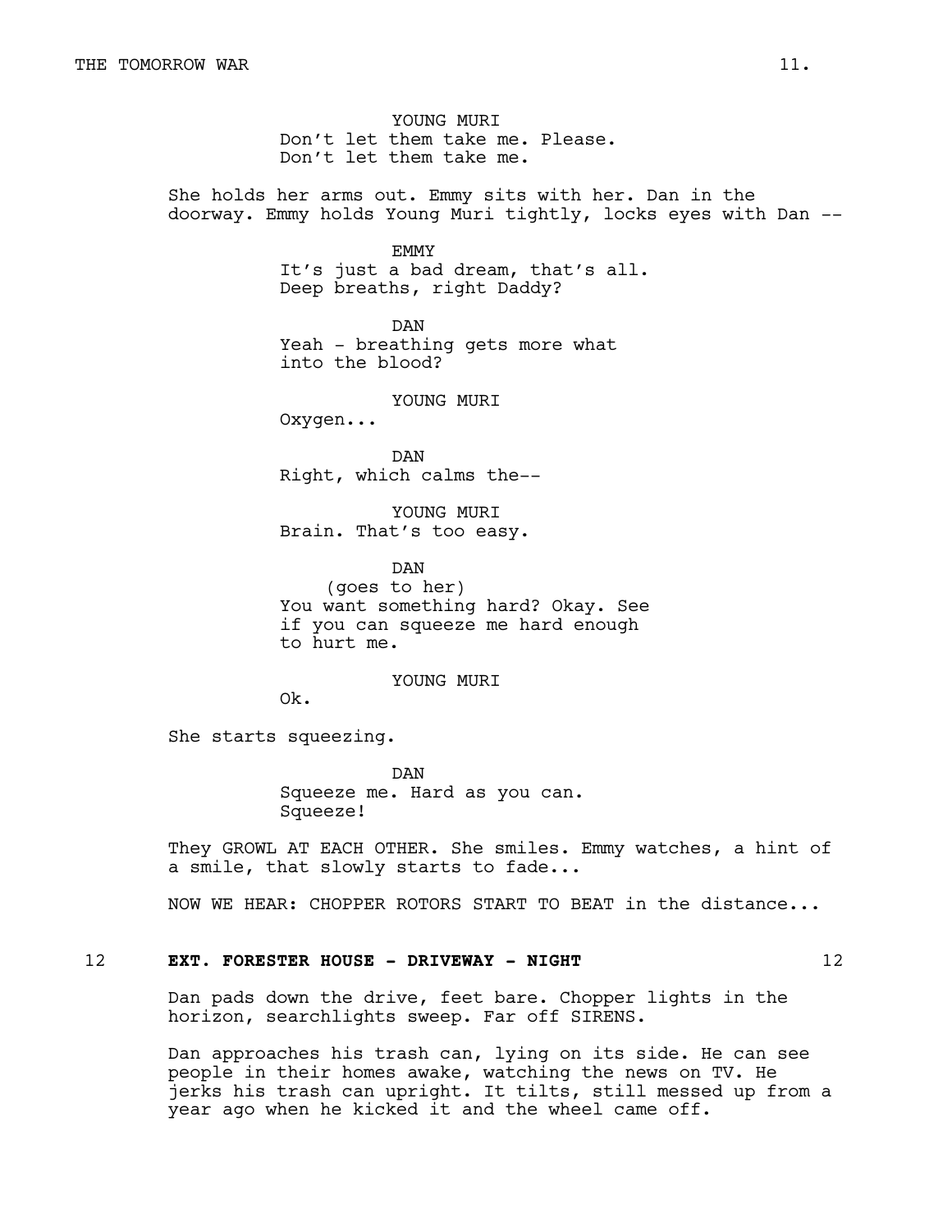YOUNG MURI
Don't let them take me. Please.
Don't let them take me.

She holds her arms out. Emmy sits with her. Dan in the doorway. Emmy holds Young Muri tightly, locks eyes with Dan --

EMMY
It's just a bad dream, that's all.
Deep breaths, right Daddy?

DAN
Yeah - breathing gets more what
into the blood?

YOUNG MURI
Oxygen...

DAN
Right, which calms the--

YOUNG MURI
Brain. That's too easy.

DAN
(goes to her)
You want something hard? Okay. See
if you can squeeze me hard enough
to hurt me.

YOUNG MURI
Ok.

She starts squeezing.

DAN
Squeeze me. Hard as you can.
Squeeze!

They GROWL AT EACH OTHER. She smiles. Emmy watches, a hint of a smile, that slowly starts to fade...

NOW WE HEAR: CHOPPER ROTORS START TO BEAT in the distance...

12 **EXT. FORESTER HOUSE - DRIVEWAY - NIGHT** 12

Dan pads down the drive, feet bare. Chopper lights in the horizon, searchlights sweep. Far off SIRENS.

Dan approaches his trash can, lying on its side. He can see people in their homes awake, watching the news on TV. He jerks his trash can upright. It tilts, still messed up from a year ago when he kicked it and the wheel came off.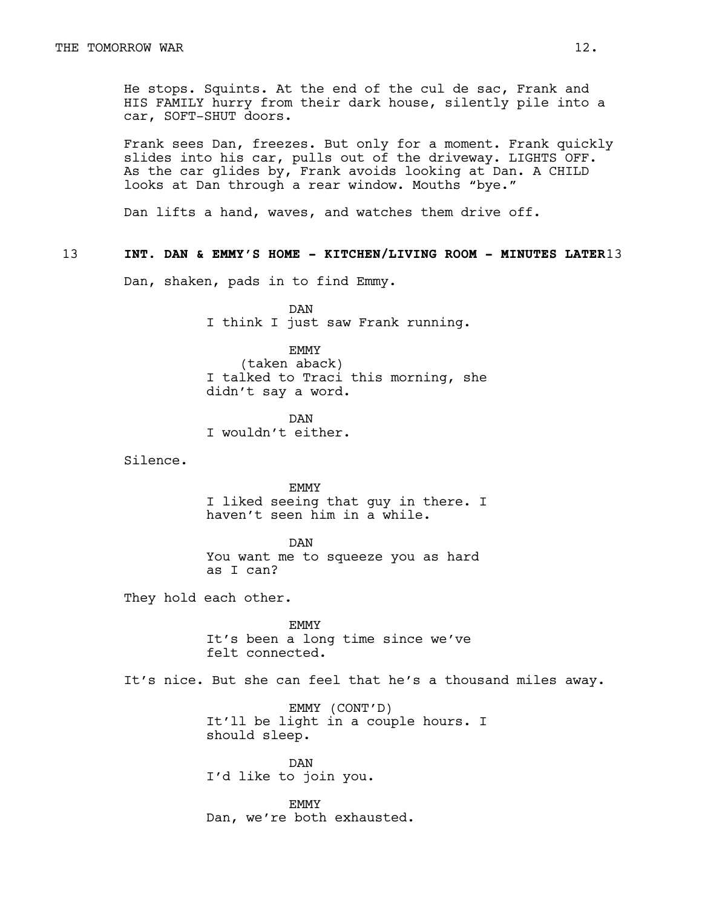He stops. Squints. At the end of the cul de sac, Frank and HIS FAMILY hurry from their dark house, silently pile into a car, SOFT-SHUT doors.

Frank sees Dan, freezes. But only for a moment. Frank quickly slides into his car, pulls out of the driveway. LIGHTS OFF. As the car glides by, Frank avoids looking at Dan. A CHILD looks at Dan through a rear window. Mouths "bye."

Dan lifts a hand, waves, and watches them drive off.

**13 INT. DAN & EMMY'S HOME - KITCHEN/LIVING ROOM - MINUTES LATER 13**

Dan, shaken, pads in to find Emmy.

DAN
I think I just saw Frank running.

EMMY
(taken aback)
I talked to Traci this morning, she didn't say a word.

DAN
I wouldn't either.

Silence.

EMMY
I liked seeing that guy in there. I haven't seen him in a while.

DAN
You want me to squeeze you as hard as I can?

They hold each other.

EMMY
It's been a long time since we've felt connected.

It's nice. But she can feel that he's a thousand miles away.

EMMY (CONT'D)
It'll be light in a couple hours. I should sleep.

DAN
I'd like to join you.

EMMY
Dan, we're both exhausted.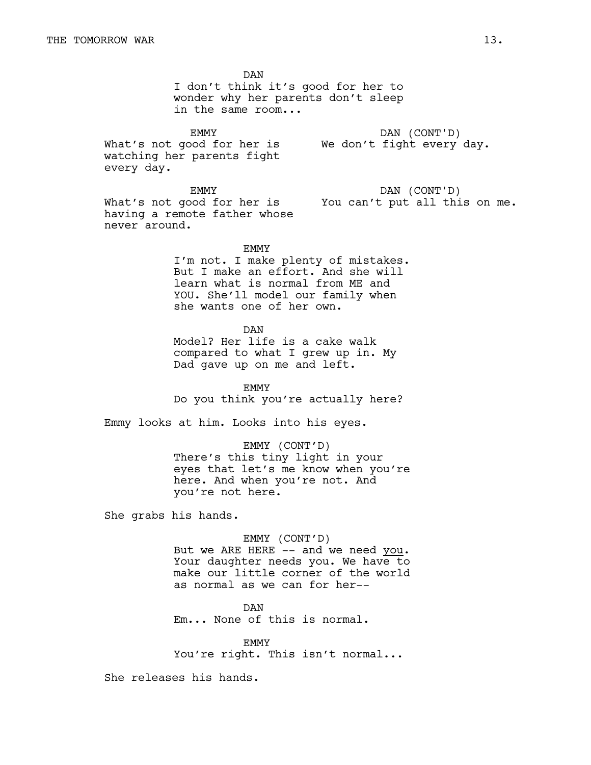DAN
I don't think it's good for her to wonder why her parents don't sleep in the same room...

EMMY
What's not good for her is watching her parents fight every day.

DAN (CONT'D)
We don't fight every day.

EMMY
What's not good for her is having a remote father whose never around.

DAN (CONT'D)
You can't put all this on me.

EMMY
I'm not. I make plenty of mistakes. But I make an effort. And she will learn what is normal from ME and YOU. She'll model our family when she wants one of her own.

DAN
Model? Her life is a cake walk compared to what I grew up in. My Dad gave up on me and left.

EMMY
Do you think you're actually here?

Emmy looks at him. Looks into his eyes.

EMMY (CONT'D)
There's this tiny light in your eyes that let's me know when you're here. And when you're not. And you're not here.

She grabs his hands.

EMMY (CONT'D)
But we ARE HERE -- and we need <u>you</u>. Your daughter needs you. We have to make our little corner of the world as normal as we can for her--

DAN
Em... None of this is normal.

EMMY
You're right. This isn't normal...

She releases his hands.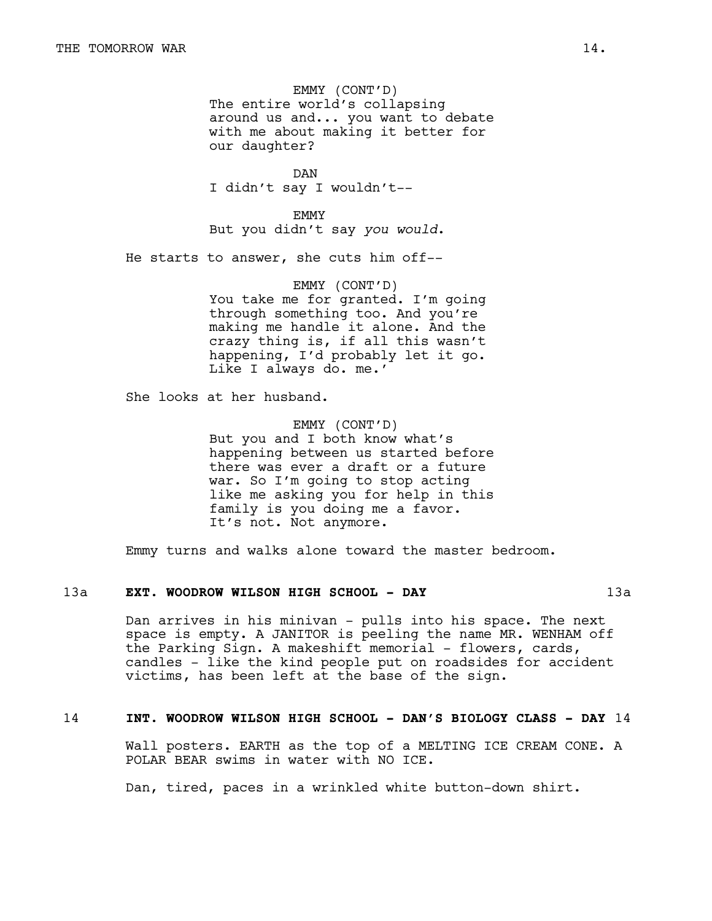EMMY (CONT'D)
The entire world's collapsing around us and... you want to debate with me about making it better for our daughter?

DAN
I didn't say I wouldn't--

EMMY
But you didn't say *you would*.

He starts to answer, she cuts him off--

EMMY (CONT'D)
You take me for granted. I'm going through something too. And you're making me handle it alone. And the crazy thing is, if all this wasn't happening, I'd probably let it go. Like I always do. me.'

She looks at her husband.

EMMY (CONT'D)
But you and I both know what's happening between us started before there was ever a draft or a future war. So I'm going to stop acting like me asking you for help in this family is you doing me a favor. It's not. Not anymore.

Emmy turns and walks alone toward the master bedroom.

**13a EXT. WOODROW WILSON HIGH SCHOOL - DAY 13a**

Dan arrives in his minivan - pulls into his space. The next space is empty. A JANITOR is peeling the name MR. WENHAM off the Parking Sign. A makeshift memorial - flowers, cards, candles - like the kind people put on roadsides for accident victims, has been left at the base of the sign.

**14 INT. WOODROW WILSON HIGH SCHOOL - DAN'S BIOLOGY CLASS - DAY 14**

Wall posters. EARTH as the top of a MELTING ICE CREAM CONE. A POLAR BEAR swims in water with NO ICE.

Dan, tired, paces in a wrinkled white button-down shirt.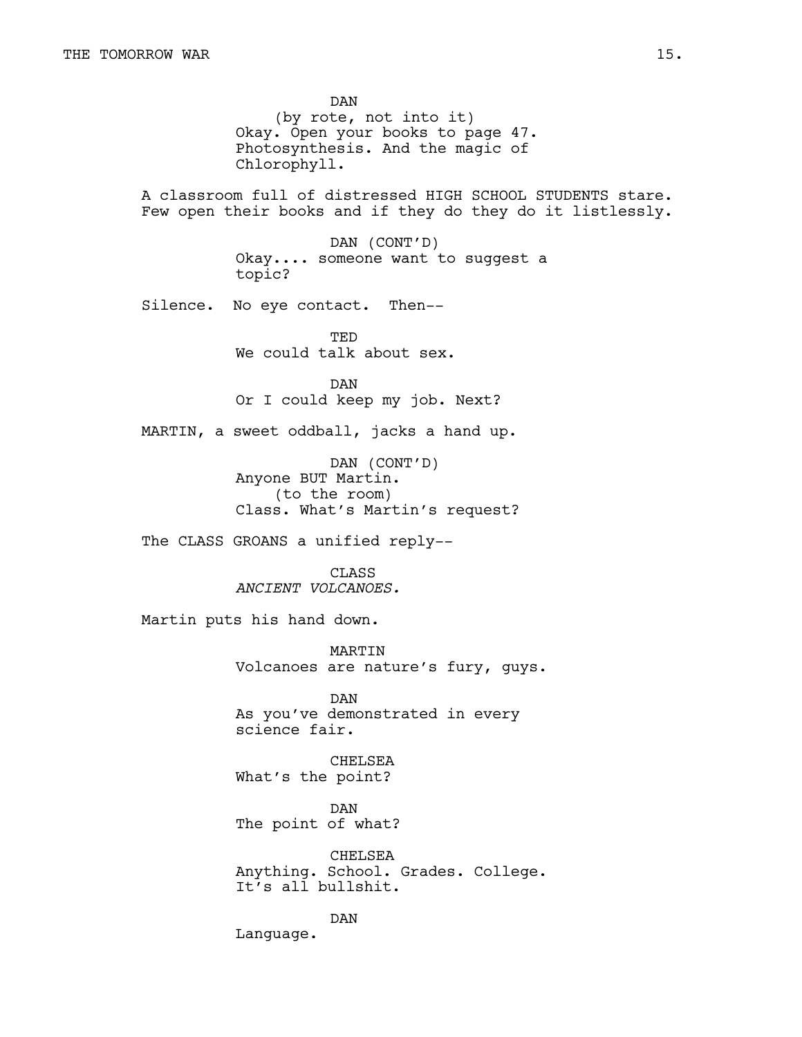DAN
(by rote, not into it)
Okay. Open your books to page 47. Photosynthesis. And the magic of Chlorophyll.

A classroom full of distressed HIGH SCHOOL STUDENTS stare. Few open their books and if they do they do it listlessly.

DAN (CONT'D)
Okay.... someone want to suggest a topic?

Silence. No eye contact. Then--

TED
We could talk about sex.

DAN
Or I could keep my job. Next?

MARTIN, a sweet oddball, jacks a hand up.

DAN (CONT'D)
Anyone BUT Martin.
(to the room)
Class. What's Martin's request?

The CLASS GROANS a unified reply--

CLASS
*ANCIENT VOLCANOES.*

Martin puts his hand down.

MARTIN
Volcanoes are nature's fury, guys.

DAN
As you've demonstrated in every science fair.

CHELSEA
What's the point?

DAN
The point of what?

CHELSEA
Anything. School. Grades. College. It's all bullshit.

DAN
Language.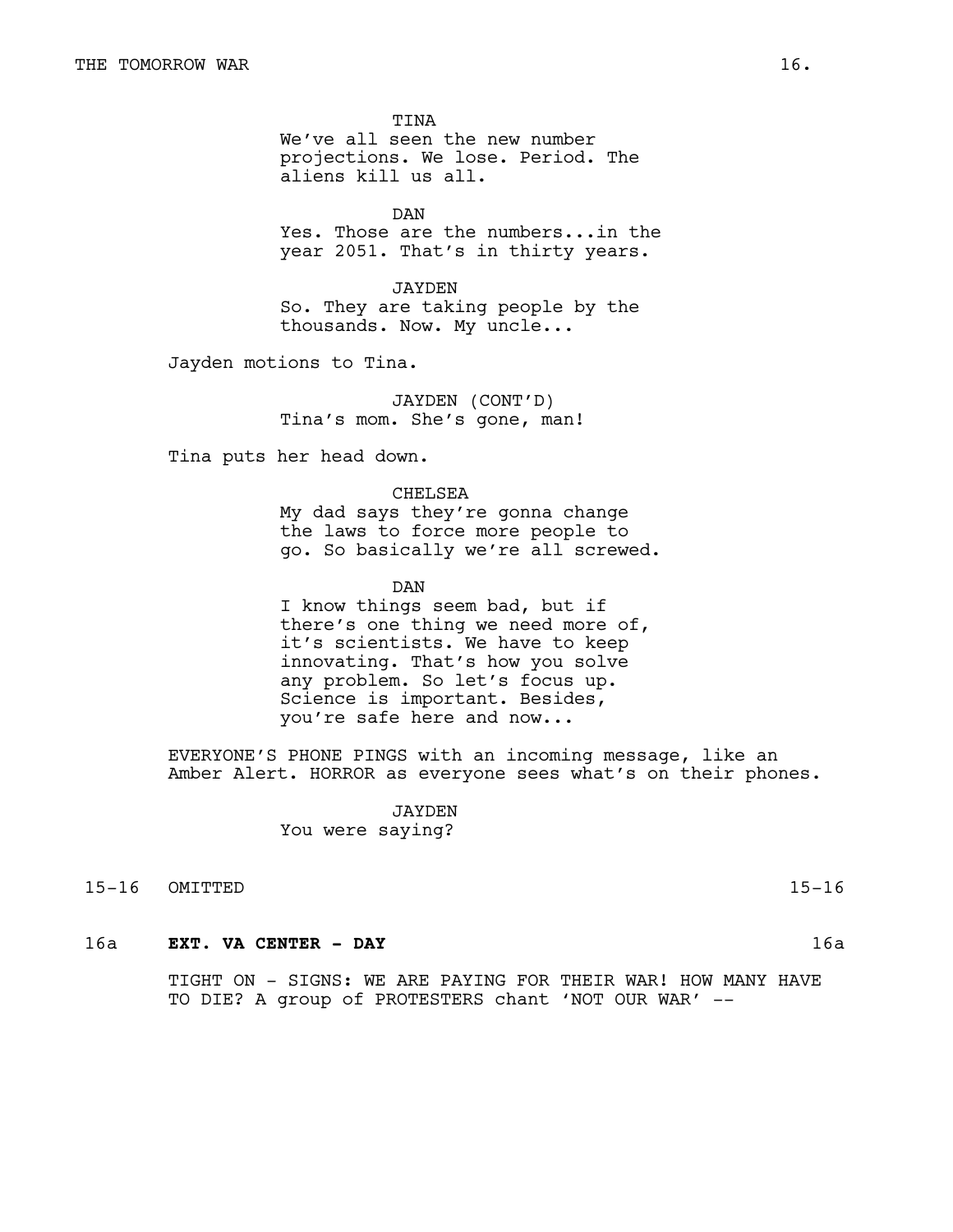TINA
We've all seen the new number projections. We lose. Period. The aliens kill us all.

DAN
Yes. Those are the numbers...in the year 2051. That's in thirty years.

JAYDEN
So. They are taking people by the thousands. Now. My uncle...

Jayden motions to Tina.

JAYDEN (CONT'D)
Tina's mom. She's gone, man!

Tina puts her head down.

CHELSEA
My dad says they're gonna change the laws to force more people to go. So basically we're all screwed.

DAN
I know things seem bad, but if there's one thing we need more of, it's scientists. We have to keep innovating. That's how you solve any problem. So let's focus up. Science is important. Besides, you're safe here and now...

EVERYONE'S PHONE PINGS with an incoming message, like an Amber Alert. HORROR as everyone sees what's on their phones.

JAYDEN
You were saying?

15-16 OMITTED 15-16

16a **EXT. VA CENTER - DAY** 16a

TIGHT ON - SIGNS: WE ARE PAYING FOR THEIR WAR! HOW MANY HAVE TO DIE? A group of PROTESTERS chant 'NOT OUR WAR' --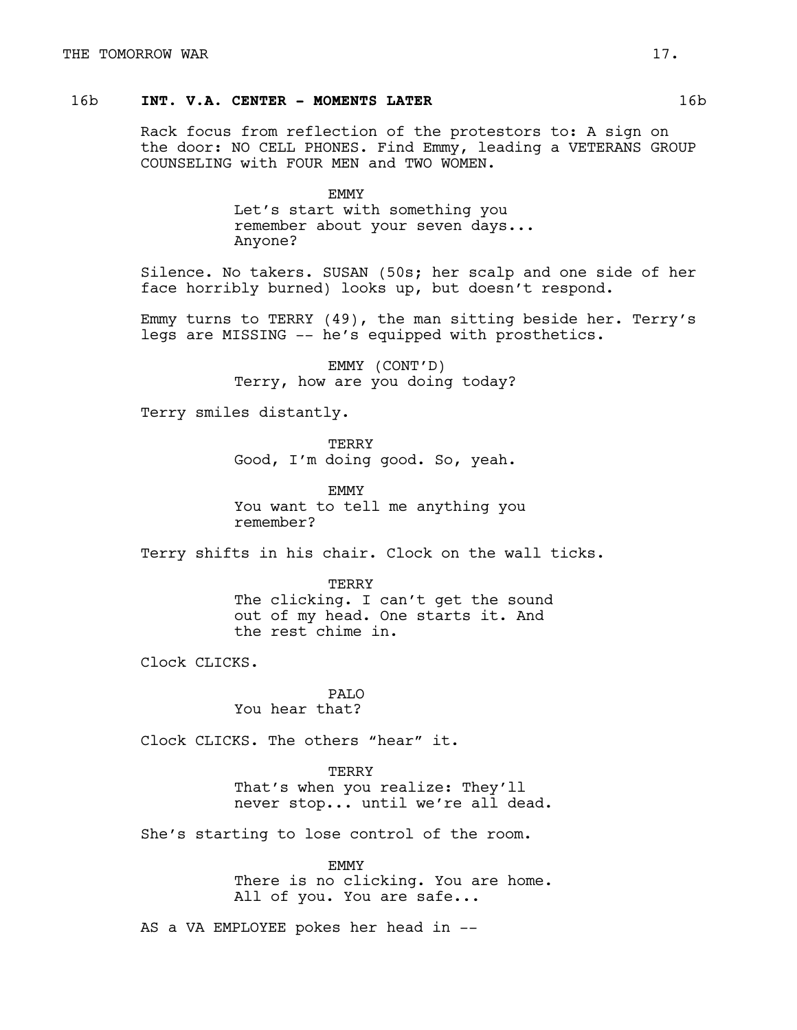16b **INT. V.A. CENTER - MOMENTS LATER** 16b

Rack focus from reflection of the protestors to: A sign on the door: NO CELL PHONES. Find Emmy, leading a VETERANS GROUP COUNSELING with FOUR MEN and TWO WOMEN.

EMMY
Let's start with something you remember about your seven days... Anyone?

Silence. No takers. SUSAN (50s; her scalp and one side of her face horribly burned) looks up, but doesn't respond.

Emmy turns to TERRY (49), the man sitting beside her. Terry's legs are MISSING -- he's equipped with prosthetics.

EMMY (CONT'D)
Terry, how are you doing today?

Terry smiles distantly.

TERRY
Good, I'm doing good. So, yeah.

EMMY
You want to tell me anything you remember?

Terry shifts in his chair. Clock on the wall ticks.

TERRY
The clicking. I can't get the sound out of my head. One starts it. And the rest chime in.

Clock CLICKS.

PALO
You hear that?

Clock CLICKS. The others "hear" it.

TERRY
That's when you realize: They'll never stop... until we're all dead.

She's starting to lose control of the room.

EMMY
There is no clicking. You are home. All of you. You are safe...

AS a VA EMPLOYEE pokes her head in --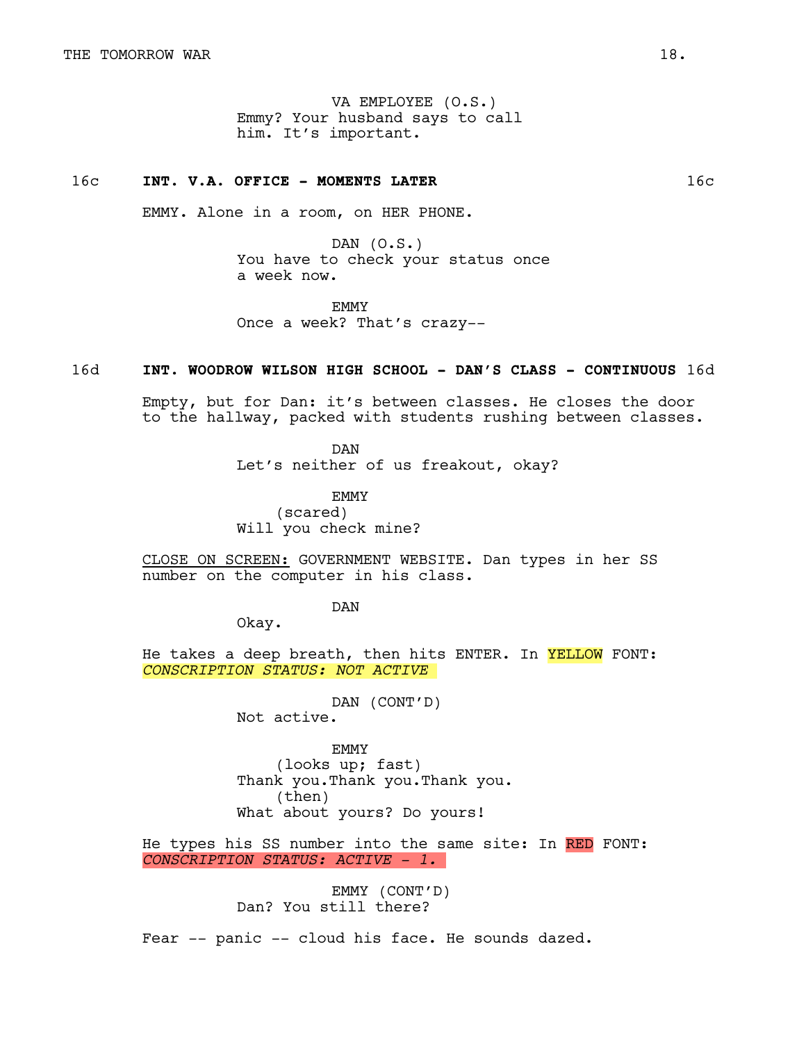VA EMPLOYEE (O.S.)
Emmy? Your husband says to call him. It's important.

**16c INT. V.A. OFFICE - MOMENTS LATER 16c**

EMMY. Alone in a room, on HER PHONE.

DAN (O.S.)
You have to check your status once a week now.

EMMY
Once a week? That's crazy--

**16d INT. WOODROW WILSON HIGH SCHOOL - DAN'S CLASS - CONTINUOUS 16d**

Empty, but for Dan: it's between classes. He closes the door to the hallway, packed with students rushing between classes.

DAN
Let's neither of us freakout, okay?

EMMY
(scared)
Will you check mine?

CLOSE ON SCREEN: GOVERNMENT WEBSITE. Dan types in her SS number on the computer in his class.

DAN
Okay.

He takes a deep breath, then hits ENTER. In YELLOW FONT:
*CONSCRIPTION STATUS: NOT ACTIVE*

DAN (CONT'D)
Not active.

EMMY
(looks up; fast)
Thank you.Thank you.Thank you.
(then)
What about yours? Do yours!

He types his SS number into the same site: In RED FONT:
*CONSCRIPTION STATUS: ACTIVE - 1.*

EMMY (CONT'D)
Dan? You still there?

Fear -- panic -- cloud his face. He sounds dazed.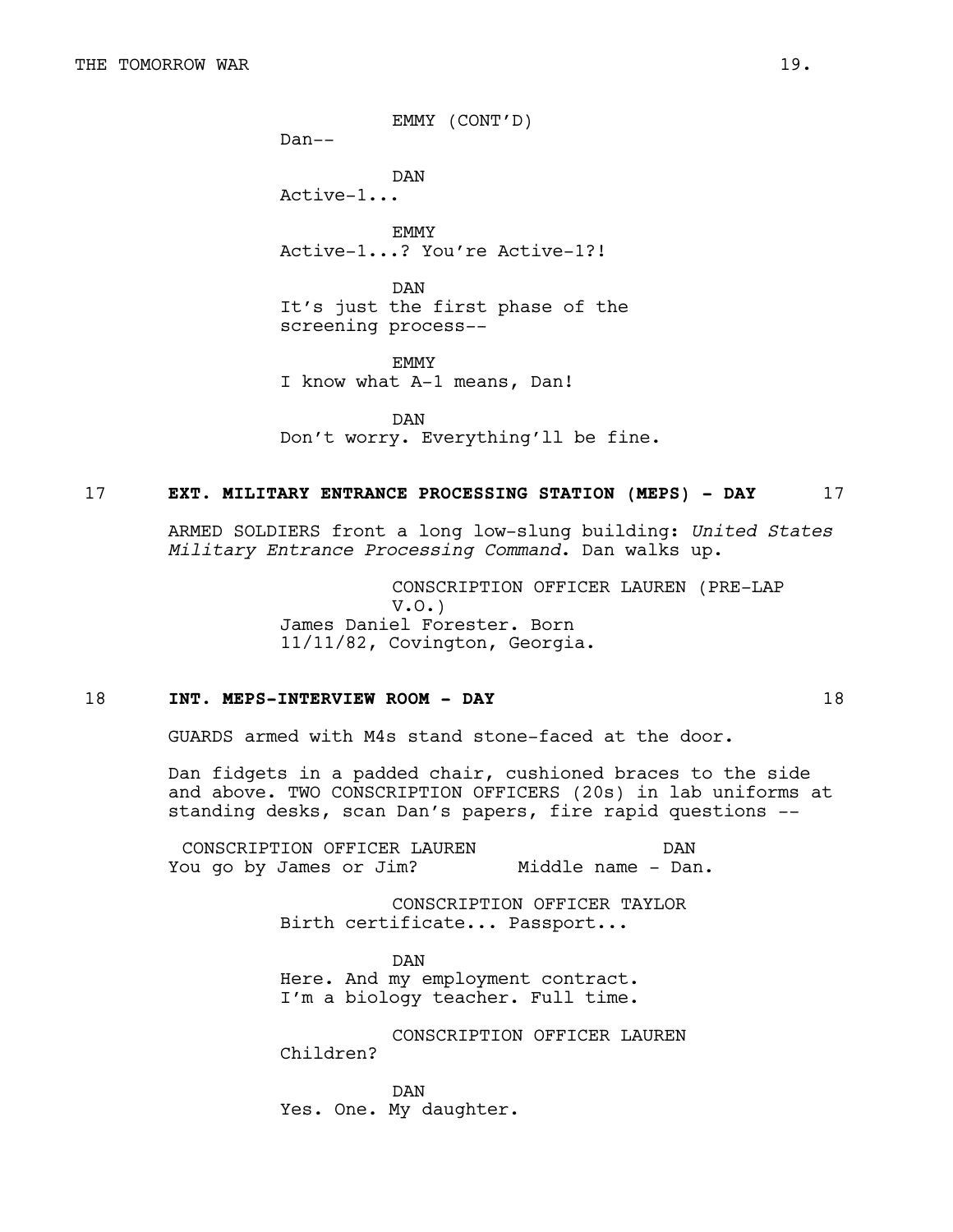EMMY (CONT'D)
Dan--

DAN
Active-1...

EMMY
Active-1...? You're Active-1?!

DAN
It's just the first phase of the screening process--

EMMY
I know what A-1 means, Dan!

DAN
Don't worry. Everything'll be fine.

17 **EXT. MILITARY ENTRANCE PROCESSING STATION (MEPS) - DAY** 17

ARMED SOLDIERS front a long low-slung building: *United States Military Entrance Processing Command*. Dan walks up.

CONSCRIPTION OFFICER LAUREN (PRE-LAP V.O.)
James Daniel Forester. Born 11/11/82, Covington, Georgia.

18 **INT. MEPS-INTERVIEW ROOM - DAY** 18

GUARDS armed with M4s stand stone-faced at the door.

Dan fidgets in a padded chair, cushioned braces to the side and above. TWO CONSCRIPTION OFFICERS (20s) in lab uniforms at standing desks, scan Dan's papers, fire rapid questions --

CONSCRIPTION OFFICER LAUREN
You go by James or Jim?

DAN
Middle name - Dan.

CONSCRIPTION OFFICER TAYLOR
Birth certificate... Passport...

DAN
Here. And my employment contract. I'm a biology teacher. Full time.

CONSCRIPTION OFFICER LAUREN
Children?

DAN
Yes. One. My daughter.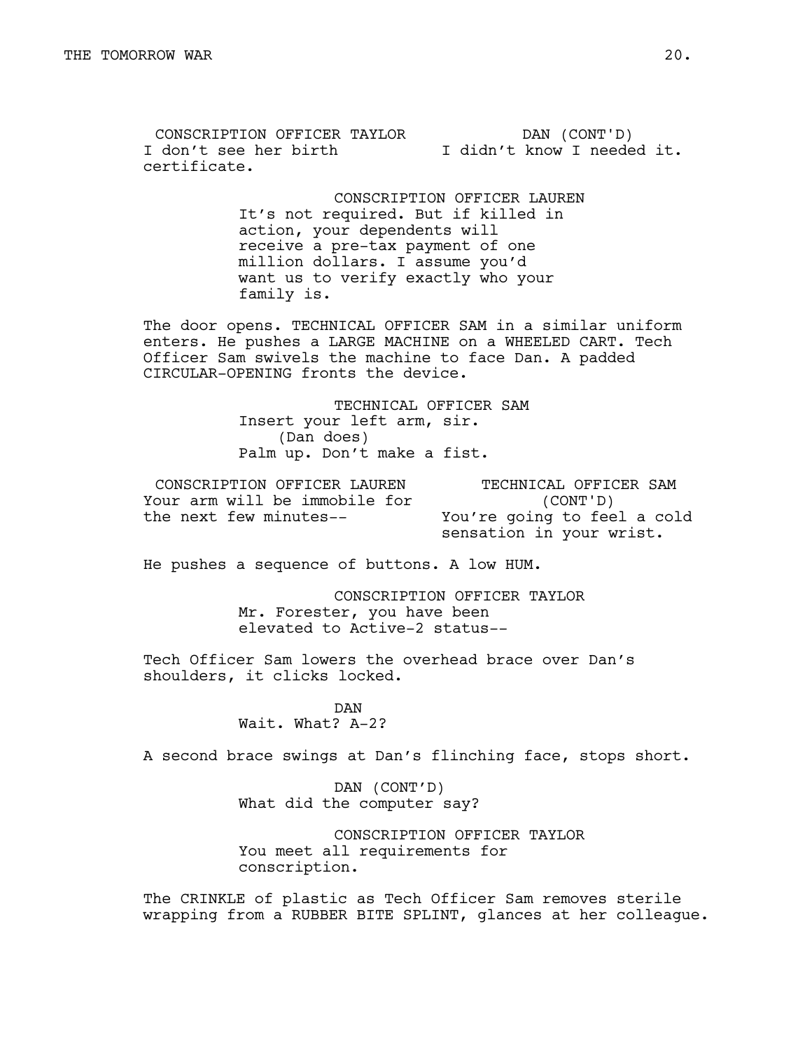CONSCRIPTION OFFICER TAYLOR
I don't see her birth certificate.

DAN (CONT'D)
I didn't know I needed it.

CONSCRIPTION OFFICER LAUREN
It's not required. But if killed in action, your dependents will receive a pre-tax payment of one million dollars. I assume you'd want us to verify exactly who your family is.

The door opens. TECHNICAL OFFICER SAM in a similar uniform enters. He pushes a LARGE MACHINE on a WHEELED CART. Tech Officer Sam swivels the machine to face Dan. A padded CIRCULAR-OPENING fronts the device.

TECHNICAL OFFICER SAM
Insert your left arm, sir.
(Dan does)
Palm up. Don't make a fist.

CONSCRIPTION OFFICER LAUREN
Your arm will be immobile for the next few minutes--

TECHNICAL OFFICER SAM
(CONT'D)
You're going to feel a cold sensation in your wrist.

He pushes a sequence of buttons. A low HUM.

CONSCRIPTION OFFICER TAYLOR
Mr. Forester, you have been elevated to Active-2 status--

Tech Officer Sam lowers the overhead brace over Dan's shoulders, it clicks locked.

DAN
Wait. What? A-2?

A second brace swings at Dan's flinching face, stops short.

DAN (CONT'D)
What did the computer say?

CONSCRIPTION OFFICER TAYLOR
You meet all requirements for conscription.

The CRINKLE of plastic as Tech Officer Sam removes sterile wrapping from a RUBBER BITE SPLINT, glances at her colleague.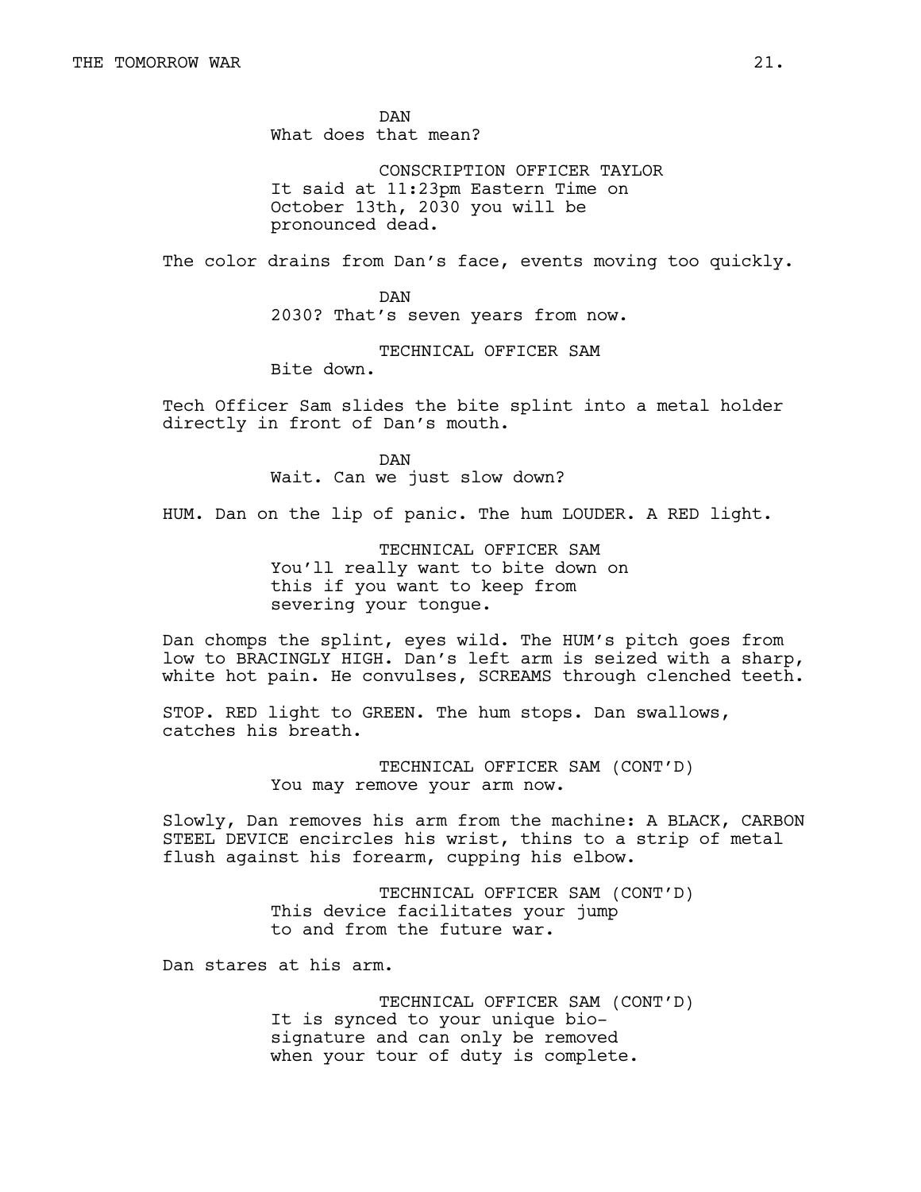DAN
What does that mean?

CONSCRIPTION OFFICER TAYLOR
It said at 11:23pm Eastern Time on October 13th, 2030 you will be pronounced dead.

The color drains from Dan's face, events moving too quickly.

DAN
2030? That's seven years from now.

TECHNICAL OFFICER SAM
Bite down.

Tech Officer Sam slides the bite splint into a metal holder directly in front of Dan's mouth.

DAN
Wait. Can we just slow down?

HUM. Dan on the lip of panic. The hum LOUDER. A RED light.

TECHNICAL OFFICER SAM
You'll really want to bite down on this if you want to keep from severing your tongue.

Dan chomps the splint, eyes wild. The HUM's pitch goes from low to BRACINGLY HIGH. Dan's left arm is seized with a sharp, white hot pain. He convulses, SCREAMS through clenched teeth.

STOP. RED light to GREEN. The hum stops. Dan swallows, catches his breath.

TECHNICAL OFFICER SAM (CONT'D)
You may remove your arm now.

Slowly, Dan removes his arm from the machine: A BLACK, CARBON STEEL DEVICE encircles his wrist, thins to a strip of metal flush against his forearm, cupping his elbow.

TECHNICAL OFFICER SAM (CONT'D)
This device facilitates your jump to and from the future war.

Dan stares at his arm.

TECHNICAL OFFICER SAM (CONT'D)
It is synced to your unique bio-signature and can only be removed when your tour of duty is complete.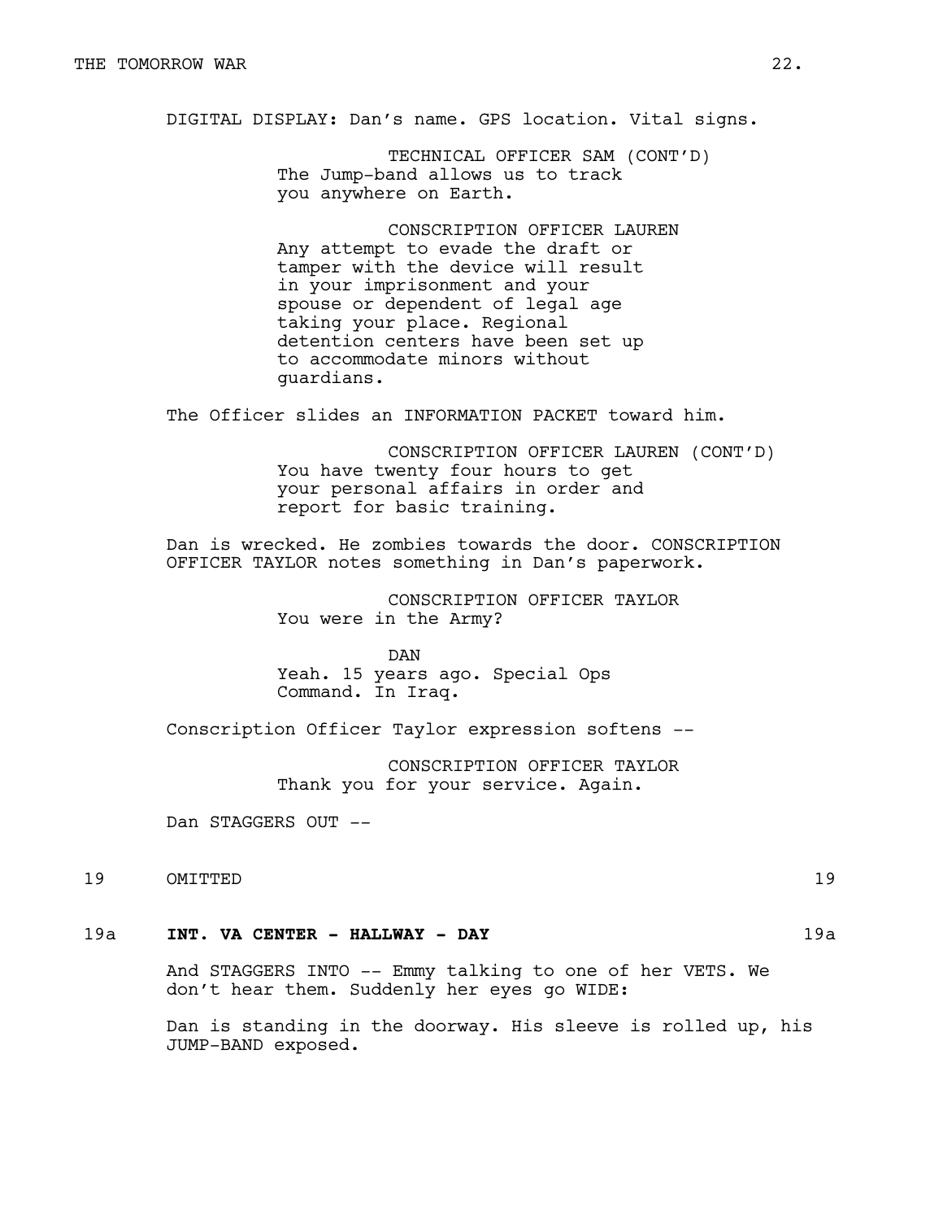DIGITAL DISPLAY: Dan's name. GPS location. Vital signs.

TECHNICAL OFFICER SAM (CONT'D)
The Jump-band allows us to track you anywhere on Earth.

CONSCRIPTION OFFICER LAUREN
Any attempt to evade the draft or tamper with the device will result in your imprisonment and your spouse or dependent of legal age taking your place. Regional detention centers have been set up to accommodate minors without guardians.

The Officer slides an INFORMATION PACKET toward him.

CONSCRIPTION OFFICER LAUREN (CONT'D)
You have twenty four hours to get your personal affairs in order and report for basic training.

Dan is wrecked. He zombies towards the door. CONSCRIPTION OFFICER TAYLOR notes something in Dan's paperwork.

CONSCRIPTION OFFICER TAYLOR
You were in the Army?

DAN
Yeah. 15 years ago. Special Ops Command. In Iraq.

Conscription Officer Taylor expression softens --

CONSCRIPTION OFFICER TAYLOR
Thank you for your service. Again.

Dan STAGGERS OUT --

19 OMITTED 19

**19a INT. VA CENTER - HALLWAY - DAY 19a**

And STAGGERS INTO -- Emmy talking to one of her VETS. We don't hear them. Suddenly her eyes go WIDE:

Dan is standing in the doorway. His sleeve is rolled up, his JUMP-BAND exposed.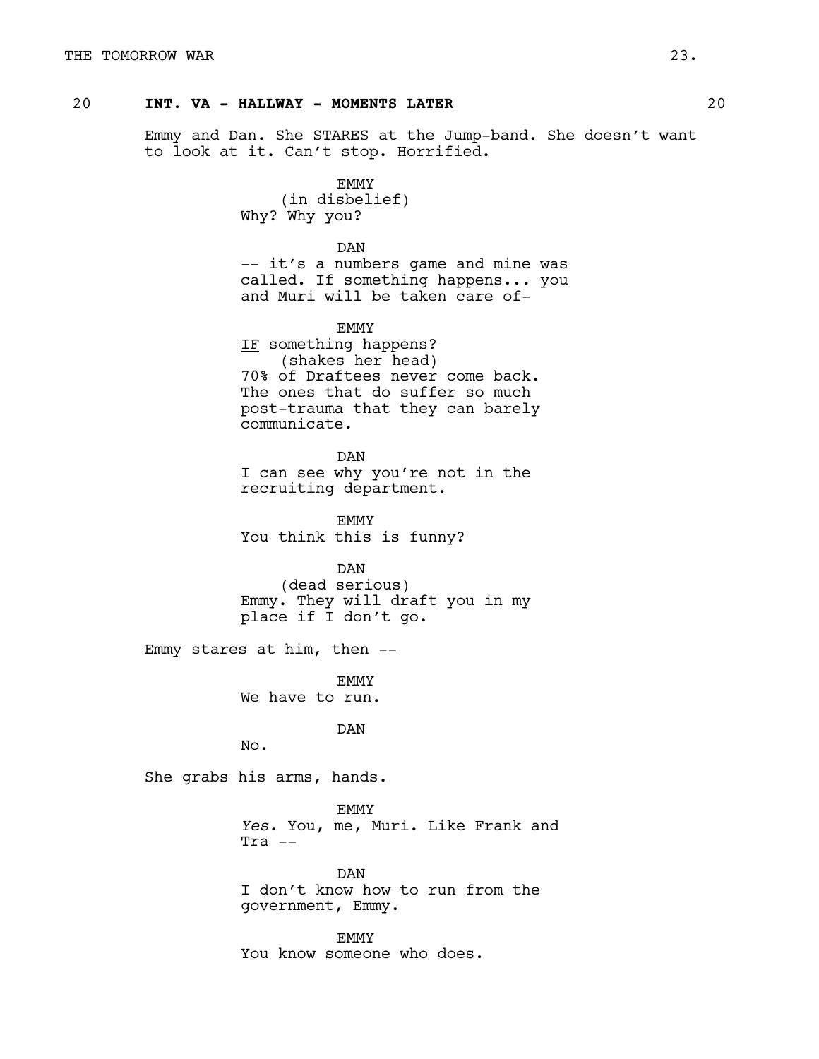**20 INT. VA - HALLWAY - MOMENTS LATER 20**

Emmy and Dan. She STARES at the Jump-band. She doesn't want to look at it. Can't stop. Horrified.

EMMY
(in disbelief)
Why? Why you?

DAN
-- it's a numbers game and mine was called. If something happens... you and Muri will be taken care of-

EMMY
<u>IF</u> something happens?
(shakes her head)
70% of Draftees never come back. The ones that do suffer so much post-trauma that they can barely communicate.

DAN
I can see why you're not in the recruiting department.

EMMY
You think this is funny?

DAN
(dead serious)
Emmy. They will draft you in my place if I don't go.

Emmy stares at him, then --

EMMY
We have to run.

DAN
No.

She grabs his arms, hands.

EMMY
*Yes.* You, me, Muri. Like Frank and Tra --

DAN
I don't know how to run from the government, Emmy.

EMMY
You know someone who does.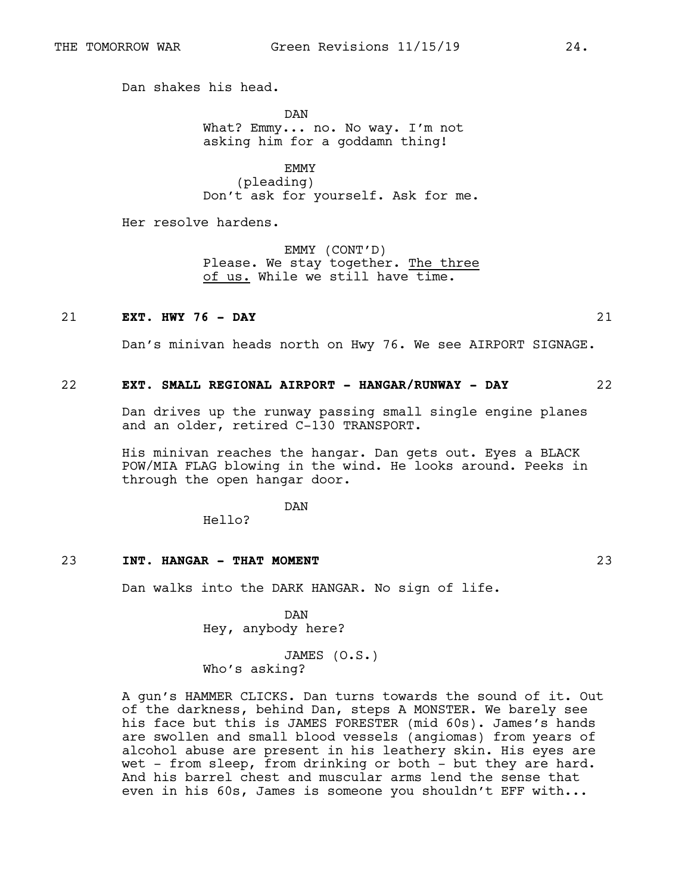Dan shakes his head.

DAN
What? Emmy... no. No way. I'm not asking him for a goddamn thing!

EMMY
(pleading)
Don't ask for yourself. Ask for me.

Her resolve hardens.

EMMY (CONT'D)
Please. We stay together. <u>The three of us.</u> While we still have time.

21 **EXT. HWY 76 - DAY** 21

Dan's minivan heads north on Hwy 76. We see AIRPORT SIGNAGE.

22 **EXT. SMALL REGIONAL AIRPORT - HANGAR/RUNWAY - DAY** 22

Dan drives up the runway passing small single engine planes and an older, retired C-130 TRANSPORT.

His minivan reaches the hangar. Dan gets out. Eyes a BLACK POW/MIA FLAG blowing in the wind. He looks around. Peeks in through the open hangar door.

DAN
Hello?

23 **INT. HANGAR - THAT MOMENT** 23

Dan walks into the DARK HANGAR. No sign of life.

DAN
Hey, anybody here?

JAMES (O.S.)
Who's asking?

A gun's HAMMER CLICKS. Dan turns towards the sound of it. Out of the darkness, behind Dan, steps A MONSTER. We barely see his face but this is JAMES FORESTER (mid 60s). James's hands are swollen and small blood vessels (angiomas) from years of alcohol abuse are present in his leathery skin. His eyes are wet - from sleep, from drinking or both - but they are hard. And his barrel chest and muscular arms lend the sense that even in his 60s, James is someone you shouldn't EFF with...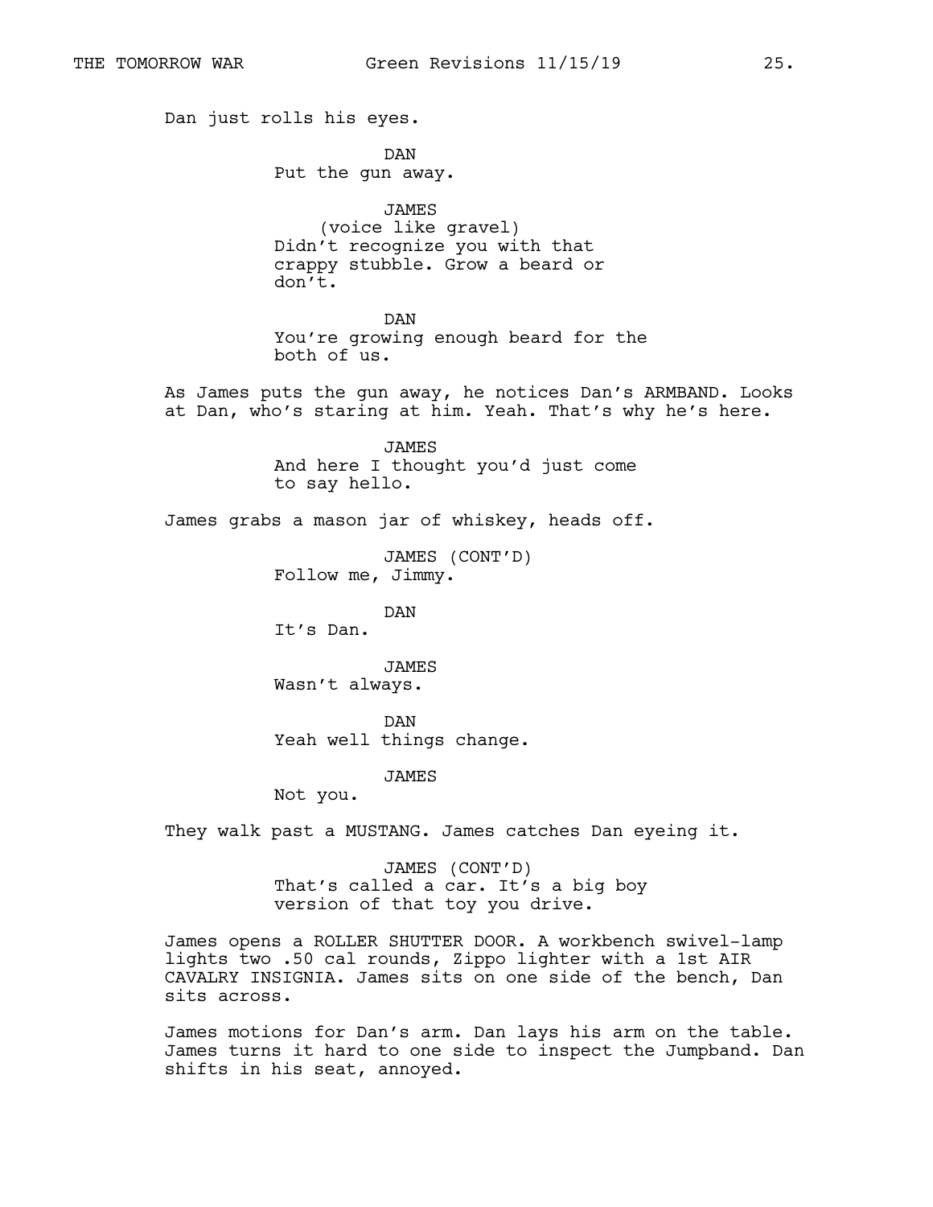Dan just rolls his eyes.

DAN
Put the gun away.

JAMES
(voice like gravel)
Didn't recognize you with that crappy stubble. Grow a beard or don't.

DAN
You're growing enough beard for the both of us.

As James puts the gun away, he notices Dan's ARMBAND. Looks at Dan, who's staring at him. Yeah. That's why he's here.

JAMES
And here I thought you'd just come to say hello.

James grabs a mason jar of whiskey, heads off.

JAMES (CONT'D)
Follow me, Jimmy.

DAN
It's Dan.

JAMES
Wasn't always.

DAN
Yeah well things change.

JAMES
Not you.

They walk past a MUSTANG. James catches Dan eyeing it.

JAMES (CONT'D)
That's called a car. It's a big boy version of that toy you drive.

James opens a ROLLER SHUTTER DOOR. A workbench swivel-lamp lights two .50 cal rounds, Zippo lighter with a 1st AIR CAVALRY INSIGNIA. James sits on one side of the bench, Dan sits across.

James motions for Dan's arm. Dan lays his arm on the table. James turns it hard to one side to inspect the Jumpband. Dan shifts in his seat, annoyed.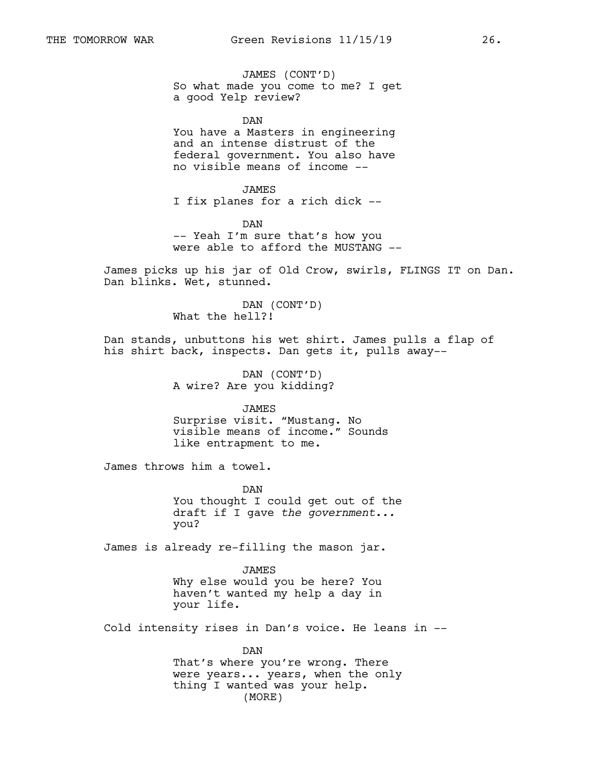JAMES (CONT'D)
So what made you come to me? I get a good Yelp review?

DAN
You have a Masters in engineering and an intense distrust of the federal government. You also have no visible means of income --

JAMES
I fix planes for a rich dick --

DAN
-- Yeah I'm sure that's how you were able to afford the MUSTANG --

James picks up his jar of Old Crow, swirls, FLINGS IT on Dan. Dan blinks. Wet, stunned.

DAN (CONT'D)
What the hell?!

Dan stands, unbuttons his wet shirt. James pulls a flap of his shirt back, inspects. Dan gets it, pulls away--

DAN (CONT'D)
A wire? Are you kidding?

JAMES
Surprise visit. "Mustang. No visible means of income." Sounds like entrapment to me.

James throws him a towel.

DAN
You thought I could get out of the draft if I gave *the government...* you?

James is already re-filling the mason jar.

JAMES
Why else would you be here? You haven't wanted my help a day in your life.

Cold intensity rises in Dan's voice. He leans in --

DAN
That's where you're wrong. There were years... years, when the only thing I wanted was your help.
(MORE)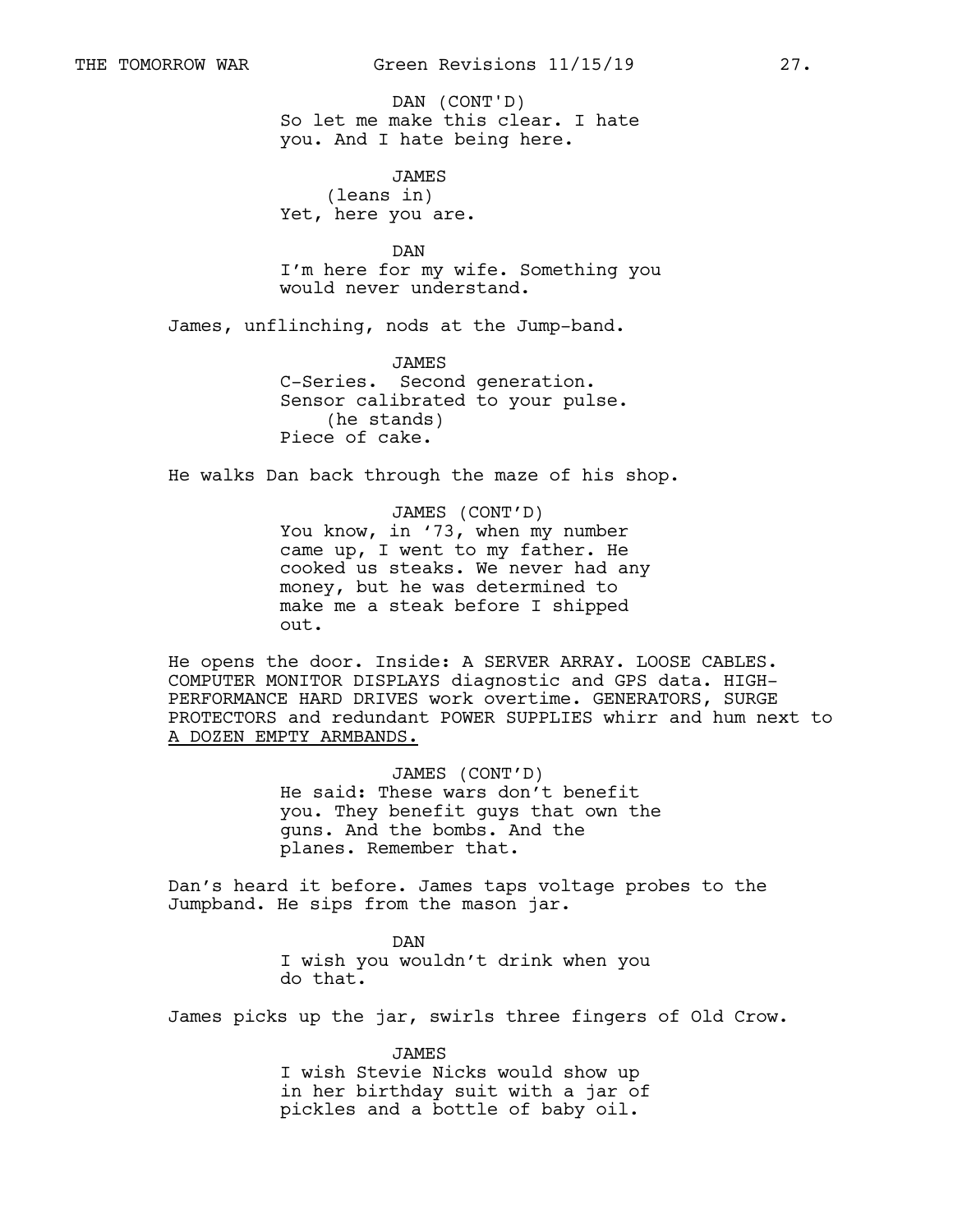DAN (CONT'D)
So let me make this clear. I hate you. And I hate being here.

JAMES
(leans in)
Yet, here you are.

DAN
I'm here for my wife. Something you would never understand.

James, unflinching, nods at the Jump-band.

JAMES
C-Series. Second generation. Sensor calibrated to your pulse.
(he stands)
Piece of cake.

He walks Dan back through the maze of his shop.

JAMES (CONT'D)
You know, in '73, when my number came up, I went to my father. He cooked us steaks. We never had any money, but he was determined to make me a steak before I shipped out.

He opens the door. Inside: A SERVER ARRAY. LOOSE CABLES. COMPUTER MONITOR DISPLAYS diagnostic and GPS data. HIGH-PERFORMANCE HARD DRIVES work overtime. GENERATORS, SURGE PROTECTORS and redundant POWER SUPPLIES whirr and hum next to <u>A DOZEN EMPTY ARMBANDS.</u>

JAMES (CONT'D)
He said: These wars don't benefit you. They benefit guys that own the guns. And the bombs. And the planes. Remember that.

Dan's heard it before. James taps voltage probes to the Jumpband. He sips from the mason jar.

DAN
I wish you wouldn't drink when you do that.

James picks up the jar, swirls three fingers of Old Crow.

JAMES
I wish Stevie Nicks would show up in her birthday suit with a jar of pickles and a bottle of baby oil.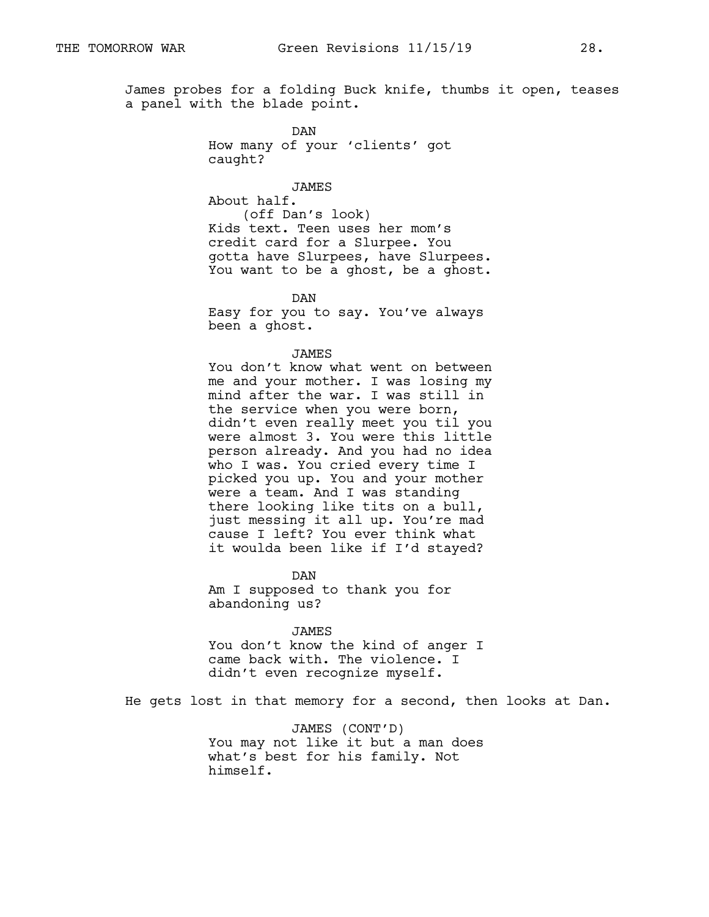James probes for a folding Buck knife, thumbs it open, teases a panel with the blade point.

DAN
How many of your 'clients' got caught?

JAMES
About half.
(off Dan's look)
Kids text. Teen uses her mom's credit card for a Slurpee. You gotta have Slurpees, have Slurpees. You want to be a ghost, be a ghost.

DAN
Easy for you to say. You've always been a ghost.

JAMES
You don't know what went on between me and your mother. I was losing my mind after the war. I was still in the service when you were born, didn't even really meet you til you were almost 3. You were this little person already. And you had no idea who I was. You cried every time I picked you up. You and your mother were a team. And I was standing there looking like tits on a bull, just messing it all up. You're mad cause I left? You ever think what it woulda been like if I'd stayed?

DAN
Am I supposed to thank you for abandoning us?

JAMES
You don't know the kind of anger I came back with. The violence. I didn't even recognize myself.

He gets lost in that memory for a second, then looks at Dan.

JAMES (CONT'D)
You may not like it but a man does what's best for his family. Not himself.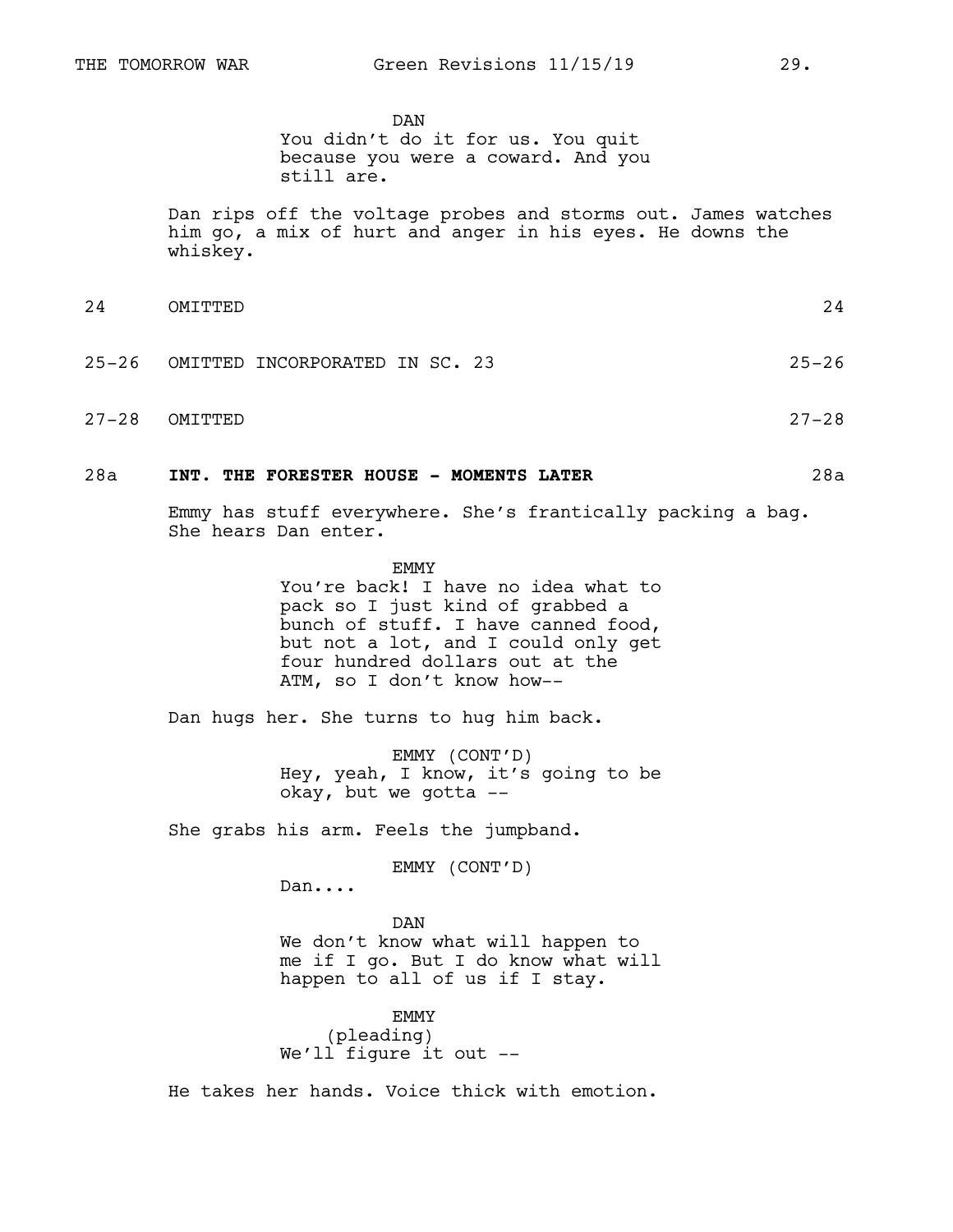DAN

You didn't do it for us. You quit because you were a coward. And you still are.

Dan rips off the voltage probes and storms out. James watches him go, a mix of hurt and anger in his eyes. He downs the whiskey.

24 OMITTED 24

25-26 OMITTED INCORPORATED IN SC. 23 25-26

27-28 OMITTED 27-28

28a **INT. THE FORESTER HOUSE - MOMENTS LATER** 28a

Emmy has stuff everywhere. She's frantically packing a bag. She hears Dan enter.

EMMY

You're back! I have no idea what to pack so I just kind of grabbed a bunch of stuff. I have canned food, but not a lot, and I could only get four hundred dollars out at the ATM, so I don't know how--

Dan hugs her. She turns to hug him back.

EMMY (CONT'D)

Hey, yeah, I know, it's going to be okay, but we gotta --

She grabs his arm. Feels the jumpband.

EMMY (CONT'D)

Dan....

DAN

We don't know what will happen to me if I go. But I do know what will happen to all of us if I stay.

EMMY

(pleading)

We'll figure it out --

He takes her hands. Voice thick with emotion.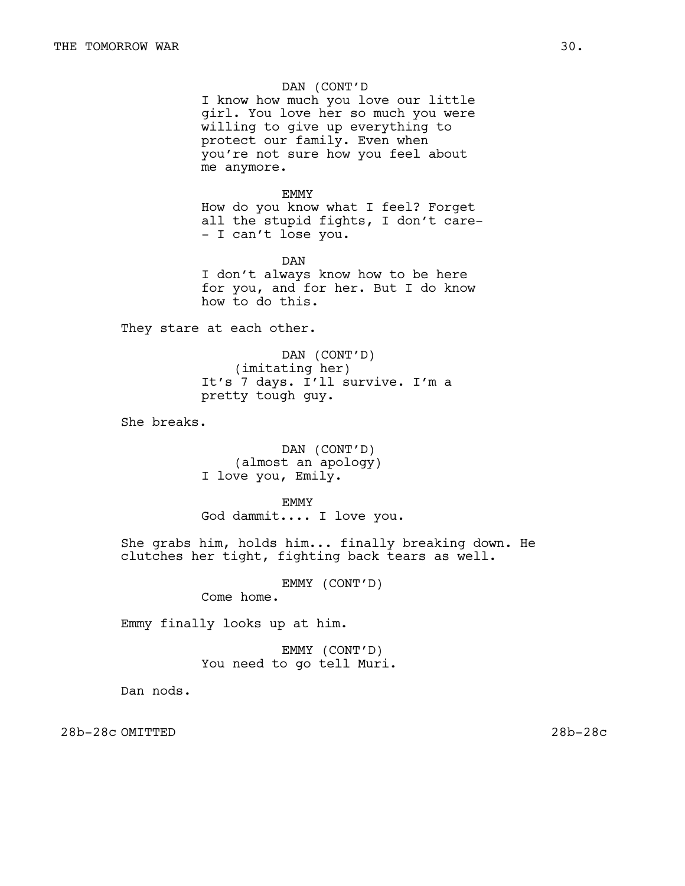DAN (CONT'D
I know how much you love our little girl. You love her so much you were willing to give up everything to protect our family. Even when you're not sure how you feel about me anymore.

EMMY
How do you know what I feel? Forget all the stupid fights, I don't care-- I can't lose you.

DAN
I don't always know how to be here for you, and for her. But I do know how to do this.

They stare at each other.

DAN (CONT'D)
(imitating her)
It's 7 days. I'll survive. I'm a pretty tough guy.

She breaks.

DAN (CONT'D)
(almost an apology)
I love you, Emily.

EMMY
God dammit.... I love you.

She grabs him, holds him... finally breaking down. He clutches her tight, fighting back tears as well.

EMMY (CONT'D)
Come home.

Emmy finally looks up at him.

EMMY (CONT'D)
You need to go tell Muri.

Dan nods.

28b-28c OMITTED 28b-28c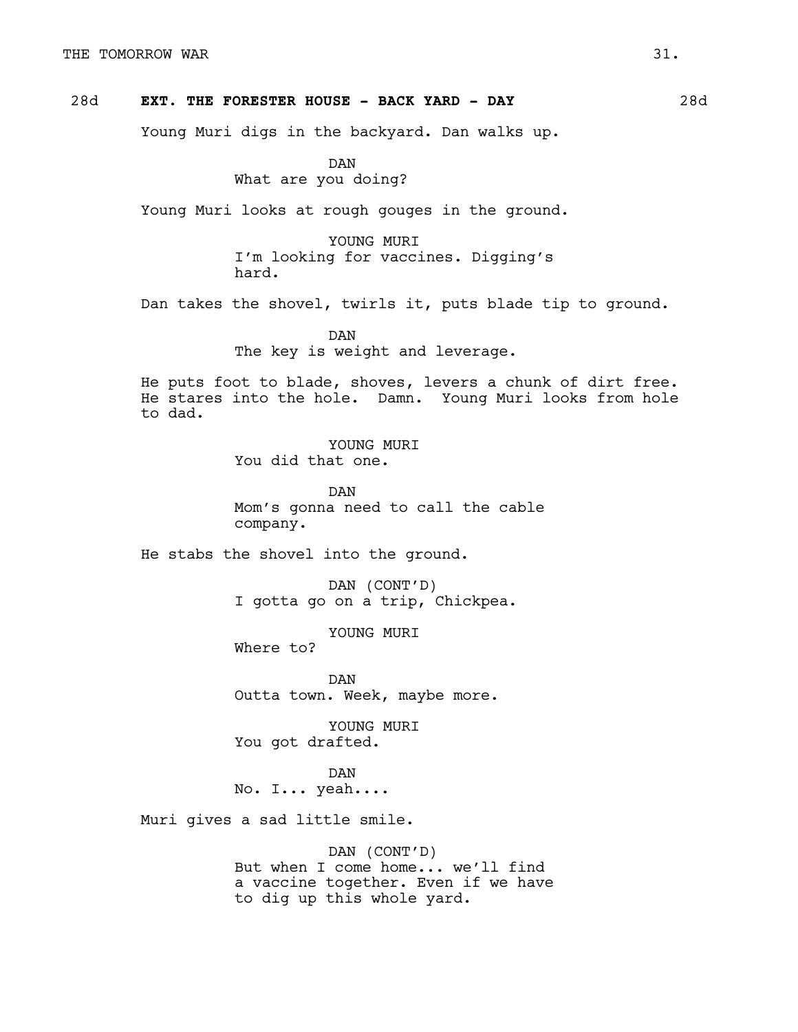## 28d EXT. THE FORESTER HOUSE - BACK YARD - DAY 28d

Young Muri digs in the backyard. Dan walks up.

DAN
What are you doing?

Young Muri looks at rough gouges in the ground.

YOUNG MURI
I'm looking for vaccines. Digging's hard.

Dan takes the shovel, twirls it, puts blade tip to ground.

DAN
The key is weight and leverage.

He puts foot to blade, shoves, levers a chunk of dirt free. He stares into the hole. Damn. Young Muri looks from hole to dad.

YOUNG MURI
You did that one.

DAN
Mom's gonna need to call the cable company.

He stabs the shovel into the ground.

DAN (CONT'D)
I gotta go on a trip, Chickpea.

YOUNG MURI
Where to?

DAN
Outta town. Week, maybe more.

YOUNG MURI
You got drafted.

DAN
No. I... yeah....

Muri gives a sad little smile.

DAN (CONT'D)
But when I come home... we'll find a vaccine together. Even if we have to dig up this whole yard.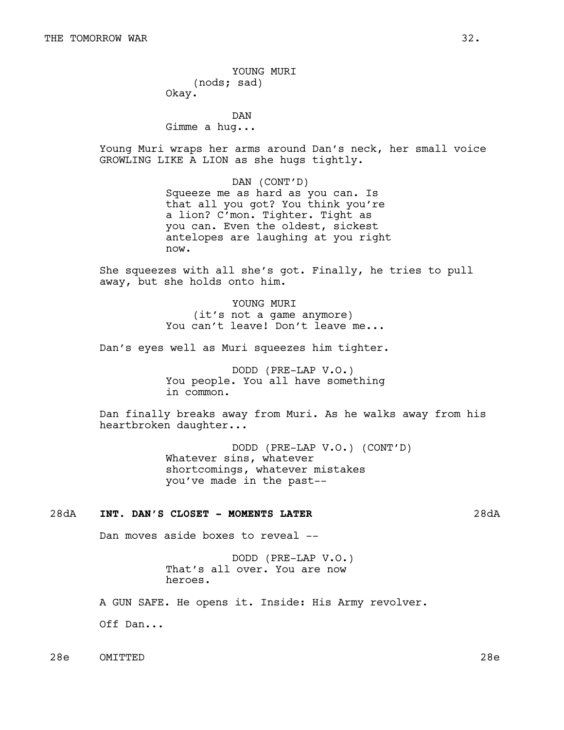YOUNG MURI
(nods; sad)
Okay.

DAN
Gimme a hug...

Young Muri wraps her arms around Dan's neck, her small voice GROWLING LIKE A LION as she hugs tightly.

DAN (CONT'D)
Squeeze me as hard as you can. Is that all you got? You think you're a lion? C'mon. Tighter. Tight as you can. Even the oldest, sickest antelopes are laughing at you right now.

She squeezes with all she's got. Finally, he tries to pull away, but she holds onto him.

YOUNG MURI
(it's not a game anymore)
You can't leave! Don't leave me...

Dan's eyes well as Muri squeezes him tighter.

DODD (PRE-LAP V.O.)
You people. You all have something in common.

Dan finally breaks away from Muri. As he walks away from his heartbroken daughter...

DODD (PRE-LAP V.O.) (CONT'D)
Whatever sins, whatever shortcomings, whatever mistakes you've made in the past--

28dA **INT. DAN'S CLOSET - MOMENTS LATER** 28dA

Dan moves aside boxes to reveal --

DODD (PRE-LAP V.O.)
That's all over. You are now heroes.

A GUN SAFE. He opens it. Inside: His Army revolver.

Off Dan...

28e OMITTED 28e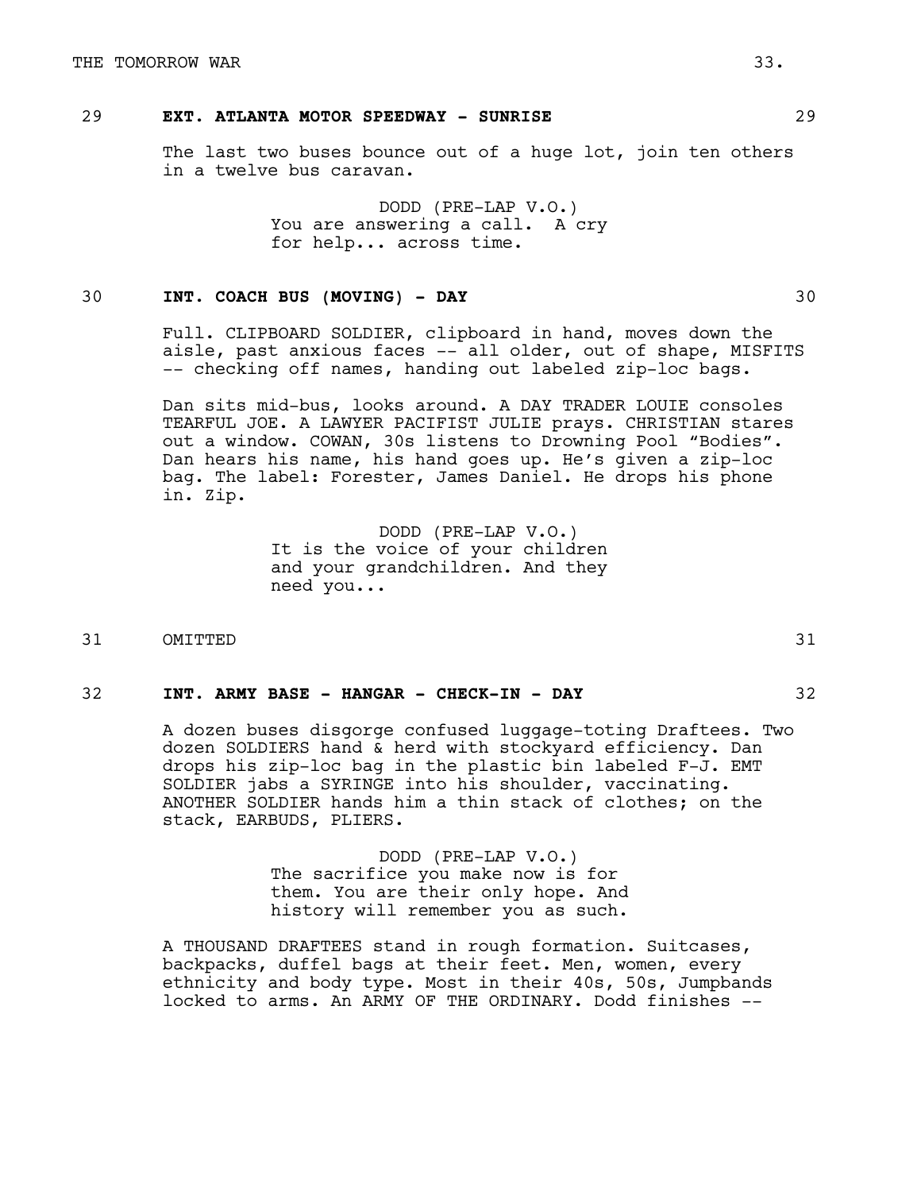29 **EXT. ATLANTA MOTOR SPEEDWAY - SUNRISE** 29

The last two buses bounce out of a huge lot, join ten others in a twelve bus caravan.

DODD (PRE-LAP V.O.)
You are answering a call. A cry for help... across time.

30 **INT. COACH BUS (MOVING) - DAY** 30

Full. CLIPBOARD SOLDIER, clipboard in hand, moves down the aisle, past anxious faces -- all older, out of shape, MISFITS -- checking off names, handing out labeled zip-loc bags.

Dan sits mid-bus, looks around. A DAY TRADER LOUIE consoles TEARFUL JOE. A LAWYER PACIFIST JULIE prays. CHRISTIAN stares out a window. COWAN, 30s listens to Drowning Pool "Bodies". Dan hears his name, his hand goes up. He's given a zip-loc bag. The label: Forester, James Daniel. He drops his phone in. Zip.

DODD (PRE-LAP V.O.)
It is the voice of your children and your grandchildren. And they need you...

31 OMITTED 31

32 **INT. ARMY BASE - HANGAR - CHECK-IN - DAY** 32

A dozen buses disgorge confused luggage-toting Draftees. Two dozen SOLDIERS hand & herd with stockyard efficiency. Dan drops his zip-loc bag in the plastic bin labeled F-J. EMT SOLDIER jabs a SYRINGE into his shoulder, vaccinating. ANOTHER SOLDIER hands him a thin stack of clothes; on the stack, EARBUDS, PLIERS.

DODD (PRE-LAP V.O.)
The sacrifice you make now is for them. You are their only hope. And history will remember you as such.

A THOUSAND DRAFTEES stand in rough formation. Suitcases, backpacks, duffel bags at their feet. Men, women, every ethnicity and body type. Most in their 40s, 50s, Jumpbands locked to arms. An ARMY OF THE ORDINARY. Dodd finishes --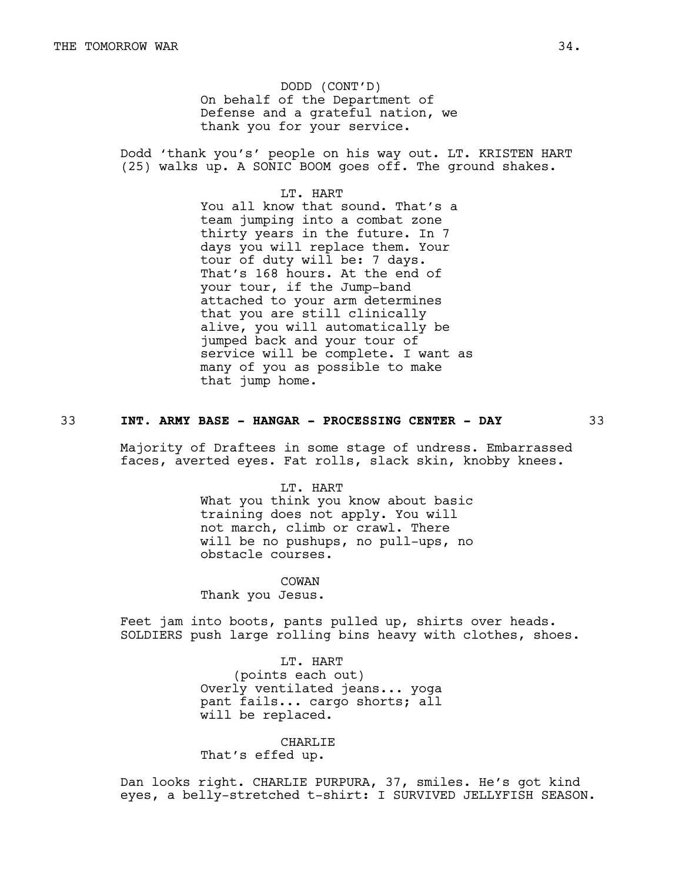DODD (CONT'D)
On behalf of the Department of Defense and a grateful nation, we thank you for your service.

Dodd 'thank you's' people on his way out. LT. KRISTEN HART (25) walks up. A SONIC BOOM goes off. The ground shakes.

LT. HART
You all know that sound. That's a team jumping into a combat zone thirty years in the future. In 7 days you will replace them. Your tour of duty will be: 7 days. That's 168 hours. At the end of your tour, if the Jump-band attached to your arm determines that you are still clinically alive, you will automatically be jumped back and your tour of service will be complete. I want as many of you as possible to make that jump home.

**33 INT. ARMY BASE - HANGAR - PROCESSING CENTER - DAY 33**

Majority of Draftees in some stage of undress. Embarrassed faces, averted eyes. Fat rolls, slack skin, knobby knees.

LT. HART
What you think you know about basic training does not apply. You will not march, climb or crawl. There will be no pushups, no pull-ups, no obstacle courses.

COWAN
Thank you Jesus.

Feet jam into boots, pants pulled up, shirts over heads. SOLDIERS push large rolling bins heavy with clothes, shoes.

LT. HART
(points each out)
Overly ventilated jeans... yoga pant fails... cargo shorts; all will be replaced.

CHARLIE
That's effed up.

Dan looks right. CHARLIE PURPURA, 37, smiles. He's got kind eyes, a belly-stretched t-shirt: I SURVIVED JELLYFISH SEASON.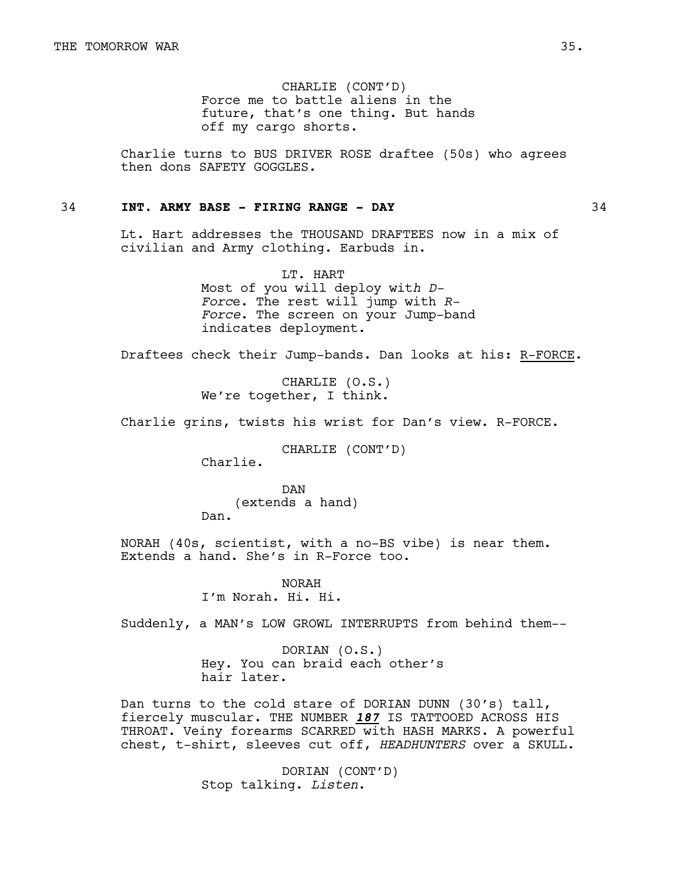CHARLIE (CONT'D)
Force me to battle aliens in the future, that's one thing. But hands off my cargo shorts.

Charlie turns to BUS DRIVER ROSE draftee (50s) who agrees then dons SAFETY GOGGLES.

34 **INT. ARMY BASE - FIRING RANGE - DAY** 34

Lt. Hart addresses the THOUSAND DRAFTEES now in a mix of civilian and Army clothing. Earbuds in.

LT. HART
Most of you will deploy wit*h D-Forc*e. The rest will jump with *R-Force*. The screen on your Jump-band indicates deployment.

Draftees check their Jump-bands. Dan looks at his: R-FORCE.

CHARLIE (O.S.)
We're together, I think.

Charlie grins, twists his wrist for Dan's view. R-FORCE.

CHARLIE (CONT'D)
Charlie.

DAN
(extends a hand)
Dan.

NORAH (40s, scientist, with a no-BS vibe) is near them. Extends a hand. She's in R-Force too.

NORAH
I'm Norah. Hi. Hi.

Suddenly, a MAN's LOW GROWL INTERRUPTS from behind them--

DORIAN (O.S.)
Hey. You can braid each other's hair later.

Dan turns to the cold stare of DORIAN DUNN (30's) tall, fiercely muscular. THE NUMBER ***187*** IS TATTOOED ACROSS HIS THROAT. Veiny forearms SCARRED with HASH MARKS. A powerful chest, t-shirt, sleeves cut off, *HEADHUNTERS* over a SKULL.

DORIAN (CONT'D)
Stop talking. *Listen*.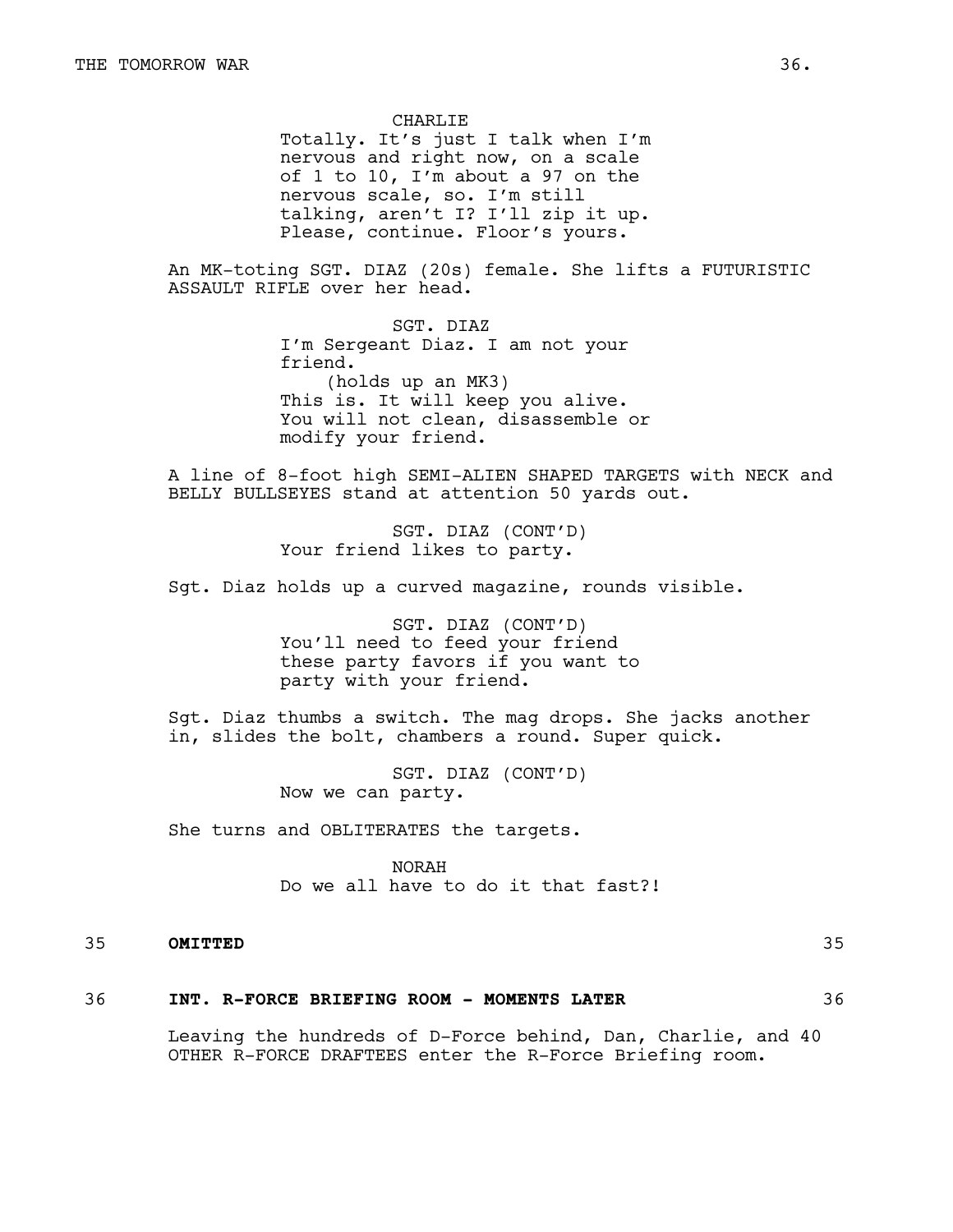CHARLIE
Totally. It's just I talk when I'm nervous and right now, on a scale of 1 to 10, I'm about a 97 on the nervous scale, so. I'm still talking, aren't I? I'll zip it up. Please, continue. Floor's yours.

An MK-toting SGT. DIAZ (20s) female. She lifts a FUTURISTIC ASSAULT RIFLE over her head.

SGT. DIAZ
I'm Sergeant Diaz. I am not your friend.
(holds up an MK3)
This is. It will keep you alive. You will not clean, disassemble or modify your friend.

A line of 8-foot high SEMI-ALIEN SHAPED TARGETS with NECK and BELLY BULLSEYES stand at attention 50 yards out.

SGT. DIAZ (CONT'D)
Your friend likes to party.

Sgt. Diaz holds up a curved magazine, rounds visible.

SGT. DIAZ (CONT'D)
You'll need to feed your friend these party favors if you want to party with your friend.

Sgt. Diaz thumbs a switch. The mag drops. She jacks another in, slides the bolt, chambers a round. Super quick.

SGT. DIAZ (CONT'D)
Now we can party.

She turns and OBLITERATES the targets.

NORAH
Do we all have to do it that fast?!

35 **OMITTED** 35

36 **INT. R-FORCE BRIEFING ROOM - MOMENTS LATER** 36

Leaving the hundreds of D-Force behind, Dan, Charlie, and 40 OTHER R-FORCE DRAFTEES enter the R-Force Briefing room.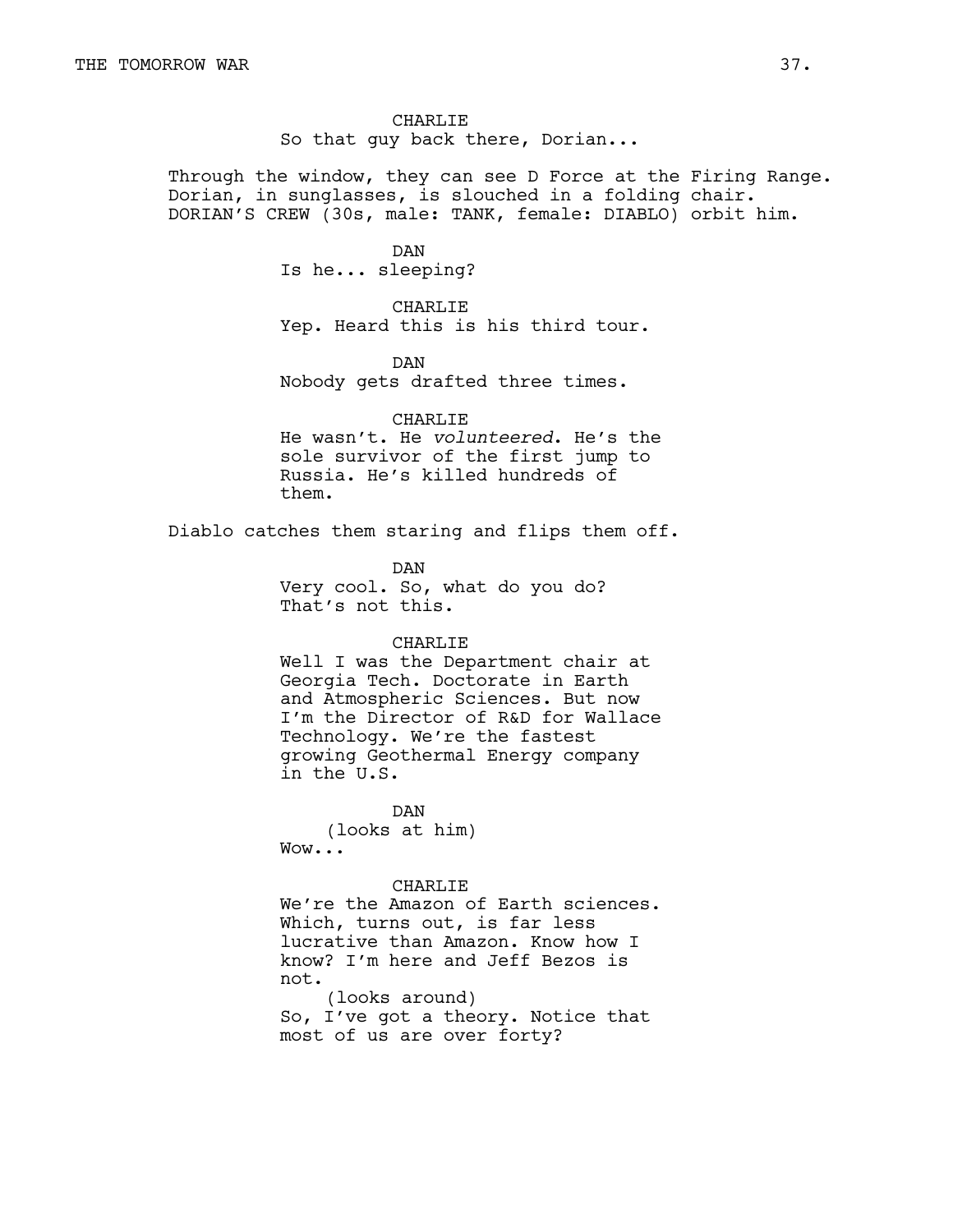CHARLIE

So that guy back there, Dorian...

Through the window, they can see D Force at the Firing Range. Dorian, in sunglasses, is slouched in a folding chair. DORIAN'S CREW (30s, male: TANK, female: DIABLO) orbit him.

DAN

Is he... sleeping?

CHARLIE

Yep. Heard this is his third tour.

DAN

Nobody gets drafted three times.

CHARLIE

He wasn't. He *volunteered*. He's the sole survivor of the first jump to Russia. He's killed hundreds of them.

Diablo catches them staring and flips them off.

DAN

Very cool. So, what do you do? That's not this.

CHARLIE

Well I was the Department chair at Georgia Tech. Doctorate in Earth and Atmospheric Sciences. But now I'm the Director of R&D for Wallace Technology. We're the fastest growing Geothermal Energy company in the U.S.

DAN

(looks at him)

Wow...

CHARLIE

We're the Amazon of Earth sciences. Which, turns out, is far less lucrative than Amazon. Know how I know? I'm here and Jeff Bezos is not.

(looks around)

So, I've got a theory. Notice that most of us are over forty?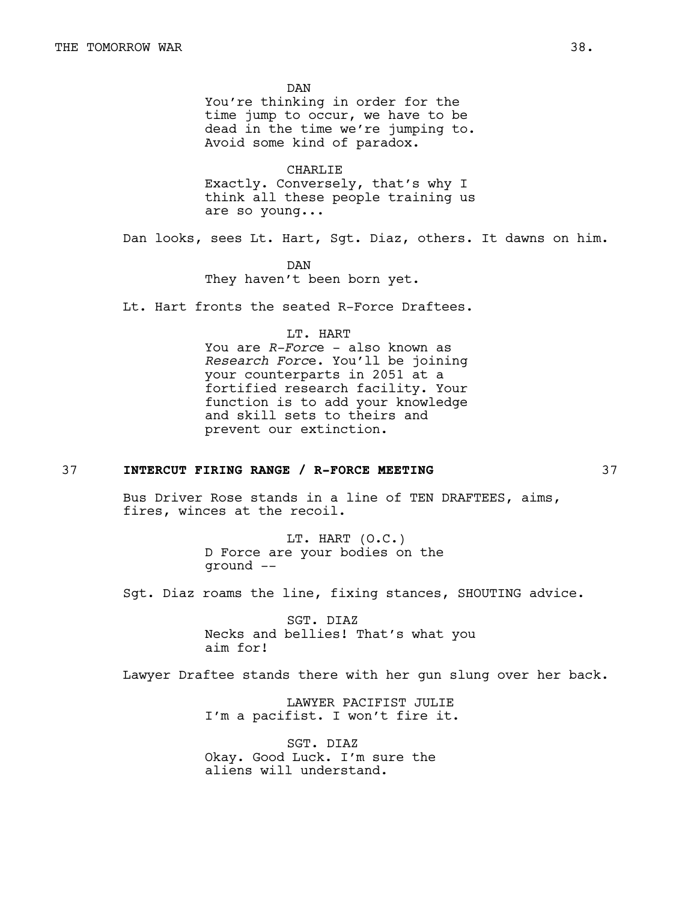DAN
You're thinking in order for the time jump to occur, we have to be dead in the time we're jumping to. Avoid some kind of paradox.

CHARLIE
Exactly. Conversely, that's why I think all these people training us are so young...

Dan looks, sees Lt. Hart, Sgt. Diaz, others. It dawns on him.

DAN
They haven't been born yet.

Lt. Hart fronts the seated R-Force Draftees.

LT. HART
You are *R-Forc*e - also known as *Research Forc*e. You'll be joining your counterparts in 2051 at a fortified research facility. Your function is to add your knowledge and skill sets to theirs and prevent our extinction.

37 **INTERCUT FIRING RANGE / R-FORCE MEETING** 37

Bus Driver Rose stands in a line of TEN DRAFTEES, aims, fires, winces at the recoil.

LT. HART (O.C.)
D Force are your bodies on the ground --

Sgt. Diaz roams the line, fixing stances, SHOUTING advice.

SGT. DIAZ
Necks and bellies! That's what you aim for!

Lawyer Draftee stands there with her gun slung over her back.

LAWYER PACIFIST JULIE
I'm a pacifist. I won't fire it.

SGT. DIAZ
Okay. Good Luck. I'm sure the aliens will understand.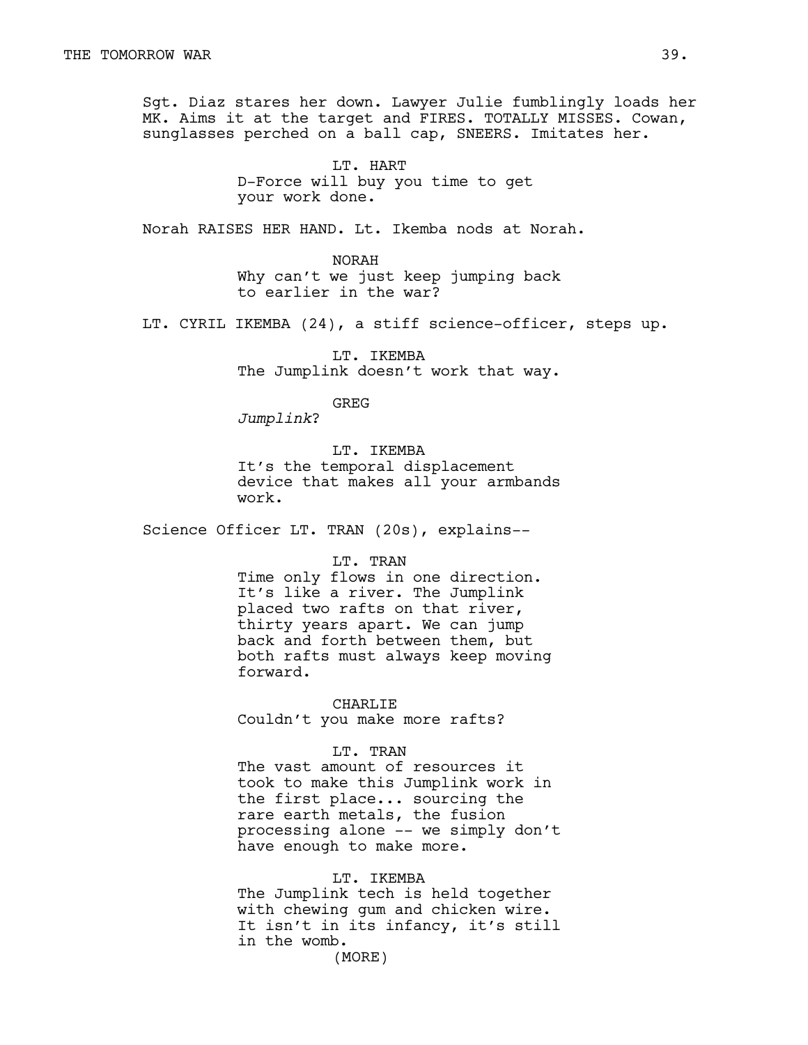Sgt. Diaz stares her down. Lawyer Julie fumblingly loads her MK. Aims it at the target and FIRES. TOTALLY MISSES. Cowan, sunglasses perched on a ball cap, SNEERS. Imitates her.

LT. HART
D-Force will buy you time to get your work done.

Norah RAISES HER HAND. Lt. Ikemba nods at Norah.

NORAH
Why can't we just keep jumping back to earlier in the war?

LT. CYRIL IKEMBA (24), a stiff science-officer, steps up.

LT. IKEMBA
The Jumplink doesn't work that way.

GREG
*Jumplink*?

LT. IKEMBA
It's the temporal displacement device that makes all your armbands work.

Science Officer LT. TRAN (20s), explains--

LT. TRAN
Time only flows in one direction. It's like a river. The Jumplink placed two rafts on that river, thirty years apart. We can jump back and forth between them, but both rafts must always keep moving forward.

CHARLIE
Couldn't you make more rafts?

LT. TRAN
The vast amount of resources it took to make this Jumplink work in the first place... sourcing the rare earth metals, the fusion processing alone -- we simply don't have enough to make more.

LT. IKEMBA
The Jumplink tech is held together with chewing gum and chicken wire. It isn't in its infancy, it's still in the womb.
(MORE)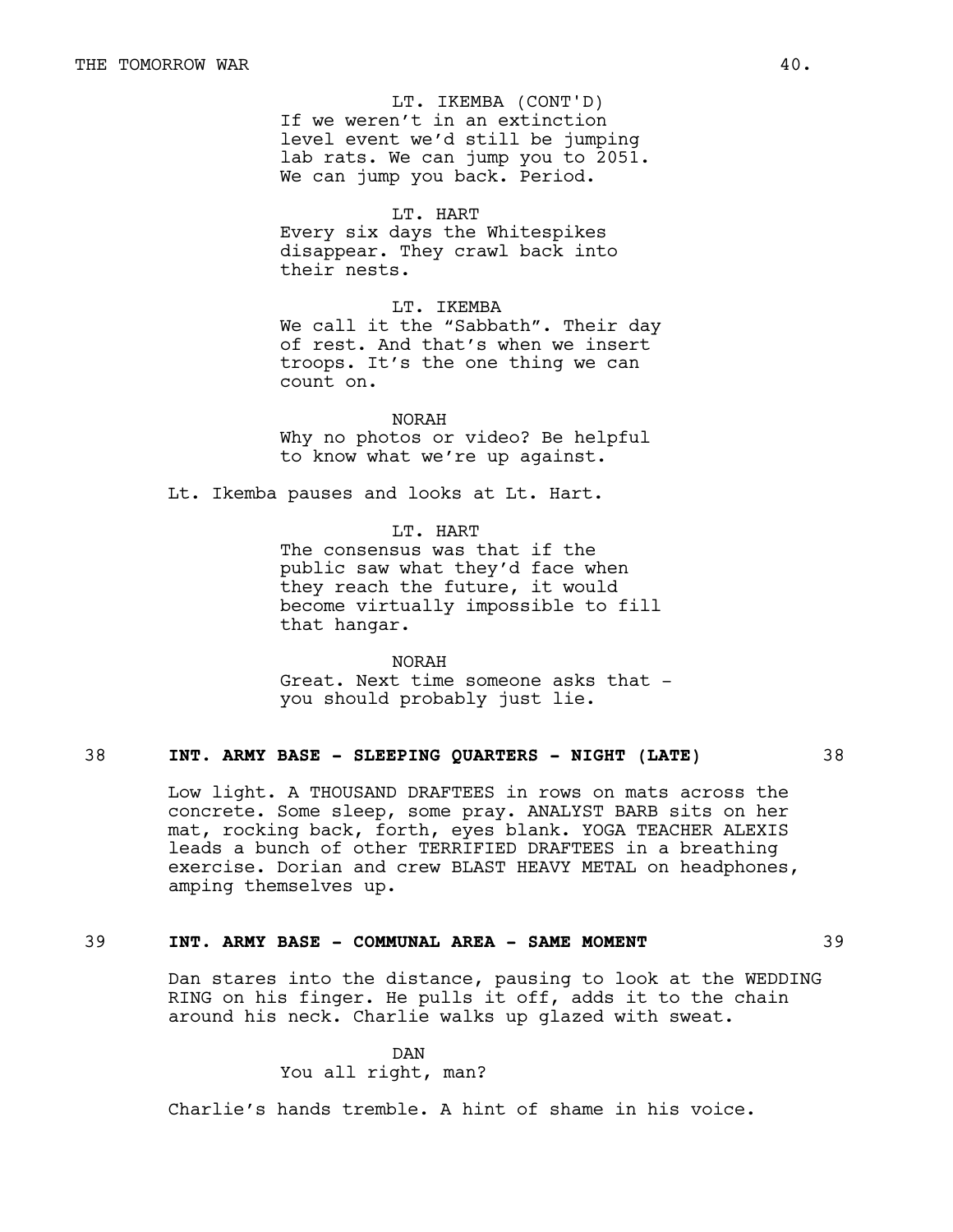LT. IKEMBA (CONT'D)
If we weren't in an extinction level event we'd still be jumping lab rats. We can jump you to 2051. We can jump you back. Period.

LT. HART
Every six days the Whitespikes disappear. They crawl back into their nests.

LT. IKEMBA
We call it the "Sabbath". Their day of rest. And that's when we insert troops. It's the one thing we can count on.

NORAH
Why no photos or video? Be helpful to know what we're up against.

Lt. Ikemba pauses and looks at Lt. Hart.

LT. HART
The consensus was that if the public saw what they'd face when they reach the future, it would become virtually impossible to fill that hangar.

NORAH
Great. Next time someone asks that - you should probably just lie.

**38 INT. ARMY BASE - SLEEPING QUARTERS - NIGHT (LATE) 38**

Low light. A THOUSAND DRAFTEES in rows on mats across the concrete. Some sleep, some pray. ANALYST BARB sits on her mat, rocking back, forth, eyes blank. YOGA TEACHER ALEXIS leads a bunch of other TERRIFIED DRAFTEES in a breathing exercise. Dorian and crew BLAST HEAVY METAL on headphones, amping themselves up.

**39 INT. ARMY BASE - COMMUNAL AREA - SAME MOMENT 39**

Dan stares into the distance, pausing to look at the WEDDING RING on his finger. He pulls it off, adds it to the chain around his neck. Charlie walks up glazed with sweat.

DAN
You all right, man?

Charlie's hands tremble. A hint of shame in his voice.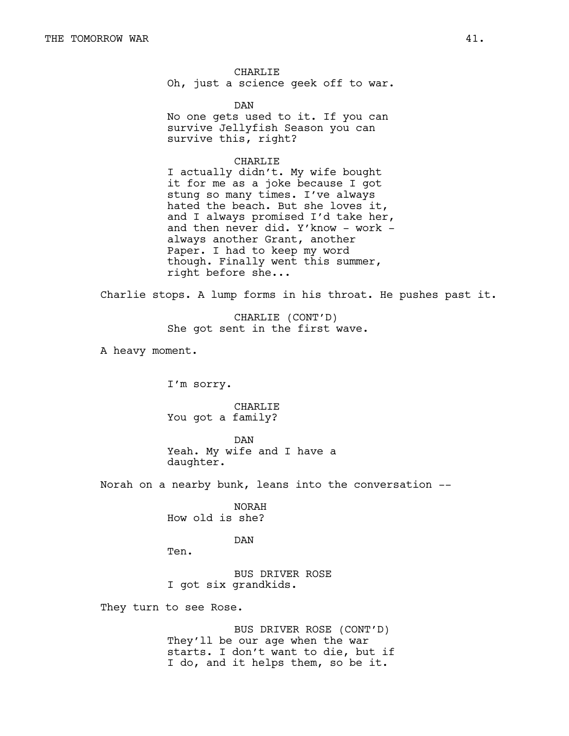CHARLIE
Oh, just a science geek off to war.

DAN
No one gets used to it. If you can survive Jellyfish Season you can survive this, right?

CHARLIE
I actually didn't. My wife bought it for me as a joke because I got stung so many times. I've always hated the beach. But she loves it, and I always promised I'd take her, and then never did. Y'know - work - always another Grant, another Paper. I had to keep my word though. Finally went this summer, right before she...

Charlie stops. A lump forms in his throat. He pushes past it.

CHARLIE (CONT'D)
She got sent in the first wave.

A heavy moment.

I'm sorry.

CHARLIE
You got a family?

DAN
Yeah. My wife and I have a daughter.

Norah on a nearby bunk, leans into the conversation --

NORAH
How old is she?

DAN
Ten.

BUS DRIVER ROSE
I got six grandkids.

They turn to see Rose.

BUS DRIVER ROSE (CONT'D)
They'll be our age when the war starts. I don't want to die, but if I do, and it helps them, so be it.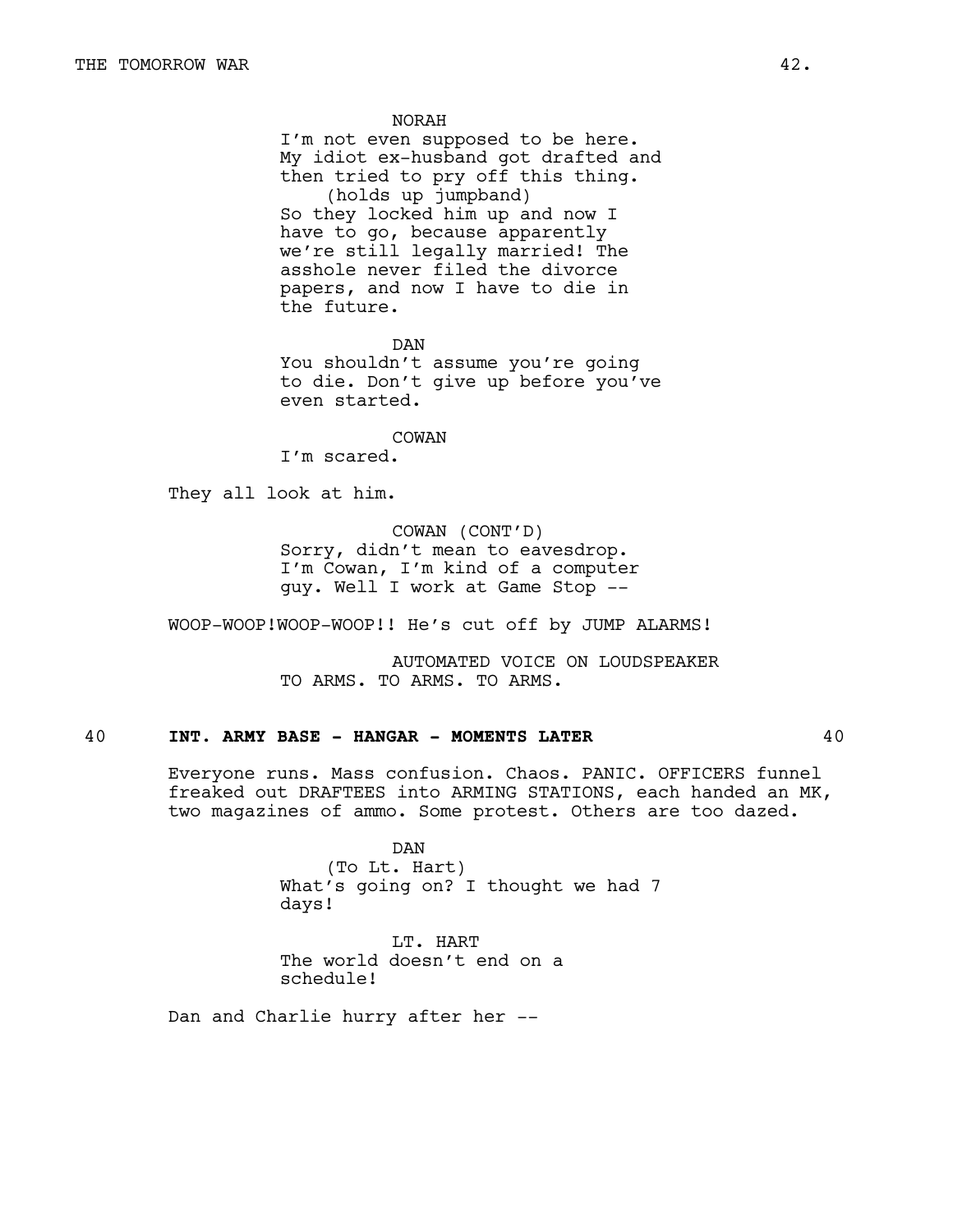NORAH
I'm not even supposed to be here. My idiot ex-husband got drafted and then tried to pry off this thing.
(holds up jumpband)
So they locked him up and now I have to go, because apparently we're still legally married! The asshole never filed the divorce papers, and now I have to die in the future.

DAN
You shouldn't assume you're going to die. Don't give up before you've even started.

COWAN
I'm scared.

They all look at him.

COWAN (CONT'D)
Sorry, didn't mean to eavesdrop. I'm Cowan, I'm kind of a computer guy. Well I work at Game Stop --

WOOP-WOOP!WOOP-WOOP!! He's cut off by JUMP ALARMS!

AUTOMATED VOICE ON LOUDSPEAKER
TO ARMS. TO ARMS. TO ARMS.

40 **INT. ARMY BASE - HANGAR - MOMENTS LATER** 40

Everyone runs. Mass confusion. Chaos. PANIC. OFFICERS funnel freaked out DRAFTEES into ARMING STATIONS, each handed an MK, two magazines of ammo. Some protest. Others are too dazed.

DAN
(To Lt. Hart)
What's going on? I thought we had 7 days!

LT. HART
The world doesn't end on a schedule!

Dan and Charlie hurry after her --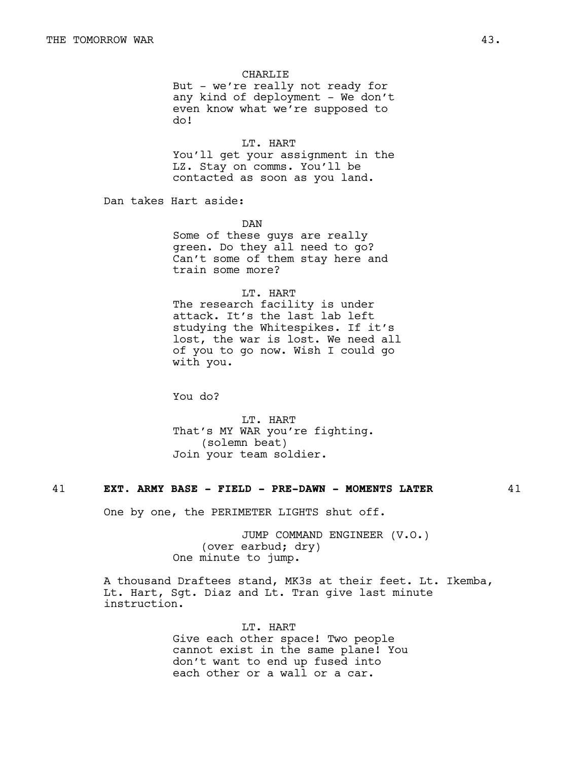CHARLIE
But - we're really not ready for any kind of deployment - We don't even know what we're supposed to do!

LT. HART
You'll get your assignment in the LZ. Stay on comms. You'll be contacted as soon as you land.

Dan takes Hart aside:

DAN
Some of these guys are really green. Do they all need to go? Can't some of them stay here and train some more?

LT. HART
The research facility is under attack. It's the last lab left studying the Whitespikes. If it's lost, the war is lost. We need all of you to go now. Wish I could go with you.

You do?

LT. HART
That's MY WAR you're fighting.
(solemn beat)
Join your team soldier.

**41 EXT. ARMY BASE - FIELD - PRE-DAWN - MOMENTS LATER 41**

One by one, the PERIMETER LIGHTS shut off.

JUMP COMMAND ENGINEER (V.O.)
(over earbud; dry)
One minute to jump.

A thousand Draftees stand, MK3s at their feet. Lt. Ikemba, Lt. Hart, Sgt. Diaz and Lt. Tran give last minute instruction.

LT. HART
Give each other space! Two people cannot exist in the same plane! You don't want to end up fused into each other or a wall or a car.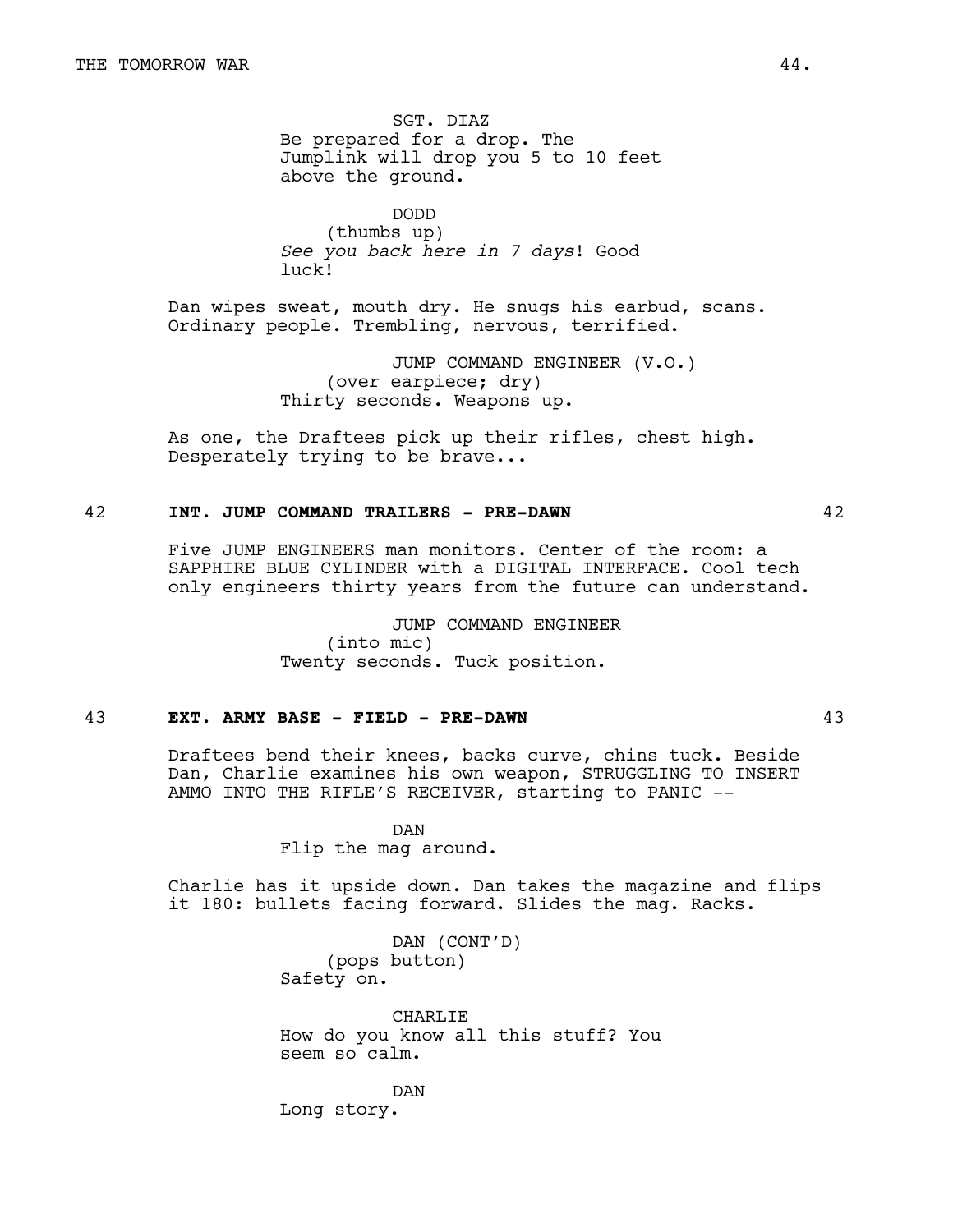SGT. DIAZ
Be prepared for a drop. The Jumplink will drop you 5 to 10 feet above the ground.

DODD
(thumbs up)
*See you back here in 7 days*! Good luck!

Dan wipes sweat, mouth dry. He snugs his earbud, scans. Ordinary people. Trembling, nervous, terrified.

JUMP COMMAND ENGINEER (V.O.)
(over earpiece; dry)
Thirty seconds. Weapons up.

As one, the Draftees pick up their rifles, chest high. Desperately trying to be brave...

42 **INT. JUMP COMMAND TRAILERS - PRE-DAWN** 42

Five JUMP ENGINEERS man monitors. Center of the room: a SAPPHIRE BLUE CYLINDER with a DIGITAL INTERFACE. Cool tech only engineers thirty years from the future can understand.

JUMP COMMAND ENGINEER
(into mic)
Twenty seconds. Tuck position.

43 **EXT. ARMY BASE - FIELD - PRE-DAWN** 43

Draftees bend their knees, backs curve, chins tuck. Beside Dan, Charlie examines his own weapon, STRUGGLING TO INSERT AMMO INTO THE RIFLE'S RECEIVER, starting to PANIC --

DAN
Flip the mag around.

Charlie has it upside down. Dan takes the magazine and flips it 180: bullets facing forward. Slides the mag. Racks.

DAN (CONT'D)
(pops button)
Safety on.

CHARLIE
How do you know all this stuff? You seem so calm.

DAN
Long story.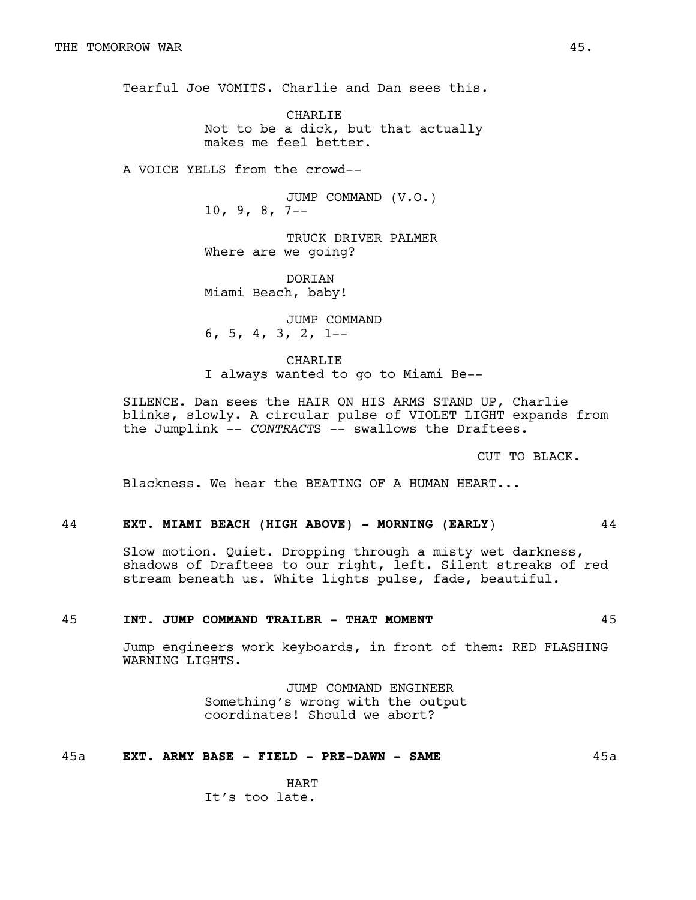Tearful Joe VOMITS. Charlie and Dan sees this.

CHARLIE
Not to be a dick, but that actually makes me feel better.

A VOICE YELLS from the crowd--

JUMP COMMAND (V.O.)
10, 9, 8, 7--

TRUCK DRIVER PALMER
Where are we going?

DORIAN
Miami Beach, baby!

JUMP COMMAND
6, 5, 4, 3, 2, 1--

CHARLIE
I always wanted to go to Miami Be--

SILENCE. Dan sees the HAIR ON HIS ARMS STAND UP, Charlie blinks, slowly. A circular pulse of VIOLET LIGHT expands from the Jumplink -- *CONTRACTS* -- swallows the Draftees.

CUT TO BLACK.

Blackness. We hear the BEATING OF A HUMAN HEART...

**44 EXT. MIAMI BEACH (HIGH ABOVE) - MORNING (EARLY) 44**

Slow motion. Quiet. Dropping through a misty wet darkness, shadows of Draftees to our right, left. Silent streaks of red stream beneath us. White lights pulse, fade, beautiful.

**45 INT. JUMP COMMAND TRAILER - THAT MOMENT 45**

Jump engineers work keyboards, in front of them: RED FLASHING WARNING LIGHTS.

JUMP COMMAND ENGINEER
Something's wrong with the output coordinates! Should we abort?

**45a EXT. ARMY BASE - FIELD - PRE-DAWN - SAME 45a**

HART
It's too late.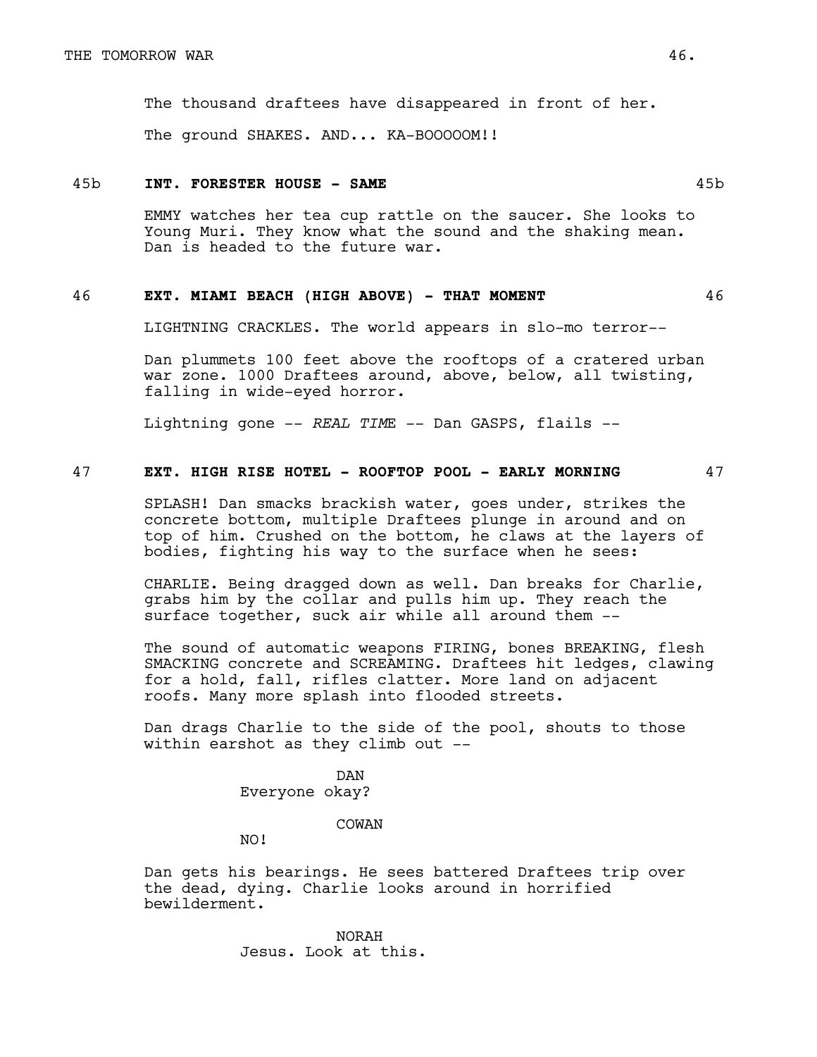The thousand draftees have disappeared in front of her.

The ground SHAKES. AND... KA-BOOOOOM!!

**45b INT. FORESTER HOUSE - SAME 45b**

EMMY watches her tea cup rattle on the saucer. She looks to Young Muri. They know what the sound and the shaking mean. Dan is headed to the future war.

**46 EXT. MIAMI BEACH (HIGH ABOVE) - THAT MOMENT 46**

LIGHTNING CRACKLES. The world appears in slo-mo terror--

Dan plummets 100 feet above the rooftops of a cratered urban war zone. 1000 Draftees around, above, below, all twisting, falling in wide-eyed horror.

Lightning gone -- *REAL TIME* -- Dan GASPS, flails --

**47 EXT. HIGH RISE HOTEL - ROOFTOP POOL - EARLY MORNING 47**

SPLASH! Dan smacks brackish water, goes under, strikes the concrete bottom, multiple Draftees plunge in around and on top of him. Crushed on the bottom, he claws at the layers of bodies, fighting his way to the surface when he sees:

CHARLIE. Being dragged down as well. Dan breaks for Charlie, grabs him by the collar and pulls him up. They reach the surface together, suck air while all around them --

The sound of automatic weapons FIRING, bones BREAKING, flesh SMACKING concrete and SCREAMING. Draftees hit ledges, clawing for a hold, fall, rifles clatter. More land on adjacent roofs. Many more splash into flooded streets.

Dan drags Charlie to the side of the pool, shouts to those within earshot as they climb out --

DAN
Everyone okay?

COWAN
NO!

Dan gets his bearings. He sees battered Draftees trip over the dead, dying. Charlie looks around in horrified bewilderment.

NORAH
Jesus. Look at this.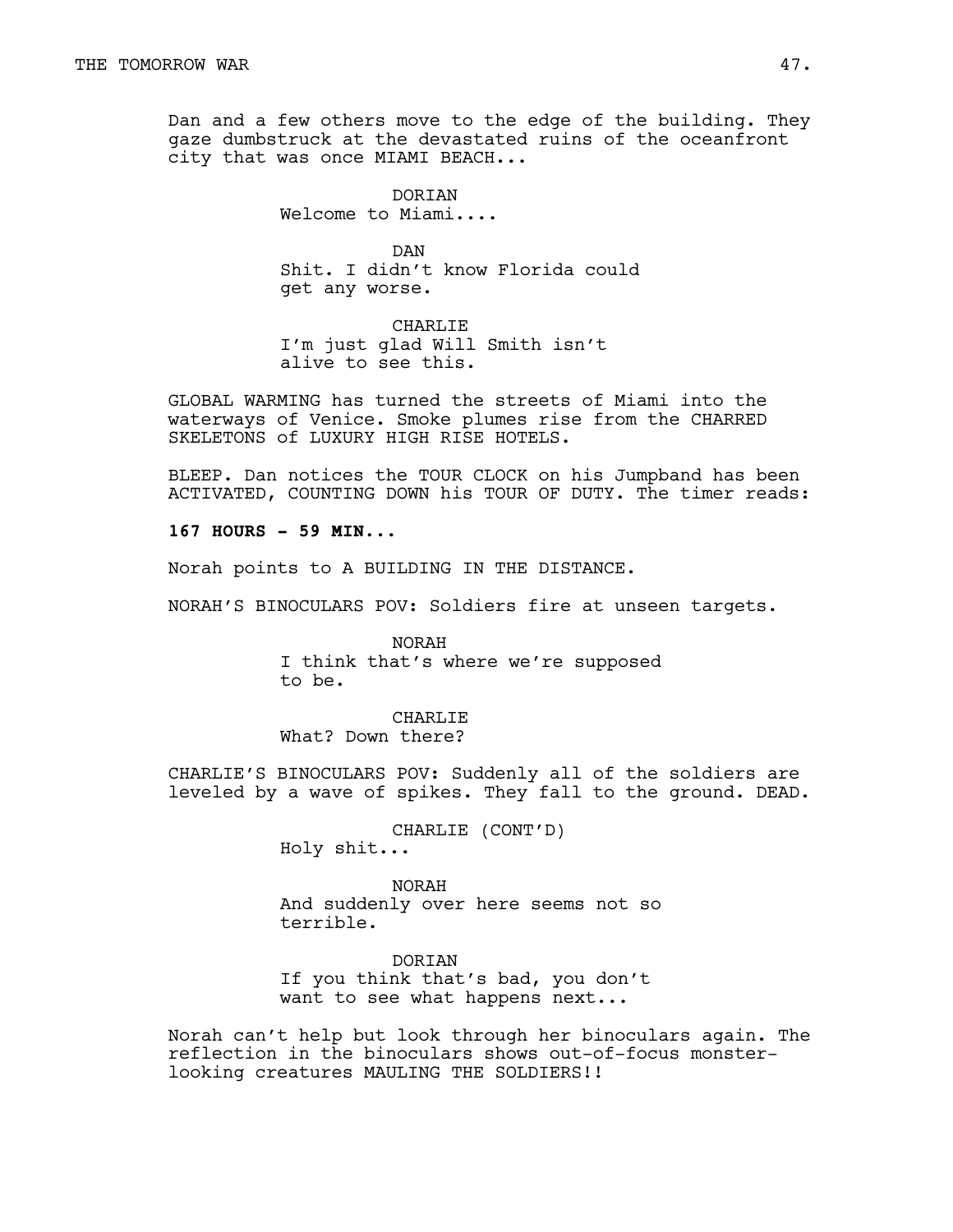Dan and a few others move to the edge of the building. They gaze dumbstruck at the devastated ruins of the oceanfront city that was once MIAMI BEACH...

DORIAN
Welcome to Miami....

DAN
Shit. I didn't know Florida could get any worse.

CHARLIE
I'm just glad Will Smith isn't alive to see this.

GLOBAL WARMING has turned the streets of Miami into the waterways of Venice. Smoke plumes rise from the CHARRED SKELETONS of LUXURY HIGH RISE HOTELS.

BLEEP. Dan notices the TOUR CLOCK on his Jumpband has been ACTIVATED, COUNTING DOWN his TOUR OF DUTY. The timer reads:

**167 HOURS - 59 MIN...**

Norah points to A BUILDING IN THE DISTANCE.

NORAH'S BINOCULARS POV: Soldiers fire at unseen targets.

NORAH
I think that's where we're supposed to be.

CHARLIE
What? Down there?

CHARLIE'S BINOCULARS POV: Suddenly all of the soldiers are leveled by a wave of spikes. They fall to the ground. DEAD.

CHARLIE (CONT'D)
Holy shit...

NORAH
And suddenly over here seems not so terrible.

DORIAN
If you think that's bad, you don't want to see what happens next...

Norah can't help but look through her binoculars again. The reflection in the binoculars shows out-of-focus monster-looking creatures MAULING THE SOLDIERS!!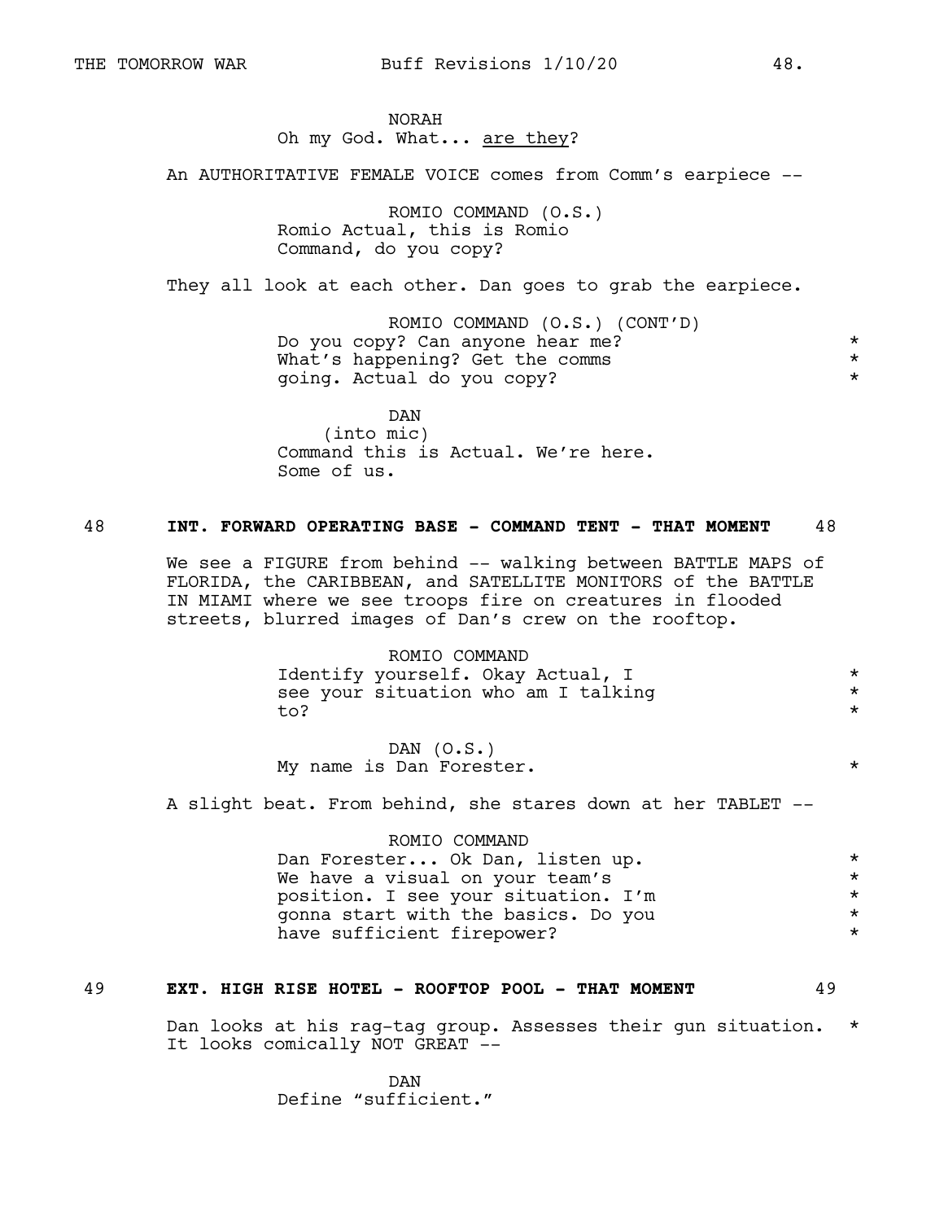NORAH
Oh my God. What... are they?

An AUTHORITATIVE FEMALE VOICE comes from Comm's earpiece --

ROMIO COMMAND (O.S.)
Romio Actual, this is Romio Command, do you copy?

They all look at each other. Dan goes to grab the earpiece.

ROMIO COMMAND (O.S.) (CONT'D)
Do you copy? Can anyone hear me? What's happening? Get the comms going. Actual do you copy? *

DAN
(into mic)
Command this is Actual. We're here. Some of us.

## 48 INT. FORWARD OPERATING BASE - COMMAND TENT - THAT MOMENT 48

We see a FIGURE from behind -- walking between BATTLE MAPS of FLORIDA, the CARIBBEAN, and SATELLITE MONITORS of the BATTLE IN MIAMI where we see troops fire on creatures in flooded streets, blurred images of Dan's crew on the rooftop.

ROMIO COMMAND
Identify yourself. Okay Actual, I see your situation who am I talking to? *

DAN (O.S.)
My name is Dan Forester. *

A slight beat. From behind, she stares down at her TABLET --

ROMIO COMMAND
Dan Forester... Ok Dan, listen up. We have a visual on your team's position. I see your situation. I'm gonna start with the basics. Do you have sufficient firepower? *

## 49 EXT. HIGH RISE HOTEL - ROOFTOP POOL - THAT MOMENT 49

Dan looks at his rag-tag group. Assesses their gun situation. It looks comically NOT GREAT -- *

DAN
Define "sufficient."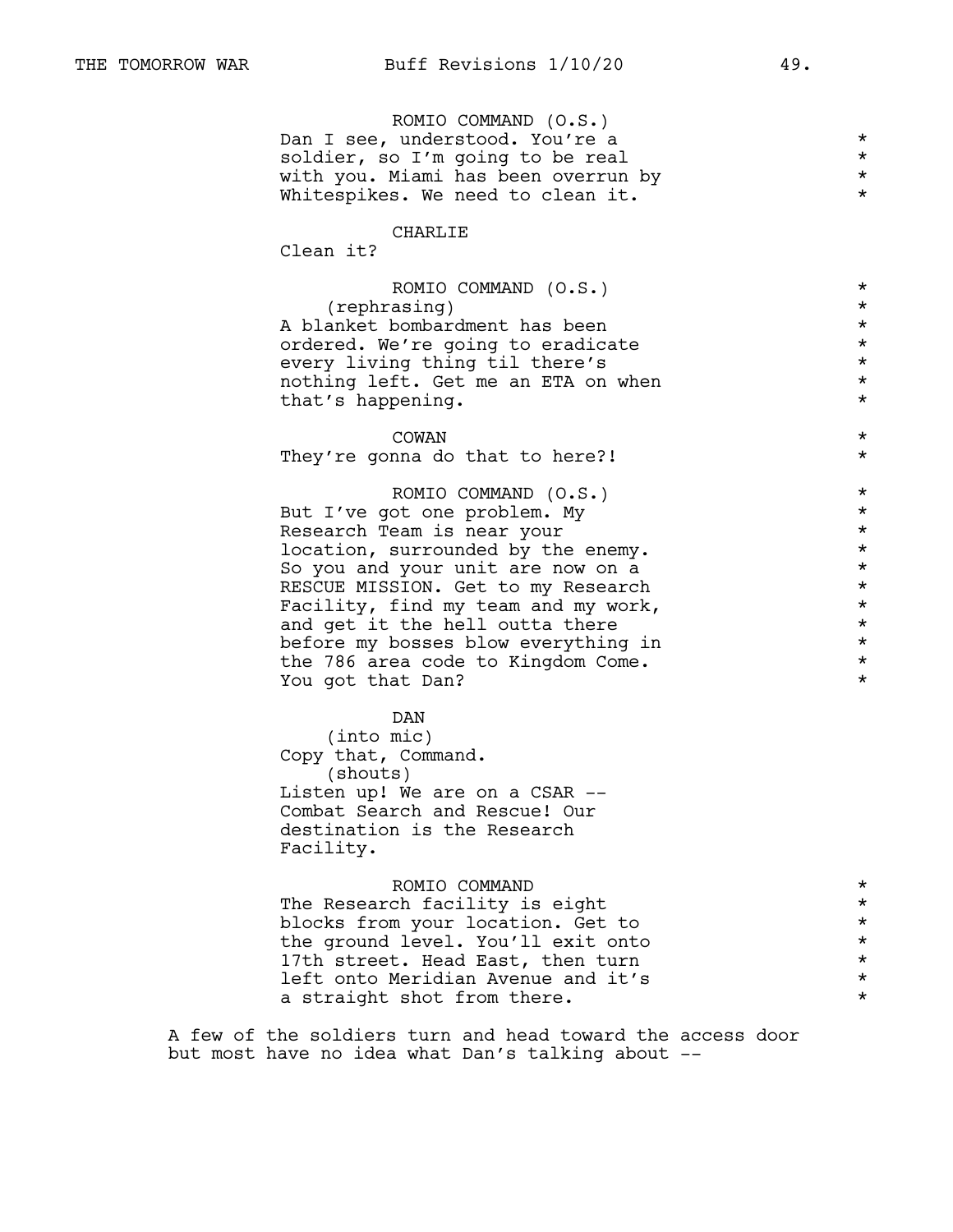ROMIO COMMAND (O.S.)
Dan I see, understood. You're a soldier, so I'm going to be real with you. Miami has been overrun by Whitespikes. We need to clean it.

CHARLIE
Clean it?

ROMIO COMMAND (O.S.)
(rephrasing)
A blanket bombardment has been ordered. We're going to eradicate every living thing til there's nothing left. Get me an ETA on when that's happening.

COWAN
They're gonna do that to here?!

ROMIO COMMAND (O.S.)
But I've got one problem. My Research Team is near your location, surrounded by the enemy. So you and your unit are now on a RESCUE MISSION. Get to my Research Facility, find my team and my work, and get it the hell outta there before my bosses blow everything in the 786 area code to Kingdom Come. You got that Dan?

DAN
(into mic)
Copy that, Command.
(shouts)
Listen up! We are on a CSAR -- Combat Search and Rescue! Our destination is the Research Facility.

ROMIO COMMAND
The Research facility is eight blocks from your location. Get to the ground level. You'll exit onto 17th street. Head East, then turn left onto Meridian Avenue and it's a straight shot from there.

A few of the soldiers turn and head toward the access door but most have no idea what Dan's talking about --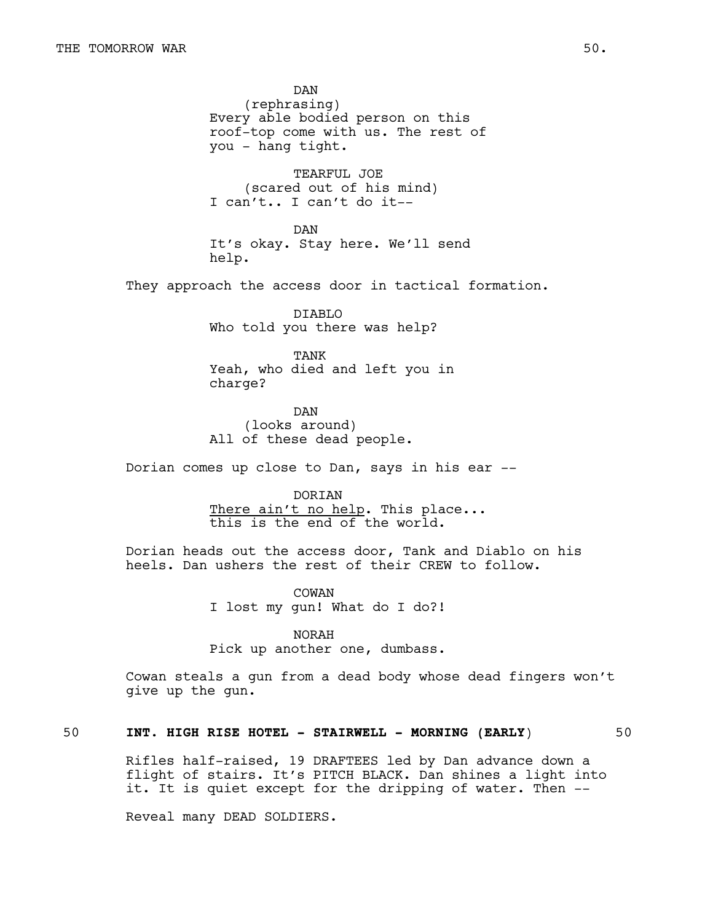DAN
(rephrasing)
Every able bodied person on this roof-top come with us. The rest of you - hang tight.

TEARFUL JOE
(scared out of his mind)
I can't.. I can't do it--

DAN
It's okay. Stay here. We'll send help.

They approach the access door in tactical formation.

DIABLO
Who told you there was help?

TANK
Yeah, who died and left you in charge?

DAN
(looks around)
All of these dead people.

Dorian comes up close to Dan, says in his ear --

DORIAN
<u>There ain't no help</u>. This place... this is the end of the world.

Dorian heads out the access door, Tank and Diablo on his heels. Dan ushers the rest of their CREW to follow.

COWAN
I lost my gun! What do I do?!

NORAH
Pick up another one, dumbass.

Cowan steals a gun from a dead body whose dead fingers won't give up the gun.

50 **INT. HIGH RISE HOTEL - STAIRWELL - MORNING (EARLY**) 50

Rifles half-raised, 19 DRAFTEES led by Dan advance down a flight of stairs. It's PITCH BLACK. Dan shines a light into it. It is quiet except for the dripping of water. Then --

Reveal many DEAD SOLDIERS.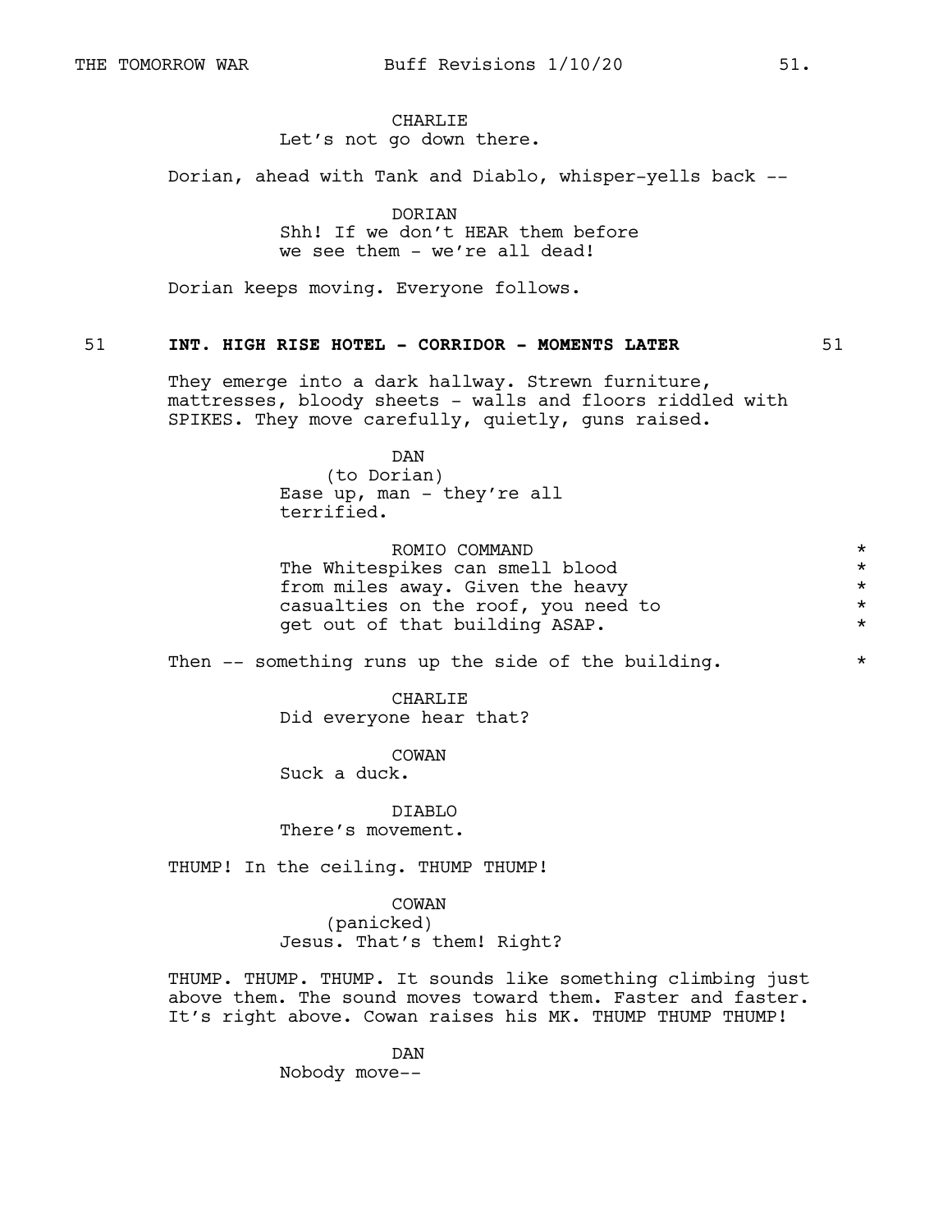CHARLIE
Let's not go down there.

Dorian, ahead with Tank and Diablo, whisper-yells back --

DORIAN
Shh! If we don't HEAR them before we see them - we're all dead!

Dorian keeps moving. Everyone follows.

51 **INT. HIGH RISE HOTEL - CORRIDOR - MOMENTS LATER** 51

They emerge into a dark hallway. Strewn furniture, mattresses, bloody sheets - walls and floors riddled with SPIKES. They move carefully, quietly, guns raised.

DAN
(to Dorian)
Ease up, man - they're all terrified.

ROMIO COMMAND *
The Whitespikes can smell blood *
from miles away. Given the heavy *
casualties on the roof, you need to *
get out of that building ASAP. *

Then -- something runs up the side of the building. *

CHARLIE
Did everyone hear that?

COWAN
Suck a duck.

DIABLO
There's movement.

THUMP! In the ceiling. THUMP THUMP!

COWAN
(panicked)
Jesus. That's them! Right?

THUMP. THUMP. THUMP. It sounds like something climbing just above them. The sound moves toward them. Faster and faster. It's right above. Cowan raises his MK. THUMP THUMP THUMP!

DAN
Nobody move--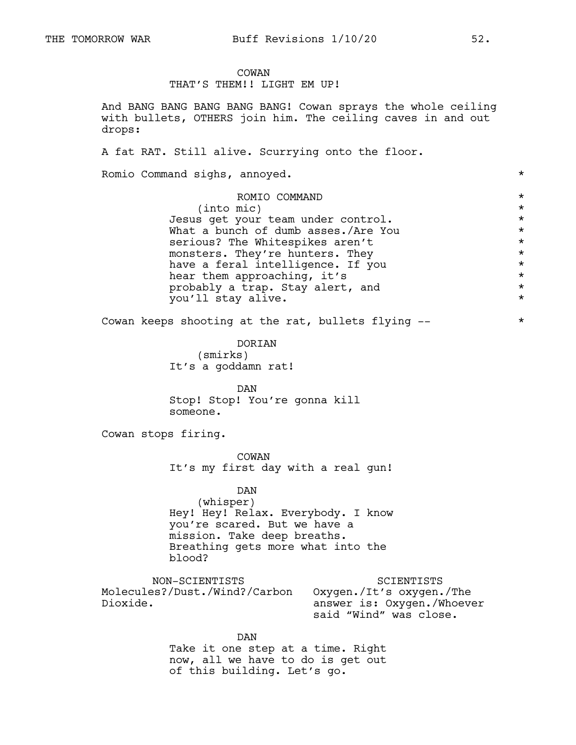COWAN
THAT'S THEM!! LIGHT EM UP!

And BANG BANG BANG BANG BANG! Cowan sprays the whole ceiling with bullets, OTHERS join him. The ceiling caves in and out drops:

A fat RAT. Still alive. Scurrying onto the floor.

Romio Command sighs, annoyed. *

ROMIO COMMAND
(into mic)
Jesus get your team under control. What a bunch of dumb asses./Are You serious? The Whitespikes aren't monsters. They're hunters. They have a feral intelligence. If you hear them approaching, it's probably a trap. Stay alert, and you'll stay alive. *

Cowan keeps shooting at the rat, bullets flying -- *

DORIAN
(smirks)
It's a goddamn rat!

DAN
Stop! Stop! You're gonna kill someone.

Cowan stops firing.

COWAN
It's my first day with a real gun!

DAN
(whisper)
Hey! Hey! Relax. Everybody. I know you're scared. But we have a mission. Take deep breaths. Breathing gets more what into the blood?

NON-SCIENTISTS
Molecules?/Dust./Wind?/Carbon Dioxide.

SCIENTISTS
Oxygen./It's oxygen./The answer is: Oxygen./Whoever said "Wind" was close.

DAN
Take it one step at a time. Right now, all we have to do is get out of this building. Let's go.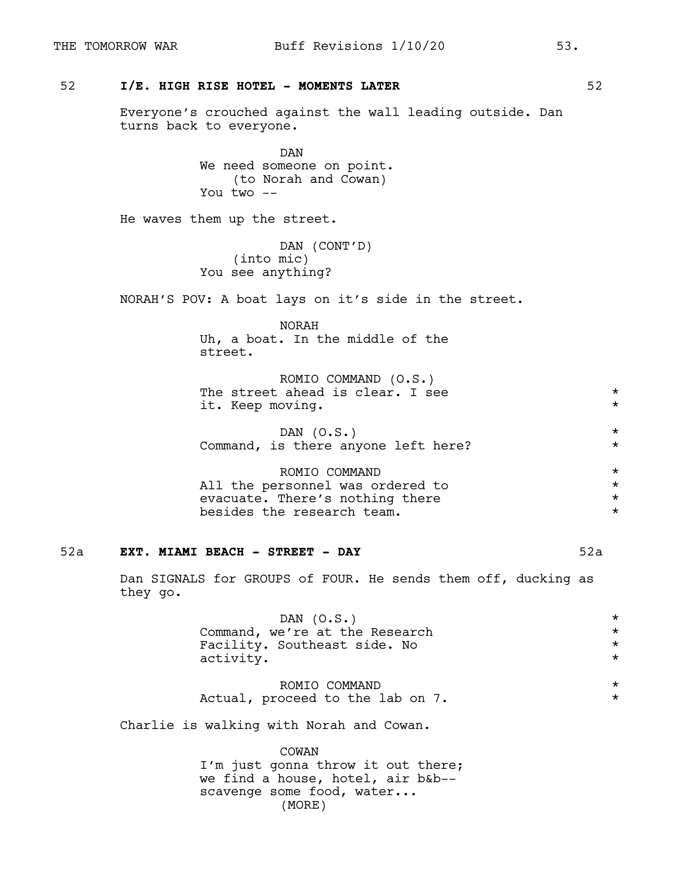52 **I/E. HIGH RISE HOTEL - MOMENTS LATER** 52

Everyone's crouched against the wall leading outside. Dan turns back to everyone.

DAN
We need someone on point.
(to Norah and Cowan)
You two --

He waves them up the street.

DAN (CONT'D)
(into mic)
You see anything?

NORAH'S POV: A boat lays on it's side in the street.

NORAH
Uh, a boat. In the middle of the street.

ROMIO COMMAND (O.S.)
The street ahead is clear. I see it. Keep moving. *

DAN (O.S.)
Command, is there anyone left here? *

ROMIO COMMAND
All the personnel was ordered to evacuate. There's nothing there besides the research team. *

52a **EXT. MIAMI BEACH - STREET - DAY** 52a

Dan SIGNALS for GROUPS of FOUR. He sends them off, ducking as they go.

DAN (O.S.)
Command, we're at the Research Facility. Southeast side. No activity. *

ROMIO COMMAND
Actual, proceed to the lab on 7. *

Charlie is walking with Norah and Cowan.

COWAN
I'm just gonna throw it out there; we find a house, hotel, air b&b-- scavenge some food, water...
(MORE)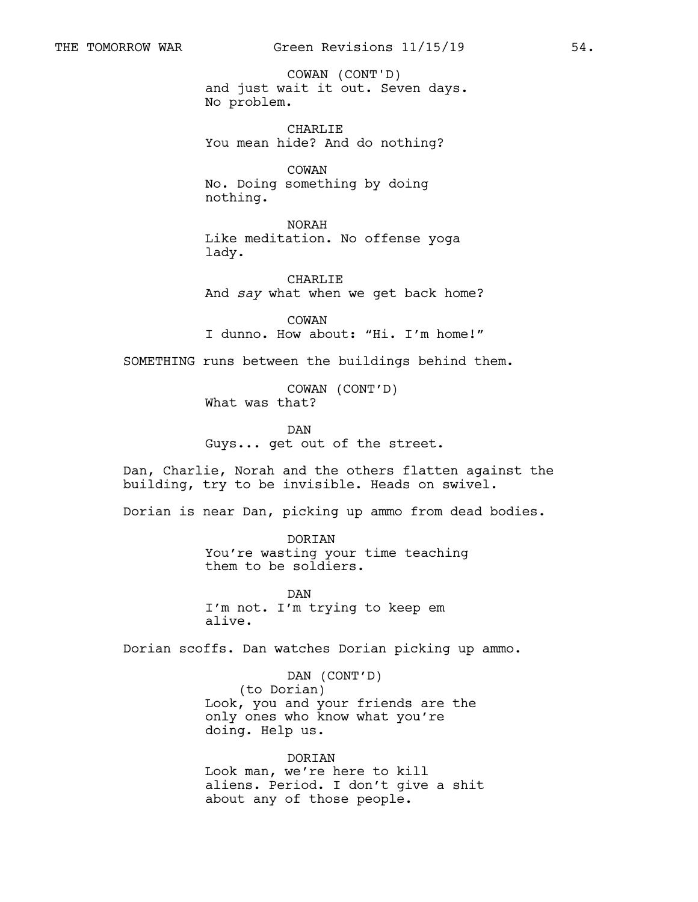COWAN (CONT'D)
and just wait it out. Seven days. No problem.

CHARLIE
You mean hide? And do nothing?

COWAN
No. Doing something by doing nothing.

NORAH
Like meditation. No offense yoga lady.

CHARLIE
And *say* what when we get back home?

COWAN
I dunno. How about: “Hi. I’m home!”

SOMETHING runs between the buildings behind them.

COWAN (CONT’D)
What was that?

DAN
Guys... get out of the street.

Dan, Charlie, Norah and the others flatten against the building, try to be invisible. Heads on swivel.

Dorian is near Dan, picking up ammo from dead bodies.

DORIAN
You’re wasting your time teaching them to be soldiers.

DAN
I’m not. I’m trying to keep em alive.

Dorian scoffs. Dan watches Dorian picking up ammo.

DAN (CONT’D)
(to Dorian)
Look, you and your friends are the only ones who know what you’re doing. Help us.

DORIAN
Look man, we’re here to kill aliens. Period. I don’t give a shit about any of those people.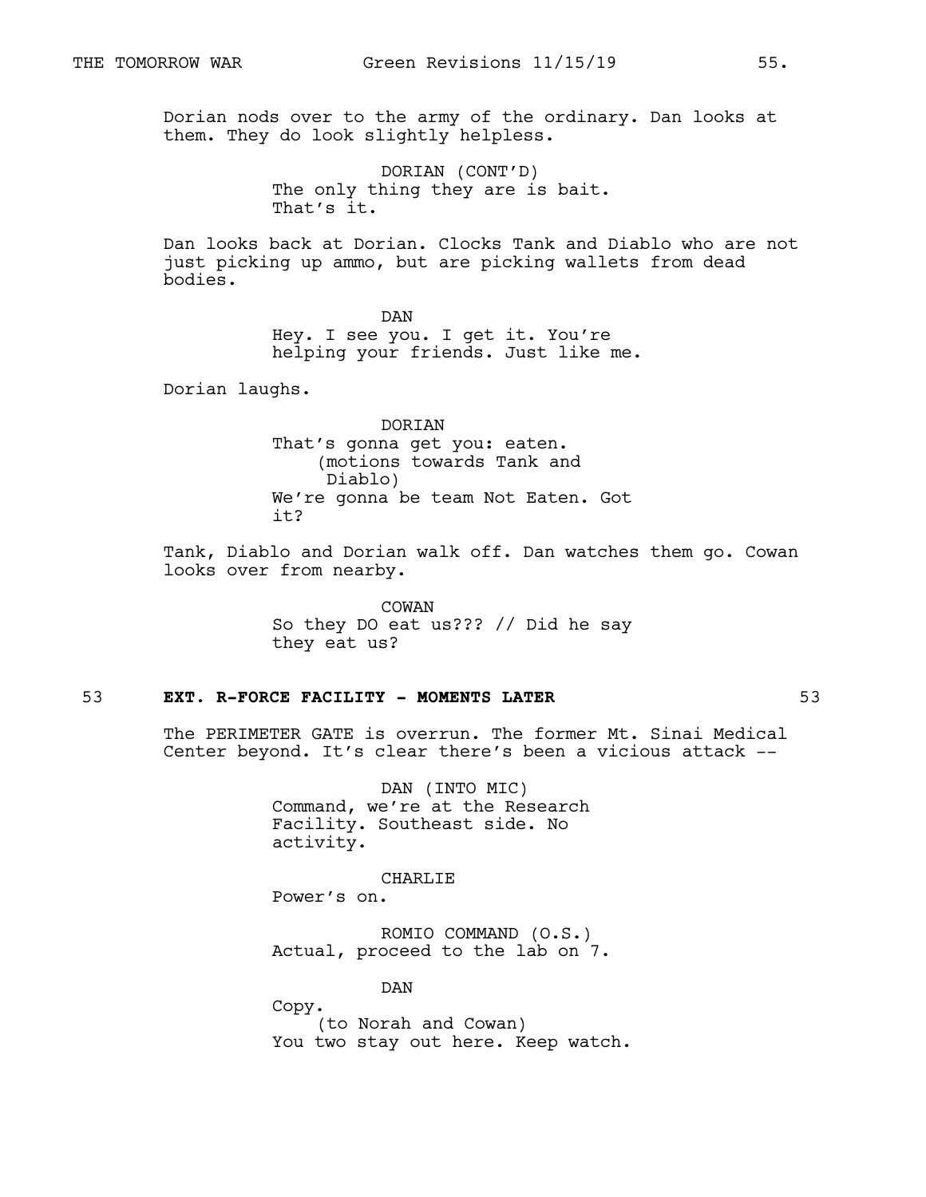Dorian nods over to the army of the ordinary. Dan looks at them. They do look slightly helpless.

DORIAN (CONT'D)
The only thing they are is bait.
That's it.

Dan looks back at Dorian. Clocks Tank and Diablo who are not just picking up ammo, but are picking wallets from dead bodies.

DAN
Hey. I see you. I get it. You're
helping your friends. Just like me.

Dorian laughs.

DORIAN
That's gonna get you: eaten.
(motions towards Tank and
Diablo)
We're gonna be team Not Eaten. Got
it?

Tank, Diablo and Dorian walk off. Dan watches them go. Cowan looks over from nearby.

COWAN
So they DO eat us??? // Did he say
they eat us?

53 **EXT. R-FORCE FACILITY - MOMENTS LATER** 53

The PERIMETER GATE is overrun. The former Mt. Sinai Medical Center beyond. It's clear there's been a vicious attack --

DAN (INTO MIC)
Command, we're at the Research
Facility. Southeast side. No
activity.

CHARLIE
Power's on.

ROMIO COMMAND (O.S.)
Actual, proceed to the lab on 7.

DAN
Copy.
(to Norah and Cowan)
You two stay out here. Keep watch.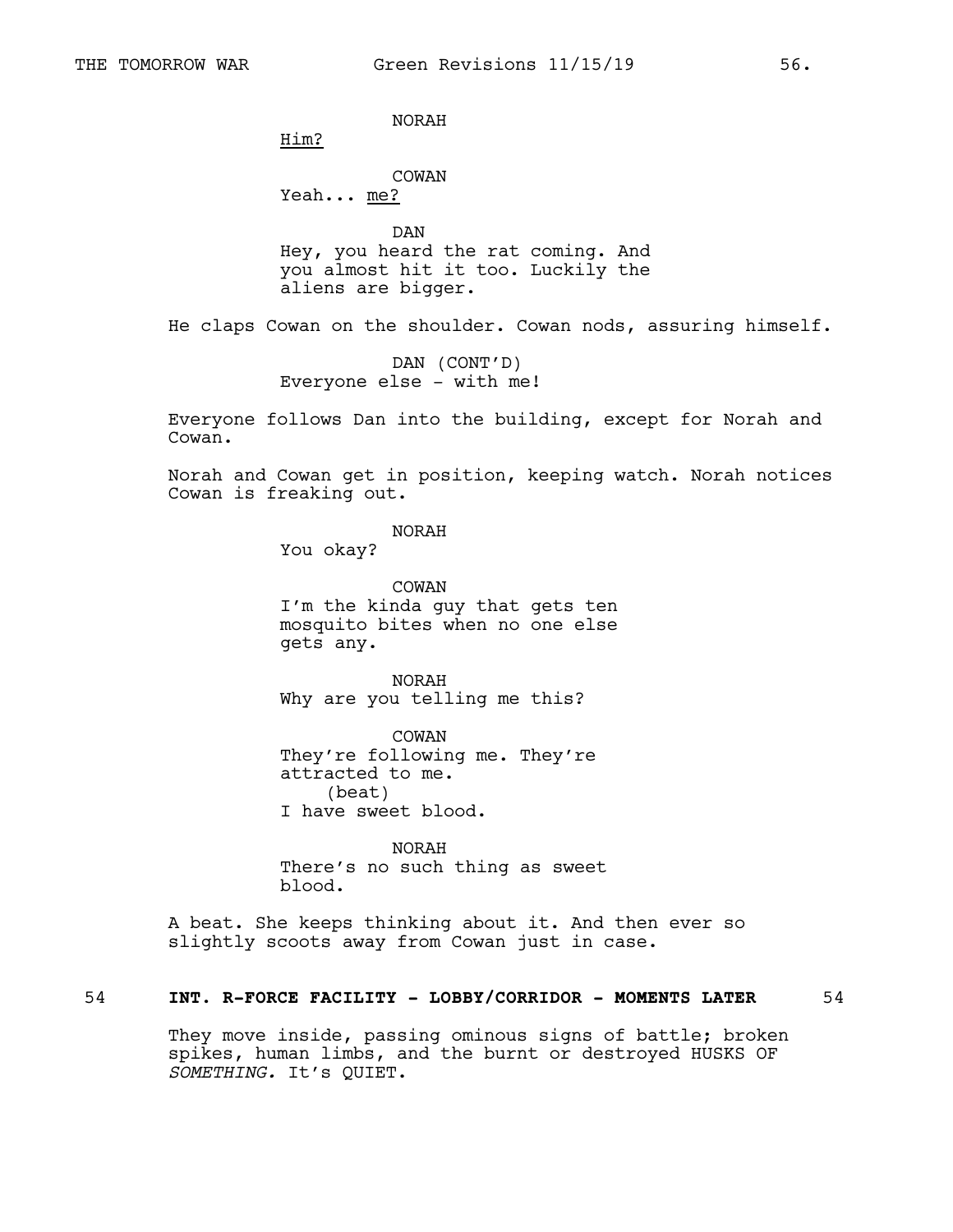NORAH

<u>Him?</u>

COWAN

Yeah... <u>me?</u>

DAN

Hey, you heard the rat coming. And you almost hit it too. Luckily the aliens are bigger.

He claps Cowan on the shoulder. Cowan nods, assuring himself.

DAN (CONT'D)

Everyone else - with me!

Everyone follows Dan into the building, except for Norah and Cowan.

Norah and Cowan get in position, keeping watch. Norah notices Cowan is freaking out.

NORAH

You okay?

COWAN

I'm the kinda guy that gets ten mosquito bites when no one else gets any.

NORAH

Why are you telling me this?

COWAN

They're following me. They're attracted to me.

(beat)

I have sweet blood.

NORAH

There's no such thing as sweet blood.

A beat. She keeps thinking about it. And then ever so slightly scoots away from Cowan just in case.

**54 INT. R-FORCE FACILITY - LOBBY/CORRIDOR - MOMENTS LATER 54**

They move inside, passing ominous signs of battle; broken spikes, human limbs, and the burnt or destroyed HUSKS OF *SOMETHING.* It's QUIET.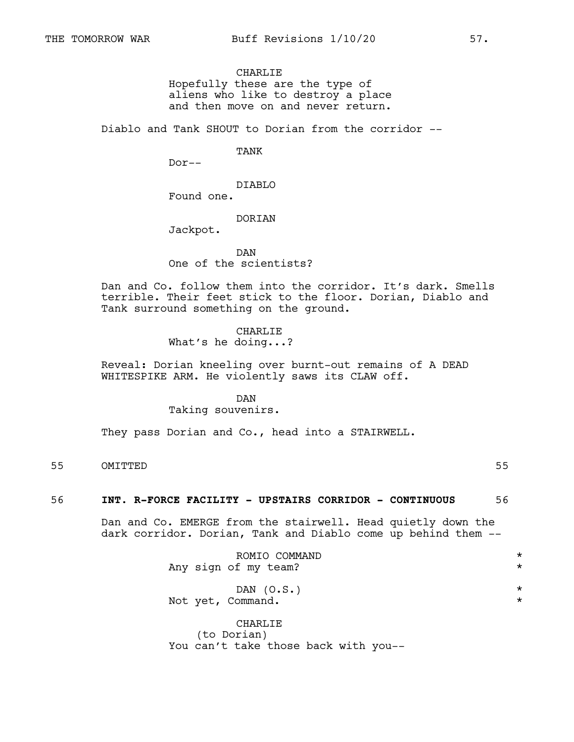CHARLIE
Hopefully these are the type of aliens who like to destroy a place and then move on and never return.

Diablo and Tank SHOUT to Dorian from the corridor --

TANK
Dor--

DIABLO
Found one.

DORIAN
Jackpot.

DAN
One of the scientists?

Dan and Co. follow them into the corridor. It's dark. Smells terrible. Their feet stick to the floor. Dorian, Diablo and Tank surround something on the ground.

CHARLIE
What's he doing...?

Reveal: Dorian kneeling over burnt-out remains of A DEAD WHITESPIKE ARM. He violently saws its CLAW off.

DAN
Taking souvenirs.

They pass Dorian and Co., head into a STAIRWELL.

55 OMITTED 55

**56 INT. R-FORCE FACILITY - UPSTAIRS CORRIDOR - CONTINUOUS 56**

Dan and Co. EMERGE from the stairwell. Head quietly down the dark corridor. Dorian, Tank and Diablo come up behind them --

ROMIO COMMAND *
Any sign of my team? *

DAN (O.S.) *
Not yet, Command. *

CHARLIE
(to Dorian)
You can't take those back with you--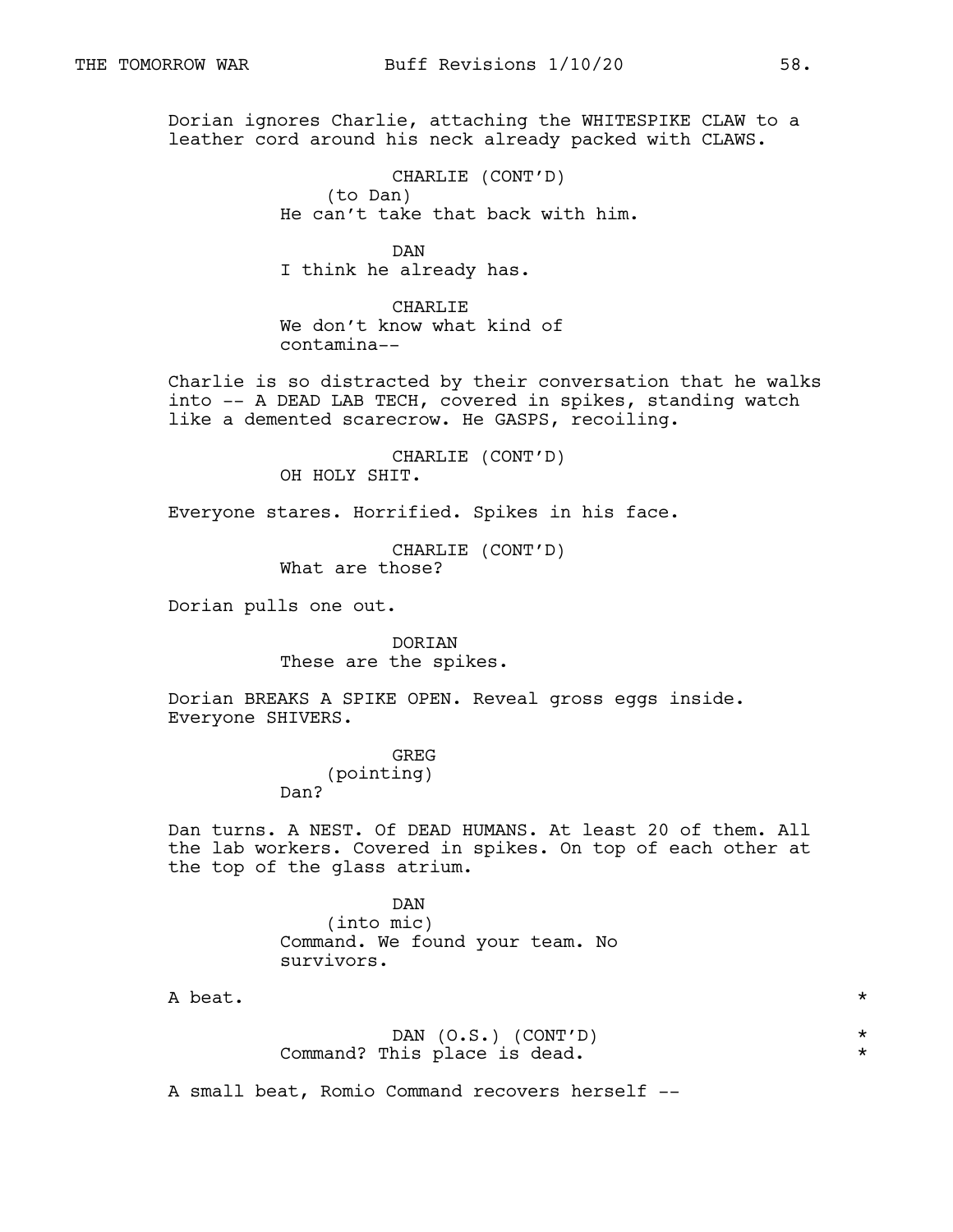Dorian ignores Charlie, attaching the WHITESPIKE CLAW to a leather cord around his neck already packed with CLAWS.

CHARLIE (CONT'D)
(to Dan)
He can't take that back with him.

DAN
I think he already has.

CHARLIE
We don't know what kind of contamina--

Charlie is so distracted by their conversation that he walks into -- A DEAD LAB TECH, covered in spikes, standing watch like a demented scarecrow. He GASPS, recoiling.

CHARLIE (CONT'D)
OH HOLY SHIT.

Everyone stares. Horrified. Spikes in his face.

CHARLIE (CONT'D)
What are those?

Dorian pulls one out.

DORIAN
These are the spikes.

Dorian BREAKS A SPIKE OPEN. Reveal gross eggs inside. Everyone SHIVERS.

GREG
(pointing)
Dan?

Dan turns. A NEST. Of DEAD HUMANS. At least 20 of them. All the lab workers. Covered in spikes. On top of each other at the top of the glass atrium.

DAN
(into mic)
Command. We found your team. No survivors.

A beat. *

DAN (O.S.) (CONT'D) *
Command? This place is dead. *

A small beat, Romio Command recovers herself --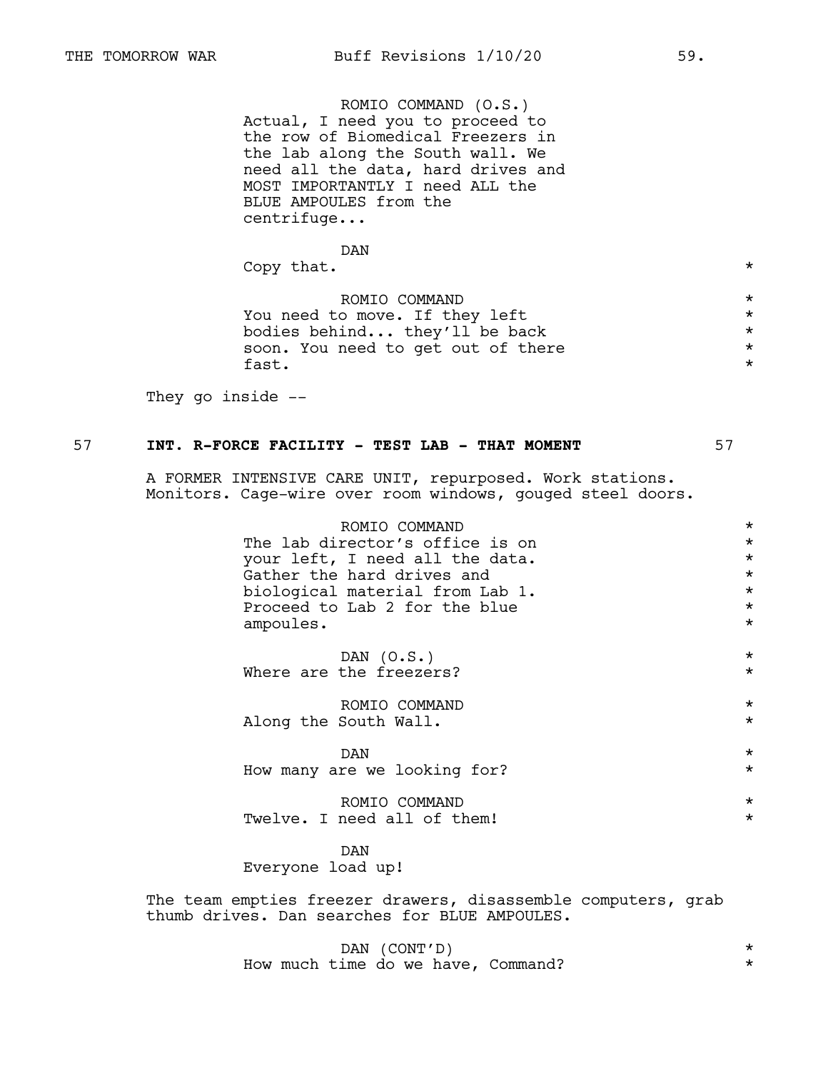ROMIO COMMAND (O.S.)
Actual, I need you to proceed to the row of Biomedical Freezers in the lab along the South wall. We need all the data, hard drives and MOST IMPORTANTLY I need ALL the BLUE AMPOULES from the centrifuge...

DAN
Copy that. *

ROMIO COMMAND *
You need to move. If they left bodies behind... they'll be back soon. You need to get out of there fast. *

They go inside --

57 **INT. R-FORCE FACILITY - TEST LAB - THAT MOMENT** 57

A FORMER INTENSIVE CARE UNIT, repurposed. Work stations. Monitors. Cage-wire over room windows, gouged steel doors.

ROMIO COMMAND *
The lab director's office is on your left, I need all the data. Gather the hard drives and biological material from Lab 1. Proceed to Lab 2 for the blue ampoules. *

DAN (O.S.) *
Where are the freezers? *

ROMIO COMMAND *
Along the South Wall. *

DAN *
How many are we looking for? *

ROMIO COMMAND *
Twelve. I need all of them! *

DAN
Everyone load up!

The team empties freezer drawers, disassemble computers, grab thumb drives. Dan searches for BLUE AMPOULES.

DAN (CONT'D) *
How much time do we have, Command? *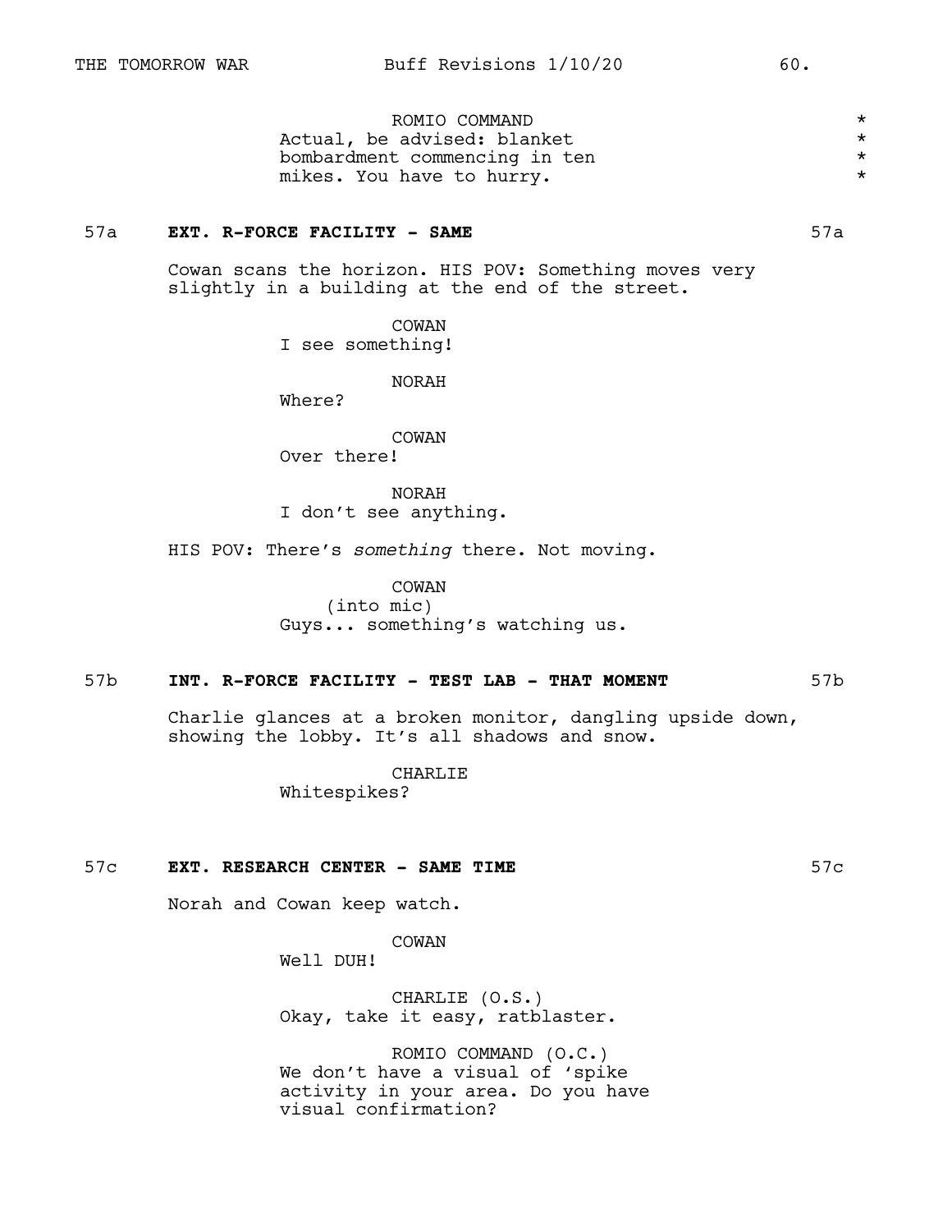ROMIO COMMAND
Actual, be advised: blanket bombardment commencing in ten mikes. You have to hurry. *

**57a EXT. R-FORCE FACILITY - SAME** 57a

Cowan scans the horizon. HIS POV: Something moves very slightly in a building at the end of the street.

COWAN
I see something!

NORAH
Where?

COWAN
Over there!

NORAH
I don't see anything.

HIS POV: There's *something* there. Not moving.

COWAN
(into mic)
Guys... something's watching us.

**57b INT. R-FORCE FACILITY - TEST LAB - THAT MOMENT** 57b

Charlie glances at a broken monitor, dangling upside down, showing the lobby. It's all shadows and snow.

CHARLIE
Whitespikes?

**57c EXT. RESEARCH CENTER - SAME TIME** 57c

Norah and Cowan keep watch.

COWAN
Well DUH!

CHARLIE (O.S.)
Okay, take it easy, ratblaster.

ROMIO COMMAND (O.C.)
We don't have a visual of 'spike activity in your area. Do you have visual confirmation?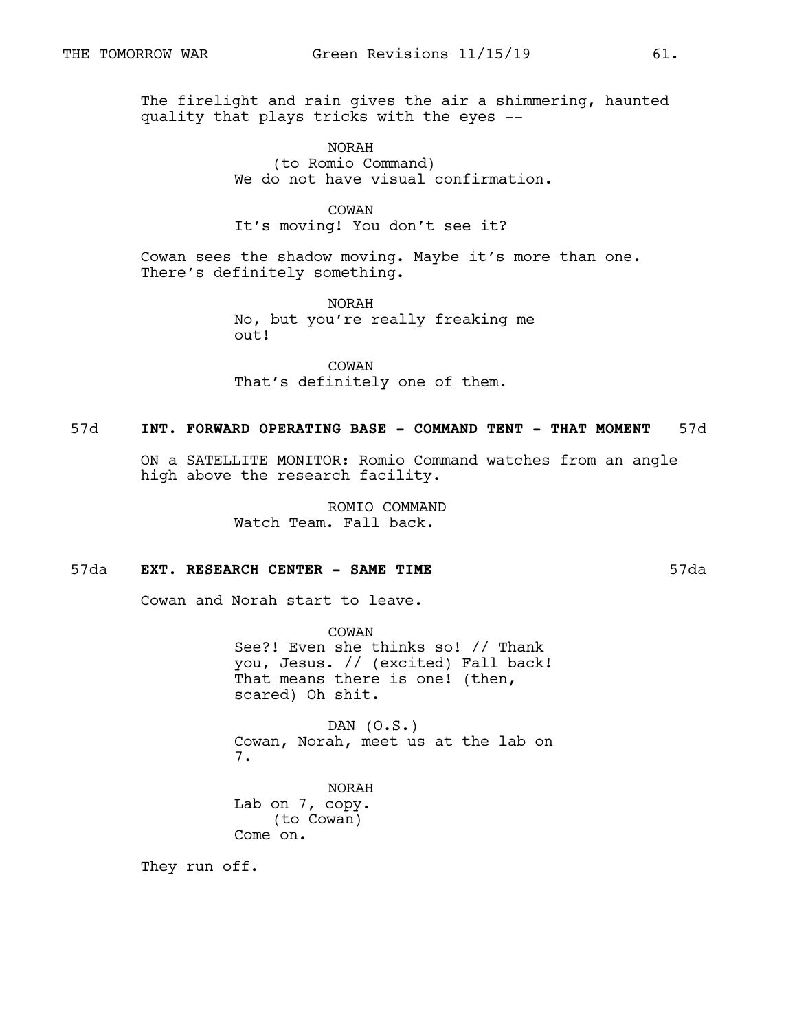The firelight and rain gives the air a shimmering, haunted quality that plays tricks with the eyes --

NORAH
(to Romio Command)
We do not have visual confirmation.

COWAN
It's moving! You don't see it?

Cowan sees the shadow moving. Maybe it's more than one. There's definitely something.

NORAH
No, but you're really freaking me out!

COWAN
That's definitely one of them.

**57d INT. FORWARD OPERATING BASE - COMMAND TENT - THAT MOMENT 57d**

ON a SATELLITE MONITOR: Romio Command watches from an angle high above the research facility.

ROMIO COMMAND
Watch Team. Fall back.

**57da EXT. RESEARCH CENTER - SAME TIME 57da**

Cowan and Norah start to leave.

COWAN
See?! Even she thinks so! // Thank you, Jesus. // (excited) Fall back! That means there is one! (then, scared) Oh shit.

DAN (O.S.)
Cowan, Norah, meet us at the lab on 7.

NORAH
Lab on 7, copy.
(to Cowan)
Come on.

They run off.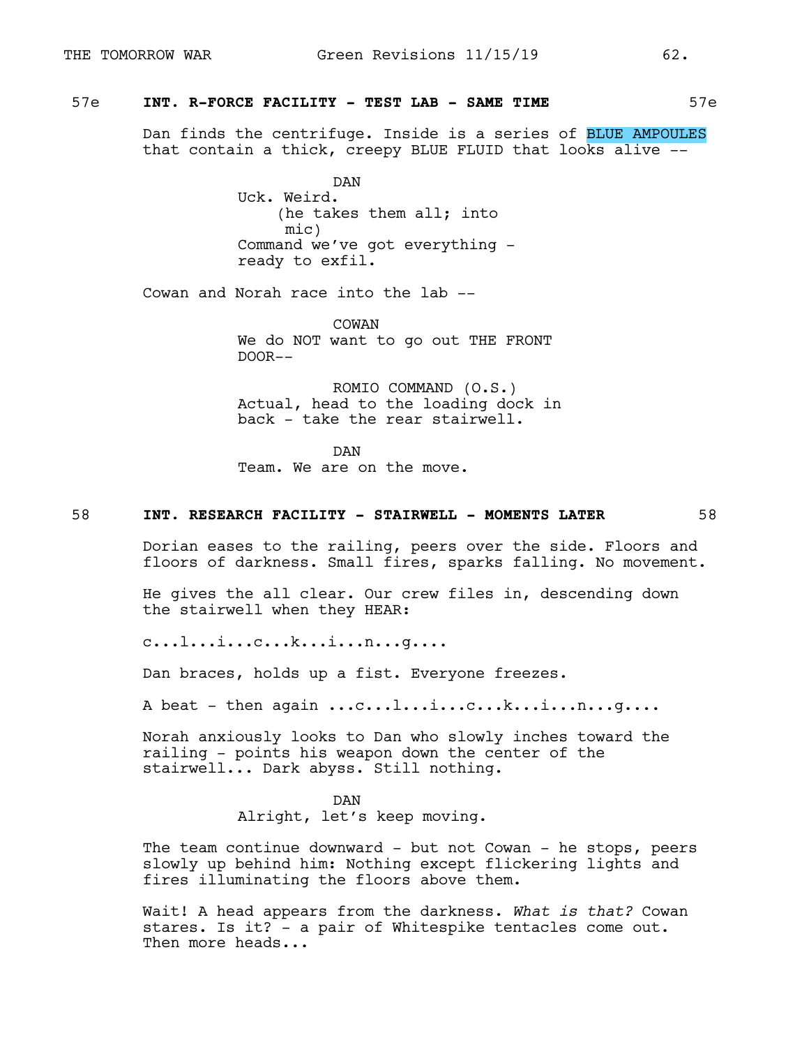57e **INT. R-FORCE FACILITY - TEST LAB - SAME TIME** 57e

Dan finds the centrifuge. Inside is a series of BLUE AMPOULES that contain a thick, creepy BLUE FLUID that looks alive --

DAN
Uck. Weird.
(he takes them all; into mic)
Command we've got everything - ready to exfil.

Cowan and Norah race into the lab --

COWAN
We do NOT want to go out THE FRONT DOOR--

ROMIO COMMAND (O.S.)
Actual, head to the loading dock in back - take the rear stairwell.

DAN
Team. We are on the move.

58 **INT. RESEARCH FACILITY - STAIRWELL - MOMENTS LATER** 58

Dorian eases to the railing, peers over the side. Floors and floors of darkness. Small fires, sparks falling. No movement.

He gives the all clear. Our crew files in, descending down the stairwell when they HEAR:

c...l...i...c...k...i...n...g....

Dan braces, holds up a fist. Everyone freezes.

A beat - then again ...c...l...i...c...k...i...n...g....

Norah anxiously looks to Dan who slowly inches toward the railing - points his weapon down the center of the stairwell... Dark abyss. Still nothing.

DAN
Alright, let's keep moving.

The team continue downward - but not Cowan - he stops, peers slowly up behind him: Nothing except flickering lights and fires illuminating the floors above them.

Wait! A head appears from the darkness. *What is that?* Cowan stares. Is it? - a pair of Whitespike tentacles come out. Then more heads...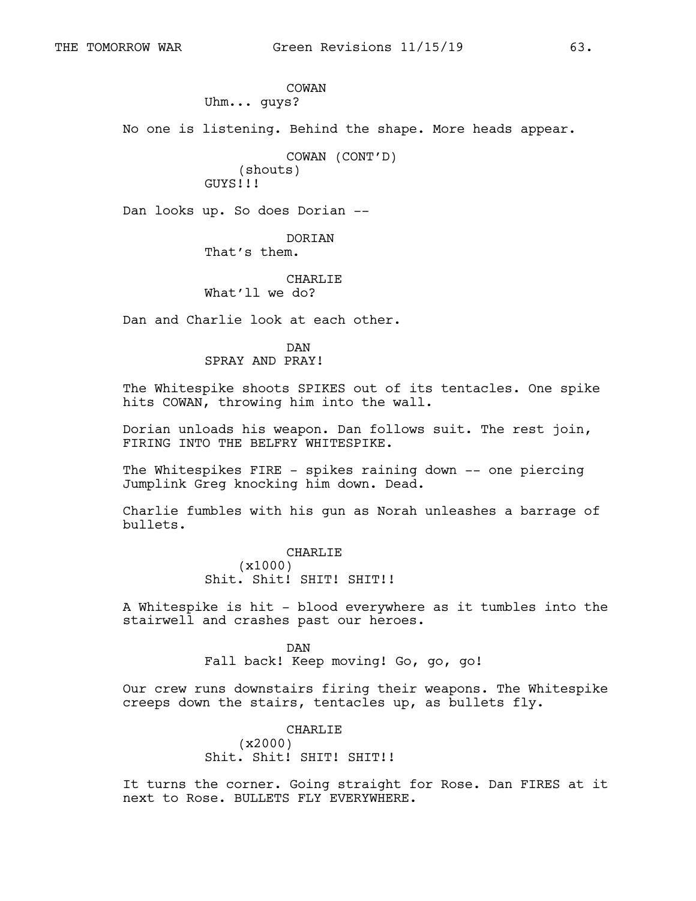COWAN
Uhm... guys?

No one is listening. Behind the shape. More heads appear.

COWAN (CONT'D)
(shouts)
GUYS!!!

Dan looks up. So does Dorian --

DORIAN
That's them.

CHARLIE
What'll we do?

Dan and Charlie look at each other.

DAN
SPRAY AND PRAY!

The Whitespike shoots SPIKES out of its tentacles. One spike hits COWAN, throwing him into the wall.

Dorian unloads his weapon. Dan follows suit. The rest join, FIRING INTO THE BELFRY WHITESPIKE.

The Whitespikes FIRE - spikes raining down -- one piercing Jumplink Greg knocking him down. Dead.

Charlie fumbles with his gun as Norah unleashes a barrage of bullets.

CHARLIE
(x1000)
Shit. Shit! SHIT! SHIT!!

A Whitespike is hit - blood everywhere as it tumbles into the stairwell and crashes past our heroes.

DAN
Fall back! Keep moving! Go, go, go!

Our crew runs downstairs firing their weapons. The Whitespike creeps down the stairs, tentacles up, as bullets fly.

CHARLIE
(x2000)
Shit. Shit! SHIT! SHIT!!

It turns the corner. Going straight for Rose. Dan FIRES at it next to Rose. BULLETS FLY EVERYWHERE.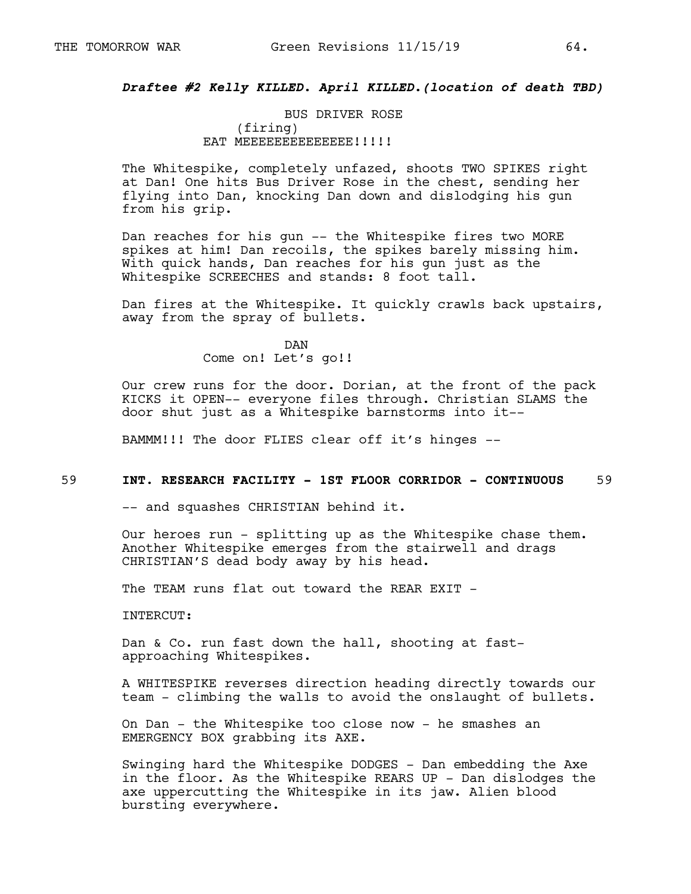***Draftee #2 Kelly KILLED. April KILLED.(location of death TBD)***

BUS DRIVER ROSE
(firing)
EAT MEEEEEEEEEEEEEE!!!!!

The Whitespike, completely unfazed, shoots TWO SPIKES right at Dan! One hits Bus Driver Rose in the chest, sending her flying into Dan, knocking Dan down and dislodging his gun from his grip.

Dan reaches for his gun -- the Whitespike fires two MORE spikes at him! Dan recoils, the spikes barely missing him. With quick hands, Dan reaches for his gun just as the Whitespike SCREECHES and stands: 8 foot tall.

Dan fires at the Whitespike. It quickly crawls back upstairs, away from the spray of bullets.

DAN
Come on! Let's go!!

Our crew runs for the door. Dorian, at the front of the pack KICKS it OPEN-- everyone files through. Christian SLAMS the door shut just as a Whitespike barnstorms into it--

BAMMM!!! The door FLIES clear off it's hinges --

59 **INT. RESEARCH FACILITY - 1ST FLOOR CORRIDOR - CONTINUOUS** 59

-- and squashes CHRISTIAN behind it.

Our heroes run - splitting up as the Whitespike chase them. Another Whitespike emerges from the stairwell and drags CHRISTIAN'S dead body away by his head.

The TEAM runs flat out toward the REAR EXIT -

INTERCUT:

Dan & Co. run fast down the hall, shooting at fast-approaching Whitespikes.

A WHITESPIKE reverses direction heading directly towards our team - climbing the walls to avoid the onslaught of bullets.

On Dan - the Whitespike too close now - he smashes an EMERGENCY BOX grabbing its AXE.

Swinging hard the Whitespike DODGES - Dan embedding the Axe in the floor. As the Whitespike REARS UP - Dan dislodges the axe uppercutting the Whitespike in its jaw. Alien blood bursting everywhere.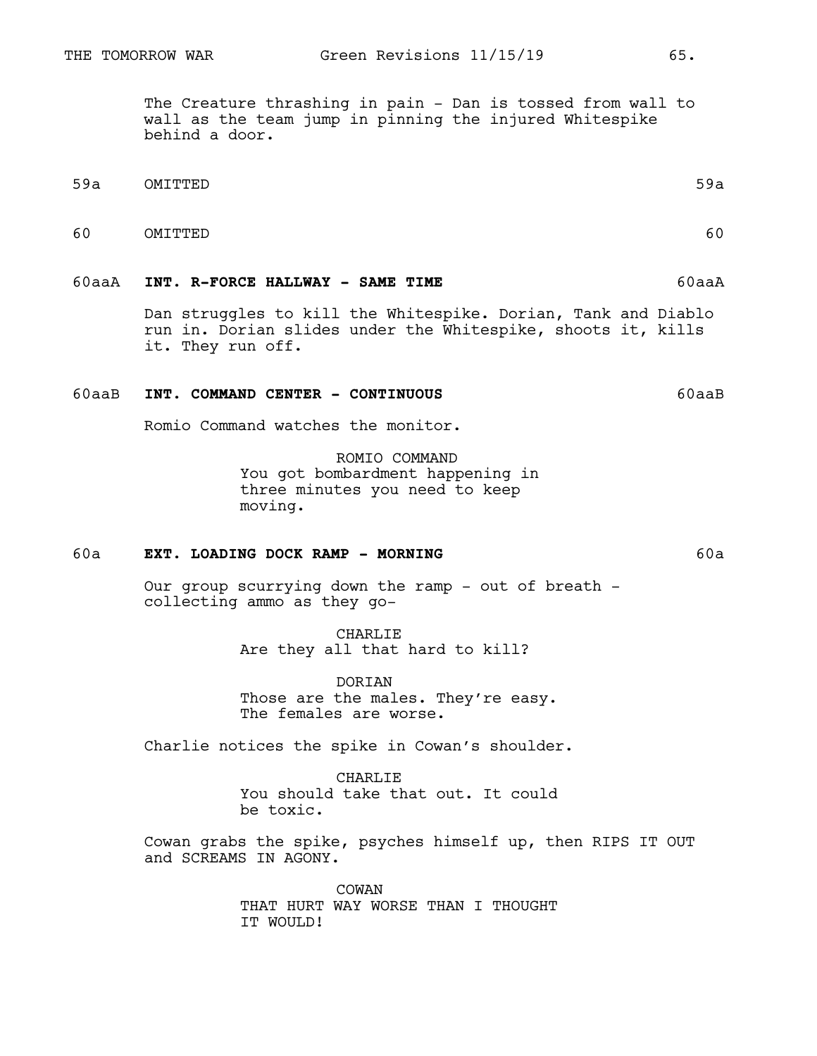The Creature thrashing in pain - Dan is tossed from wall to wall as the team jump in pinning the injured Whitespike behind a door.

59a OMITTED 59a

60 OMITTED 60

60aaA **INT. R-FORCE HALLWAY - SAME TIME** 60aaA

Dan struggles to kill the Whitespike. Dorian, Tank and Diablo run in. Dorian slides under the Whitespike, shoots it, kills it. They run off.

60aaB **INT. COMMAND CENTER - CONTINUOUS** 60aaB

Romio Command watches the monitor.

ROMIO COMMAND
You got bombardment happening in three minutes you need to keep moving.

60a **EXT. LOADING DOCK RAMP - MORNING** 60a

Our group scurrying down the ramp - out of breath - collecting ammo as they go-

CHARLIE
Are they all that hard to kill?

DORIAN
Those are the males. They're easy. The females are worse.

Charlie notices the spike in Cowan's shoulder.

CHARLIE
You should take that out. It could be toxic.

Cowan grabs the spike, psyches himself up, then RIPS IT OUT and SCREAMS IN AGONY.

COWAN
THAT HURT WAY WORSE THAN I THOUGHT IT WOULD!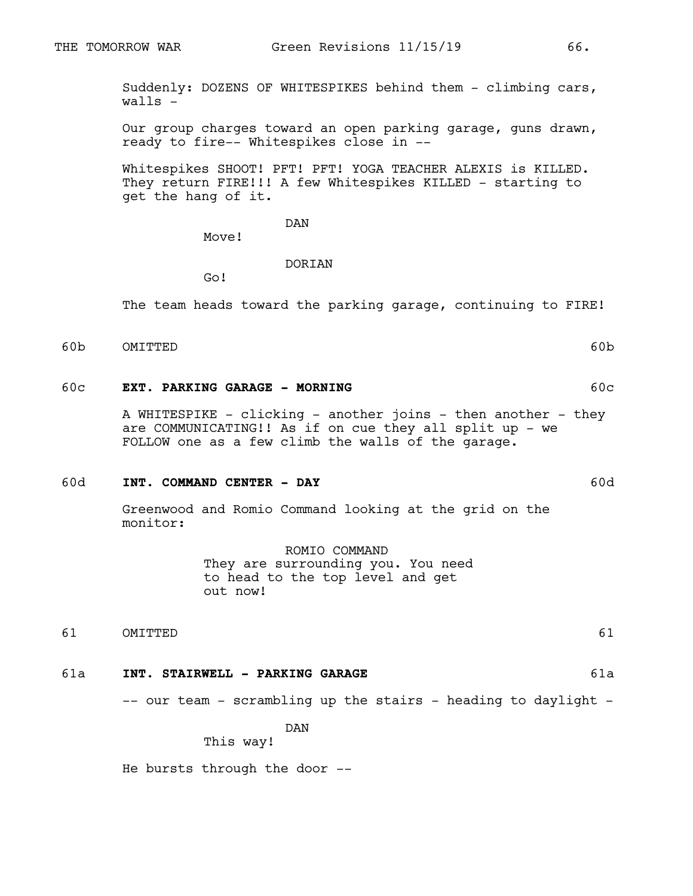Suddenly: DOZENS OF WHITESPIKES behind them - climbing cars, walls -

Our group charges toward an open parking garage, guns drawn, ready to fire-- Whitespikes close in --

Whitespikes SHOOT! PFT! PFT! YOGA TEACHER ALEXIS is KILLED. They return FIRE!!! A few Whitespikes KILLED - starting to get the hang of it.

DAN

Move!

DORIAN

Go!

The team heads toward the parking garage, continuing to FIRE!

60b OMITTED 60b

60c **EXT. PARKING GARAGE - MORNING** 60c

A WHITESPIKE - clicking - another joins - then another - they are COMMUNICATING!! As if on cue they all split up - we FOLLOW one as a few climb the walls of the garage.

60d **INT. COMMAND CENTER - DAY** 60d

Greenwood and Romio Command looking at the grid on the monitor:

ROMIO COMMAND

They are surrounding you. You need to head to the top level and get out now!

61 OMITTED 61

61a **INT. STAIRWELL - PARKING GARAGE** 61a

-- our team - scrambling up the stairs - heading to daylight -

DAN

This way!

He bursts through the door --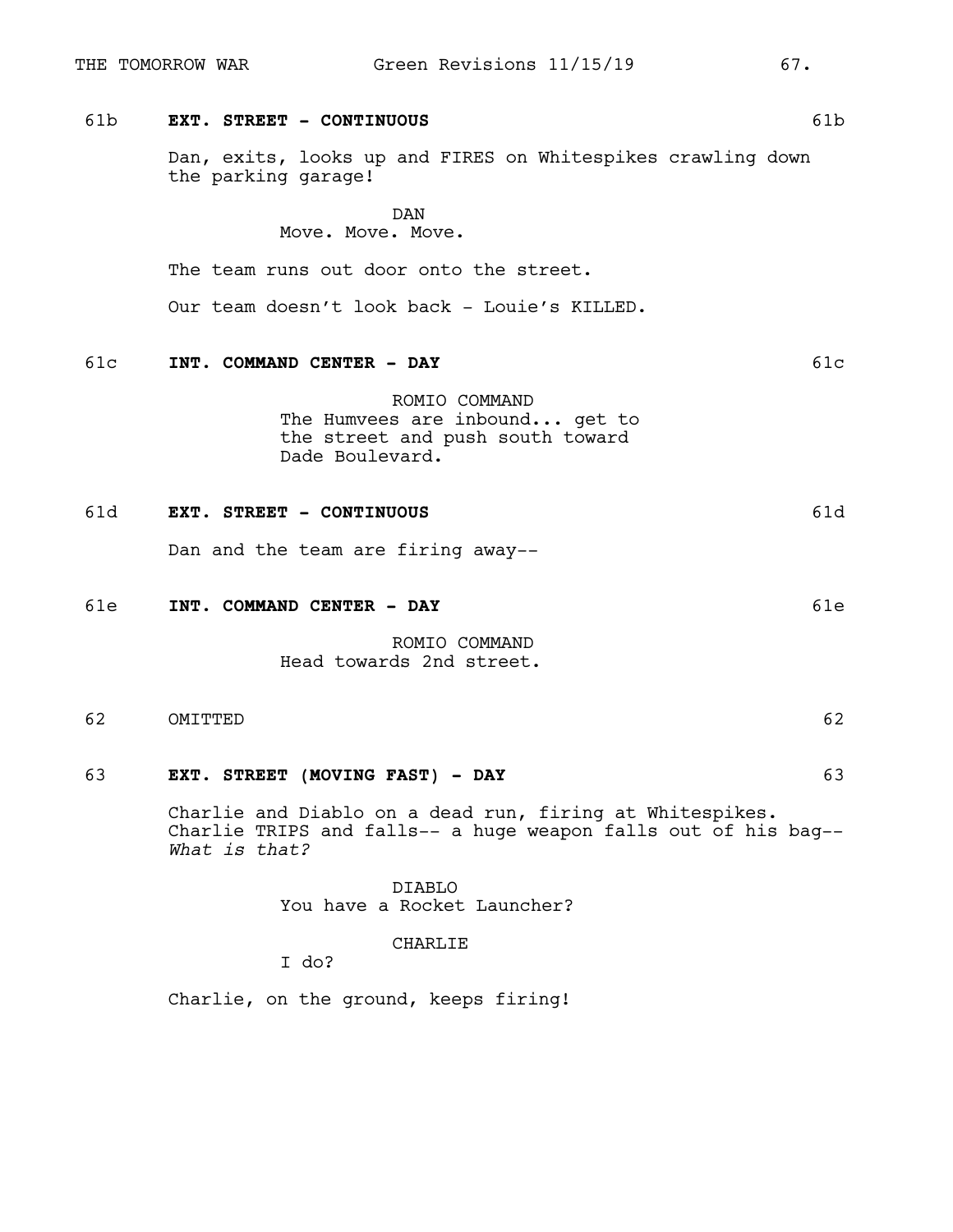61b **EXT. STREET - CONTINUOUS** 61b

Dan, exits, looks up and FIRES on Whitespikes crawling down the parking garage!

DAN
Move. Move. Move.

The team runs out door onto the street.

Our team doesn't look back - Louie's KILLED.

61c **INT. COMMAND CENTER - DAY** 61c

ROMIO COMMAND
The Humvees are inbound... get to the street and push south toward Dade Boulevard.

61d **EXT. STREET - CONTINUOUS** 61d

Dan and the team are firing away--

61e **INT. COMMAND CENTER - DAY** 61e

ROMIO COMMAND
Head towards 2nd street.

62 OMITTED 62

63 **EXT. STREET (MOVING FAST) - DAY** 63

Charlie and Diablo on a dead run, firing at Whitespikes. Charlie TRIPS and falls-- a huge weapon falls out of his bag-- *What is that?*

DIABLO
You have a Rocket Launcher?

CHARLIE
I do?

Charlie, on the ground, keeps firing!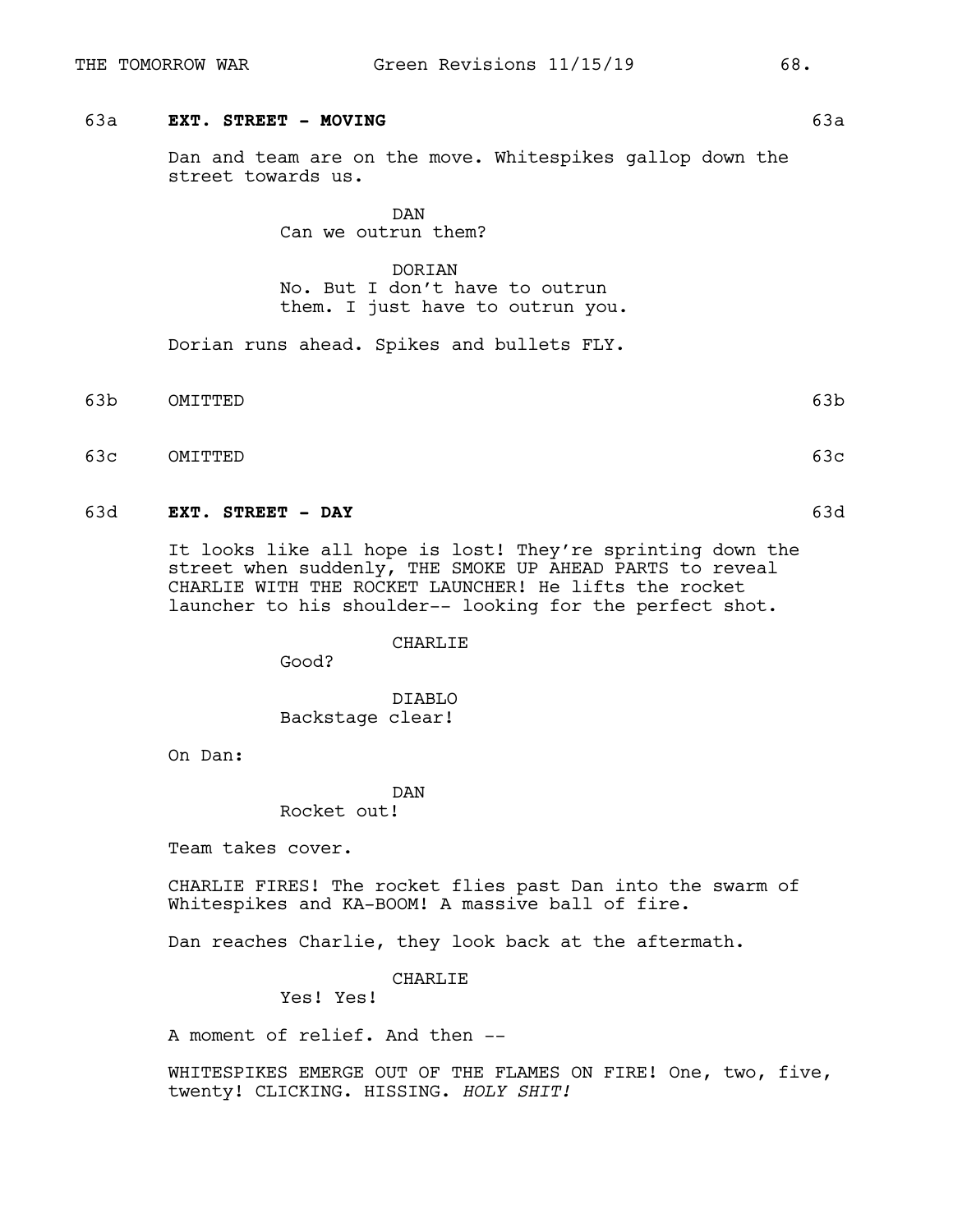63a **EXT. STREET - MOVING** 63a

Dan and team are on the move. Whitespikes gallop down the street towards us.

DAN
Can we outrun them?

DORIAN
No. But I don't have to outrun them. I just have to outrun you.

Dorian runs ahead. Spikes and bullets FLY.

63b OMITTED 63b

63c OMITTED 63c

63d **EXT. STREET - DAY** 63d

It looks like all hope is lost! They're sprinting down the street when suddenly, THE SMOKE UP AHEAD PARTS to reveal CHARLIE WITH THE ROCKET LAUNCHER! He lifts the rocket launcher to his shoulder-- looking for the perfect shot.

CHARLIE
Good?

DIABLO
Backstage clear!

On Dan:

DAN
Rocket out!

Team takes cover.

CHARLIE FIRES! The rocket flies past Dan into the swarm of Whitespikes and KA-BOOM! A massive ball of fire.

Dan reaches Charlie, they look back at the aftermath.

CHARLIE
Yes! Yes!

A moment of relief. And then --

WHITESPIKES EMERGE OUT OF THE FLAMES ON FIRE! One, two, five, twenty! CLICKING. HISSING. *HOLY SHIT!*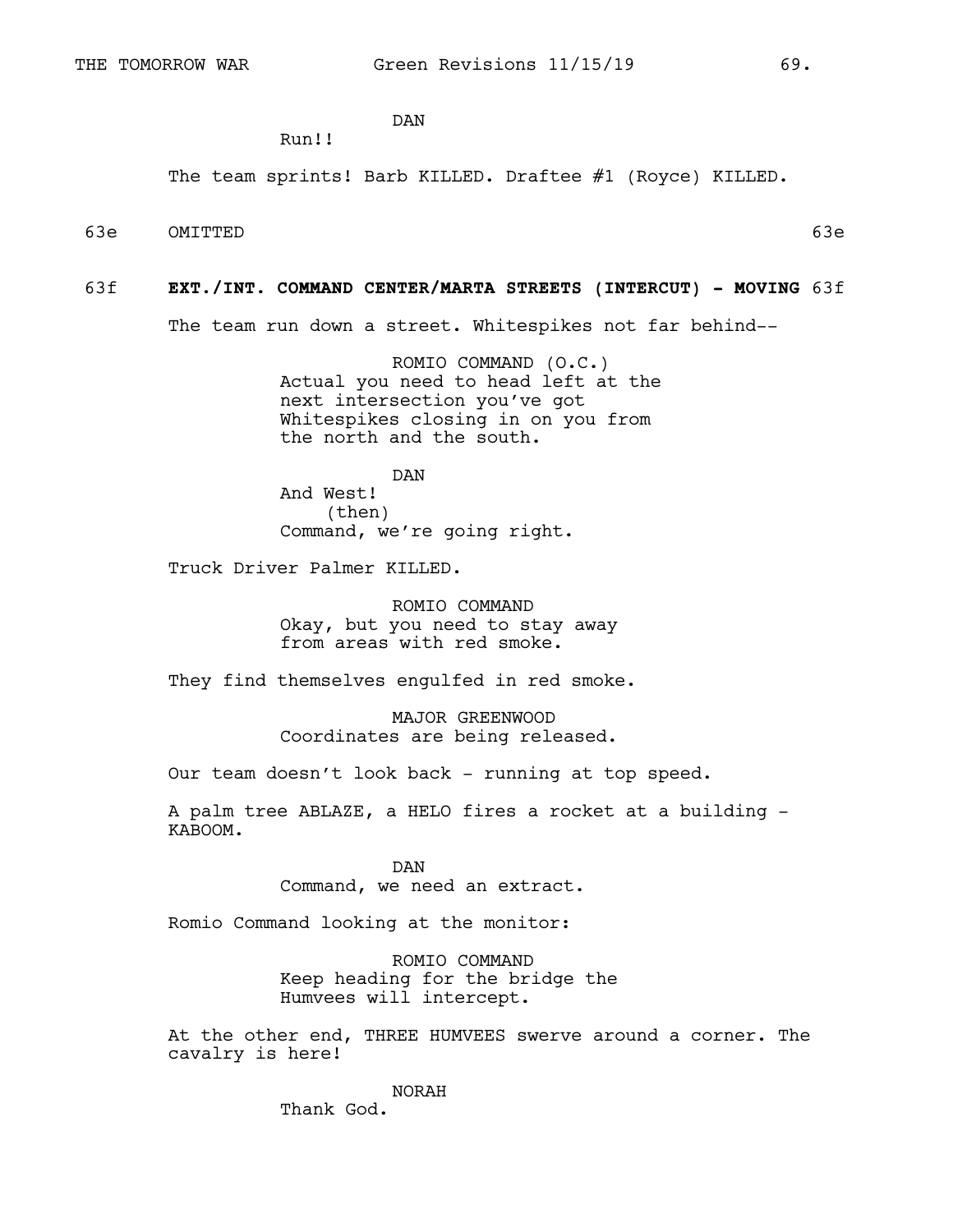DAN
Run!!

The team sprints! Barb KILLED. Draftee #1 (Royce) KILLED.

63e OMITTED 63e

**63f EXT./INT. COMMAND CENTER/MARTA STREETS (INTERCUT) - MOVING 63f**

The team run down a street. Whitespikes not far behind--

ROMIO COMMAND (O.C.)
Actual you need to head left at the next intersection you've got Whitespikes closing in on you from the north and the south.

DAN
And West!
(then)
Command, we're going right.

Truck Driver Palmer KILLED.

ROMIO COMMAND
Okay, but you need to stay away from areas with red smoke.

They find themselves engulfed in red smoke.

MAJOR GREENWOOD
Coordinates are being released.

Our team doesn't look back - running at top speed.

A palm tree ABLAZE, a HELO fires a rocket at a building - KABOOM.

DAN
Command, we need an extract.

Romio Command looking at the monitor:

ROMIO COMMAND
Keep heading for the bridge the Humvees will intercept.

At the other end, THREE HUMVEES swerve around a corner. The cavalry is here!

NORAH
Thank God.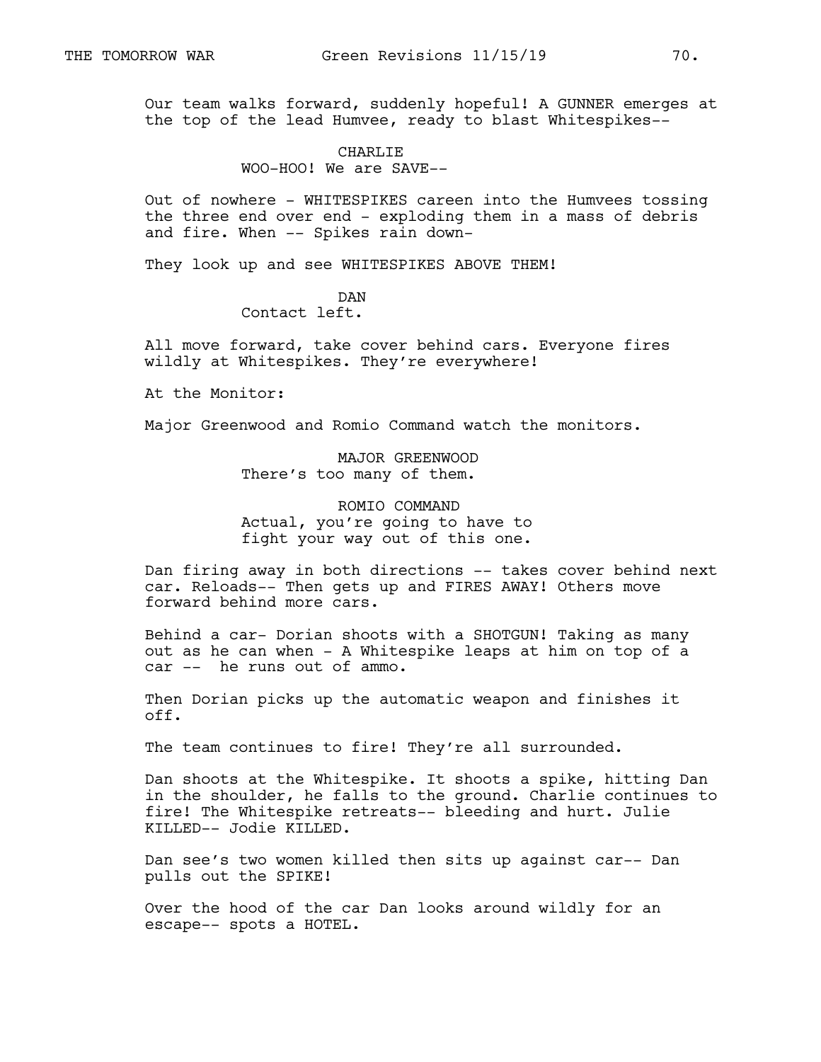Our team walks forward, suddenly hopeful! A GUNNER emerges at the top of the lead Humvee, ready to blast Whitespikes--

CHARLIE
WOO-HOO! We are SAVE--

Out of nowhere - WHITESPIKES careen into the Humvees tossing the three end over end - exploding them in a mass of debris and fire. When -- Spikes rain down-

They look up and see WHITESPIKES ABOVE THEM!

DAN
Contact left.

All move forward, take cover behind cars. Everyone fires wildly at Whitespikes. They're everywhere!

At the Monitor:

Major Greenwood and Romio Command watch the monitors.

MAJOR GREENWOOD
There's too many of them.

ROMIO COMMAND
Actual, you're going to have to fight your way out of this one.

Dan firing away in both directions -- takes cover behind next car. Reloads-- Then gets up and FIRES AWAY! Others move forward behind more cars.

Behind a car- Dorian shoots with a SHOTGUN! Taking as many out as he can when - A Whitespike leaps at him on top of a car -- he runs out of ammo.

Then Dorian picks up the automatic weapon and finishes it off.

The team continues to fire! They're all surrounded.

Dan shoots at the Whitespike. It shoots a spike, hitting Dan in the shoulder, he falls to the ground. Charlie continues to fire! The Whitespike retreats-- bleeding and hurt. Julie KILLED-- Jodie KILLED.

Dan see's two women killed then sits up against car-- Dan pulls out the SPIKE!

Over the hood of the car Dan looks around wildly for an escape-- spots a HOTEL.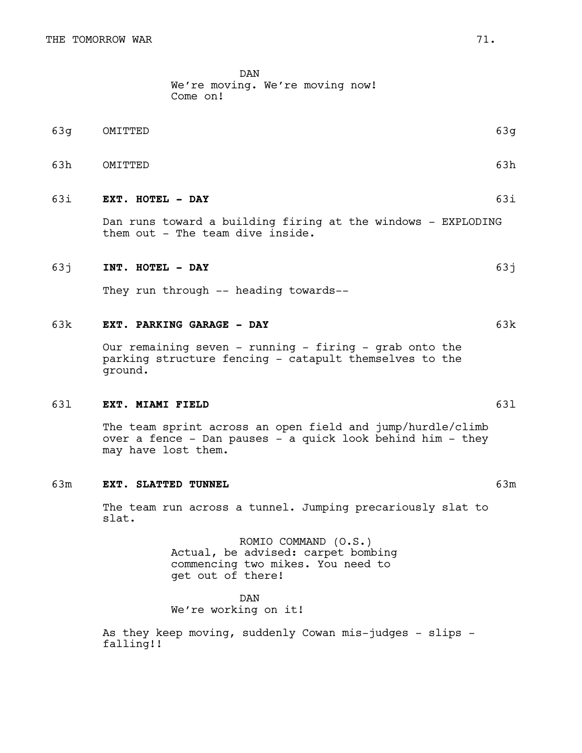DAN
We're moving. We're moving now!
Come on!

63g OMITTED 63g

63h OMITTED 63h

63i **EXT. HOTEL - DAY** 63i

Dan runs toward a building firing at the windows - EXPLODING them out - The team dive inside.

63j **INT. HOTEL - DAY** 63j

They run through -- heading towards--

63k **EXT. PARKING GARAGE - DAY** 63k

Our remaining seven - running - firing - grab onto the parking structure fencing - catapult themselves to the ground.

63l **EXT. MIAMI FIELD** 63l

The team sprint across an open field and jump/hurdle/climb over a fence - Dan pauses - a quick look behind him - they may have lost them.

63m **EXT. SLATTED TUNNEL** 63m

The team run across a tunnel. Jumping precariously slat to slat.

ROMIO COMMAND (O.S.)
Actual, be advised: carpet bombing commencing two mikes. You need to get out of there!

DAN
We're working on it!

As they keep moving, suddenly Cowan mis-judges - slips - falling!!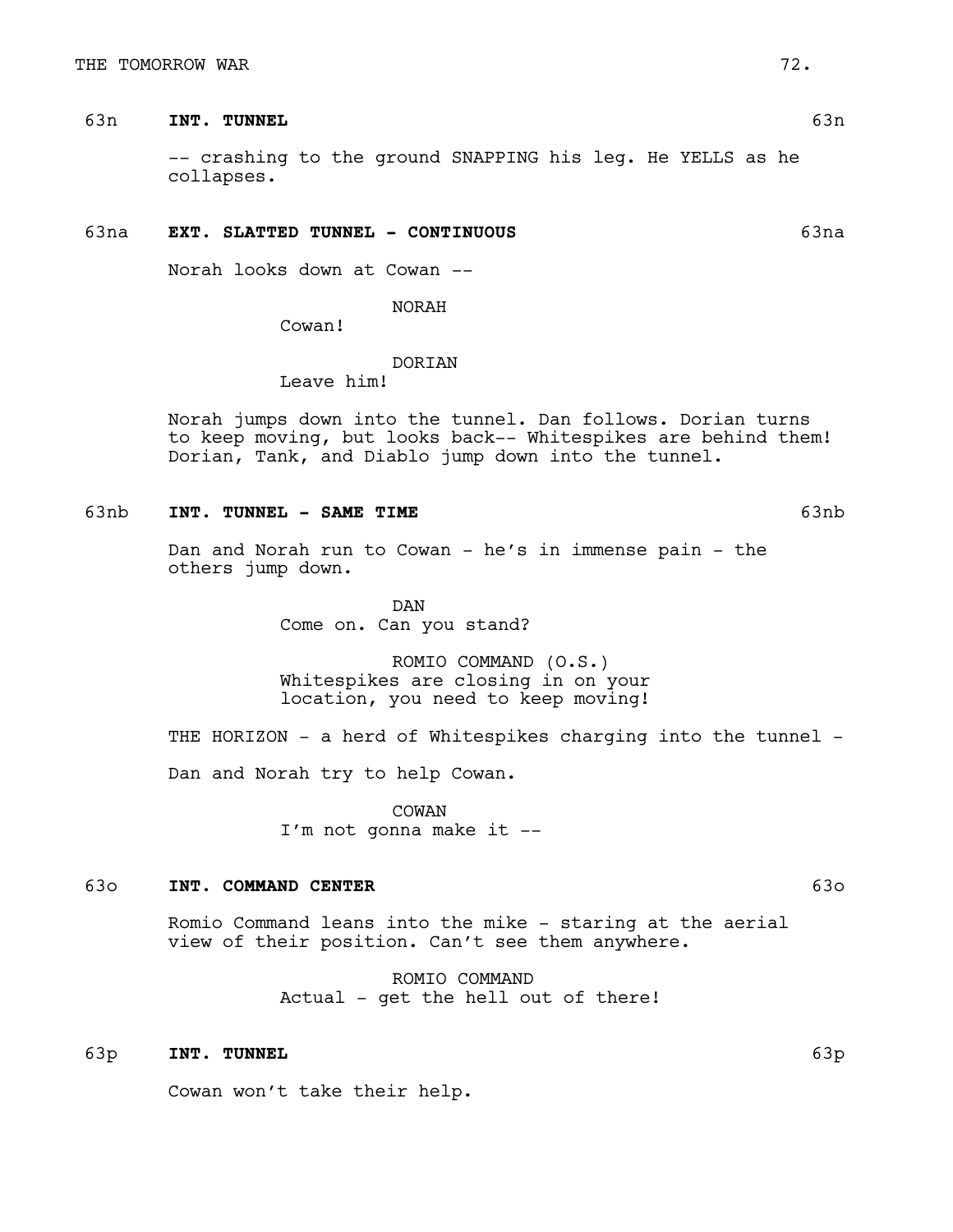63n **INT. TUNNEL** 63n

-- crashing to the ground SNAPPING his leg. He YELLS as he collapses.

63na **EXT. SLATTED TUNNEL - CONTINUOUS** 63na

Norah looks down at Cowan --

NORAH
Cowan!

DORIAN
Leave him!

Norah jumps down into the tunnel. Dan follows. Dorian turns to keep moving, but looks back-- Whitespikes are behind them! Dorian, Tank, and Diablo jump down into the tunnel.

63nb **INT. TUNNEL - SAME TIME** 63nb

Dan and Norah run to Cowan - he's in immense pain - the others jump down.

DAN
Come on. Can you stand?

ROMIO COMMAND (O.S.)
Whitespikes are closing in on your location, you need to keep moving!

THE HORIZON - a herd of Whitespikes charging into the tunnel -

Dan and Norah try to help Cowan.

COWAN
I'm not gonna make it --

63o **INT. COMMAND CENTER** 63o

Romio Command leans into the mike - staring at the aerial view of their position. Can't see them anywhere.

ROMIO COMMAND
Actual - get the hell out of there!

63p **INT. TUNNEL** 63p

Cowan won't take their help.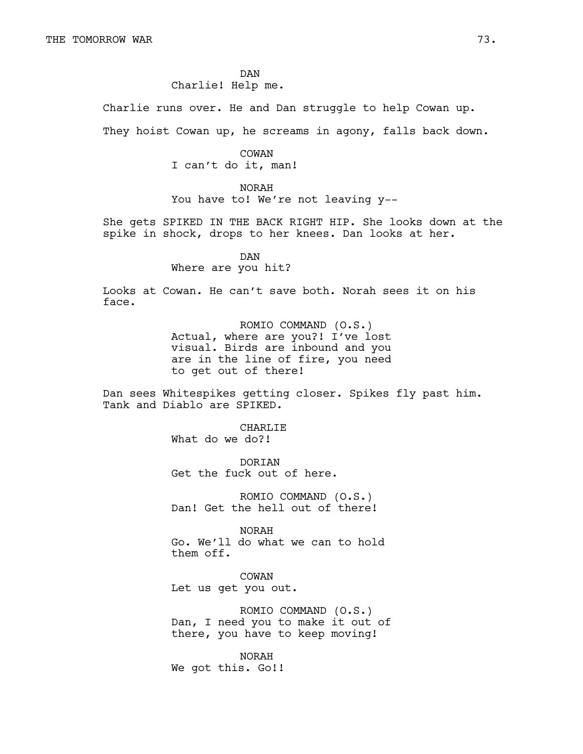DAN
Charlie! Help me.

Charlie runs over. He and Dan struggle to help Cowan up.

They hoist Cowan up, he screams in agony, falls back down.

COWAN
I can't do it, man!

NORAH
You have to! We're not leaving y--

She gets SPIKED IN THE BACK RIGHT HIP. She looks down at the spike in shock, drops to her knees. Dan looks at her.

DAN
Where are you hit?

Looks at Cowan. He can't save both. Norah sees it on his face.

ROMIO COMMAND (O.S.)
Actual, where are you?! I've lost visual. Birds are inbound and you are in the line of fire, you need to get out of there!

Dan sees Whitespikes getting closer. Spikes fly past him. Tank and Diablo are SPIKED.

CHARLIE
What do we do?!

DORIAN
Get the fuck out of here.

ROMIO COMMAND (O.S.)
Dan! Get the hell out of there!

NORAH
Go. We'll do what we can to hold them off.

COWAN
Let us get you out.

ROMIO COMMAND (O.S.)
Dan, I need you to make it out of there, you have to keep moving!

NORAH
We got this. Go!!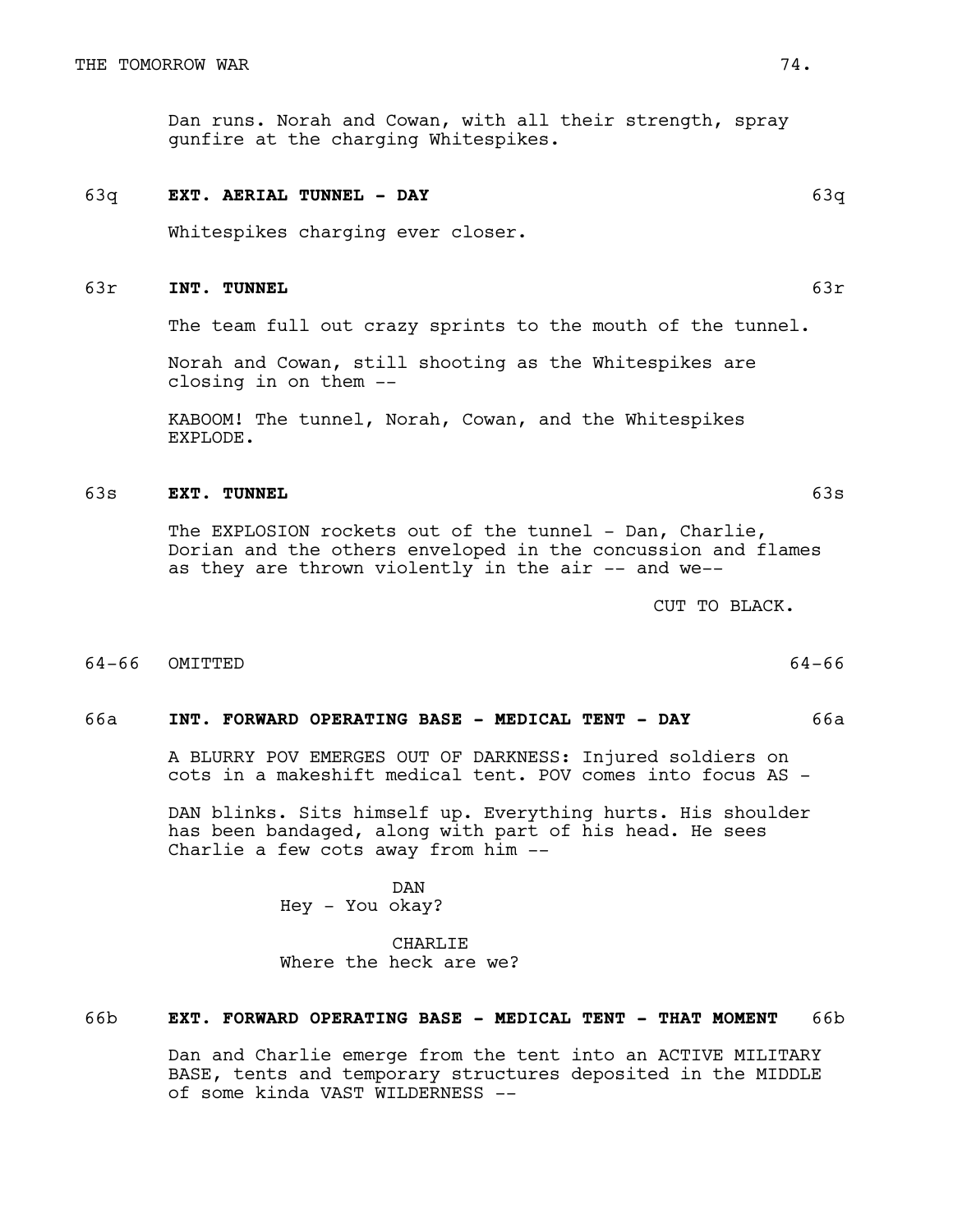Dan runs. Norah and Cowan, with all their strength, spray gunfire at the charging Whitespikes.

63q **EXT. AERIAL TUNNEL - DAY** 63q

Whitespikes charging ever closer.

63r **INT. TUNNEL** 63r

The team full out crazy sprints to the mouth of the tunnel.

Norah and Cowan, still shooting as the Whitespikes are closing in on them --

KABOOM! The tunnel, Norah, Cowan, and the Whitespikes EXPLODE.

63s **EXT. TUNNEL** 63s

The EXPLOSION rockets out of the tunnel - Dan, Charlie, Dorian and the others enveloped in the concussion and flames as they are thrown violently in the air -- and we--

CUT TO BLACK.

64-66 OMITTED 64-66

66a **INT. FORWARD OPERATING BASE - MEDICAL TENT - DAY** 66a

A BLURRY POV EMERGES OUT OF DARKNESS: Injured soldiers on cots in a makeshift medical tent. POV comes into focus AS -

DAN blinks. Sits himself up. Everything hurts. His shoulder has been bandaged, along with part of his head. He sees Charlie a few cots away from him --

DAN
Hey - You okay?

CHARLIE
Where the heck are we?

66b **EXT. FORWARD OPERATING BASE - MEDICAL TENT - THAT MOMENT** 66b

Dan and Charlie emerge from the tent into an ACTIVE MILITARY BASE, tents and temporary structures deposited in the MIDDLE of some kinda VAST WILDERNESS --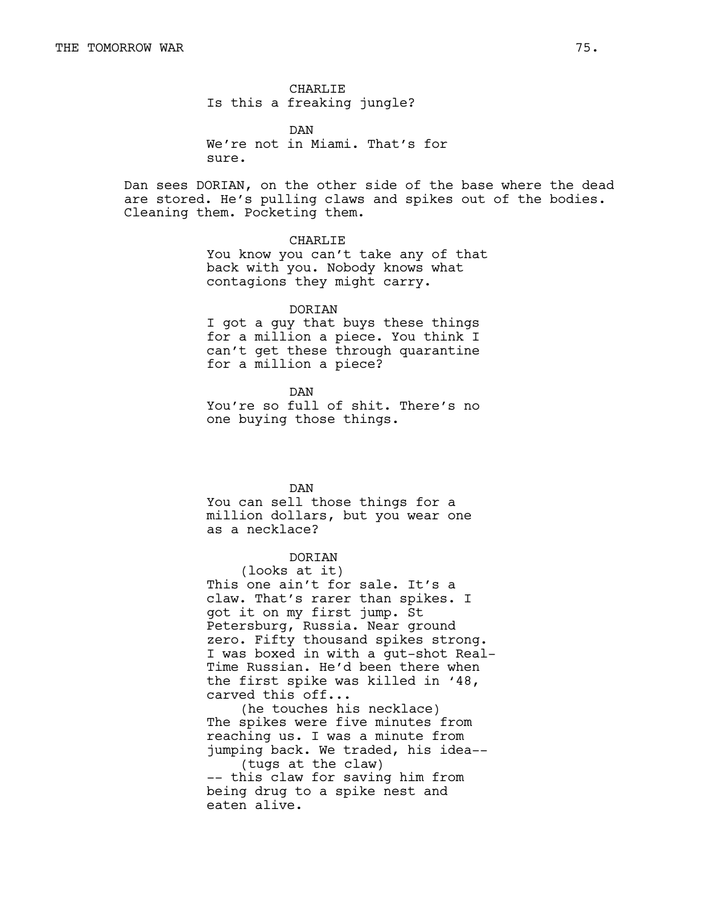CHARLIE
Is this a freaking jungle?

DAN
We're not in Miami. That's for sure.

Dan sees DORIAN, on the other side of the base where the dead are stored. He's pulling claws and spikes out of the bodies. Cleaning them. Pocketing them.

CHARLIE
You know you can't take any of that back with you. Nobody knows what contagions they might carry.

DORIAN
I got a guy that buys these things for a million a piece. You think I can't get these through quarantine for a million a piece?

DAN
You're so full of shit. There's no one buying those things.

DAN
You can sell those things for a million dollars, but you wear one as a necklace?

DORIAN
(looks at it)
This one ain't for sale. It's a claw. That's rarer than spikes. I got it on my first jump. St Petersburg, Russia. Near ground zero. Fifty thousand spikes strong. I was boxed in with a gut-shot Real-Time Russian. He'd been there when the first spike was killed in '48, carved this off...
(he touches his necklace)
The spikes were five minutes from reaching us. I was a minute from jumping back. We traded, his idea--
(tugs at the claw)
-- this claw for saving him from being drug to a spike nest and eaten alive.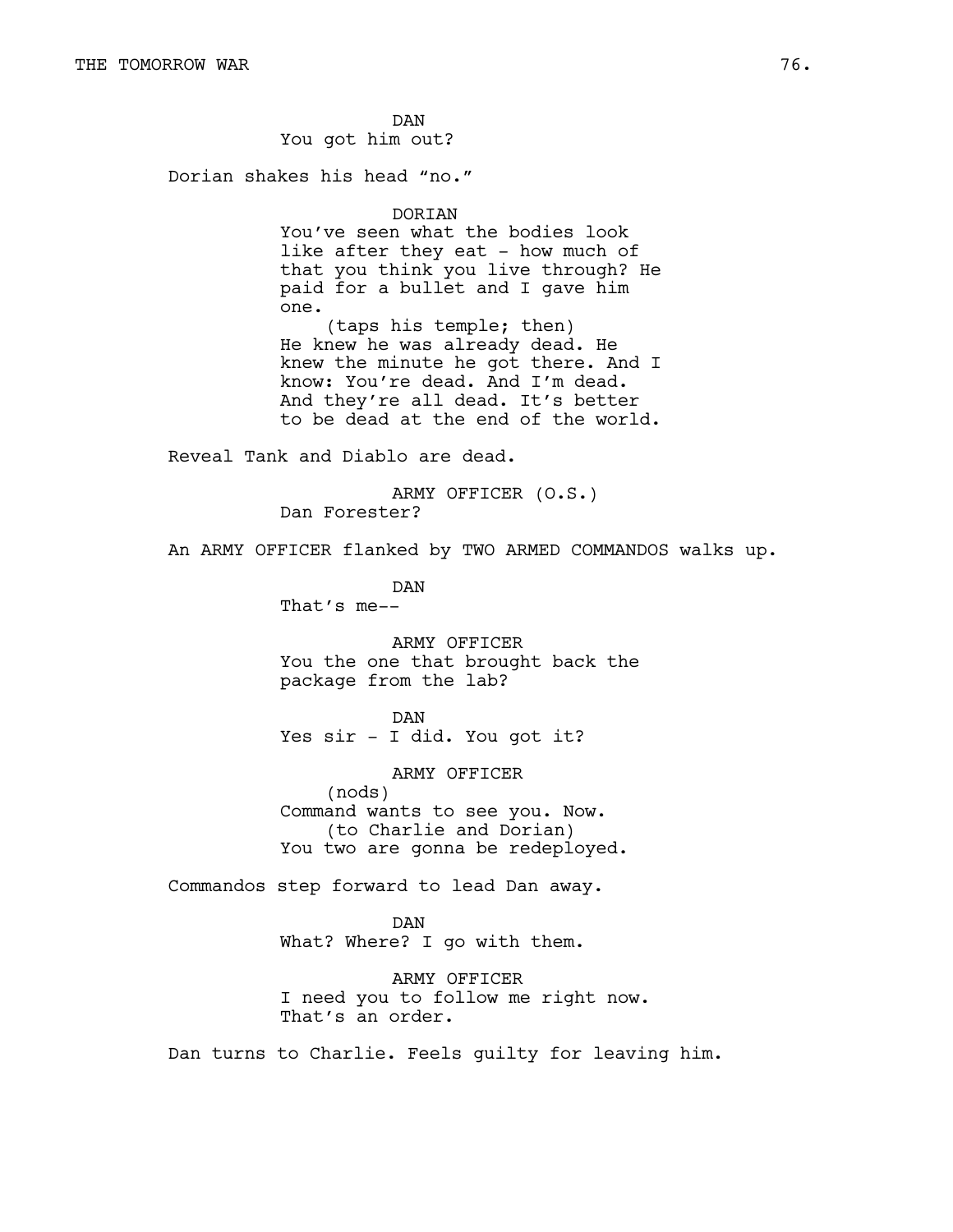DAN

You got him out?

Dorian shakes his head "no."

DORIAN

You've seen what the bodies look like after they eat - how much of that you think you live through? He paid for a bullet and I gave him one.

(taps his temple; then)

He knew he was already dead. He knew the minute he got there. And I know: You're dead. And I'm dead. And they're all dead. It's better to be dead at the end of the world.

Reveal Tank and Diablo are dead.

ARMY OFFICER (O.S.)

Dan Forester?

An ARMY OFFICER flanked by TWO ARMED COMMANDOS walks up.

DAN

That's me--

ARMY OFFICER

You the one that brought back the package from the lab?

DAN

Yes sir - I did. You got it?

ARMY OFFICER

(nods)

Command wants to see you. Now.

(to Charlie and Dorian)

You two are gonna be redeployed.

Commandos step forward to lead Dan away.

DAN

What? Where? I go with them.

ARMY OFFICER

I need you to follow me right now. That's an order.

Dan turns to Charlie. Feels guilty for leaving him.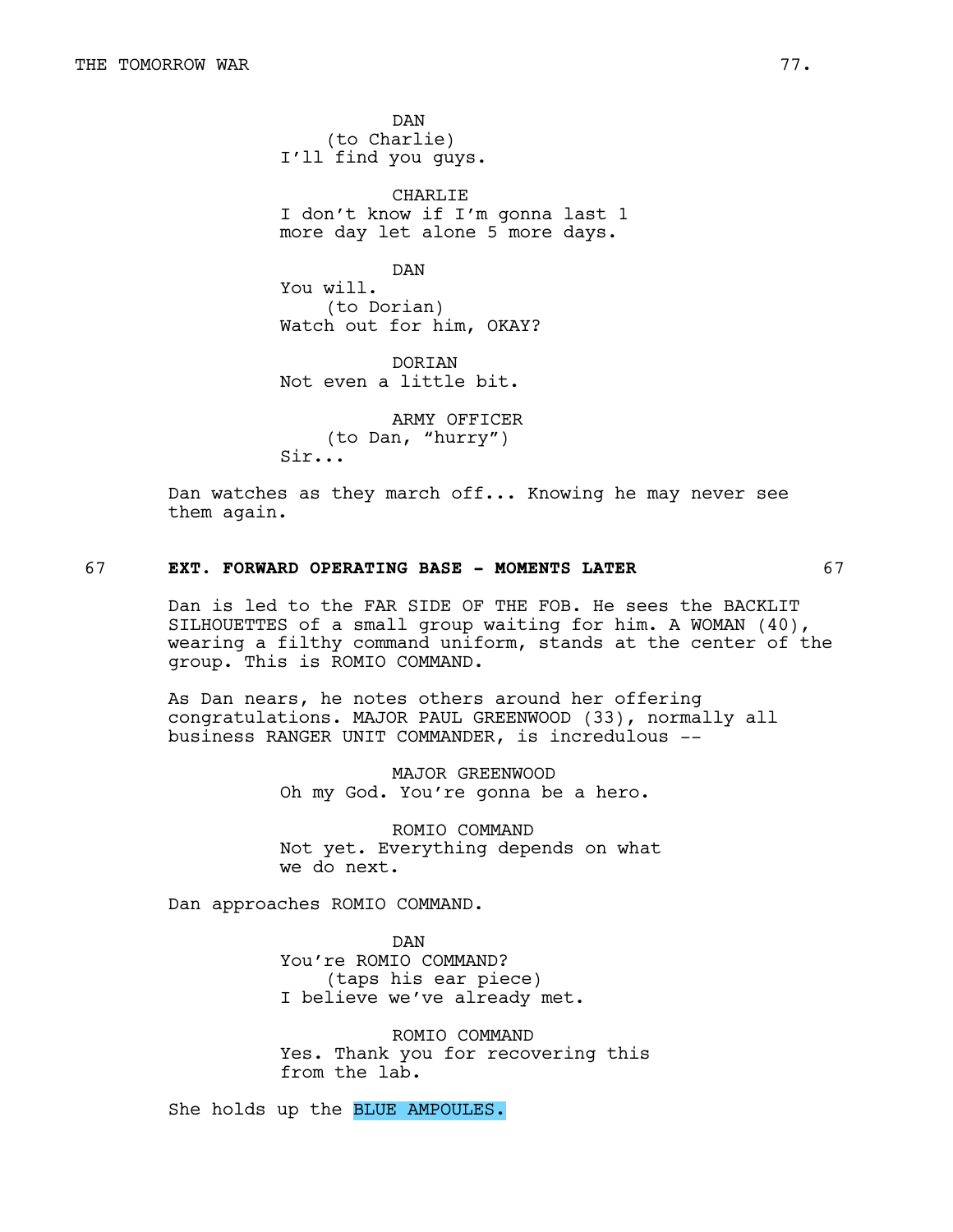DAN
(to Charlie)
I'll find you guys.

CHARLIE
I don't know if I'm gonna last 1 more day let alone 5 more days.

DAN
You will.
(to Dorian)
Watch out for him, OKAY?

DORIAN
Not even a little bit.

ARMY OFFICER
(to Dan, "hurry")
Sir...

Dan watches as they march off... Knowing he may never see them again.

**67 EXT. FORWARD OPERATING BASE - MOMENTS LATER 67**

Dan is led to the FAR SIDE OF THE FOB. He sees the BACKLIT SILHOUETTES of a small group waiting for him. A WOMAN (40), wearing a filthy command uniform, stands at the center of the group. This is ROMIO COMMAND.

As Dan nears, he notes others around her offering congratulations. MAJOR PAUL GREENWOOD (33), normally all business RANGER UNIT COMMANDER, is incredulous --

MAJOR GREENWOOD
Oh my God. You're gonna be a hero.

ROMIO COMMAND
Not yet. Everything depends on what we do next.

Dan approaches ROMIO COMMAND.

DAN
You're ROMIO COMMAND?
(taps his ear piece)
I believe we've already met.

ROMIO COMMAND
Yes. Thank you for recovering this from the lab.

She holds up the BLUE AMPOULES.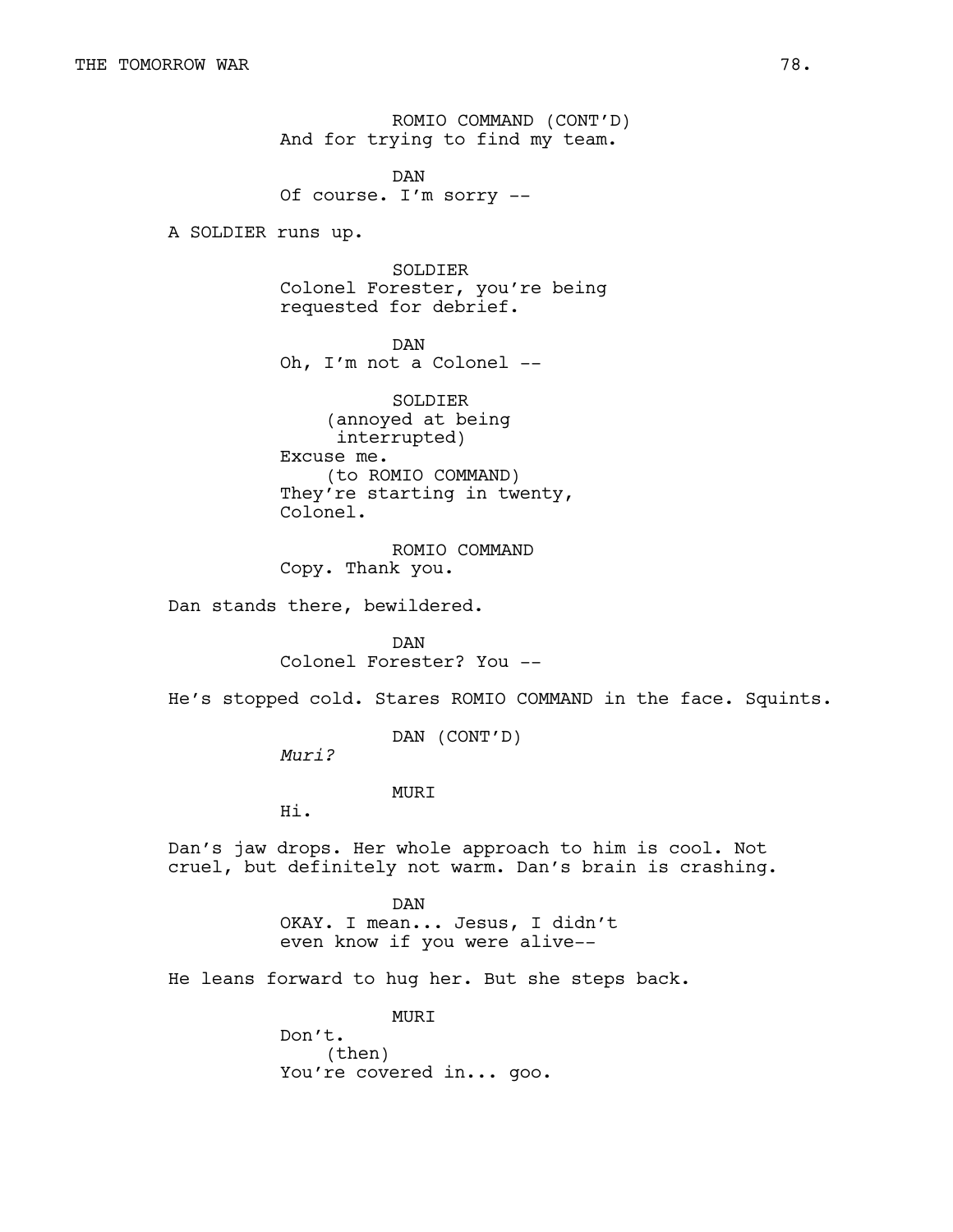ROMIO COMMAND (CONT'D)
And for trying to find my team.

DAN
Of course. I'm sorry --

A SOLDIER runs up.

SOLDIER
Colonel Forester, you're being requested for debrief.

DAN
Oh, I'm not a Colonel --

SOLDIER
(annoyed at being interrupted)
Excuse me.
(to ROMIO COMMAND)
They're starting in twenty, Colonel.

ROMIO COMMAND
Copy. Thank you.

Dan stands there, bewildered.

DAN
Colonel Forester? You --

He's stopped cold. Stares ROMIO COMMAND in the face. Squints.

DAN (CONT'D)
*Muri?*

MURI
Hi.

Dan's jaw drops. Her whole approach to him is cool. Not cruel, but definitely not warm. Dan's brain is crashing.

DAN
OKAY. I mean... Jesus, I didn't even know if you were alive--

He leans forward to hug her. But she steps back.

MURI
Don't.
(then)
You're covered in... goo.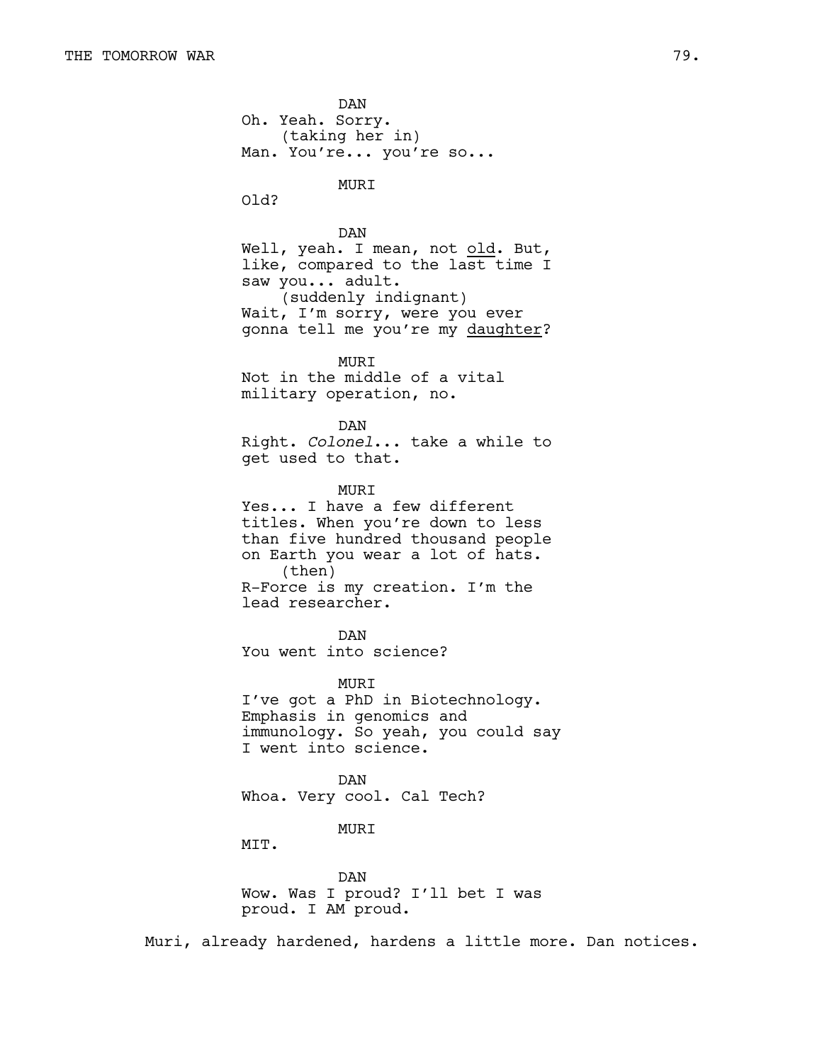DAN
Oh. Yeah. Sorry.
(taking her in)
Man. You're... you're so...

MURI
Old?

DAN
Well, yeah. I mean, not <u>old</u>. But, like, compared to the last time I saw you... adult.
(suddenly indignant)
Wait, I'm sorry, were you ever gonna tell me you're my <u>daughter</u>?

MURI
Not in the middle of a vital military operation, no.

DAN
Right. *Colonel*... take a while to get used to that.

MURI
Yes... I have a few different titles. When you're down to less than five hundred thousand people on Earth you wear a lot of hats.
(then)
R-Force is my creation. I'm the lead researcher.

DAN
You went into science?

MURI
I've got a PhD in Biotechnology. Emphasis in genomics and immunology. So yeah, you could say I went into science.

DAN
Whoa. Very cool. Cal Tech?

MURI
MIT.

DAN
Wow. Was I proud? I'll bet I was proud. I AM proud.

Muri, already hardened, hardens a little more. Dan notices.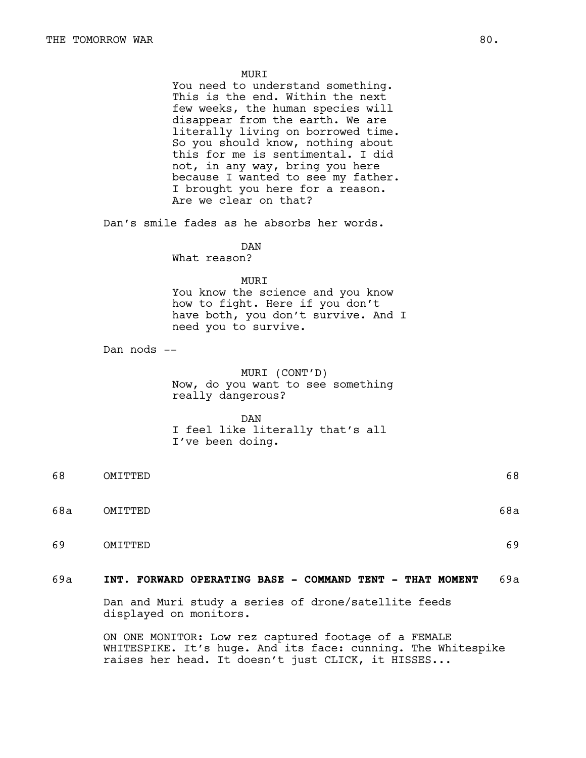MURI

You need to understand something. This is the end. Within the next few weeks, the human species will disappear from the earth. We are literally living on borrowed time. So you should know, nothing about this for me is sentimental. I did not, in any way, bring you here because I wanted to see my father. I brought you here for a reason. Are we clear on that?

Dan's smile fades as he absorbs her words.

DAN

What reason?

MURI

You know the science and you know how to fight. Here if you don't have both, you don't survive. And I need you to survive.

Dan nods --

MURI (CONT'D)

Now, do you want to see something really dangerous?

DAN

I feel like literally that's all I've been doing.

68 OMITTED 68

68a OMITTED 68a

69 OMITTED 69

69a **INT. FORWARD OPERATING BASE - COMMAND TENT - THAT MOMENT** 69a

Dan and Muri study a series of drone/satellite feeds displayed on monitors.

ON ONE MONITOR: Low rez captured footage of a FEMALE WHITESPIKE. It's huge. And its face: cunning. The Whitespike raises her head. It doesn't just CLICK, it HISSES...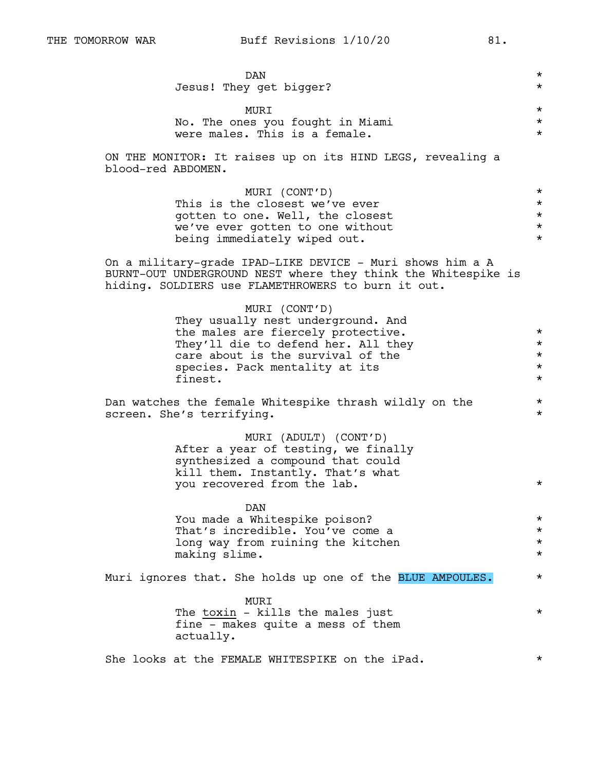DAN
Jesus! They get bigger?

MURI
No. The ones you fought in Miami were males. This is a female.

ON THE MONITOR: It raises up on its HIND LEGS, revealing a blood-red ABDOMEN.

MURI (CONT'D)
This is the closest we've ever gotten to one. Well, the closest we've ever gotten to one without being immediately wiped out.

On a military-grade IPAD-LIKE DEVICE - Muri shows him a A BURNT-OUT UNDERGROUND NEST where they think the Whitespike is hiding. SOLDIERS use FLAMETHROWERS to burn it out.

MURI (CONT'D)
They usually nest underground. And the males are fiercely protective. They'll die to defend her. All they care about is the survival of the species. Pack mentality at its finest.

Dan watches the female Whitespike thrash wildly on the screen. She's terrifying.

MURI (ADULT) (CONT'D)
After a year of testing, we finally synthesized a compound that could kill them. Instantly. That's what you recovered from the lab.

DAN
You made a Whitespike poison? That's incredible. You've come a long way from ruining the kitchen making slime.

Muri ignores that. She holds up one of the BLUE AMPOULES.

MURI
The toxin - kills the males just fine - makes quite a mess of them actually.

She looks at the FEMALE WHITESPIKE on the iPad.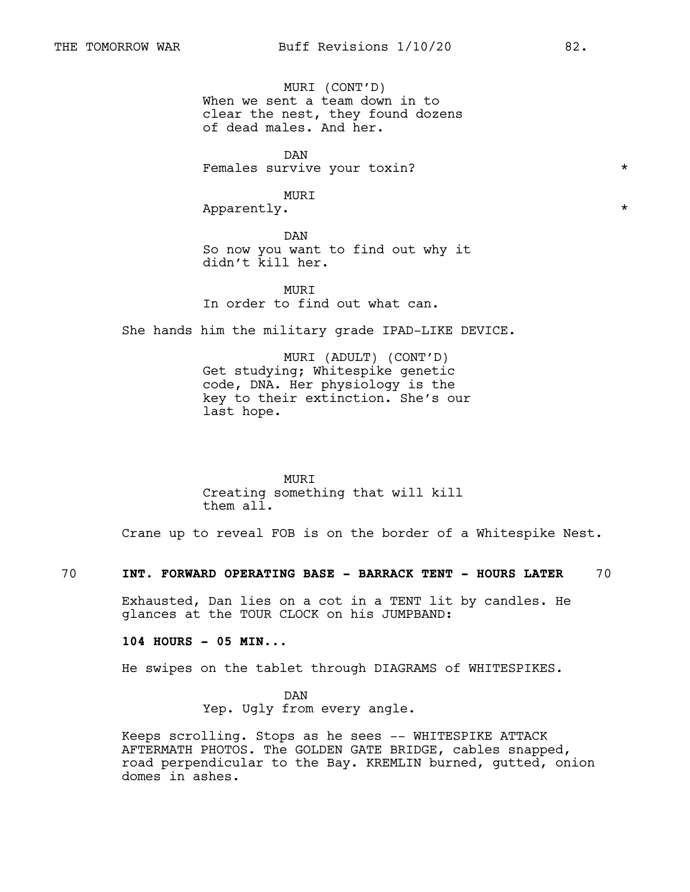MURI (CONT'D)
When we sent a team down in to clear the nest, they found dozens of dead males. And her.

DAN
Females survive your toxin? *

MURI
Apparently. *

DAN
So now you want to find out why it didn't kill her.

MURI
In order to find out what can.

She hands him the military grade IPAD-LIKE DEVICE.

MURI (ADULT) (CONT'D)
Get studying; Whitespike genetic code, DNA. Her physiology is the key to their extinction. She's our last hope.

MURI
Creating something that will kill them all.

Crane up to reveal FOB is on the border of a Whitespike Nest.

**70 INT. FORWARD OPERATING BASE - BARRACK TENT - HOURS LATER 70**

Exhausted, Dan lies on a cot in a TENT lit by candles. He glances at the TOUR CLOCK on his JUMPBAND:

**104 HOURS - 05 MIN...**

He swipes on the tablet through DIAGRAMS of WHITESPIKES.

DAN
Yep. Ugly from every angle.

Keeps scrolling. Stops as he sees -- WHITESPIKE ATTACK AFTERMATH PHOTOS. The GOLDEN GATE BRIDGE, cables snapped, road perpendicular to the Bay. KREMLIN burned, gutted, onion domes in ashes.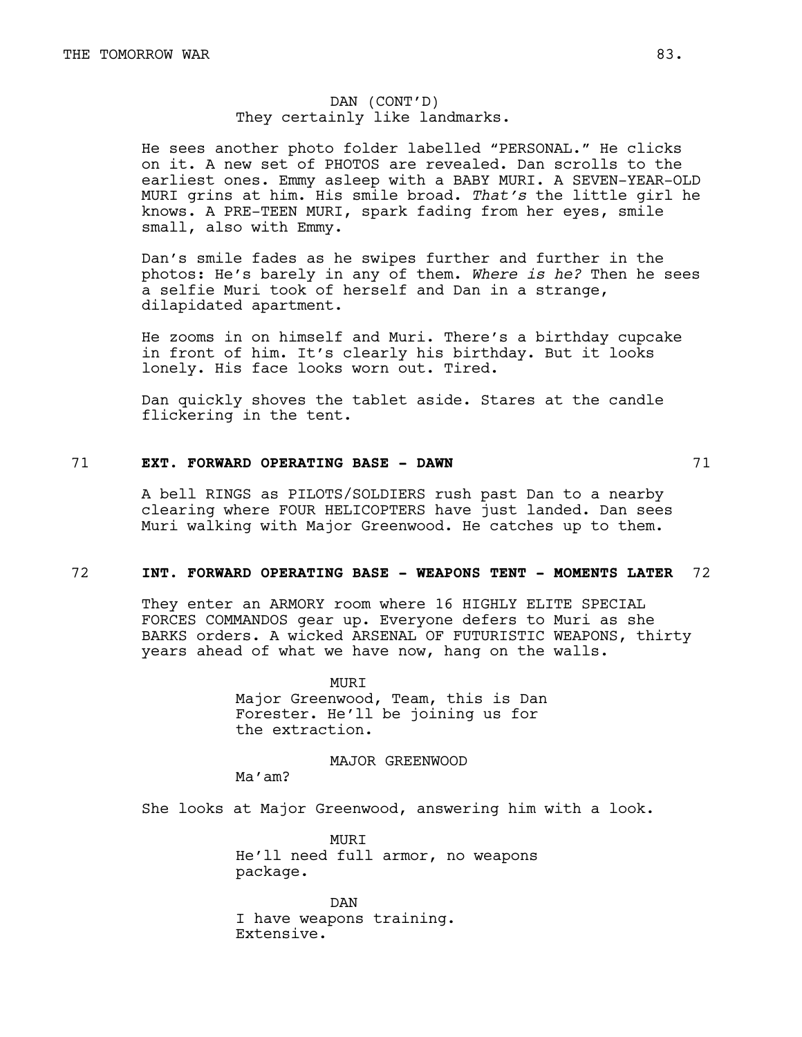DAN (CONT'D)
They certainly like landmarks.

He sees another photo folder labelled "PERSONAL." He clicks on it. A new set of PHOTOS are revealed. Dan scrolls to the earliest ones. Emmy asleep with a BABY MURI. A SEVEN-YEAR-OLD MURI grins at him. His smile broad. *That's* the little girl he knows. A PRE-TEEN MURI, spark fading from her eyes, smile small, also with Emmy.

Dan's smile fades as he swipes further and further in the photos: He's barely in any of them. *Where is he?* Then he sees a selfie Muri took of herself and Dan in a strange, dilapidated apartment.

He zooms in on himself and Muri. There's a birthday cupcake in front of him. It's clearly his birthday. But it looks lonely. His face looks worn out. Tired.

Dan quickly shoves the tablet aside. Stares at the candle flickering in the tent.

71 **EXT. FORWARD OPERATING BASE - DAWN** 71

A bell RINGS as PILOTS/SOLDIERS rush past Dan to a nearby clearing where FOUR HELICOPTERS have just landed. Dan sees Muri walking with Major Greenwood. He catches up to them.

72 **INT. FORWARD OPERATING BASE - WEAPONS TENT - MOMENTS LATER** 72

They enter an ARMORY room where 16 HIGHLY ELITE SPECIAL FORCES COMMANDOS gear up. Everyone defers to Muri as she BARKS orders. A wicked ARSENAL OF FUTURISTIC WEAPONS, thirty years ahead of what we have now, hang on the walls.

MURI
Major Greenwood, Team, this is Dan Forester. He'll be joining us for the extraction.

MAJOR GREENWOOD
Ma'am?

She looks at Major Greenwood, answering him with a look.

MURI
He'll need full armor, no weapons package.

DAN
I have weapons training. Extensive.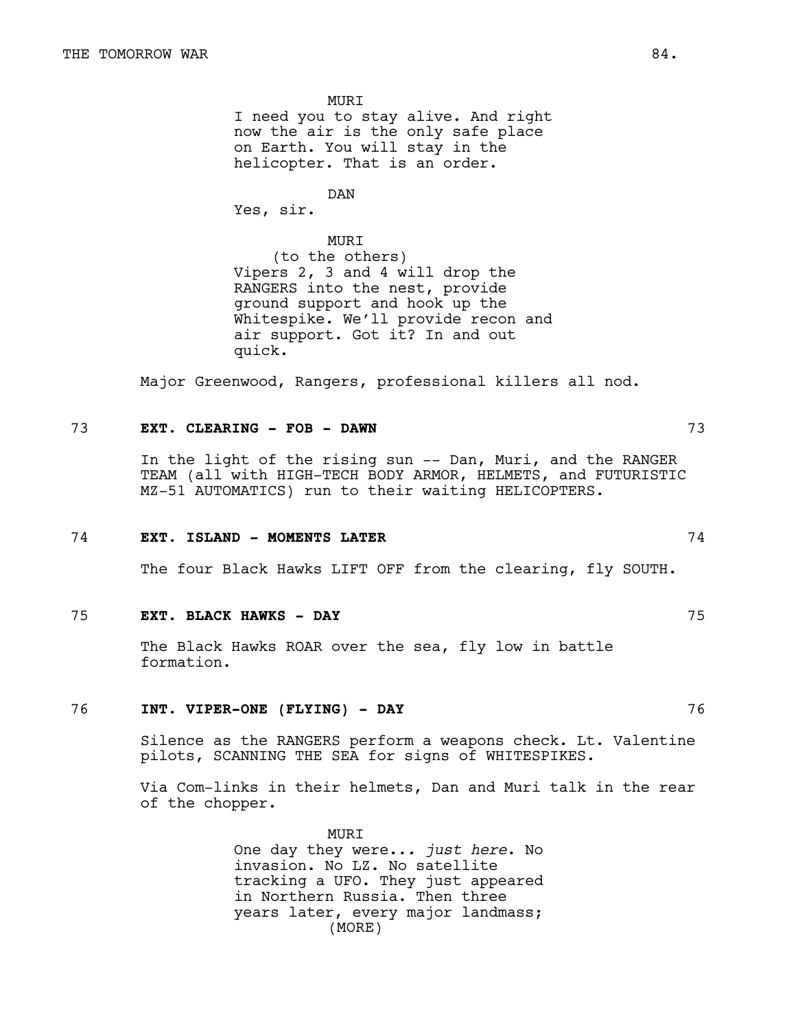MURI
I need you to stay alive. And right now the air is the only safe place on Earth. You will stay in the helicopter. That is an order.

DAN
Yes, sir.

MURI
(to the others)
Vipers 2, 3 and 4 will drop the RANGERS into the nest, provide ground support and hook up the Whitespike. We'll provide recon and air support. Got it? In and out quick.

Major Greenwood, Rangers, professional killers all nod.

73 **EXT. CLEARING - FOB - DAWN** 73

In the light of the rising sun -- Dan, Muri, and the RANGER TEAM (all with HIGH-TECH BODY ARMOR, HELMETS, and FUTURISTIC MZ-51 AUTOMATICS) run to their waiting HELICOPTERS.

74 **EXT. ISLAND - MOMENTS LATER** 74

The four Black Hawks LIFT OFF from the clearing, fly SOUTH.

75 **EXT. BLACK HAWKS - DAY** 75

The Black Hawks ROAR over the sea, fly low in battle formation.

76 **INT. VIPER-ONE (FLYING) - DAY** 76

Silence as the RANGERS perform a weapons check. Lt. Valentine pilots, SCANNING THE SEA for signs of WHITESPIKES.

Via Com-links in their helmets, Dan and Muri talk in the rear of the chopper.

MURI
One day they were... *just here*. No invasion. No LZ. No satellite tracking a UFO. They just appeared in Northern Russia. Then three years later, every major landmass;
(MORE)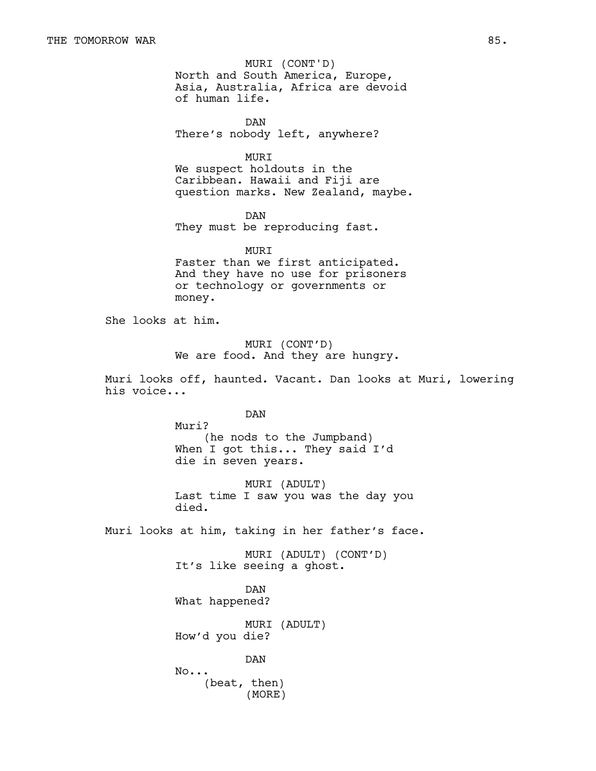MURI (CONT'D)
North and South America, Europe, Asia, Australia, Africa are devoid of human life.

DAN
There's nobody left, anywhere?

MURI
We suspect holdouts in the Caribbean. Hawaii and Fiji are question marks. New Zealand, maybe.

DAN
They must be reproducing fast.

MURI
Faster than we first anticipated. And they have no use for prisoners or technology or governments or money.

She looks at him.

MURI (CONT'D)
We are food. And they are hungry.

Muri looks off, haunted. Vacant. Dan looks at Muri, lowering his voice...

DAN
Muri?
(he nods to the Jumpband)
When I got this... They said I'd die in seven years.

MURI (ADULT)
Last time I saw you was the day you died.

Muri looks at him, taking in her father's face.

MURI (ADULT) (CONT'D)
It's like seeing a ghost.

DAN
What happened?

MURI (ADULT)
How'd you die?

DAN
No...
(beat, then)
(MORE)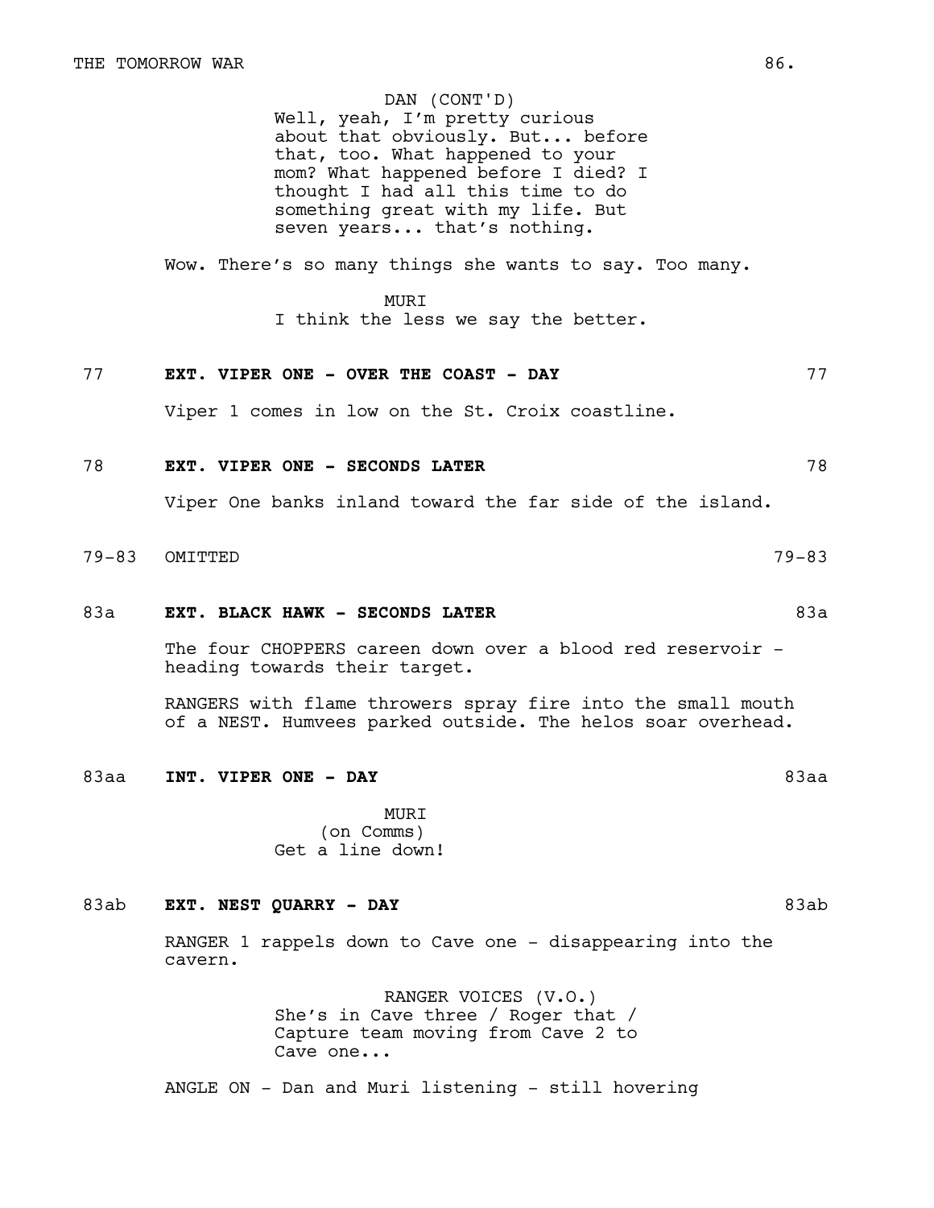DAN (CONT'D)
Well, yeah, I'm pretty curious about that obviously. But... before that, too. What happened to your mom? What happened before I died? I thought I had all this time to do something great with my life. But seven years... that's nothing.

Wow. There's so many things she wants to say. Too many.

MURI
I think the less we say the better.

77 **EXT. VIPER ONE - OVER THE COAST - DAY** 77

Viper 1 comes in low on the St. Croix coastline.

78 **EXT. VIPER ONE - SECONDS LATER** 78

Viper One banks inland toward the far side of the island.

79-83 OMITTED 79-83

83a **EXT. BLACK HAWK - SECONDS LATER** 83a

The four CHOPPERS careen down over a blood red reservoir - heading towards their target.

RANGERS with flame throwers spray fire into the small mouth of a NEST. Humvees parked outside. The helos soar overhead.

83aa **INT. VIPER ONE - DAY** 83aa

MURI
(on Comms)
Get a line down!

83ab **EXT. NEST QUARRY - DAY** 83ab

RANGER 1 rappels down to Cave one - disappearing into the cavern.

RANGER VOICES (V.O.)
She's in Cave three / Roger that / Capture team moving from Cave 2 to Cave one...

ANGLE ON - Dan and Muri listening - still hovering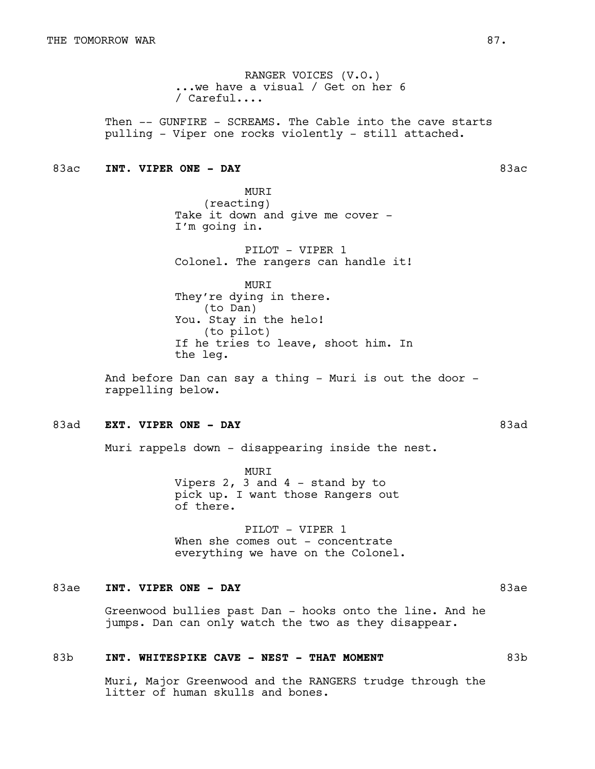RANGER VOICES (V.O.)
...we have a visual / Get on her 6 / Careful....

Then -- GUNFIRE - SCREAMS. The Cable into the cave starts pulling - Viper one rocks violently - still attached.

**83ac INT. VIPER ONE - DAY 83ac**

MURI
(reacting)
Take it down and give me cover - I'm going in.

PILOT - VIPER 1
Colonel. The rangers can handle it!

MURI
They're dying in there.
(to Dan)
You. Stay in the helo!
(to pilot)
If he tries to leave, shoot him. In the leg.

And before Dan can say a thing - Muri is out the door - rappelling below.

**83ad EXT. VIPER ONE - DAY 83ad**

Muri rappels down - disappearing inside the nest.

MURI
Vipers 2, 3 and 4 - stand by to pick up. I want those Rangers out of there.

PILOT - VIPER 1
When she comes out - concentrate everything we have on the Colonel.

**83ae INT. VIPER ONE - DAY 83ae**

Greenwood bullies past Dan - hooks onto the line. And he jumps. Dan can only watch the two as they disappear.

**83b INT. WHITESPIKE CAVE - NEST - THAT MOMENT 83b**

Muri, Major Greenwood and the RANGERS trudge through the litter of human skulls and bones.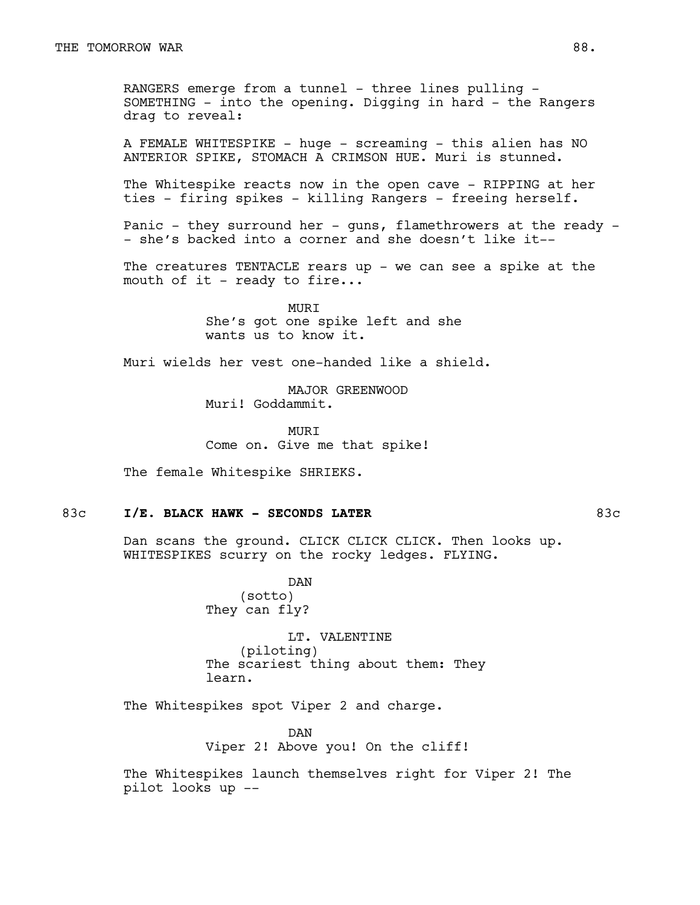RANGERS emerge from a tunnel - three lines pulling - SOMETHING - into the opening. Digging in hard - the Rangers drag to reveal:

A FEMALE WHITESPIKE - huge - screaming - this alien has NO ANTERIOR SPIKE, STOMACH A CRIMSON HUE. Muri is stunned.

The Whitespike reacts now in the open cave - RIPPING at her ties - firing spikes - killing Rangers - freeing herself.

Panic - they surround her - guns, flamethrowers at the ready - - she's backed into a corner and she doesn't like it--

The creatures TENTACLE rears up - we can see a spike at the mouth of it - ready to fire...

MURI
She's got one spike left and she wants us to know it.

Muri wields her vest one-handed like a shield.

MAJOR GREENWOOD
Muri! Goddammit.

MURI
Come on. Give me that spike!

The female Whitespike SHRIEKS.

**83c I/E. BLACK HAWK - SECONDS LATER 83c**

Dan scans the ground. CLICK CLICK CLICK. Then looks up. WHITESPIKES scurry on the rocky ledges. FLYING.

DAN
(sotto)
They can fly?

LT. VALENTINE
(piloting)
The scariest thing about them: They learn.

The Whitespikes spot Viper 2 and charge.

DAN
Viper 2! Above you! On the cliff!

The Whitespikes launch themselves right for Viper 2! The pilot looks up --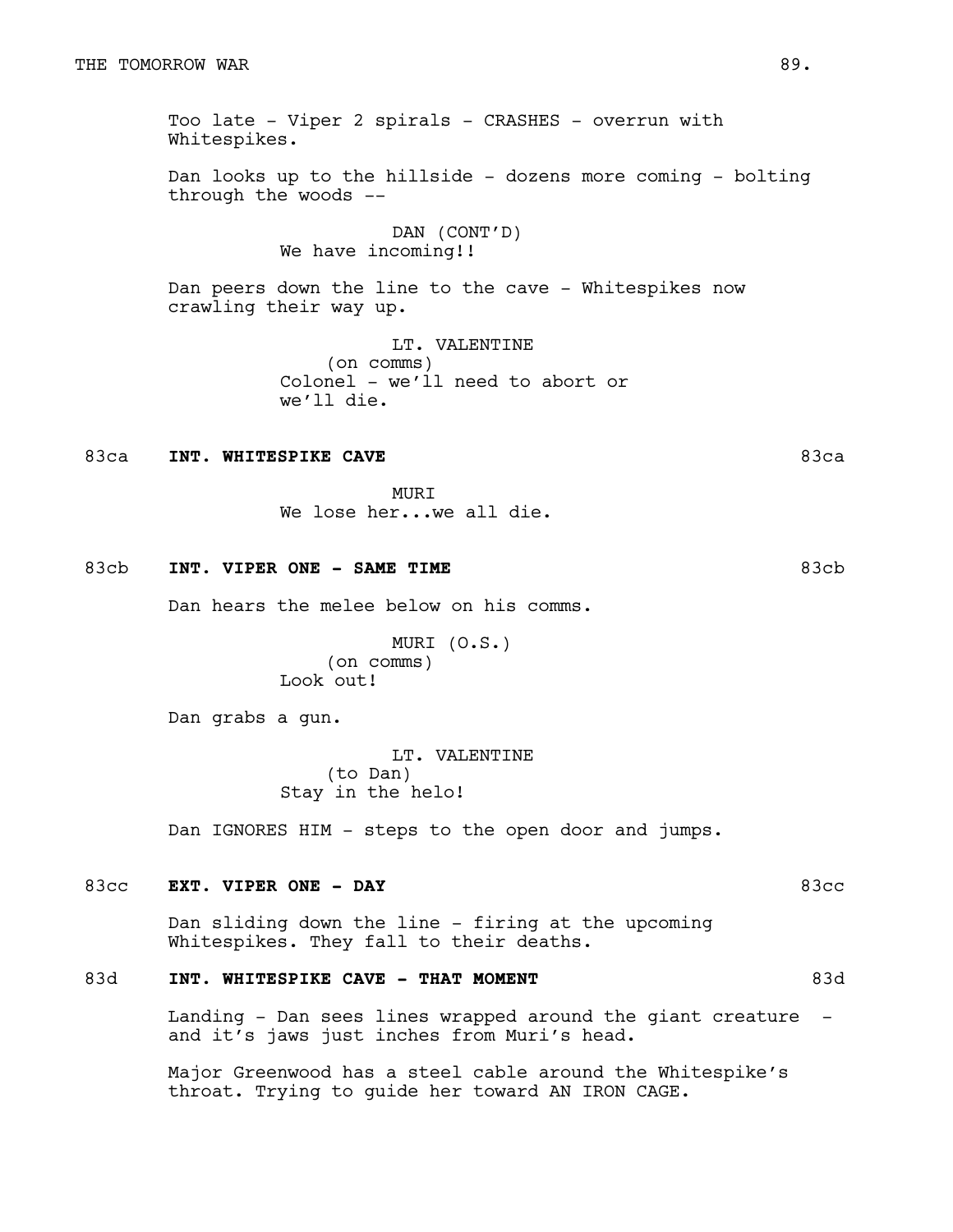Too late - Viper 2 spirals - CRASHES - overrun with Whitespikes.

Dan looks up to the hillside - dozens more coming - bolting through the woods --

DAN (CONT'D)
We have incoming!!

Dan peers down the line to the cave - Whitespikes now crawling their way up.

LT. VALENTINE
(on comms)
Colonel - we'll need to abort or we'll die.

83ca **INT. WHITESPIKE CAVE** 83ca

MURI
We lose her...we all die.

83cb **INT. VIPER ONE - SAME TIME** 83cb

Dan hears the melee below on his comms.

MURI (O.S.)
(on comms)
Look out!

Dan grabs a gun.

LT. VALENTINE
(to Dan)
Stay in the helo!

Dan IGNORES HIM - steps to the open door and jumps.

83cc **EXT. VIPER ONE - DAY** 83cc

Dan sliding down the line - firing at the upcoming Whitespikes. They fall to their deaths.

83d **INT. WHITESPIKE CAVE - THAT MOMENT** 83d

Landing - Dan sees lines wrapped around the giant creature - and it's jaws just inches from Muri's head.

Major Greenwood has a steel cable around the Whitespike's throat. Trying to guide her toward AN IRON CAGE.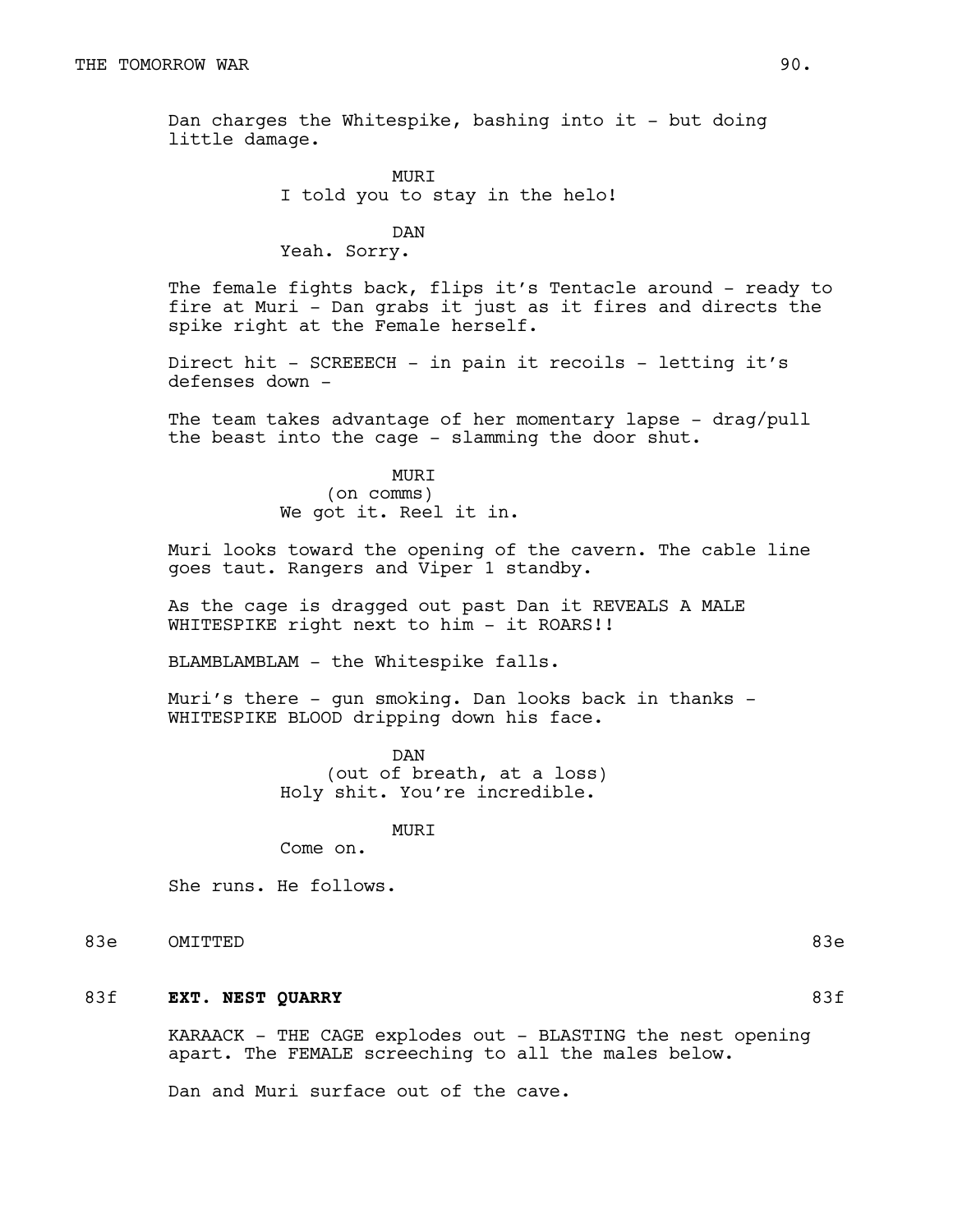Dan charges the Whitespike, bashing into it - but doing little damage.

MURI
I told you to stay in the helo!

DAN
Yeah. Sorry.

The female fights back, flips it's Tentacle around - ready to fire at Muri - Dan grabs it just as it fires and directs the spike right at the Female herself.

Direct hit - SCREEECH - in pain it recoils - letting it's defenses down -

The team takes advantage of her momentary lapse - drag/pull the beast into the cage - slamming the door shut.

MURI
(on comms)
We got it. Reel it in.

Muri looks toward the opening of the cavern. The cable line goes taut. Rangers and Viper 1 standby.

As the cage is dragged out past Dan it REVEALS A MALE WHITESPIKE right next to him - it ROARS!!

BLAMBLAMBLAM - the Whitespike falls.

Muri's there - gun smoking. Dan looks back in thanks - WHITESPIKE BLOOD dripping down his face.

DAN
(out of breath, at a loss)
Holy shit. You're incredible.

MURI
Come on.

She runs. He follows.

83e OMITTED 83e

83f **EXT. NEST QUARRY** 83f

KARAACK - THE CAGE explodes out - BLASTING the nest opening apart. The FEMALE screeching to all the males below.

Dan and Muri surface out of the cave.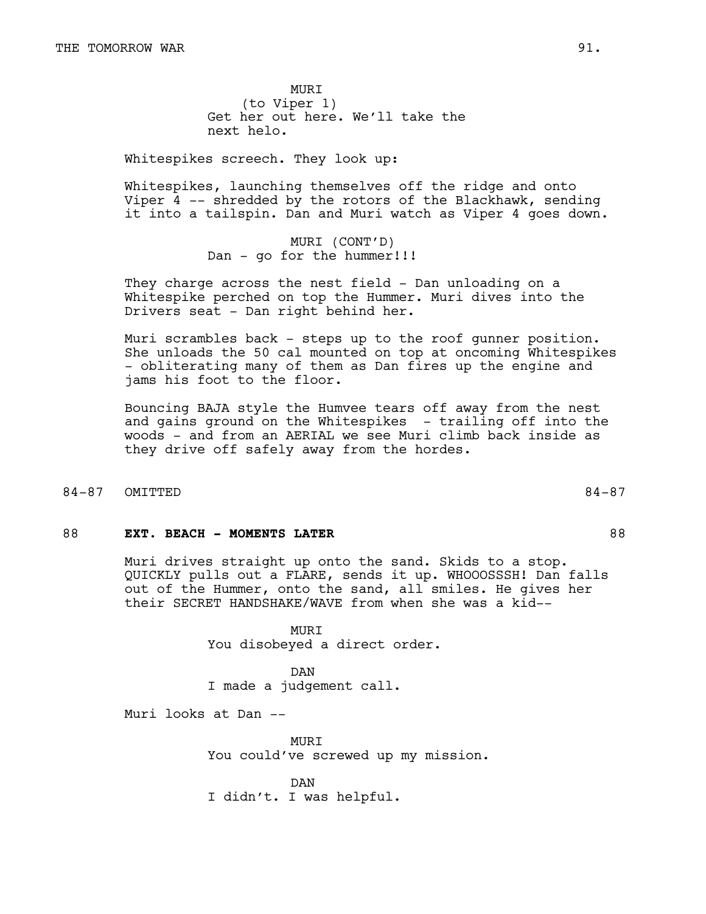MURI
(to Viper 1)
Get her out here. We'll take the next helo.

Whitespikes screech. They look up:

Whitespikes, launching themselves off the ridge and onto Viper 4 -- shredded by the rotors of the Blackhawk, sending it into a tailspin. Dan and Muri watch as Viper 4 goes down.

MURI (CONT'D)
Dan - go for the hummer!!!

They charge across the nest field - Dan unloading on a Whitespike perched on top the Hummer. Muri dives into the Drivers seat - Dan right behind her.

Muri scrambles back - steps up to the roof gunner position. She unloads the 50 cal mounted on top at oncoming Whitespikes - obliterating many of them as Dan fires up the engine and jams his foot to the floor.

Bouncing BAJA style the Humvee tears off away from the nest and gains ground on the Whitespikes - trailing off into the woods - and from an AERIAL we see Muri climb back inside as they drive off safely away from the hordes.

84-87 OMITTED 84-87

## 88 **EXT. BEACH - MOMENTS LATER** 88

Muri drives straight up onto the sand. Skids to a stop. QUICKLY pulls out a FLARE, sends it up. WHOOOSSSH! Dan falls out of the Hummer, onto the sand, all smiles. He gives her their SECRET HANDSHAKE/WAVE from when she was a kid--

MURI
You disobeyed a direct order.

DAN
I made a judgement call.

Muri looks at Dan --

MURI
You could've screwed up my mission.

DAN
I didn't. I was helpful.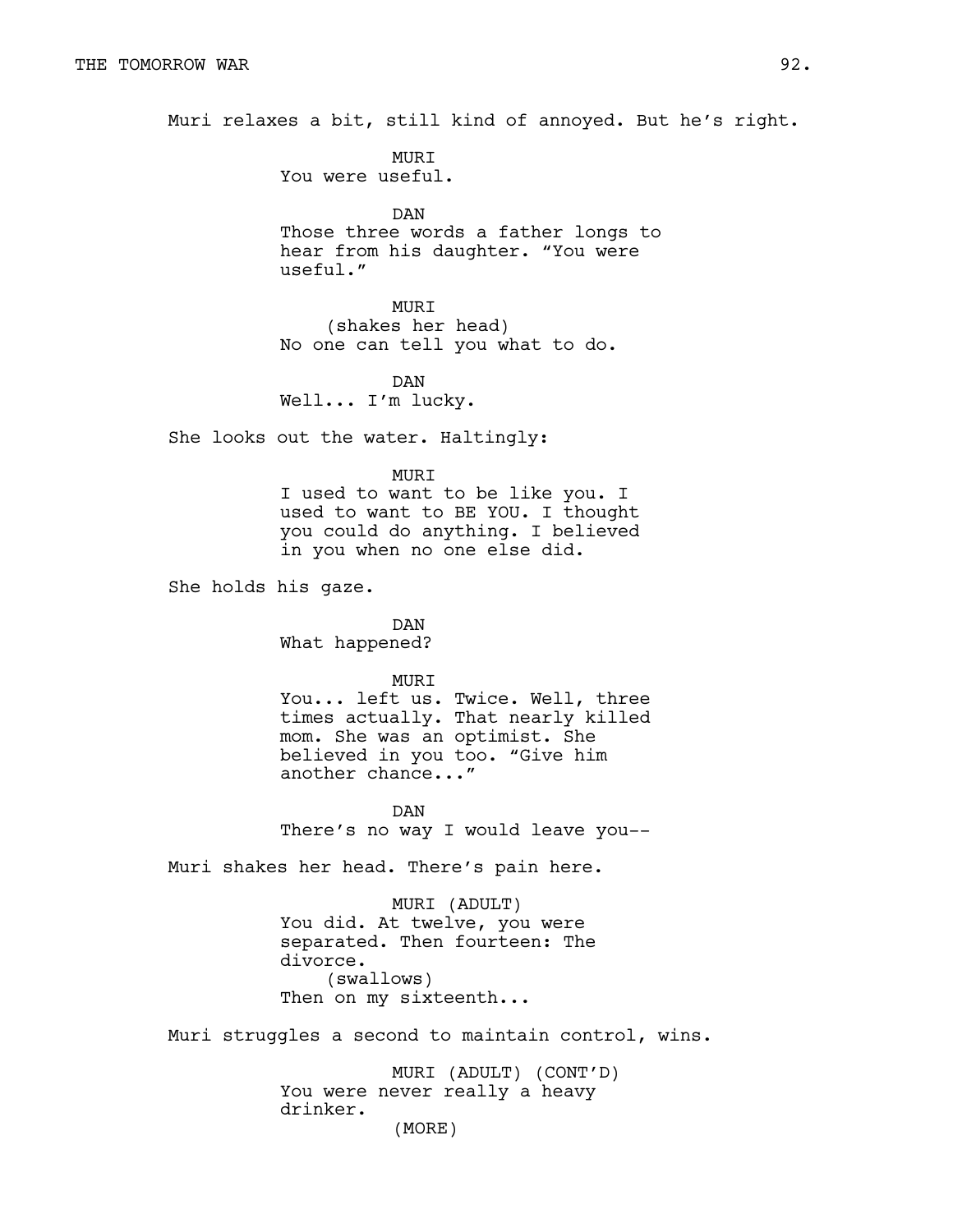Muri relaxes a bit, still kind of annoyed. But he's right.

MURI
You were useful.

DAN
Those three words a father longs to hear from his daughter. "You were useful."

MURI
(shakes her head)
No one can tell you what to do.

DAN
Well... I'm lucky.

She looks out the water. Haltingly:

MURI
I used to want to be like you. I used to want to BE YOU. I thought you could do anything. I believed in you when no one else did.

She holds his gaze.

DAN
What happened?

MURI
You... left us. Twice. Well, three times actually. That nearly killed mom. She was an optimist. She believed in you too. "Give him another chance..."

DAN
There's no way I would leave you--

Muri shakes her head. There's pain here.

MURI (ADULT)
You did. At twelve, you were separated. Then fourteen: The divorce.
(swallows)
Then on my sixteenth...

Muri struggles a second to maintain control, wins.

MURI (ADULT) (CONT'D)
You were never really a heavy drinker.
(MORE)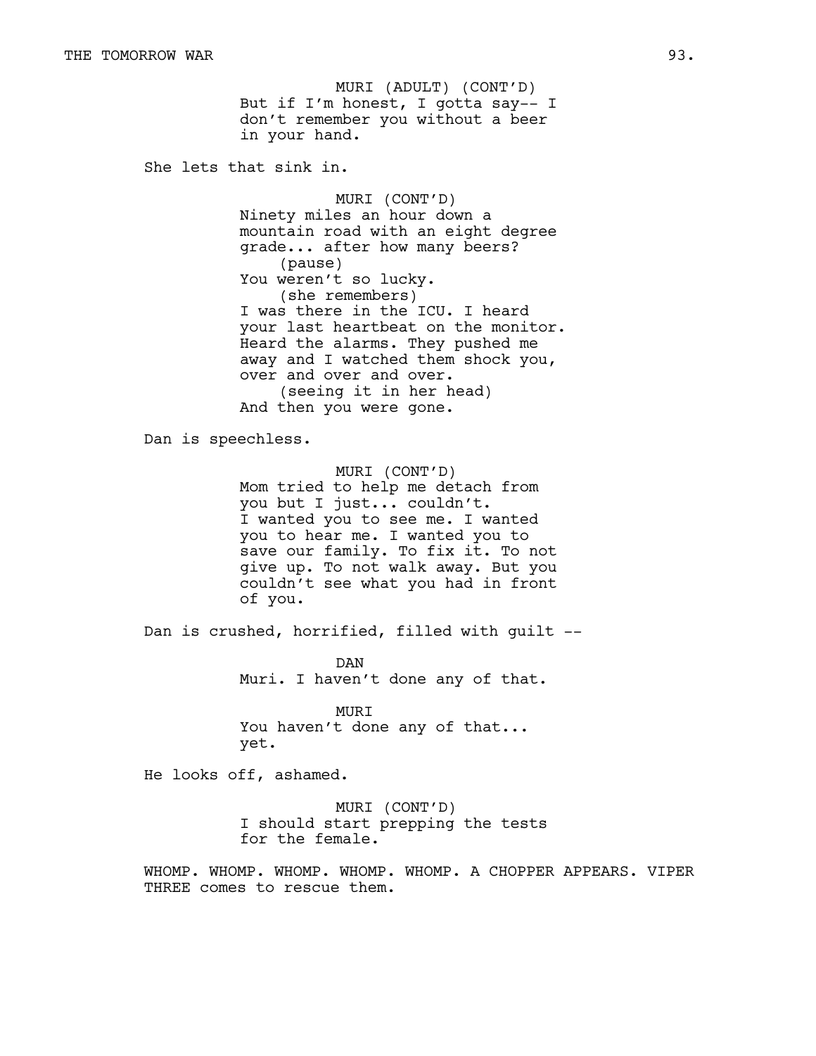MURI (ADULT) (CONT'D)
But if I'm honest, I gotta say-- I don't remember you without a beer in your hand.

She lets that sink in.

MURI (CONT'D)
Ninety miles an hour down a mountain road with an eight degree grade... after how many beers?
(pause)
You weren't so lucky.
(she remembers)
I was there in the ICU. I heard your last heartbeat on the monitor. Heard the alarms. They pushed me away and I watched them shock you, over and over and over.
(seeing it in her head)
And then you were gone.

Dan is speechless.

MURI (CONT'D)
Mom tried to help me detach from you but I just... couldn't. I wanted you to see me. I wanted you to hear me. I wanted you to save our family. To fix it. To not give up. To not walk away. But you couldn't see what you had in front of you.

Dan is crushed, horrified, filled with guilt --

DAN
Muri. I haven't done any of that.

MURI
You haven't done any of that... yet.

He looks off, ashamed.

MURI (CONT'D)
I should start prepping the tests for the female.

WHOMP. WHOMP. WHOMP. WHOMP. WHOMP. A CHOPPER APPEARS. VIPER THREE comes to rescue them.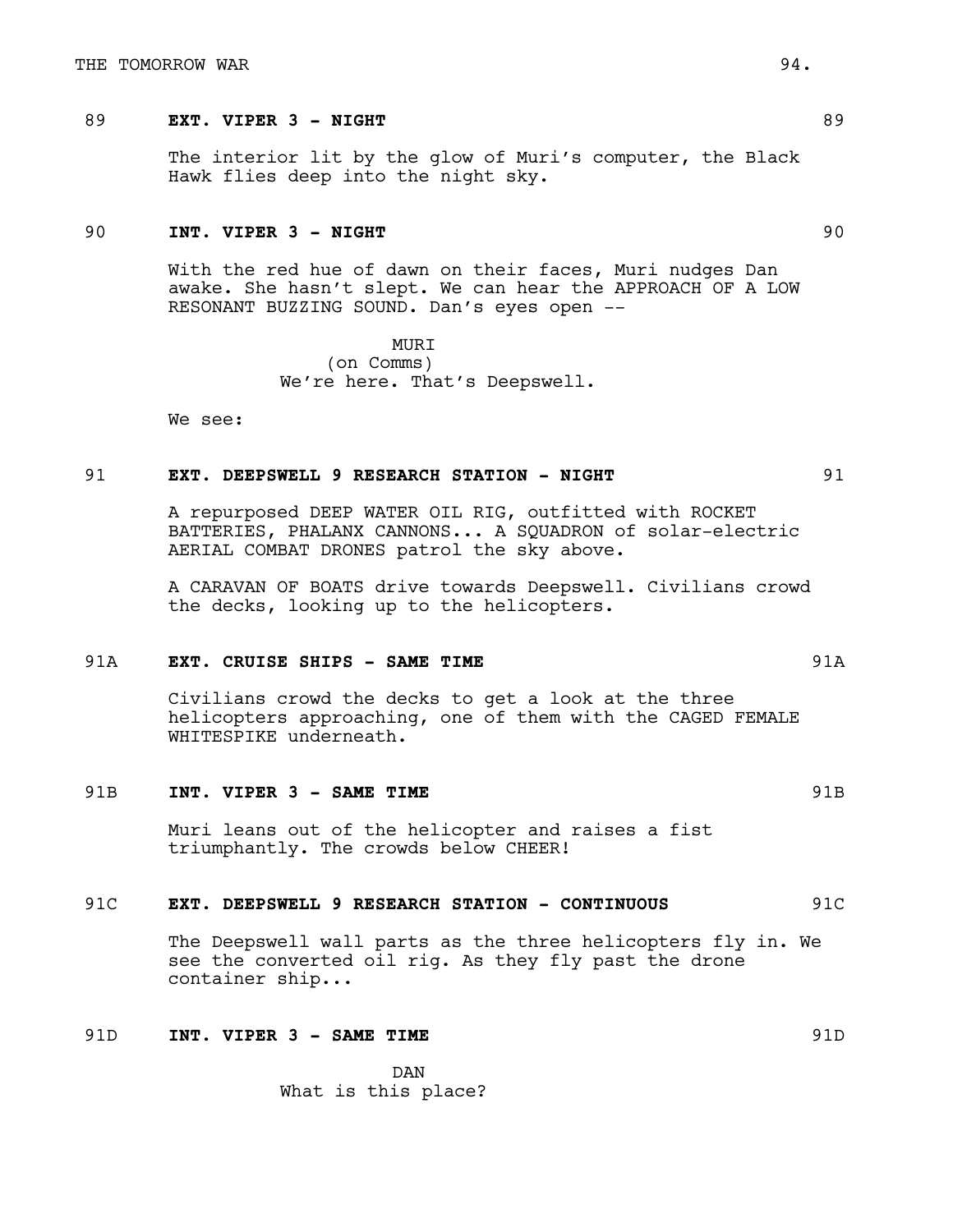89 **EXT. VIPER 3 - NIGHT** 89

The interior lit by the glow of Muri's computer, the Black Hawk flies deep into the night sky.

90 **INT. VIPER 3 - NIGHT** 90

With the red hue of dawn on their faces, Muri nudges Dan awake. She hasn't slept. We can hear the APPROACH OF A LOW RESONANT BUZZING SOUND. Dan's eyes open --

MURI
(on Comms)
We're here. That's Deepswell.

We see:

91 **EXT. DEEPSWELL 9 RESEARCH STATION - NIGHT** 91

A repurposed DEEP WATER OIL RIG, outfitted with ROCKET BATTERIES, PHALANX CANNONS... A SQUADRON of solar-electric AERIAL COMBAT DRONES patrol the sky above.

A CARAVAN OF BOATS drive towards Deepswell. Civilians crowd the decks, looking up to the helicopters.

91A **EXT. CRUISE SHIPS - SAME TIME** 91A

Civilians crowd the decks to get a look at the three helicopters approaching, one of them with the CAGED FEMALE WHITESPIKE underneath.

91B **INT. VIPER 3 - SAME TIME** 91B

Muri leans out of the helicopter and raises a fist triumphantly. The crowds below CHEER!

91C **EXT. DEEPSWELL 9 RESEARCH STATION - CONTINUOUS** 91C

The Deepswell wall parts as the three helicopters fly in. We see the converted oil rig. As they fly past the drone container ship...

91D **INT. VIPER 3 - SAME TIME** 91D

DAN
What is this place?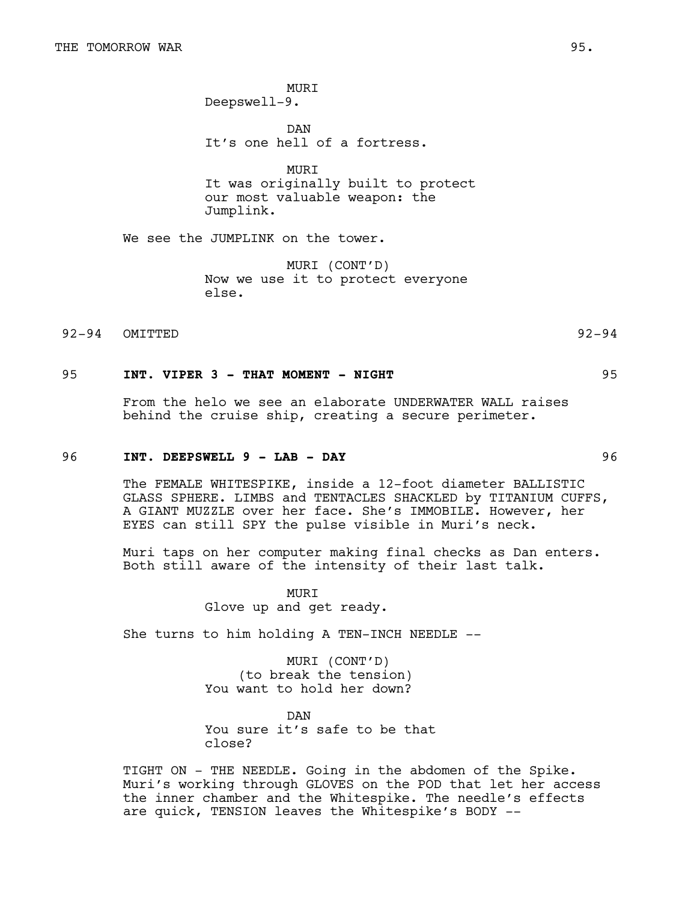MURI
Deepswell-9.

DAN
It's one hell of a fortress.

MURI
It was originally built to protect our most valuable weapon: the Jumplink.

We see the JUMPLINK on the tower.

MURI (CONT'D)
Now we use it to protect everyone else.

92-94 OMITTED 92-94

**95 INT. VIPER 3 - THAT MOMENT - NIGHT 95**

From the helo we see an elaborate UNDERWATER WALL raises behind the cruise ship, creating a secure perimeter.

**96 INT. DEEPSWELL 9 - LAB - DAY 96**

The FEMALE WHITESPIKE, inside a 12-foot diameter BALLISTIC GLASS SPHERE. LIMBS and TENTACLES SHACKLED by TITANIUM CUFFS, A GIANT MUZZLE over her face. She's IMMOBILE. However, her EYES can still SPY the pulse visible in Muri's neck.

Muri taps on her computer making final checks as Dan enters. Both still aware of the intensity of their last talk.

MURI
Glove up and get ready.

She turns to him holding A TEN-INCH NEEDLE --

MURI (CONT'D)
(to break the tension)
You want to hold her down?

DAN
You sure it's safe to be that close?

TIGHT ON - THE NEEDLE. Going in the abdomen of the Spike. Muri's working through GLOVES on the POD that let her access the inner chamber and the Whitespike. The needle's effects are quick, TENSION leaves the Whitespike's BODY --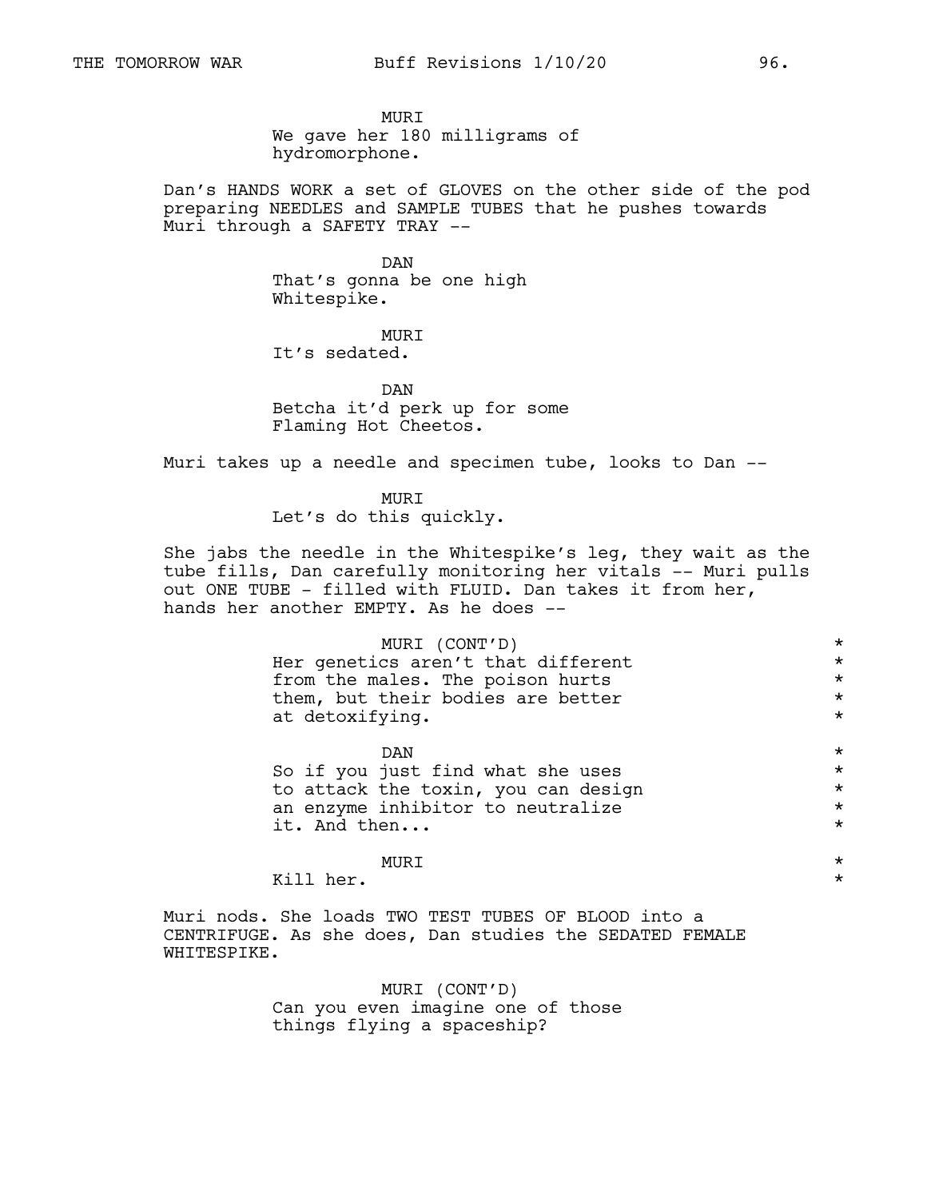MURI
We gave her 180 milligrams of hydromorphone.

Dan's HANDS WORK a set of GLOVES on the other side of the pod preparing NEEDLES and SAMPLE TUBES that he pushes towards Muri through a SAFETY TRAY --

DAN
That's gonna be one high Whitespike.

MURI
It's sedated.

DAN
Betcha it'd perk up for some Flaming Hot Cheetos.

Muri takes up a needle and specimen tube, looks to Dan --

MURI
Let's do this quickly.

She jabs the needle in the Whitespike's leg, they wait as the tube fills, Dan carefully monitoring her vitals -- Muri pulls out ONE TUBE - filled with FLUID. Dan takes it from her, hands her another EMPTY. As he does --

MURI (CONT'D) *
Her genetics aren't that different from the males. The poison hurts them, but their bodies are better at detoxifying. *

DAN *
So if you just find what she uses to attack the toxin, you can design an enzyme inhibitor to neutralize it. And then... *

MURI *
Kill her. *

Muri nods. She loads TWO TEST TUBES OF BLOOD into a CENTRIFUGE. As she does, Dan studies the SEDATED FEMALE WHITESPIKE.

MURI (CONT'D)
Can you even imagine one of those things flying a spaceship?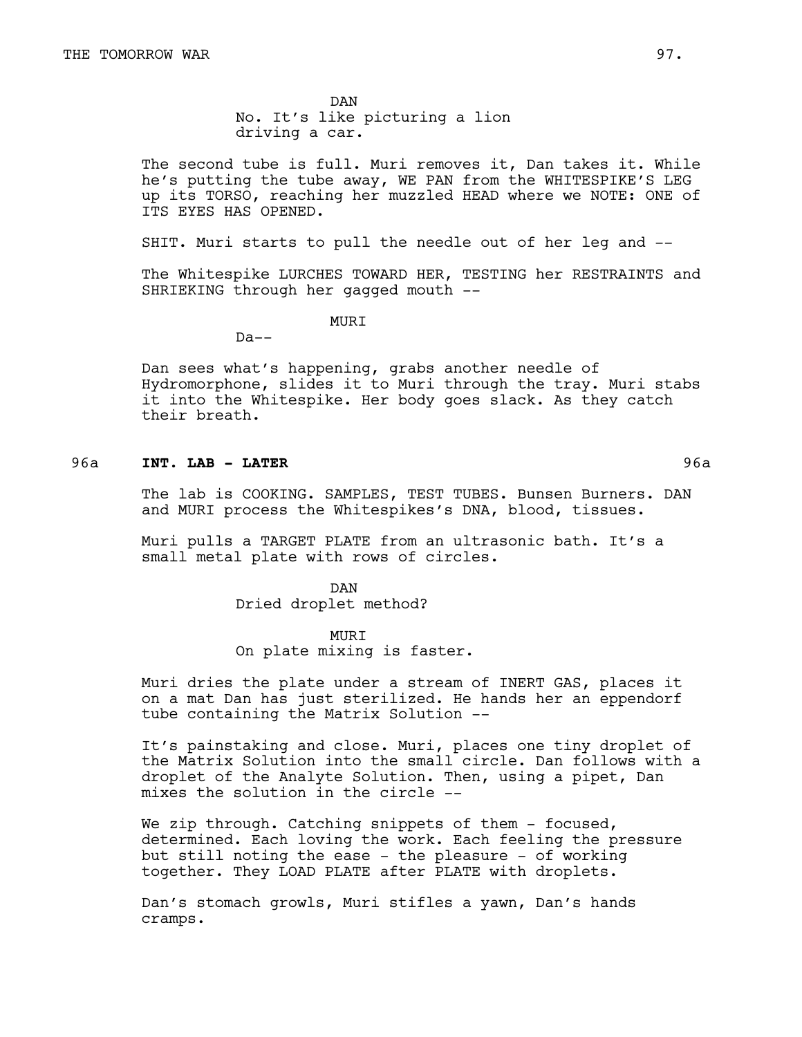DAN
No. It's like picturing a lion driving a car.

The second tube is full. Muri removes it, Dan takes it. While he's putting the tube away, WE PAN from the WHITESPIKE'S LEG up its TORSO, reaching her muzzled HEAD where we NOTE: ONE of ITS EYES HAS OPENED.

SHIT. Muri starts to pull the needle out of her leg and --

The Whitespike LURCHES TOWARD HER, TESTING her RESTRAINTS and SHRIEKING through her gagged mouth --

MURI
Da--

Dan sees what's happening, grabs another needle of Hydromorphone, slides it to Muri through the tray. Muri stabs it into the Whitespike. Her body goes slack. As they catch their breath.

96a **INT. LAB - LATER** 96a

The lab is COOKING. SAMPLES, TEST TUBES. Bunsen Burners. DAN and MURI process the Whitespikes's DNA, blood, tissues.

Muri pulls a TARGET PLATE from an ultrasonic bath. It's a small metal plate with rows of circles.

DAN
Dried droplet method?

MURI
On plate mixing is faster.

Muri dries the plate under a stream of INERT GAS, places it on a mat Dan has just sterilized. He hands her an eppendorf tube containing the Matrix Solution --

It's painstaking and close. Muri, places one tiny droplet of the Matrix Solution into the small circle. Dan follows with a droplet of the Analyte Solution. Then, using a pipet, Dan mixes the solution in the circle --

We zip through. Catching snippets of them - focused, determined. Each loving the work. Each feeling the pressure but still noting the ease - the pleasure - of working together. They LOAD PLATE after PLATE with droplets.

Dan's stomach growls, Muri stifles a yawn, Dan's hands cramps.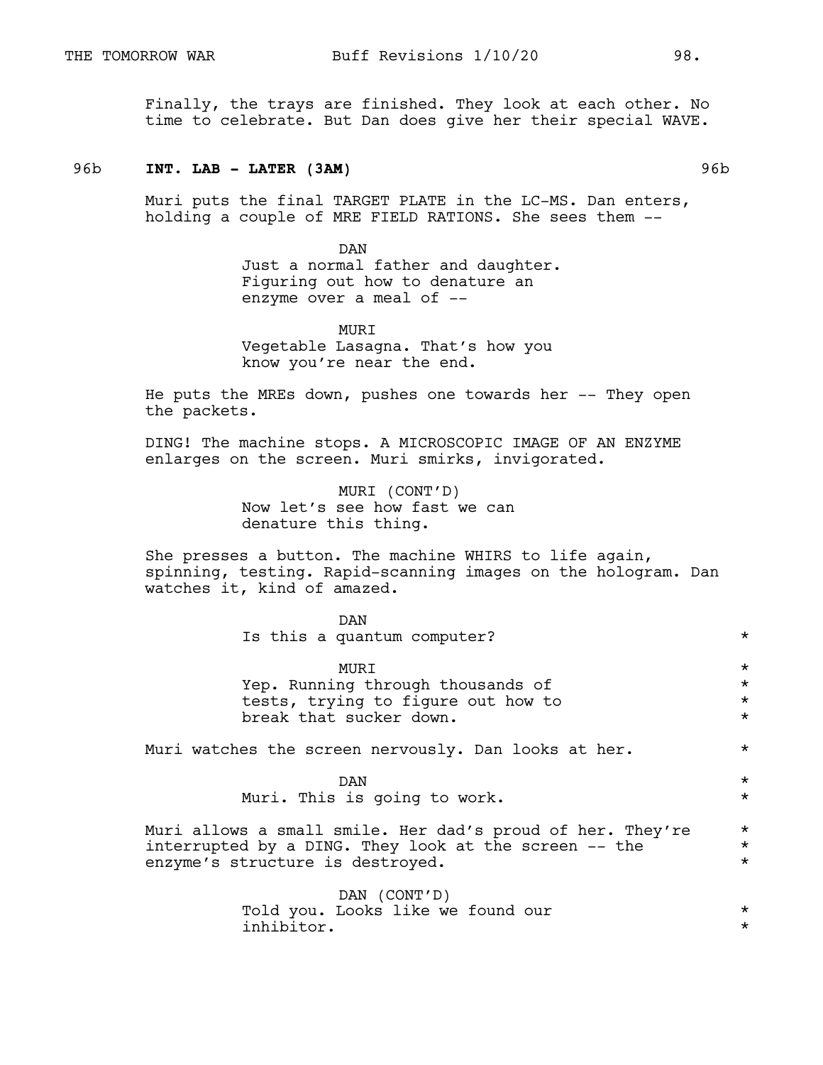Finally, the trays are finished. They look at each other. No time to celebrate. But Dan does give her their special WAVE.

96b **INT. LAB - LATER (3AM)** 96b

Muri puts the final TARGET PLATE in the LC-MS. Dan enters, holding a couple of MRE FIELD RATIONS. She sees them --

DAN
Just a normal father and daughter. Figuring out how to denature an enzyme over a meal of --

MURI
Vegetable Lasagna. That's how you know you're near the end.

He puts the MREs down, pushes one towards her -- They open the packets.

DING! The machine stops. A MICROSCOPIC IMAGE OF AN ENZYME enlarges on the screen. Muri smirks, invigorated.

MURI (CONT'D)
Now let's see how fast we can denature this thing.

She presses a button. The machine WHIRS to life again, spinning, testing. Rapid-scanning images on the hologram. Dan watches it, kind of amazed.

DAN
Is this a quantum computer? *

MURI *
Yep. Running through thousands of *
tests, trying to figure out how to *
break that sucker down. *

Muri watches the screen nervously. Dan looks at her. *

DAN *
Muri. This is going to work. *

Muri allows a small smile. Her dad's proud of her. They're *
interrupted by a DING. They look at the screen -- the *
enzyme's structure is destroyed. *

DAN (CONT'D)
Told you. Looks like we found our *
inhibitor. *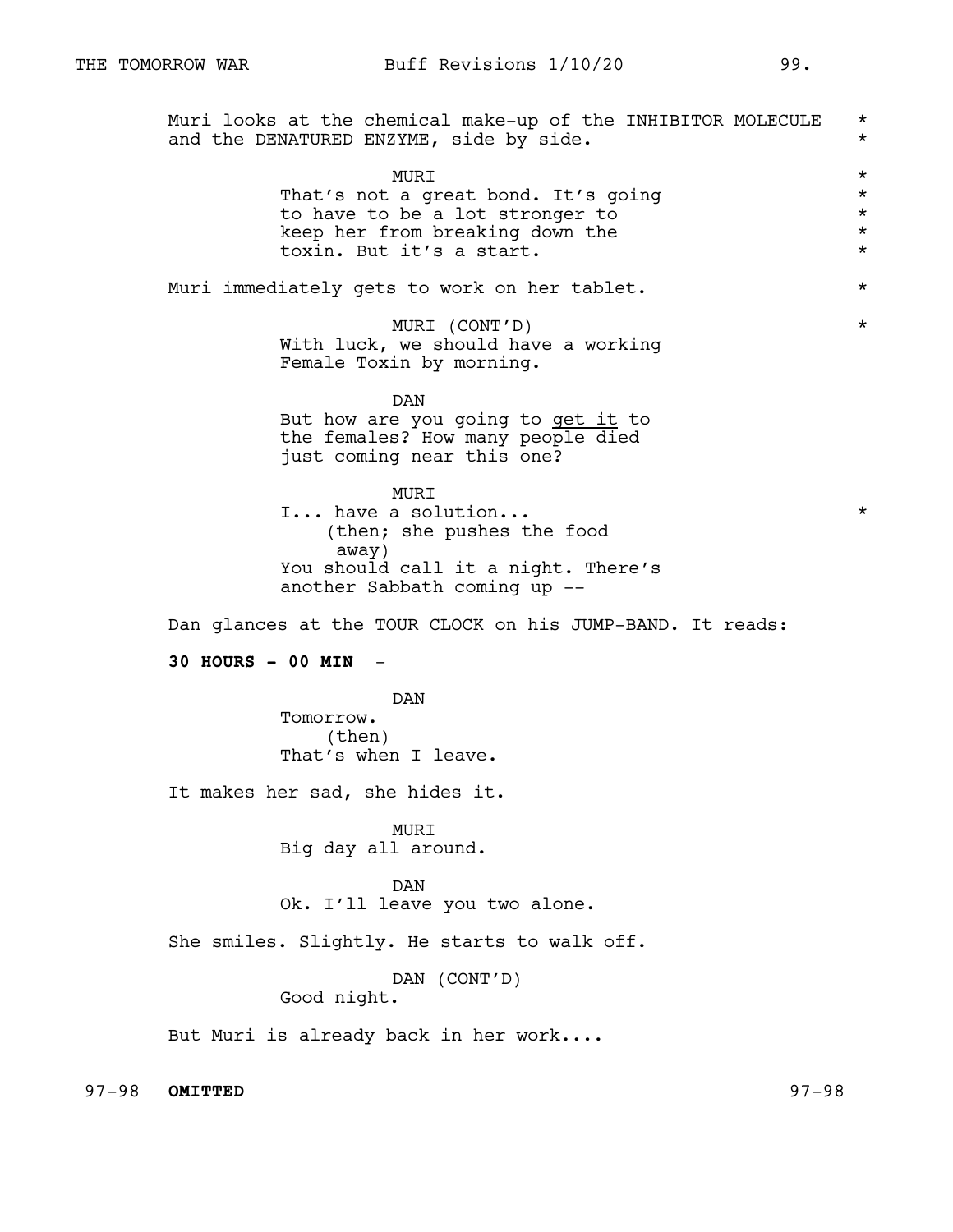Muri looks at the chemical make-up of the INHIBITOR MOLECULE and the DENATURED ENZYME, side by side.

MURI
That's not a great bond. It's going to have to be a lot stronger to keep her from breaking down the toxin. But it's a start.

Muri immediately gets to work on her tablet.

MURI (CONT'D)
With luck, we should have a working Female Toxin by morning.

DAN
But how are you going to get it to the females? How many people died just coming near this one?

MURI
I... have a solution...
(then; she pushes the food away)
You should call it a night. There's another Sabbath coming up --

Dan glances at the TOUR CLOCK on his JUMP-BAND. It reads:

**30 HOURS - 00 MIN** -

DAN
Tomorrow.
(then)
That's when I leave.

It makes her sad, she hides it.

MURI
Big day all around.

DAN
Ok. I'll leave you two alone.

She smiles. Slightly. He starts to walk off.

DAN (CONT'D)
Good night.

But Muri is already back in her work....

97-98 **OMITTED** 97-98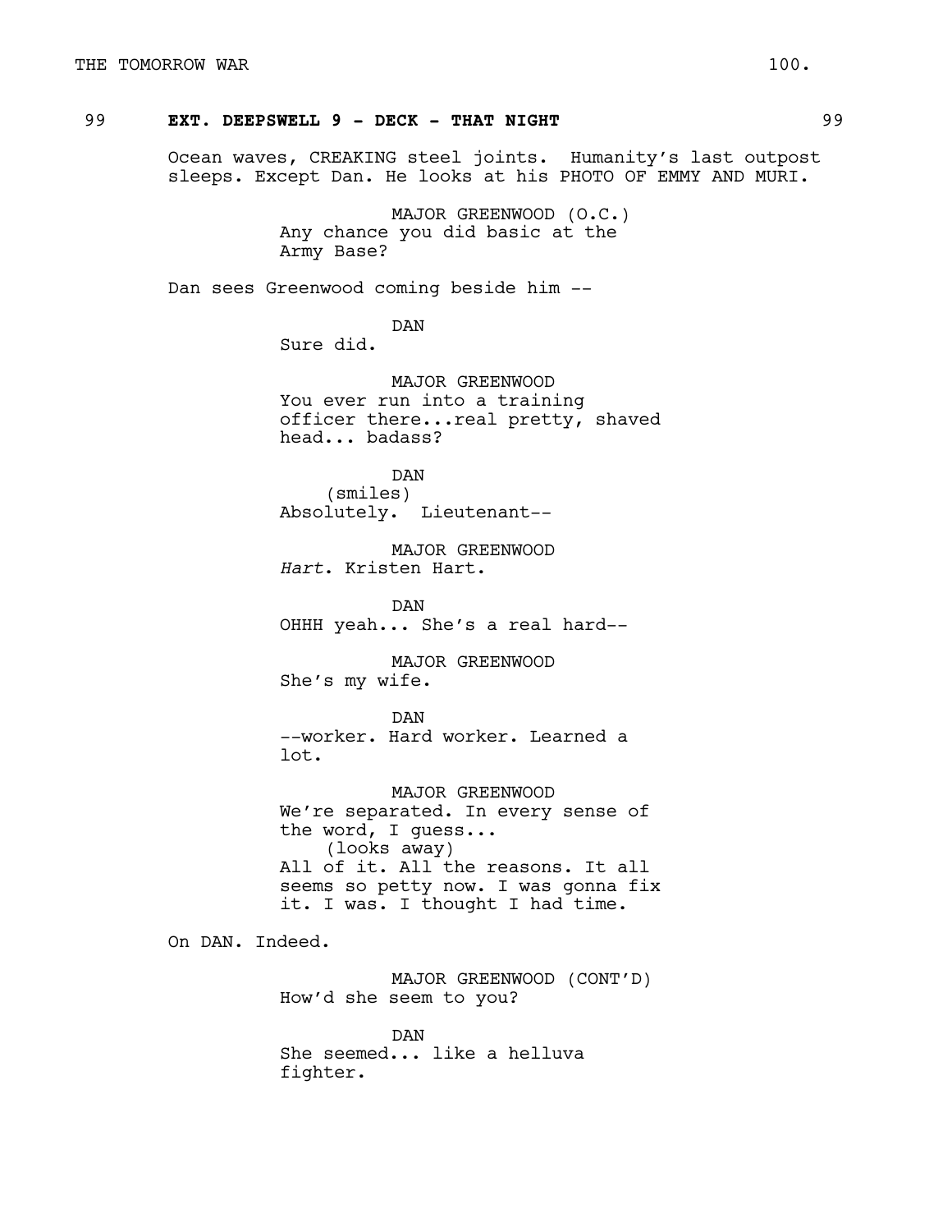99 **EXT. DEEPSWELL 9 - DECK - THAT NIGHT** 99

Ocean waves, CREAKING steel joints. Humanity's last outpost sleeps. Except Dan. He looks at his PHOTO OF EMMY AND MURI.

MAJOR GREENWOOD (O.C.)
Any chance you did basic at the Army Base?

Dan sees Greenwood coming beside him --

DAN
Sure did.

MAJOR GREENWOOD
You ever run into a training officer there...real pretty, shaved head... badass?

DAN
(smiles)
Absolutely. Lieutenant--

MAJOR GREENWOOD
*Hart*. Kristen Hart.

DAN
OHHH yeah... She's a real hard--

MAJOR GREENWOOD
She's my wife.

DAN
--worker. Hard worker. Learned a lot.

MAJOR GREENWOOD
We're separated. In every sense of the word, I guess...
(looks away)
All of it. All the reasons. It all seems so petty now. I was gonna fix it. I was. I thought I had time.

On DAN. Indeed.

MAJOR GREENWOOD (CONT'D)
How'd she seem to you?

DAN
She seemed... like a helluva fighter.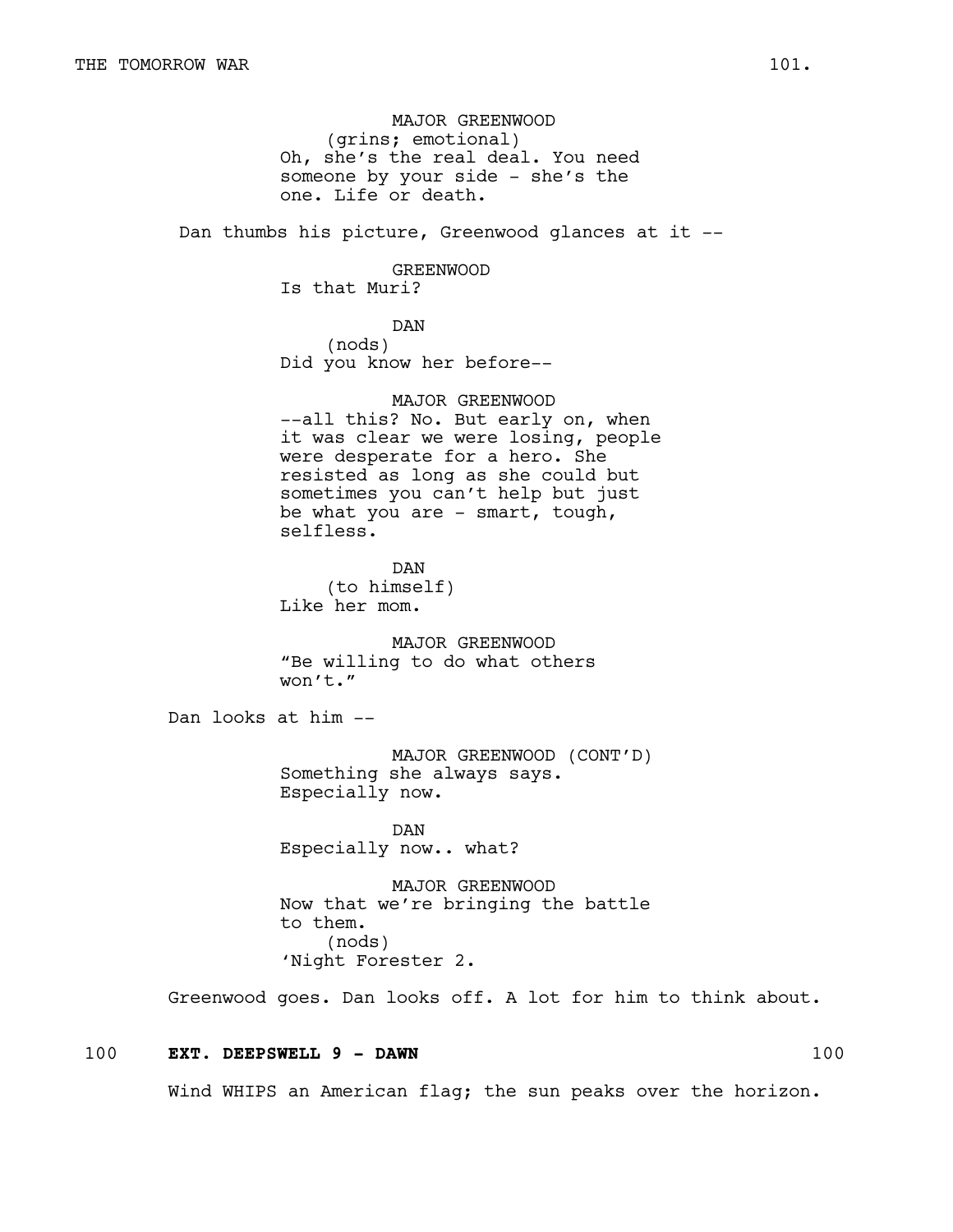MAJOR GREENWOOD
(grins; emotional)
Oh, she's the real deal. You need someone by your side - she's the one. Life or death.

Dan thumbs his picture, Greenwood glances at it --

GREENWOOD
Is that Muri?

DAN
(nods)
Did you know her before--

MAJOR GREENWOOD
--all this? No. But early on, when it was clear we were losing, people were desperate for a hero. She resisted as long as she could but sometimes you can't help but just be what you are - smart, tough, selfless.

DAN
(to himself)
Like her mom.

MAJOR GREENWOOD
"Be willing to do what others won't."

Dan looks at him --

MAJOR GREENWOOD (CONT'D)
Something she always says. Especially now.

DAN
Especially now.. what?

MAJOR GREENWOOD
Now that we're bringing the battle to them.
(nods)
'Night Forester 2.

Greenwood goes. Dan looks off. A lot for him to think about.

100 **EXT. DEEPSWELL 9 - DAWN** 100

Wind WHIPS an American flag; the sun peaks over the horizon.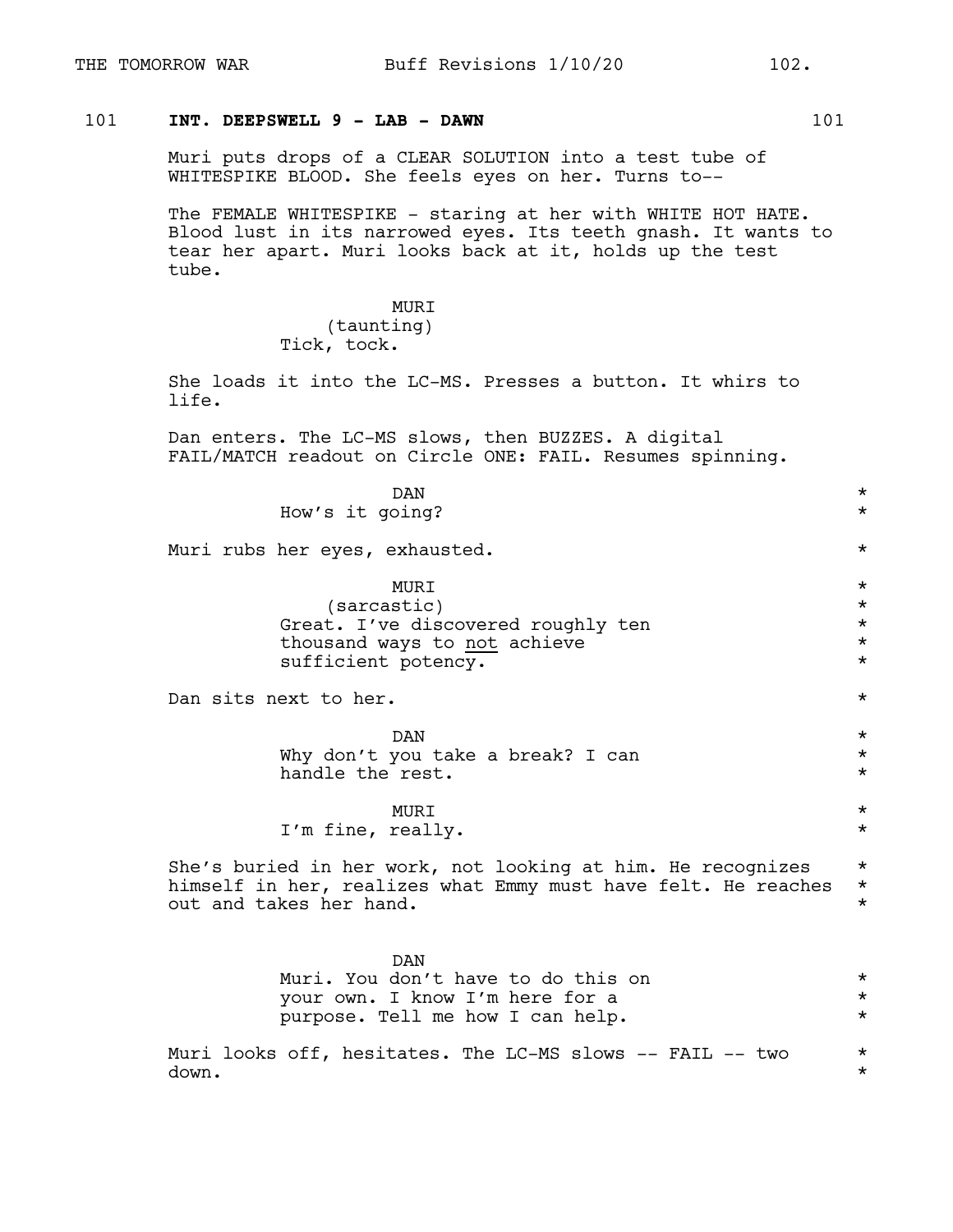101 **INT. DEEPSWELL 9 - LAB - DAWN** 101

Muri puts drops of a CLEAR SOLUTION into a test tube of WHITESPIKE BLOOD. She feels eyes on her. Turns to--

The FEMALE WHITESPIKE - staring at her with WHITE HOT HATE. Blood lust in its narrowed eyes. Its teeth gnash. It wants to tear her apart. Muri looks back at it, holds up the test tube.

MURI
(taunting)
Tick, tock.

She loads it into the LC-MS. Presses a button. It whirs to life.

Dan enters. The LC-MS slows, then BUZZES. A digital FAIL/MATCH readout on Circle ONE: FAIL. Resumes spinning.

DAN *
How's it going? *

Muri rubs her eyes, exhausted. *

MURI *
(sarcastic) *
Great. I've discovered roughly ten *
thousand ways to <u>not</u> achieve *
sufficient potency. *

Dan sits next to her. *

DAN *
Why don't you take a break? I can *
handle the rest. *

MURI *
I'm fine, really. *

She's buried in her work, not looking at him. He recognizes *
himself in her, realizes what Emmy must have felt. He reaches *
out and takes her hand. *

DAN
Muri. You don't have to do this on *
your own. I know I'm here for a *
purpose. Tell me how I can help. *

Muri looks off, hesitates. The LC-MS slows -- FAIL -- two *
down. *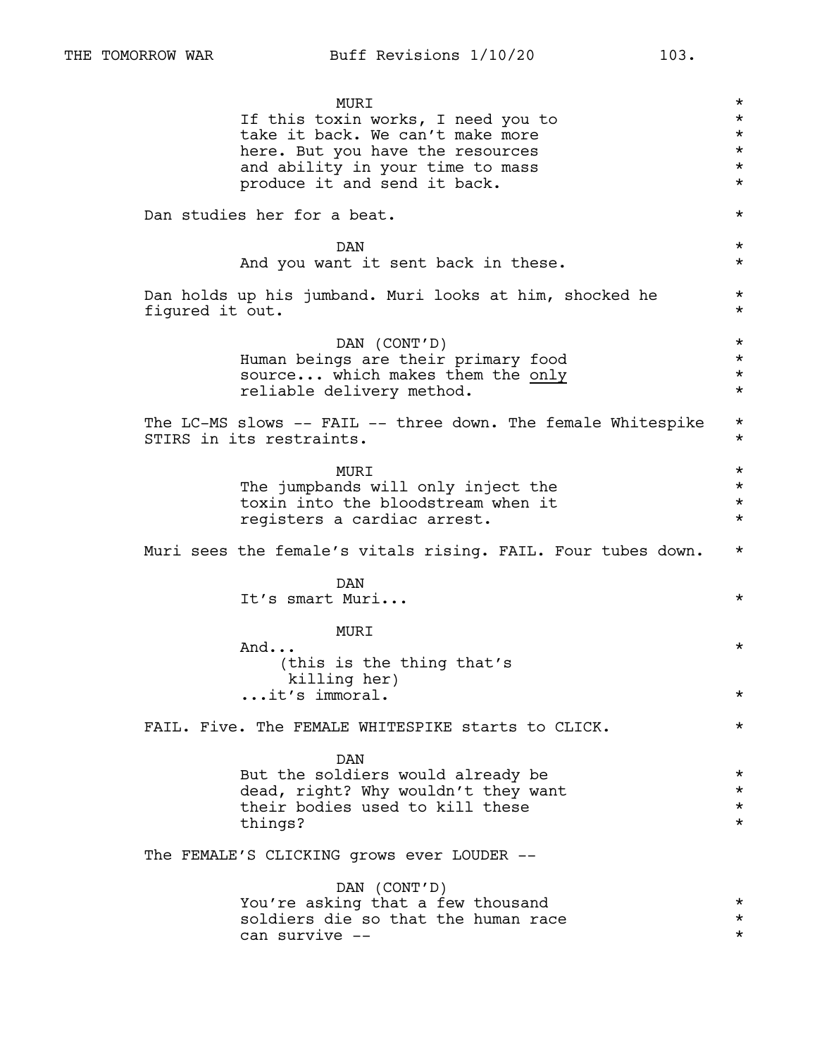MURI
If this toxin works, I need you to take it back. We can't make more here. But you have the resources and ability in your time to mass produce it and send it back.

Dan studies her for a beat.

DAN
And you want it sent back in these.

Dan holds up his jumband. Muri looks at him, shocked he figured it out.

DAN (CONT'D)
Human beings are their primary food source... which makes them the only reliable delivery method.

The LC-MS slows -- FAIL -- three down. The female Whitespike STIRS in its restraints.

MURI
The jumpbands will only inject the toxin into the bloodstream when it registers a cardiac arrest.

Muri sees the female's vitals rising. FAIL. Four tubes down.

DAN
It's smart Muri...

MURI
And...
(this is the thing that's killing her)
...it's immoral.

FAIL. Five. The FEMALE WHITESPIKE starts to CLICK.

DAN
But the soldiers would already be dead, right? Why wouldn't they want their bodies used to kill these things?

The FEMALE'S CLICKING grows ever LOUDER --

DAN (CONT'D)
You're asking that a few thousand soldiers die so that the human race can survive --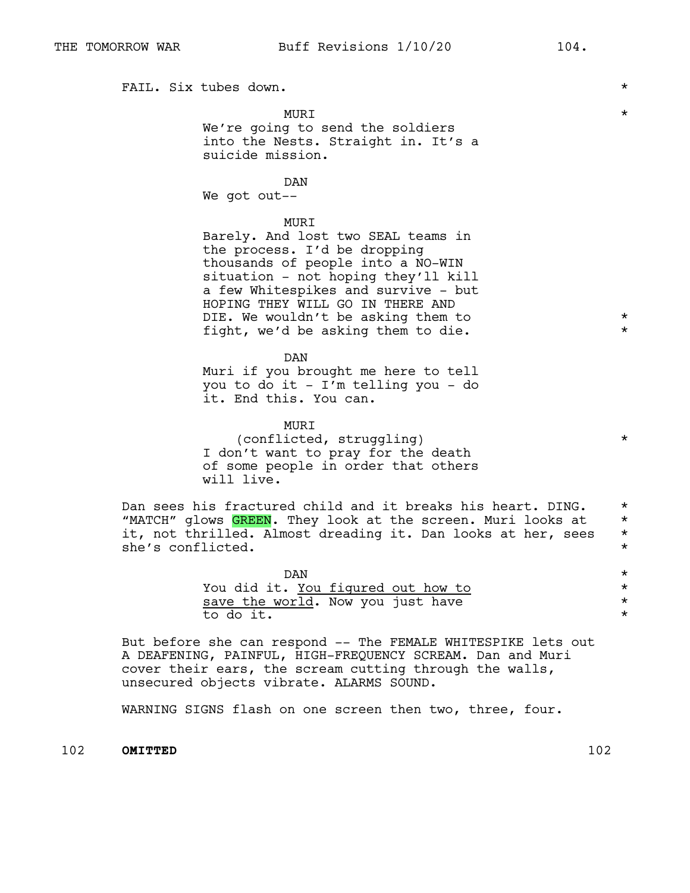FAIL. Six tubes down. *

MURI *
We're going to send the soldiers into the Nests. Straight in. It's a suicide mission.

DAN
We got out--

MURI
Barely. And lost two SEAL teams in the process. I'd be dropping thousands of people into a NO-WIN situation - not hoping they'll kill a few Whitespikes and survive - but HOPING THEY WILL GO IN THERE AND DIE. We wouldn't be asking them to fight, we'd be asking them to die. *

DAN
Muri if you brought me here to tell you to do it - I'm telling you - do it. End this. You can.

MURI
(conflicted, struggling) *
I don't want to pray for the death of some people in order that others will live.

Dan sees his fractured child and it breaks his heart. DING. "MATCH" glows GREEN. They look at the screen. Muri looks at it, not thrilled. Almost dreading it. Dan looks at her, sees she's conflicted. *

DAN *
You did it. <u>You figured out how to save the world</u>. Now you just have to do it. *

But before she can respond -- The FEMALE WHITESPIKE lets out A DEAFENING, PAINFUL, HIGH-FREQUENCY SCREAM. Dan and Muri cover their ears, the scream cutting through the walls, unsecured objects vibrate. ALARMS SOUND.

WARNING SIGNS flash on one screen then two, three, four.

102 **OMITTED** 102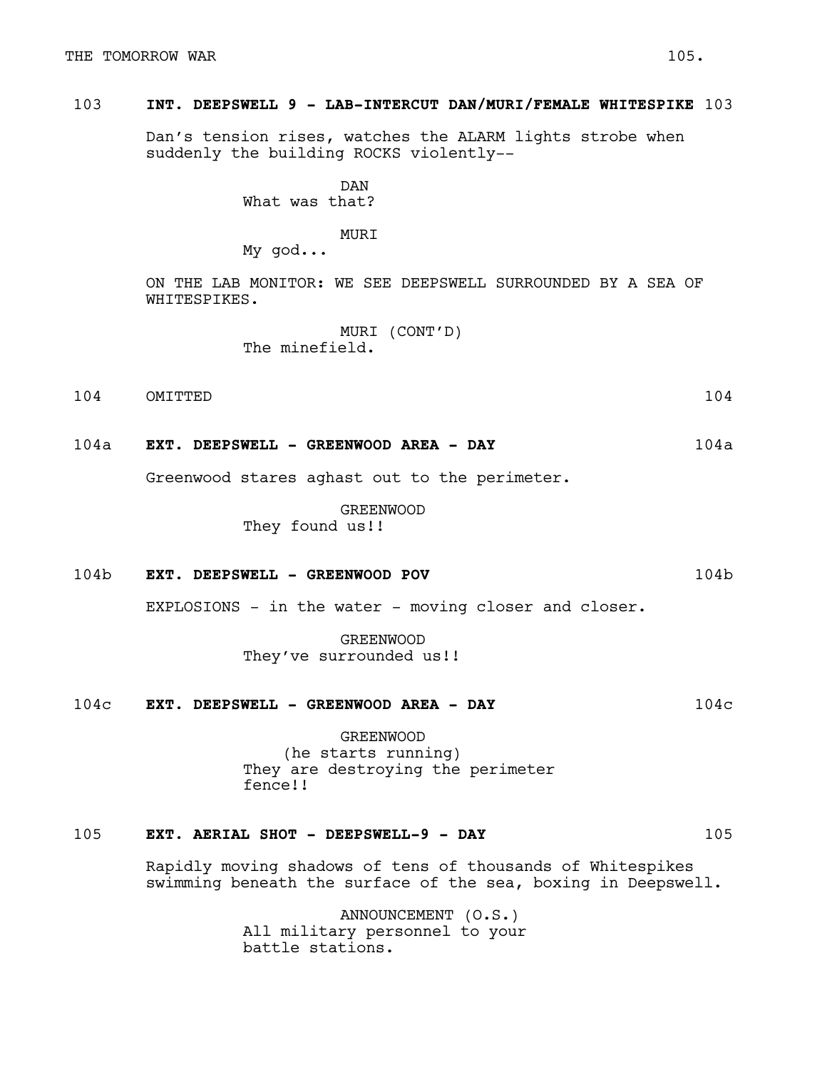103 **INT. DEEPSWELL 9 - LAB-INTERCUT DAN/MURI/FEMALE WHITESPIKE** 103

Dan's tension rises, watches the ALARM lights strobe when suddenly the building ROCKS violently--

DAN
What was that?

MURI
My god...

ON THE LAB MONITOR: WE SEE DEEPSWELL SURROUNDED BY A SEA OF WHITESPIKES.

MURI (CONT'D)
The minefield.

104 OMITTED 104

104a **EXT. DEEPSWELL - GREENWOOD AREA - DAY** 104a

Greenwood stares aghast out to the perimeter.

GREENWOOD
They found us!!

104b **EXT. DEEPSWELL - GREENWOOD POV** 104b

EXPLOSIONS - in the water - moving closer and closer.

GREENWOOD
They've surrounded us!!

104c **EXT. DEEPSWELL - GREENWOOD AREA - DAY** 104c

GREENWOOD
(he starts running)
They are destroying the perimeter fence!!

105 **EXT. AERIAL SHOT - DEEPSWELL-9 - DAY** 105

Rapidly moving shadows of tens of thousands of Whitespikes swimming beneath the surface of the sea, boxing in Deepswell.

ANNOUNCEMENT (O.S.)
All military personnel to your battle stations.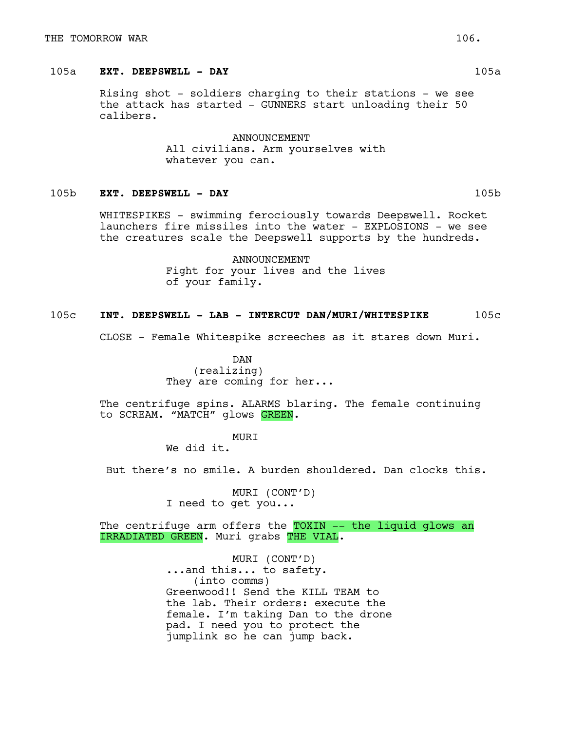105a **EXT. DEEPSWELL - DAY** 105a

Rising shot - soldiers charging to their stations - we see the attack has started - GUNNERS start unloading their 50 calibers.

ANNOUNCEMENT
All civilians. Arm yourselves with whatever you can.

105b **EXT. DEEPSWELL - DAY** 105b

WHITESPIKES - swimming ferociously towards Deepswell. Rocket launchers fire missiles into the water - EXPLOSIONS - we see the creatures scale the Deepswell supports by the hundreds.

ANNOUNCEMENT
Fight for your lives and the lives of your family.

105c **INT. DEEPSWELL - LAB - INTERCUT DAN/MURI/WHITESPIKE** 105c

CLOSE - Female Whitespike screeches as it stares down Muri.

DAN
(realizing)
They are coming for her...

The centrifuge spins. ALARMS blaring. The female continuing to SCREAM. "MATCH" glows GREEN.

MURI
We did it.

But there's no smile. A burden shouldered. Dan clocks this.

MURI (CONT'D)
I need to get you...

The centrifuge arm offers the TOXIN -- the liquid glows an IRRADIATED GREEN. Muri grabs THE VIAL.

MURI (CONT'D)
...and this... to safety.
(into comms)
Greenwood!! Send the KILL TEAM to the lab. Their orders: execute the female. I'm taking Dan to the drone pad. I need you to protect the jumplink so he can jump back.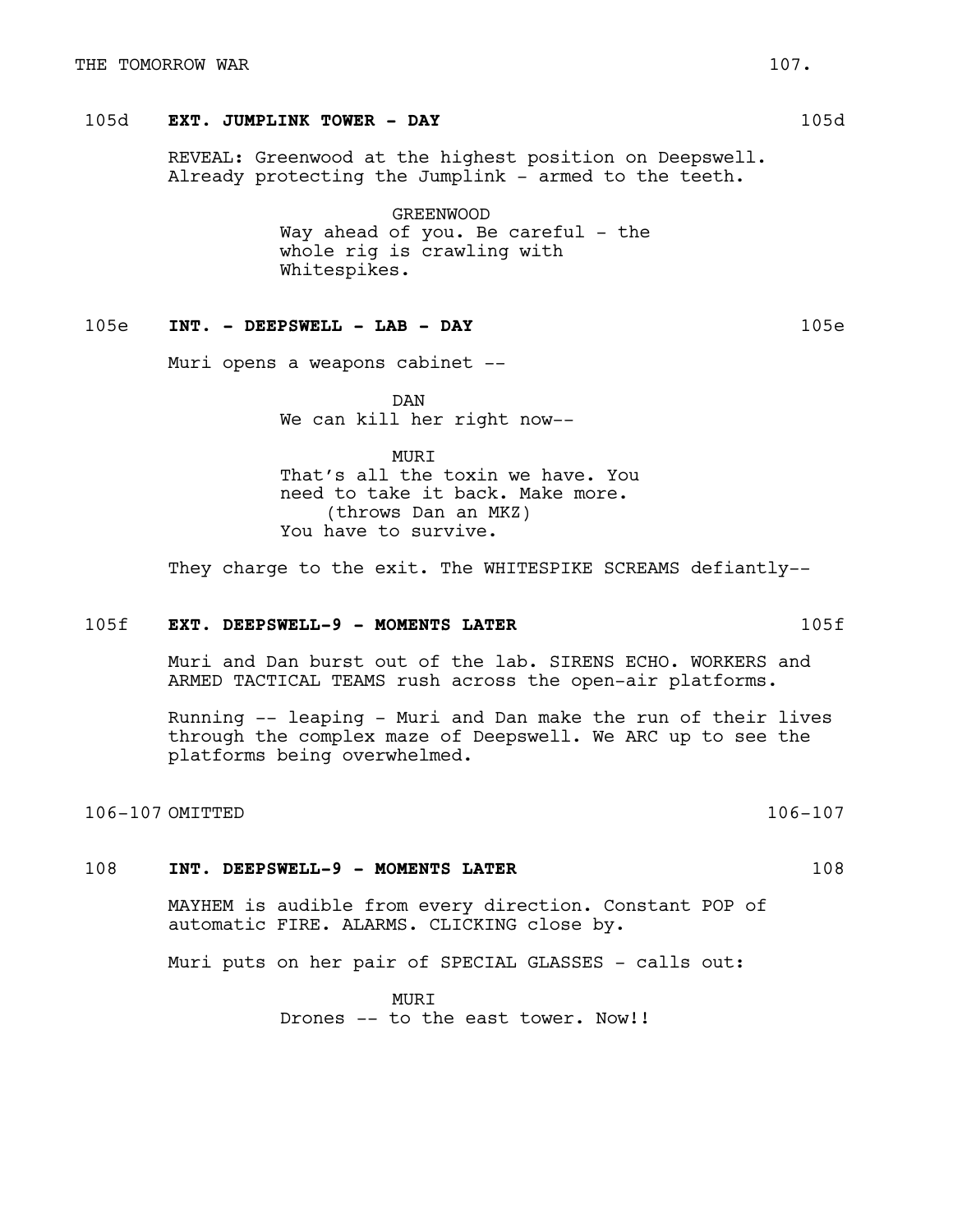105d **EXT. JUMPLINK TOWER - DAY** 105d

REVEAL: Greenwood at the highest position on Deepswell. Already protecting the Jumplink - armed to the teeth.

GREENWOOD
Way ahead of you. Be careful - the whole rig is crawling with Whitespikes.

105e **INT. - DEEPSWELL - LAB - DAY** 105e

Muri opens a weapons cabinet --

DAN
We can kill her right now--

MURI
That's all the toxin we have. You need to take it back. Make more.
(throws Dan an MKZ)
You have to survive.

They charge to the exit. The WHITESPIKE SCREAMS defiantly--

105f **EXT. DEEPSWELL-9 - MOMENTS LATER** 105f

Muri and Dan burst out of the lab. SIRENS ECHO. WORKERS and ARMED TACTICAL TEAMS rush across the open-air platforms.

Running -- leaping - Muri and Dan make the run of their lives through the complex maze of Deepswell. We ARC up to see the platforms being overwhelmed.

106-107 OMITTED 106-107

108 **INT. DEEPSWELL-9 - MOMENTS LATER** 108

MAYHEM is audible from every direction. Constant POP of automatic FIRE. ALARMS. CLICKING close by.

Muri puts on her pair of SPECIAL GLASSES - calls out:

MURI
Drones -- to the east tower. Now!!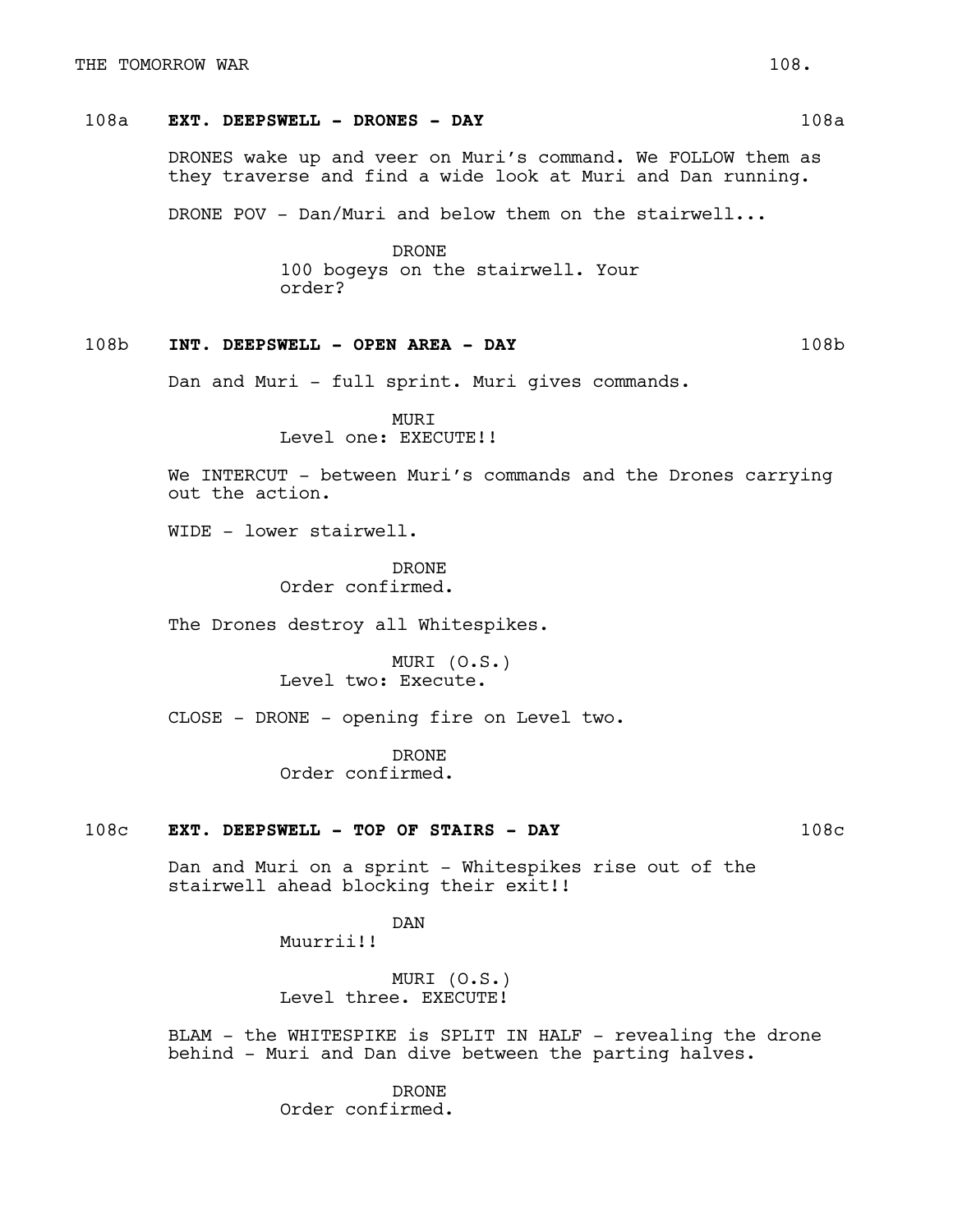## 108a EXT. DEEPSWELL - DRONES - DAY 108a

DRONES wake up and veer on Muri's command. We FOLLOW them as they traverse and find a wide look at Muri and Dan running.

DRONE POV - Dan/Muri and below them on the stairwell...

DRONE
100 bogeys on the stairwell. Your order?

## 108b INT. DEEPSWELL - OPEN AREA - DAY 108b

Dan and Muri - full sprint. Muri gives commands.

MURI
Level one: EXECUTE!!

We INTERCUT - between Muri's commands and the Drones carrying out the action.

WIDE - lower stairwell.

DRONE
Order confirmed.

The Drones destroy all Whitespikes.

MURI (O.S.)
Level two: Execute.

CLOSE - DRONE - opening fire on Level two.

DRONE
Order confirmed.

## 108c EXT. DEEPSWELL - TOP OF STAIRS - DAY 108c

Dan and Muri on a sprint - Whitespikes rise out of the stairwell ahead blocking their exit!!

DAN
Muurrii!!

MURI (O.S.)
Level three. EXECUTE!

BLAM - the WHITESPIKE is SPLIT IN HALF - revealing the drone behind - Muri and Dan dive between the parting halves.

DRONE
Order confirmed.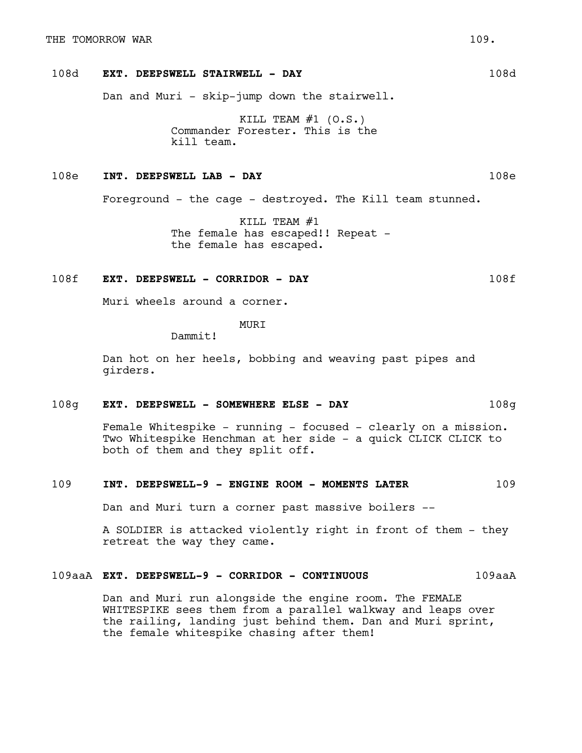**108d EXT. DEEPSWELL STAIRWELL - DAY 108d**

Dan and Muri - skip-jump down the stairwell.

KILL TEAM #1 (O.S.)
Commander Forester. This is the kill team.

**108e INT. DEEPSWELL LAB - DAY 108e**

Foreground - the cage - destroyed. The Kill team stunned.

KILL TEAM #1
The female has escaped!! Repeat - the female has escaped.

**108f EXT. DEEPSWELL - CORRIDOR - DAY 108f**

Muri wheels around a corner.

MURI
Dammit!

Dan hot on her heels, bobbing and weaving past pipes and girders.

**108g EXT. DEEPSWELL - SOMEWHERE ELSE - DAY 108g**

Female Whitespike - running - focused - clearly on a mission. Two Whitespike Henchman at her side - a quick CLICK CLICK to both of them and they split off.

**109 INT. DEEPSWELL-9 - ENGINE ROOM - MOMENTS LATER 109**

Dan and Muri turn a corner past massive boilers --

A SOLDIER is attacked violently right in front of them - they retreat the way they came.

**109aaA EXT. DEEPSWELL-9 - CORRIDOR - CONTINUOUS 109aaA**

Dan and Muri run alongside the engine room. The FEMALE WHITESPIKE sees them from a parallel walkway and leaps over the railing, landing just behind them. Dan and Muri sprint, the female whitespike chasing after them!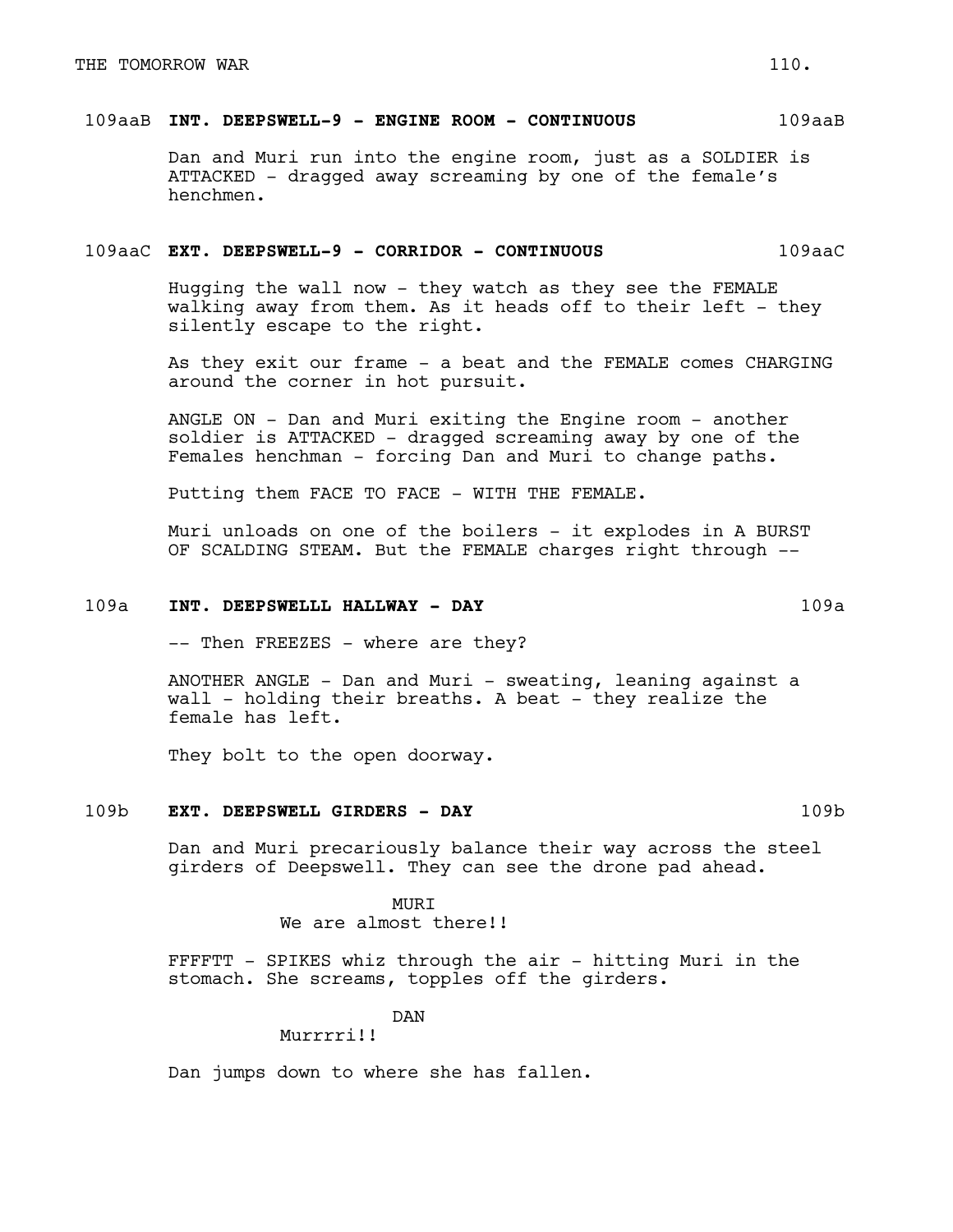109aaB **INT. DEEPSWELL-9 - ENGINE ROOM - CONTINUOUS** 109aaB

Dan and Muri run into the engine room, just as a SOLDIER is ATTACKED - dragged away screaming by one of the female's henchmen.

109aaC **EXT. DEEPSWELL-9 - CORRIDOR - CONTINUOUS** 109aaC

Hugging the wall now - they watch as they see the FEMALE walking away from them. As it heads off to their left - they silently escape to the right.

As they exit our frame - a beat and the FEMALE comes CHARGING around the corner in hot pursuit.

ANGLE ON - Dan and Muri exiting the Engine room - another soldier is ATTACKED - dragged screaming away by one of the Females henchman - forcing Dan and Muri to change paths.

Putting them FACE TO FACE - WITH THE FEMALE.

Muri unloads on one of the boilers - it explodes in A BURST OF SCALDING STEAM. But the FEMALE charges right through --

109a **INT. DEEPSWELLL HALLWAY - DAY** 109a

-- Then FREEZES - where are they?

ANOTHER ANGLE - Dan and Muri - sweating, leaning against a wall - holding their breaths. A beat - they realize the female has left.

They bolt to the open doorway.

109b **EXT. DEEPSWELL GIRDERS - DAY** 109b

Dan and Muri precariously balance their way across the steel girders of Deepswell. They can see the drone pad ahead.

MURI
We are almost there!!

FFFFTT - SPIKES whiz through the air - hitting Muri in the stomach. She screams, topples off the girders.

DAN
Murrrri!!

Dan jumps down to where she has fallen.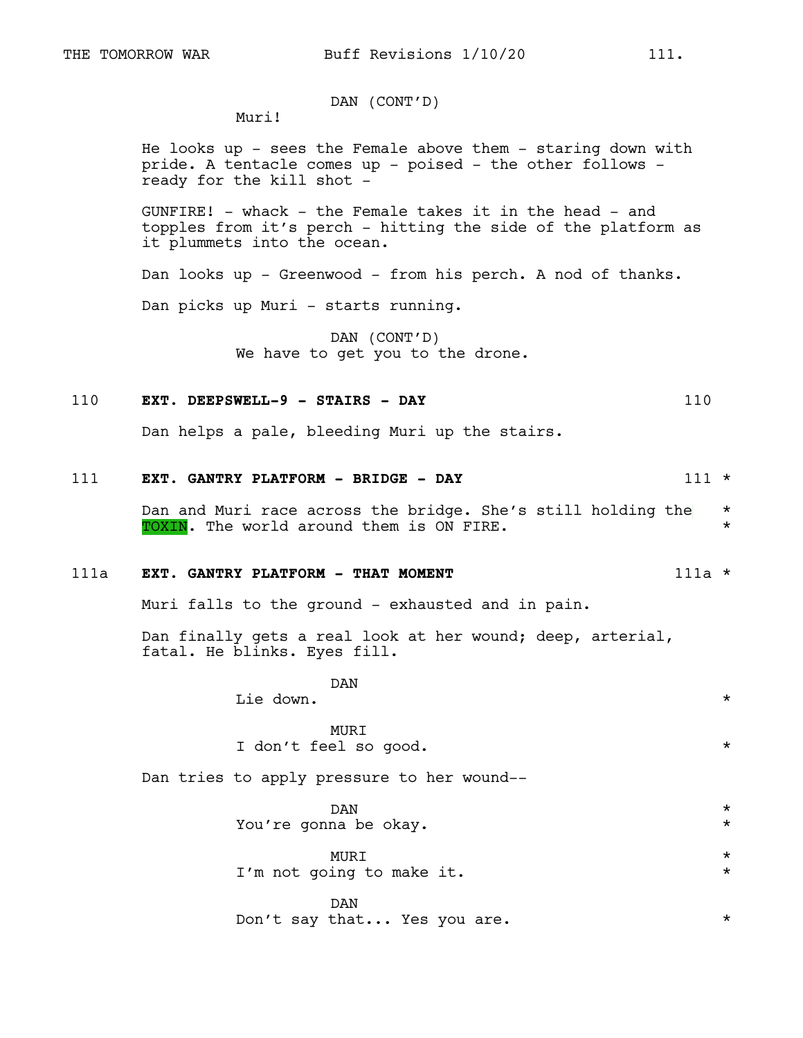DAN (CONT'D)
Muri!

He looks up - sees the Female above them - staring down with pride. A tentacle comes up - poised - the other follows - ready for the kill shot -

GUNFIRE! - whack - the Female takes it in the head - and topples from it's perch - hitting the side of the platform as it plummets into the ocean.

Dan looks up - Greenwood - from his perch. A nod of thanks.

Dan picks up Muri - starts running.

DAN (CONT'D)
We have to get you to the drone.

110 **EXT. DEEPSWELL-9 - STAIRS - DAY** 110

Dan helps a pale, bleeding Muri up the stairs.

111 **EXT. GANTRY PLATFORM - BRIDGE - DAY** 111 *

Dan and Muri race across the bridge. She's still holding the TOXIN. The world around them is ON FIRE. *

111a **EXT. GANTRY PLATFORM - THAT MOMENT** 111a *

Muri falls to the ground - exhausted and in pain.

Dan finally gets a real look at her wound; deep, arterial, fatal. He blinks. Eyes fill.

DAN
Lie down. *

MURI
I don't feel so good. *

Dan tries to apply pressure to her wound--

DAN *
You're gonna be okay. *

MURI *
I'm not going to make it. *

DAN
Don't say that... Yes you are. *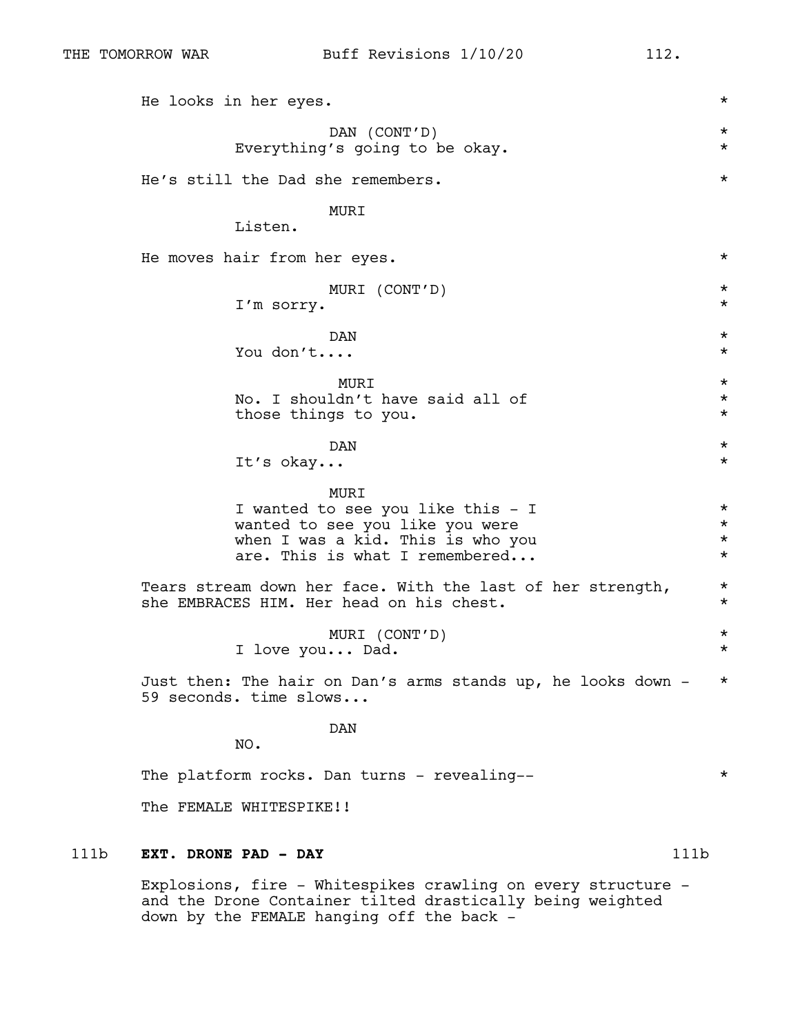He looks in her eyes. *

DAN (CONT'D) *
Everything's going to be okay. *

He's still the Dad she remembers. *

MURI
Listen.

He moves hair from her eyes. *

MURI (CONT'D) *
I'm sorry. *

DAN *
You don't.... *

MURI *
No. I shouldn't have said all of *
those things to you. *

DAN *
It's okay... *

MURI
I wanted to see you like this - I *
wanted to see you like you were *
when I was a kid. This is who you *
are. This is what I remembered... *

Tears stream down her face. With the last of her strength, *
she EMBRACES HIM. Her head on his chest. *

MURI (CONT'D) *
I love you... Dad. *

Just then: The hair on Dan's arms stands up, he looks down - *
59 seconds. time slows...

DAN
NO.

The platform rocks. Dan turns - revealing-- *

The FEMALE WHITESPIKE!!

111b **EXT. DRONE PAD - DAY** 111b

Explosions, fire - Whitespikes crawling on every structure - and the Drone Container tilted drastically being weighted down by the FEMALE hanging off the back -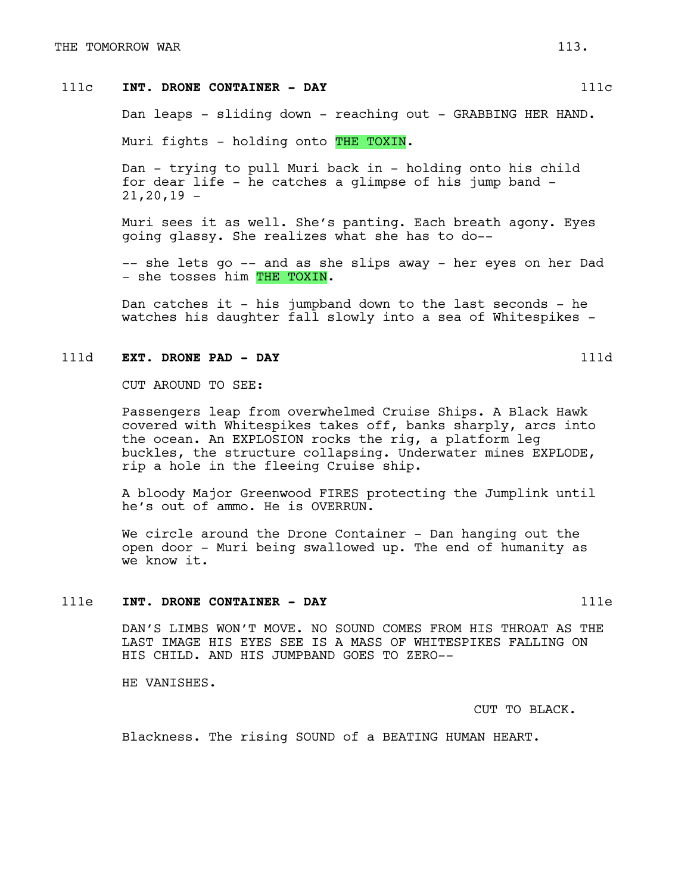**111c INT. DRONE CONTAINER - DAY 111c**

Dan leaps - sliding down - reaching out - GRABBING HER HAND.

Muri fights - holding onto THE TOXIN.

Dan - trying to pull Muri back in - holding onto his child for dear life - he catches a glimpse of his jump band - 21,20,19 -

Muri sees it as well. She's panting. Each breath agony. Eyes going glassy. She realizes what she has to do--

-- she lets go -- and as she slips away - her eyes on her Dad - she tosses him THE TOXIN.

Dan catches it - his jumpband down to the last seconds - he watches his daughter fall slowly into a sea of Whitespikes -

**111d EXT. DRONE PAD - DAY 111d**

CUT AROUND TO SEE:

Passengers leap from overwhelmed Cruise Ships. A Black Hawk covered with Whitespikes takes off, banks sharply, arcs into the ocean. An EXPLOSION rocks the rig, a platform leg buckles, the structure collapsing. Underwater mines EXPLODE, rip a hole in the fleeing Cruise ship.

A bloody Major Greenwood FIRES protecting the Jumplink until he's out of ammo. He is OVERRUN.

We circle around the Drone Container - Dan hanging out the open door - Muri being swallowed up. The end of humanity as we know it.

**111e INT. DRONE CONTAINER - DAY 111e**

DAN'S LIMBS WON'T MOVE. NO SOUND COMES FROM HIS THROAT AS THE LAST IMAGE HIS EYES SEE IS A MASS OF WHITESPIKES FALLING ON HIS CHILD. AND HIS JUMPBAND GOES TO ZERO--

HE VANISHES.

CUT TO BLACK.

Blackness. The rising SOUND of a BEATING HUMAN HEART.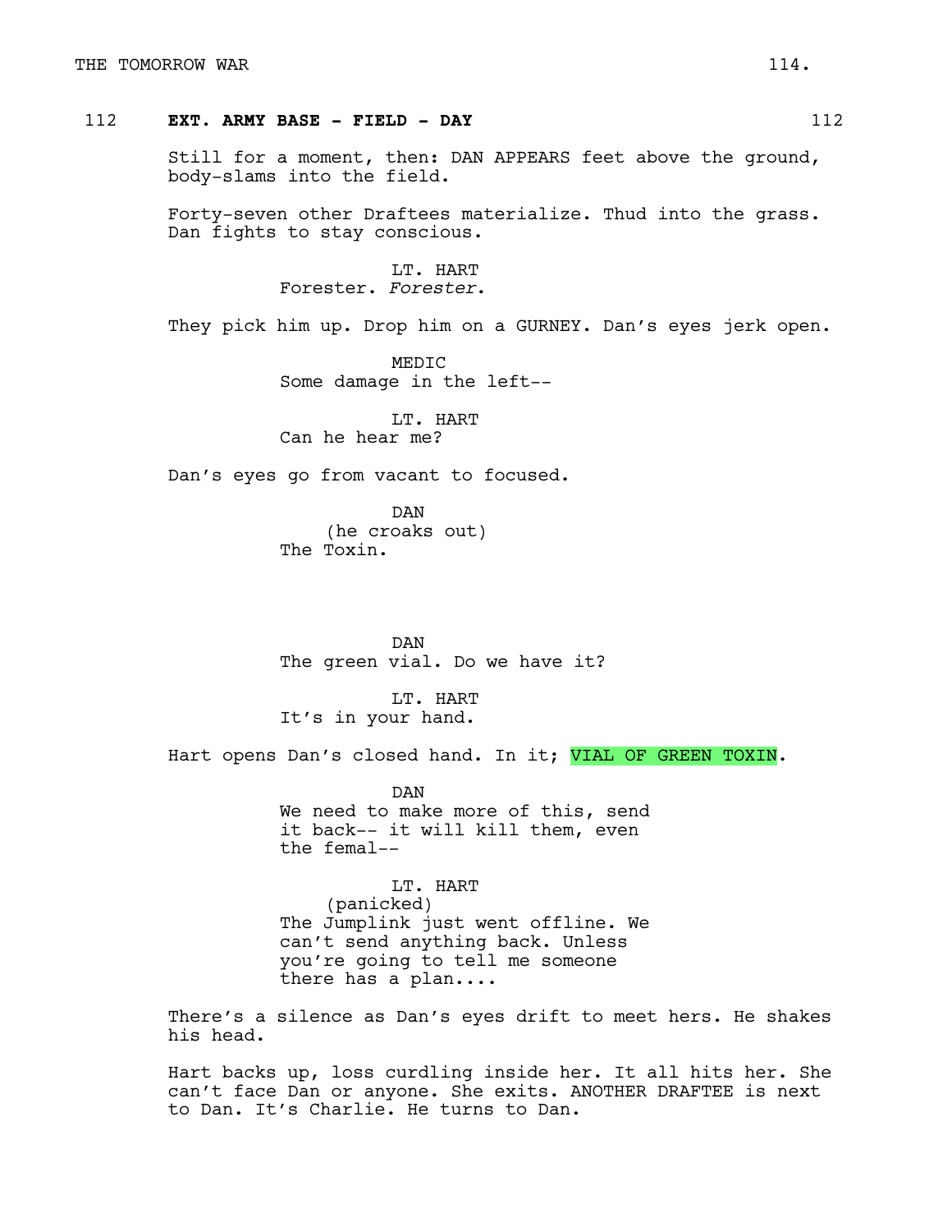**112 EXT. ARMY BASE - FIELD - DAY 112**

Still for a moment, then: DAN APPEARS feet above the ground, body-slams into the field.

Forty-seven other Draftees materialize. Thud into the grass. Dan fights to stay conscious.

LT. HART
Forester. *Forester*.

They pick him up. Drop him on a GURNEY. Dan's eyes jerk open.

MEDIC
Some damage in the left--

LT. HART
Can he hear me?

Dan's eyes go from vacant to focused.

DAN
(he croaks out)
The Toxin.

DAN
The green vial. Do we have it?

LT. HART
It's in your hand.

Hart opens Dan's closed hand. In it; VIAL OF GREEN TOXIN.

DAN
We need to make more of this, send it back-- it will kill them, even the femal--

LT. HART
(panicked)
The Jumplink just went offline. We can't send anything back. Unless you're going to tell me someone there has a plan....

There's a silence as Dan's eyes drift to meet hers. He shakes his head.

Hart backs up, loss curdling inside her. It all hits her. She can't face Dan or anyone. She exits. ANOTHER DRAFTEE is next to Dan. It's Charlie. He turns to Dan.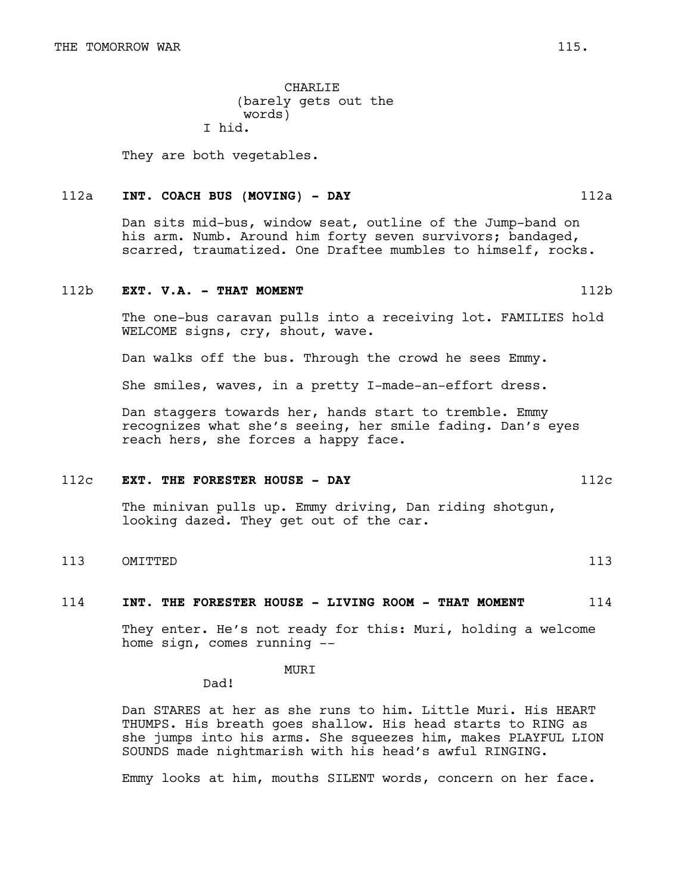CHARLIE
(barely gets out the words)
I hid.

They are both vegetables.

**112a INT. COACH BUS (MOVING) - DAY 112a**

Dan sits mid-bus, window seat, outline of the Jump-band on his arm. Numb. Around him forty seven survivors; bandaged, scarred, traumatized. One Draftee mumbles to himself, rocks.

**112b EXT. V.A. - THAT MOMENT 112b**

The one-bus caravan pulls into a receiving lot. FAMILIES hold WELCOME signs, cry, shout, wave.

Dan walks off the bus. Through the crowd he sees Emmy.

She smiles, waves, in a pretty I-made-an-effort dress.

Dan staggers towards her, hands start to tremble. Emmy recognizes what she's seeing, her smile fading. Dan's eyes reach hers, she forces a happy face.

**112c EXT. THE FORESTER HOUSE - DAY 112c**

The minivan pulls up. Emmy driving, Dan riding shotgun, looking dazed. They get out of the car.

113 OMITTED 113

**114 INT. THE FORESTER HOUSE - LIVING ROOM - THAT MOMENT 114**

They enter. He's not ready for this: Muri, holding a welcome home sign, comes running --

MURI
Dad!

Dan STARES at her as she runs to him. Little Muri. His HEART THUMPS. His breath goes shallow. His head starts to RING as she jumps into his arms. She squeezes him, makes PLAYFUL LION SOUNDS made nightmarish with his head's awful RINGING.

Emmy looks at him, mouths SILENT words, concern on her face.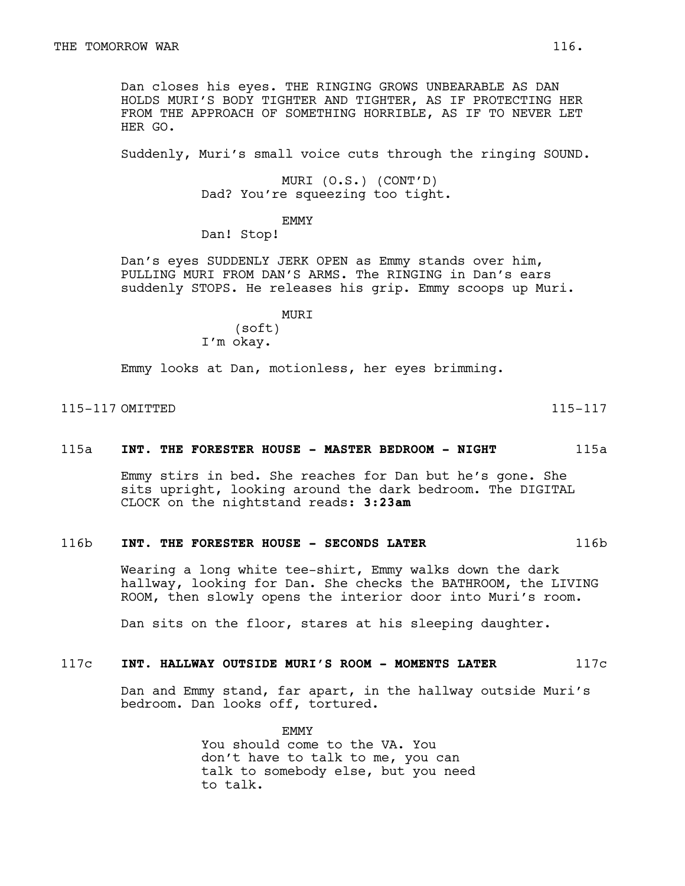Dan closes his eyes. THE RINGING GROWS UNBEARABLE AS DAN HOLDS MURI'S BODY TIGHTER AND TIGHTER, AS IF PROTECTING HER FROM THE APPROACH OF SOMETHING HORRIBLE, AS IF TO NEVER LET HER GO.

Suddenly, Muri's small voice cuts through the ringing SOUND.

MURI (O.S.) (CONT'D)
Dad? You're squeezing too tight.

EMMY
Dan! Stop!

Dan's eyes SUDDENLY JERK OPEN as Emmy stands over him, PULLING MURI FROM DAN'S ARMS. The RINGING in Dan's ears suddenly STOPS. He releases his grip. Emmy scoops up Muri.

MURI
(soft)
I'm okay.

Emmy looks at Dan, motionless, her eyes brimming.

115-117 OMITTED 115-117

**115a INT. THE FORESTER HOUSE - MASTER BEDROOM - NIGHT 115a**

Emmy stirs in bed. She reaches for Dan but he's gone. She sits upright, looking around the dark bedroom. The DIGITAL CLOCK on the nightstand reads: **3:23am**

**116b INT. THE FORESTER HOUSE - SECONDS LATER 116b**

Wearing a long white tee-shirt, Emmy walks down the dark hallway, looking for Dan. She checks the BATHROOM, the LIVING ROOM, then slowly opens the interior door into Muri's room.

Dan sits on the floor, stares at his sleeping daughter.

**117c INT. HALLWAY OUTSIDE MURI'S ROOM - MOMENTS LATER 117c**

Dan and Emmy stand, far apart, in the hallway outside Muri's bedroom. Dan looks off, tortured.

EMMY
You should come to the VA. You don't have to talk to me, you can talk to somebody else, but you need to talk.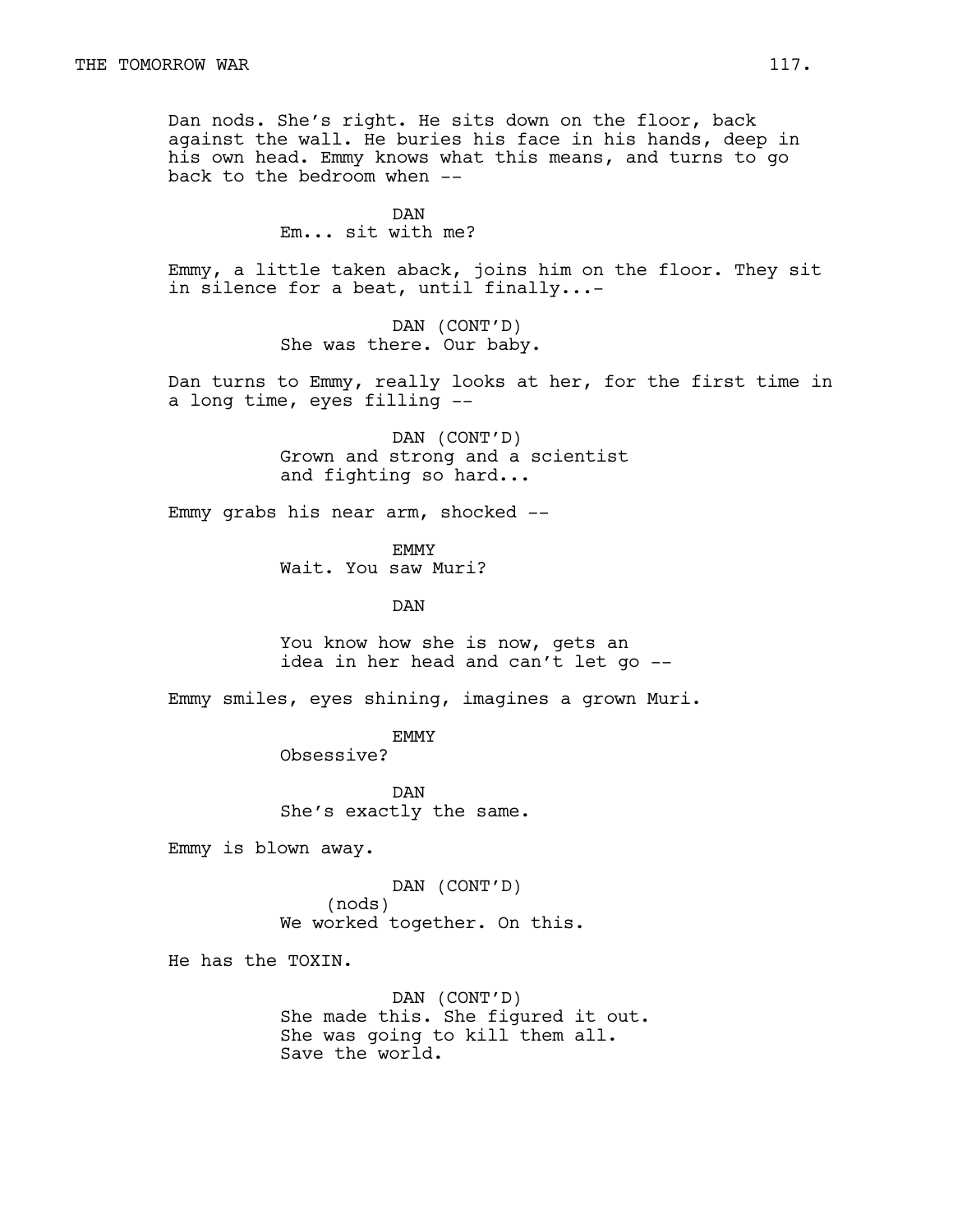Dan nods. She's right. He sits down on the floor, back against the wall. He buries his face in his hands, deep in his own head. Emmy knows what this means, and turns to go back to the bedroom when --

DAN
Em... sit with me?

Emmy, a little taken aback, joins him on the floor. They sit in silence for a beat, until finally...-

DAN (CONT'D)
She was there. Our baby.

Dan turns to Emmy, really looks at her, for the first time in a long time, eyes filling --

DAN (CONT'D)
Grown and strong and a scientist and fighting so hard...

Emmy grabs his near arm, shocked --

EMMY
Wait. You saw Muri?

DAN

You know how she is now, gets an idea in her head and can't let go --

Emmy smiles, eyes shining, imagines a grown Muri.

EMMY
Obsessive?

DAN
She's exactly the same.

Emmy is blown away.

DAN (CONT'D)
(nods)
We worked together. On this.

He has the TOXIN.

DAN (CONT'D)
She made this. She figured it out. She was going to kill them all. Save the world.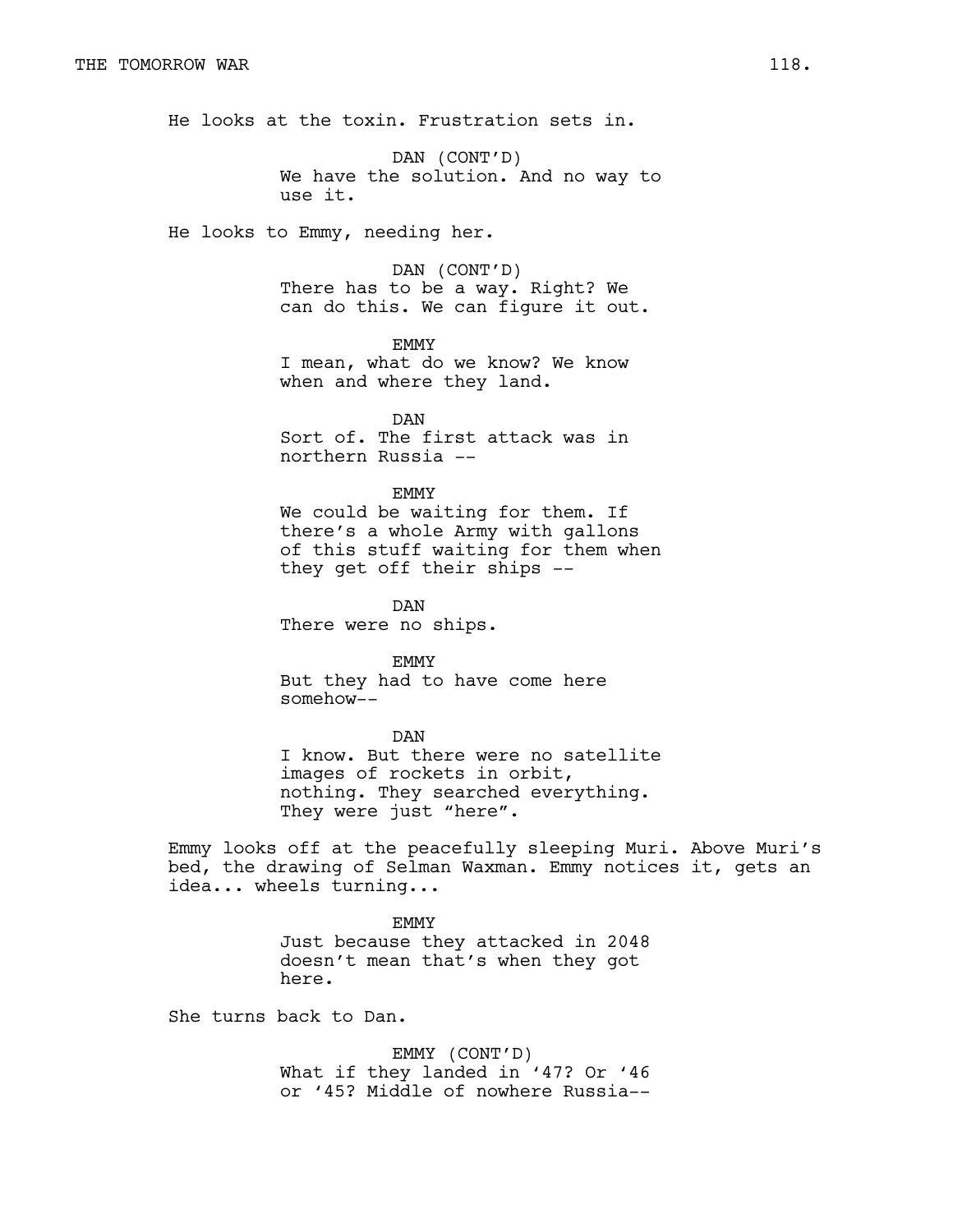He looks at the toxin. Frustration sets in.

DAN (CONT'D)
We have the solution. And no way to use it.

He looks to Emmy, needing her.

DAN (CONT'D)
There has to be a way. Right? We can do this. We can figure it out.

EMMY
I mean, what do we know? We know when and where they land.

DAN
Sort of. The first attack was in northern Russia --

EMMY
We could be waiting for them. If there's a whole Army with gallons of this stuff waiting for them when they get off their ships --

DAN
There were no ships.

EMMY
But they had to have come here somehow--

DAN
I know. But there were no satellite images of rockets in orbit, nothing. They searched everything. They were just "here".

Emmy looks off at the peacefully sleeping Muri. Above Muri's bed, the drawing of Selman Waxman. Emmy notices it, gets an idea... wheels turning...

EMMY
Just because they attacked in 2048 doesn't mean that's when they got here.

She turns back to Dan.

EMMY (CONT'D)
What if they landed in '47? Or '46 or '45? Middle of nowhere Russia--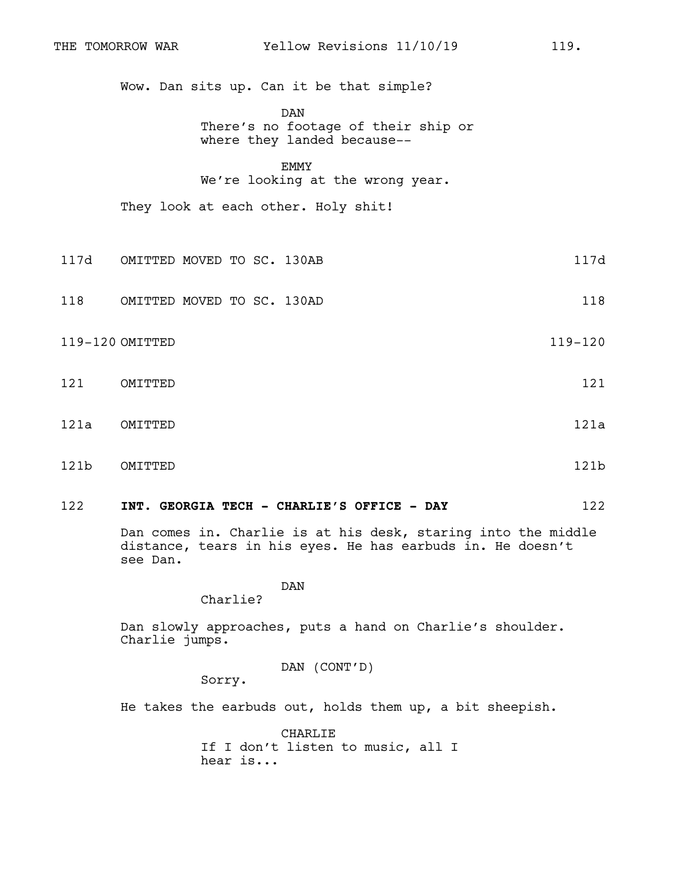Wow. Dan sits up. Can it be that simple?

DAN
There's no footage of their ship or where they landed because--

EMMY
We're looking at the wrong year.

They look at each other. Holy shit!

117d OMITTED MOVED TO SC. 130AB 117d

118 OMITTED MOVED TO SC. 130AD 118

119-120 OMITTED 119-120

121 OMITTED 121

121a OMITTED 121a

121b OMITTED 121b

122 **INT. GEORGIA TECH - CHARLIE'S OFFICE - DAY** 122

Dan comes in. Charlie is at his desk, staring into the middle distance, tears in his eyes. He has earbuds in. He doesn't see Dan.

DAN
Charlie?

Dan slowly approaches, puts a hand on Charlie's shoulder. Charlie jumps.

DAN (CONT'D)
Sorry.

He takes the earbuds out, holds them up, a bit sheepish.

CHARLIE
If I don't listen to music, all I hear is...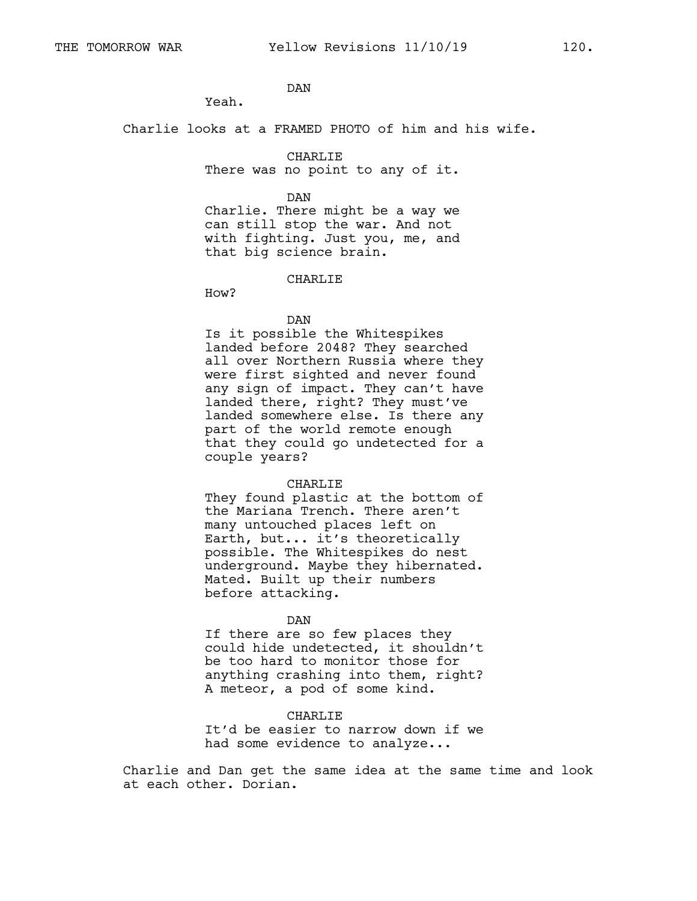DAN

Yeah.

Charlie looks at a FRAMED PHOTO of him and his wife.

CHARLIE

There was no point to any of it.

DAN

Charlie. There might be a way we can still stop the war. And not with fighting. Just you, me, and that big science brain.

CHARLIE

How?

DAN

Is it possible the Whitespikes landed before 2048? They searched all over Northern Russia where they were first sighted and never found any sign of impact. They can't have landed there, right? They must've landed somewhere else. Is there any part of the world remote enough that they could go undetected for a couple years?

CHARLIE

They found plastic at the bottom of the Mariana Trench. There aren't many untouched places left on Earth, but... it's theoretically possible. The Whitespikes do nest underground. Maybe they hibernated. Mated. Built up their numbers before attacking.

DAN

If there are so few places they could hide undetected, it shouldn't be too hard to monitor those for anything crashing into them, right? A meteor, a pod of some kind.

CHARLIE

It'd be easier to narrow down if we had some evidence to analyze...

Charlie and Dan get the same idea at the same time and look at each other. Dorian.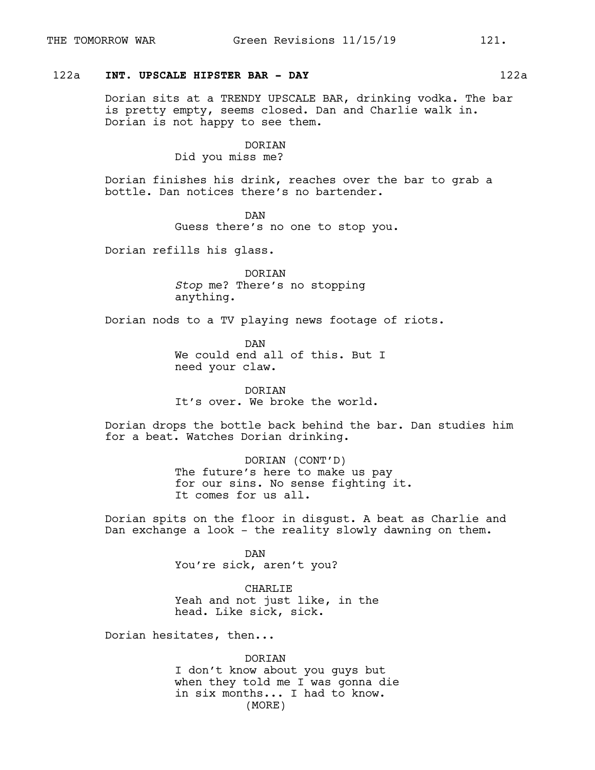122a **INT. UPSCALE HIPSTER BAR - DAY** 122a

Dorian sits at a TRENDY UPSCALE BAR, drinking vodka. The bar is pretty empty, seems closed. Dan and Charlie walk in. Dorian is not happy to see them.

DORIAN
Did you miss me?

Dorian finishes his drink, reaches over the bar to grab a bottle. Dan notices there's no bartender.

DAN
Guess there's no one to stop you.

Dorian refills his glass.

DORIAN
*Stop* me? There's no stopping anything.

Dorian nods to a TV playing news footage of riots.

DAN
We could end all of this. But I need your claw.

DORIAN
It's over. We broke the world.

Dorian drops the bottle back behind the bar. Dan studies him for a beat. Watches Dorian drinking.

DORIAN (CONT'D)
The future's here to make us pay for our sins. No sense fighting it. It comes for us all.

Dorian spits on the floor in disgust. A beat as Charlie and Dan exchange a look - the reality slowly dawning on them.

DAN
You're sick, aren't you?

CHARLIE
Yeah and not just like, in the head. Like sick, sick.

Dorian hesitates, then...

DORIAN
I don't know about you guys but when they told me I was gonna die in six months... I had to know.
(MORE)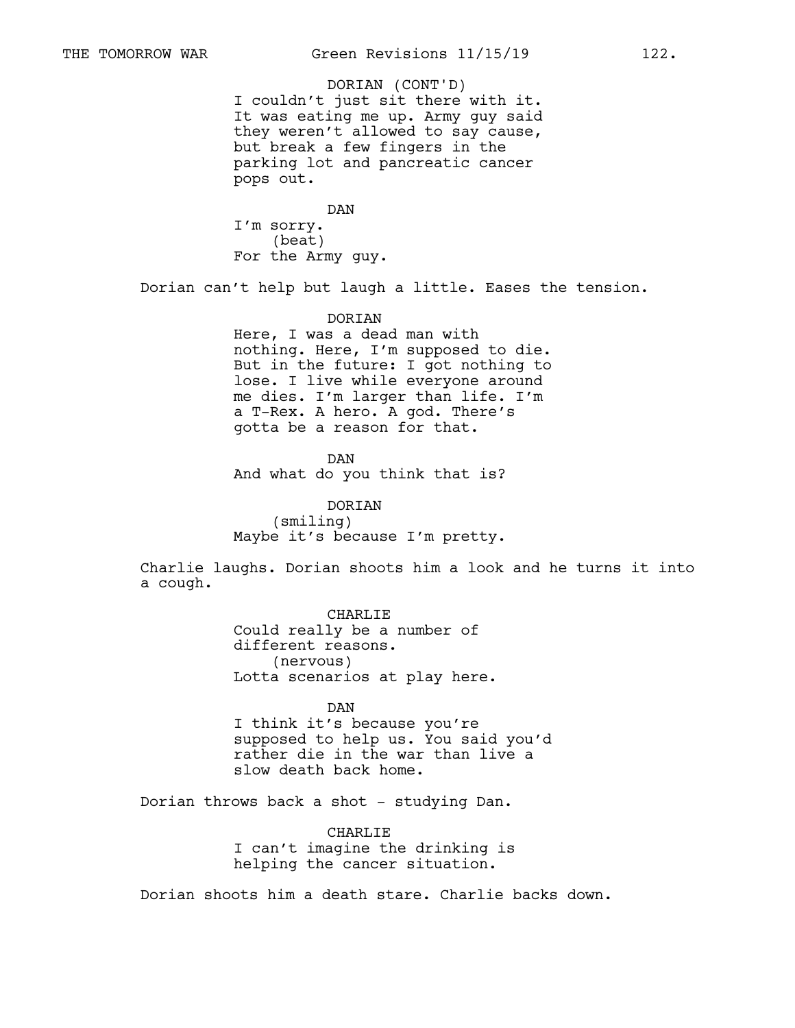DORIAN (CONT'D)
I couldn't just sit there with it. It was eating me up. Army guy said they weren't allowed to say cause, but break a few fingers in the parking lot and pancreatic cancer pops out.

DAN
I'm sorry.
(beat)
For the Army guy.

Dorian can't help but laugh a little. Eases the tension.

DORIAN
Here, I was a dead man with nothing. Here, I'm supposed to die. But in the future: I got nothing to lose. I live while everyone around me dies. I'm larger than life. I'm a T-Rex. A hero. A god. There's gotta be a reason for that.

DAN
And what do you think that is?

DORIAN
(smiling)
Maybe it's because I'm pretty.

Charlie laughs. Dorian shoots him a look and he turns it into a cough.

CHARLIE
Could really be a number of different reasons.
(nervous)
Lotta scenarios at play here.

DAN
I think it's because you're supposed to help us. You said you'd rather die in the war than live a slow death back home.

Dorian throws back a shot - studying Dan.

CHARLIE
I can't imagine the drinking is helping the cancer situation.

Dorian shoots him a death stare. Charlie backs down.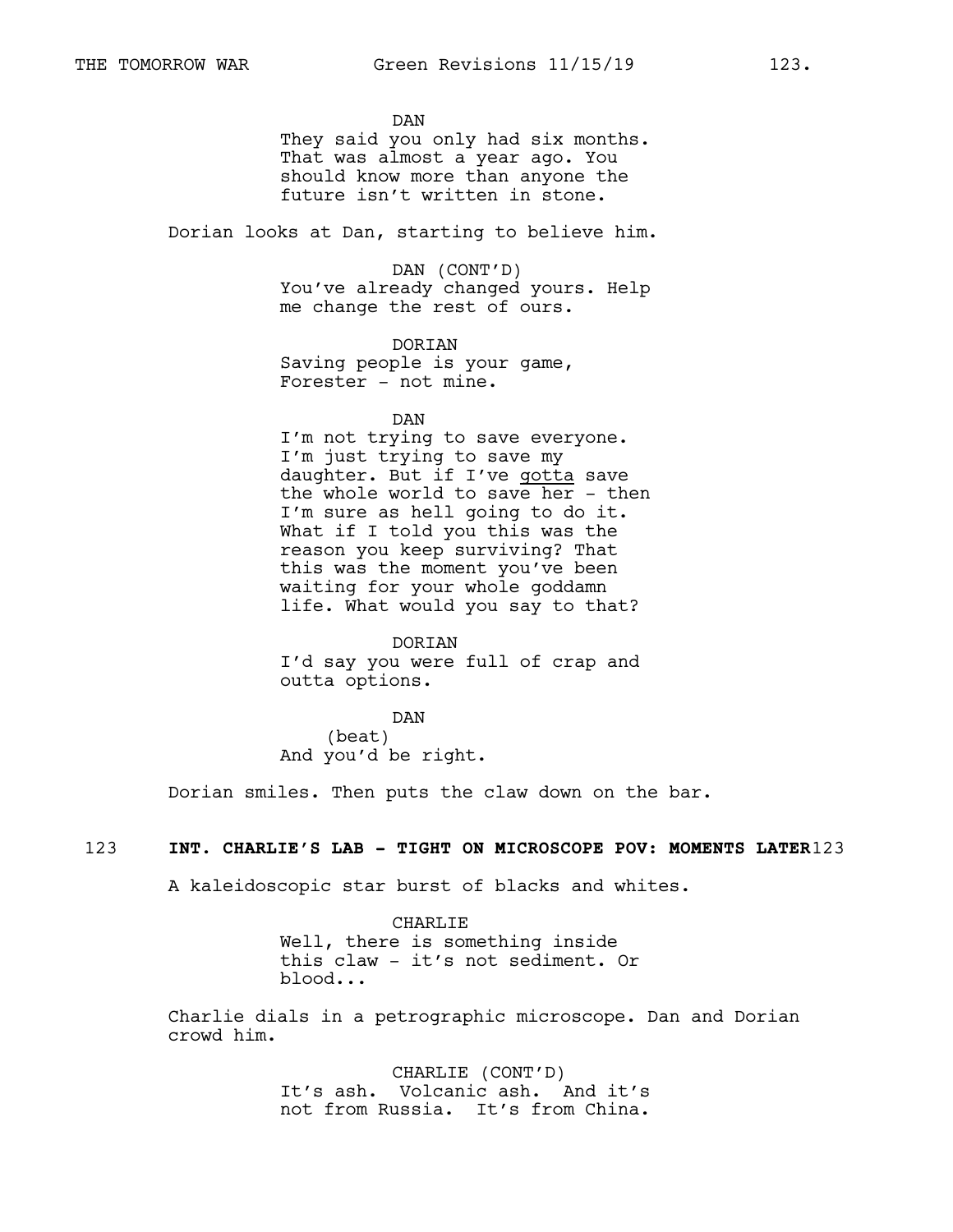DAN
They said you only had six months. That was almost a year ago. You should know more than anyone the future isn't written in stone.

Dorian looks at Dan, starting to believe him.

DAN (CONT'D)
You've already changed yours. Help me change the rest of ours.

DORIAN
Saving people is your game, Forester - not mine.

DAN
I'm not trying to save everyone. I'm just trying to save my daughter. But if I've gotta save the whole world to save her - then I'm sure as hell going to do it. What if I told you this was the reason you keep surviving? That this was the moment you've been waiting for your whole goddamn life. What would you say to that?

DORIAN
I'd say you were full of crap and outta options.

DAN
(beat)
And you'd be right.

Dorian smiles. Then puts the claw down on the bar.

123 **INT. CHARLIE'S LAB - TIGHT ON MICROSCOPE POV: MOMENTS LATER** 123

A kaleidoscopic star burst of blacks and whites.

CHARLIE
Well, there is something inside this claw - it's not sediment. Or blood...

Charlie dials in a petrographic microscope. Dan and Dorian crowd him.

CHARLIE (CONT'D)
It's ash. Volcanic ash. And it's not from Russia. It's from China.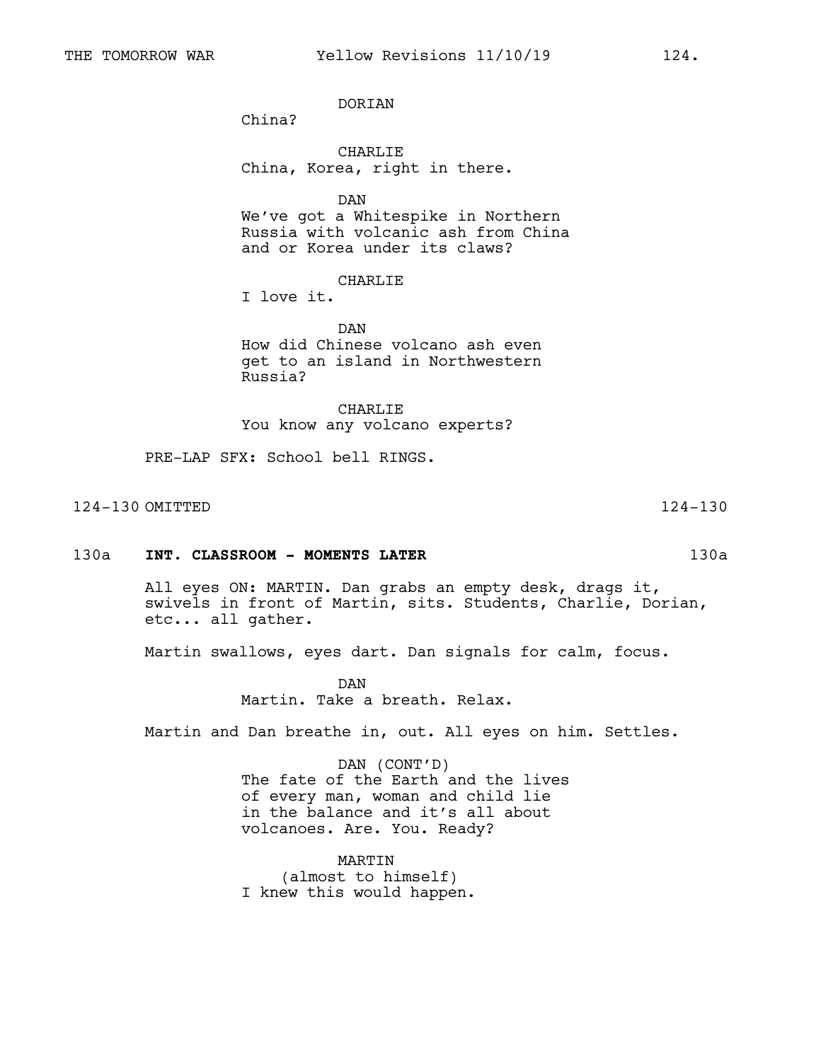DORIAN

China?

CHARLIE

China, Korea, right in there.

DAN

We've got a Whitespike in Northern Russia with volcanic ash from China and or Korea under its claws?

CHARLIE

I love it.

DAN

How did Chinese volcano ash even get to an island in Northwestern Russia?

CHARLIE

You know any volcano experts?

PRE-LAP SFX: School bell RINGS.

124-130 OMITTED 124-130

130a **INT. CLASSROOM - MOMENTS LATER** 130a

All eyes ON: MARTIN. Dan grabs an empty desk, drags it, swivels in front of Martin, sits. Students, Charlie, Dorian, etc... all gather.

Martin swallows, eyes dart. Dan signals for calm, focus.

DAN

Martin. Take a breath. Relax.

Martin and Dan breathe in, out. All eyes on him. Settles.

DAN (CONT'D)

The fate of the Earth and the lives of every man, woman and child lie in the balance and it's all about volcanoes. Are. You. Ready?

MARTIN

(almost to himself)

I knew this would happen.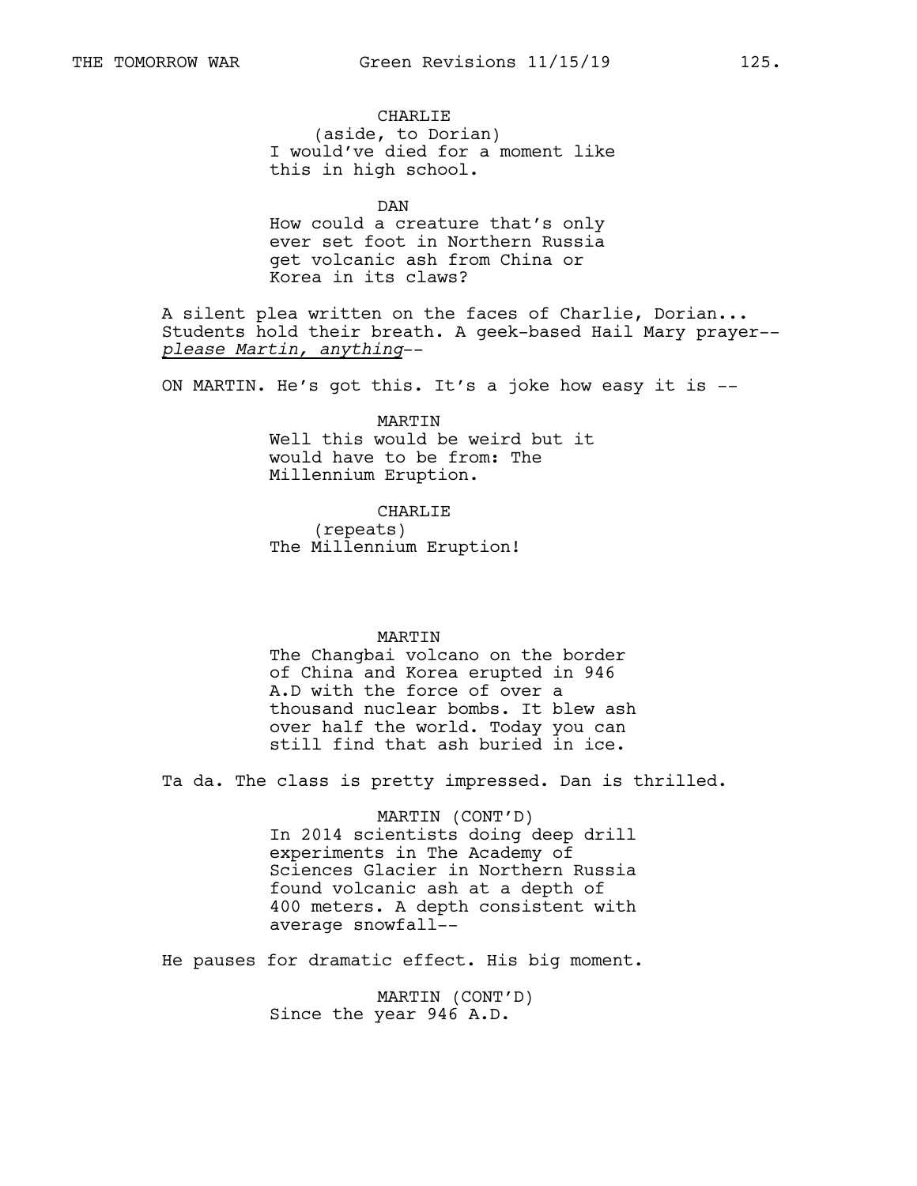CHARLIE
(aside, to Dorian)
I would've died for a moment like this in high school.

DAN
How could a creature that's only ever set foot in Northern Russia get volcanic ash from China or Korea in its claws?

A silent plea written on the faces of Charlie, Dorian... Students hold their breath. A geek-based Hail Mary prayer-- _please Martin, anything_--

ON MARTIN. He's got this. It's a joke how easy it is --

MARTIN
Well this would be weird but it would have to be from: The Millennium Eruption.

CHARLIE
(repeats)
The Millennium Eruption!

MARTIN
The Changbai volcano on the border of China and Korea erupted in 946 A.D with the force of over a thousand nuclear bombs. It blew ash over half the world. Today you can still find that ash buried in ice.

Ta da. The class is pretty impressed. Dan is thrilled.

MARTIN (CONT'D)
In 2014 scientists doing deep drill experiments in The Academy of Sciences Glacier in Northern Russia found volcanic ash at a depth of 400 meters. A depth consistent with average snowfall--

He pauses for dramatic effect. His big moment.

MARTIN (CONT'D)
Since the year 946 A.D.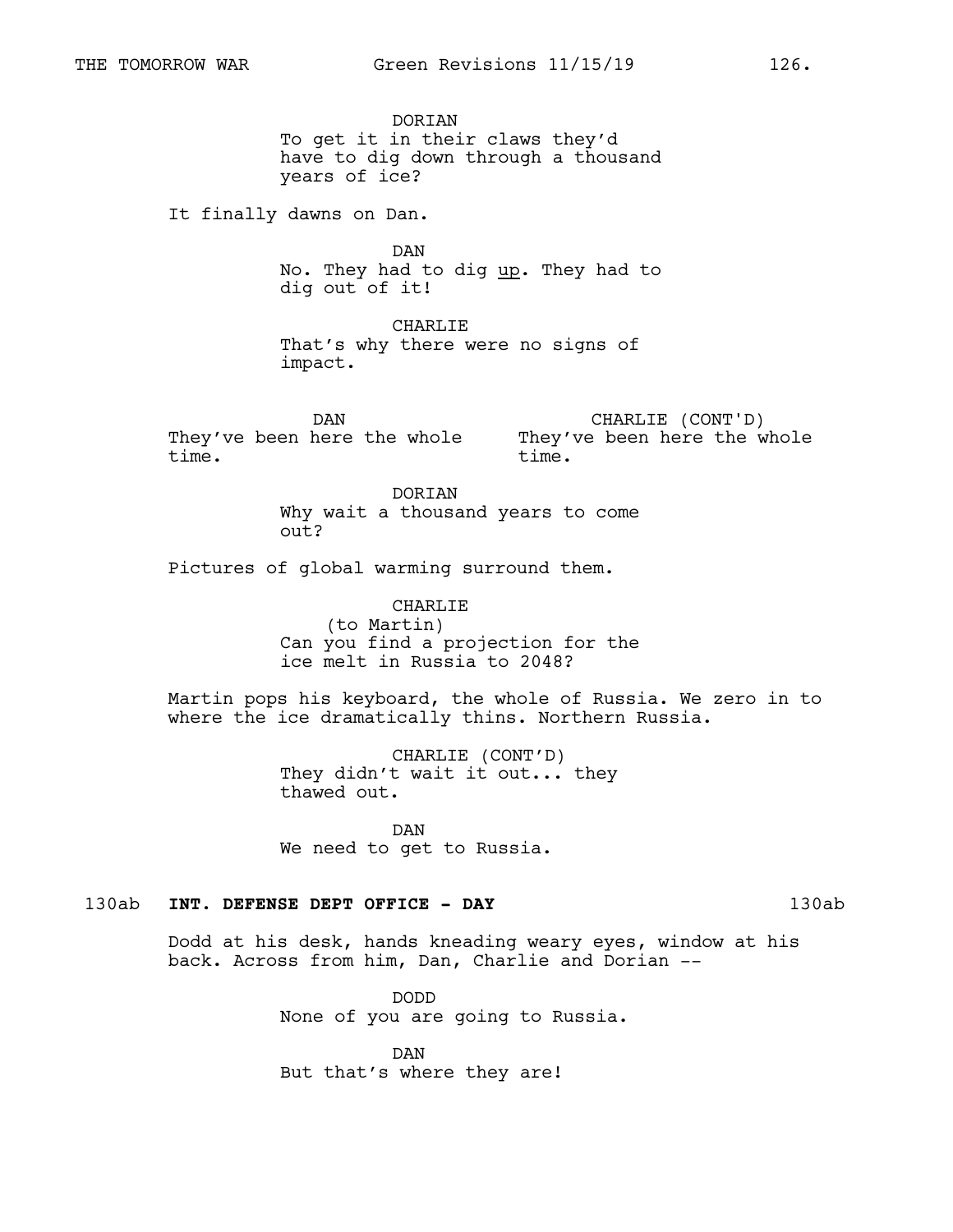DORIAN
To get it in their claws they'd have to dig down through a thousand years of ice?

It finally dawns on Dan.

DAN
No. They had to dig <u>up</u>. They had to dig out of it!

CHARLIE
That's why there were no signs of impact.

DAN
They've been here the whole time.

CHARLIE (CONT'D)
They've been here the whole time.

DORIAN
Why wait a thousand years to come out?

Pictures of global warming surround them.

CHARLIE
(to Martin)
Can you find a projection for the ice melt in Russia to 2048?

Martin pops his keyboard, the whole of Russia. We zero in to where the ice dramatically thins. Northern Russia.

CHARLIE (CONT'D)
They didn't wait it out... they thawed out.

DAN
We need to get to Russia.

130ab **INT. DEFENSE DEPT OFFICE - DAY** 130ab

Dodd at his desk, hands kneading weary eyes, window at his back. Across from him, Dan, Charlie and Dorian --

DODD
None of you are going to Russia.

DAN
But that's where they are!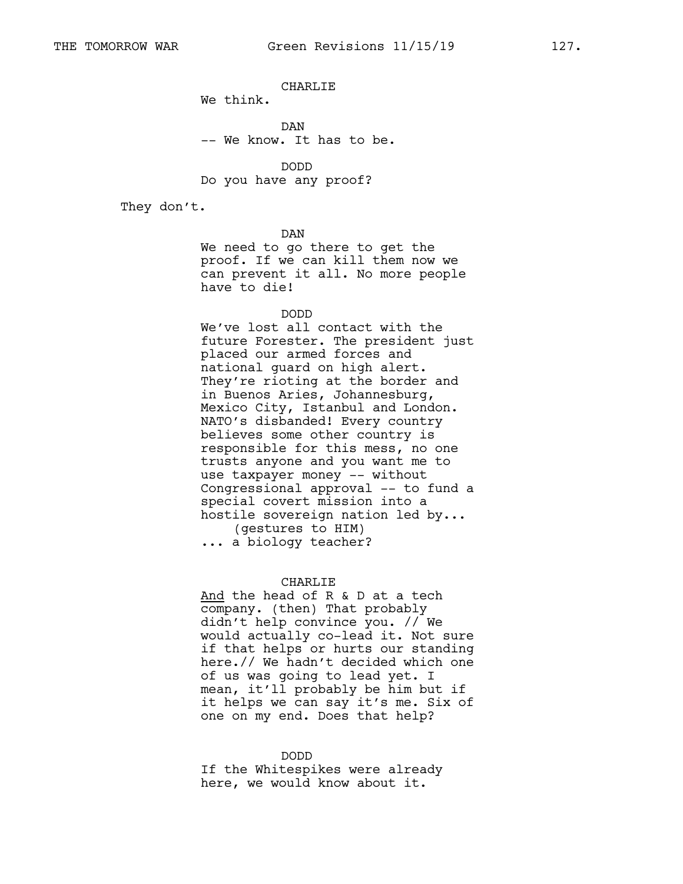CHARLIE
We think.

DAN
-- We know. It has to be.

DODD
Do you have any proof?

They don't.

DAN
We need to go there to get the proof. If we can kill them now we can prevent it all. No more people have to die!

DODD
We've lost all contact with the future Forester. The president just placed our armed forces and national guard on high alert. They're rioting at the border and in Buenos Aries, Johannesburg, Mexico City, Istanbul and London. NATO's disbanded! Every country believes some other country is responsible for this mess, no one trusts anyone and you want me to use taxpayer money -- without Congressional approval -- to fund a special covert mission into a hostile sovereign nation led by...
(gestures to HIM)
... a biology teacher?

CHARLIE
And the head of R & D at a tech company. (then) That probably didn't help convince you. // We would actually co-lead it. Not sure if that helps or hurts our standing here.// We hadn't decided which one of us was going to lead yet. I mean, it'll probably be him but if it helps we can say it's me. Six of one on my end. Does that help?

DODD
If the Whitespikes were already here, we would know about it.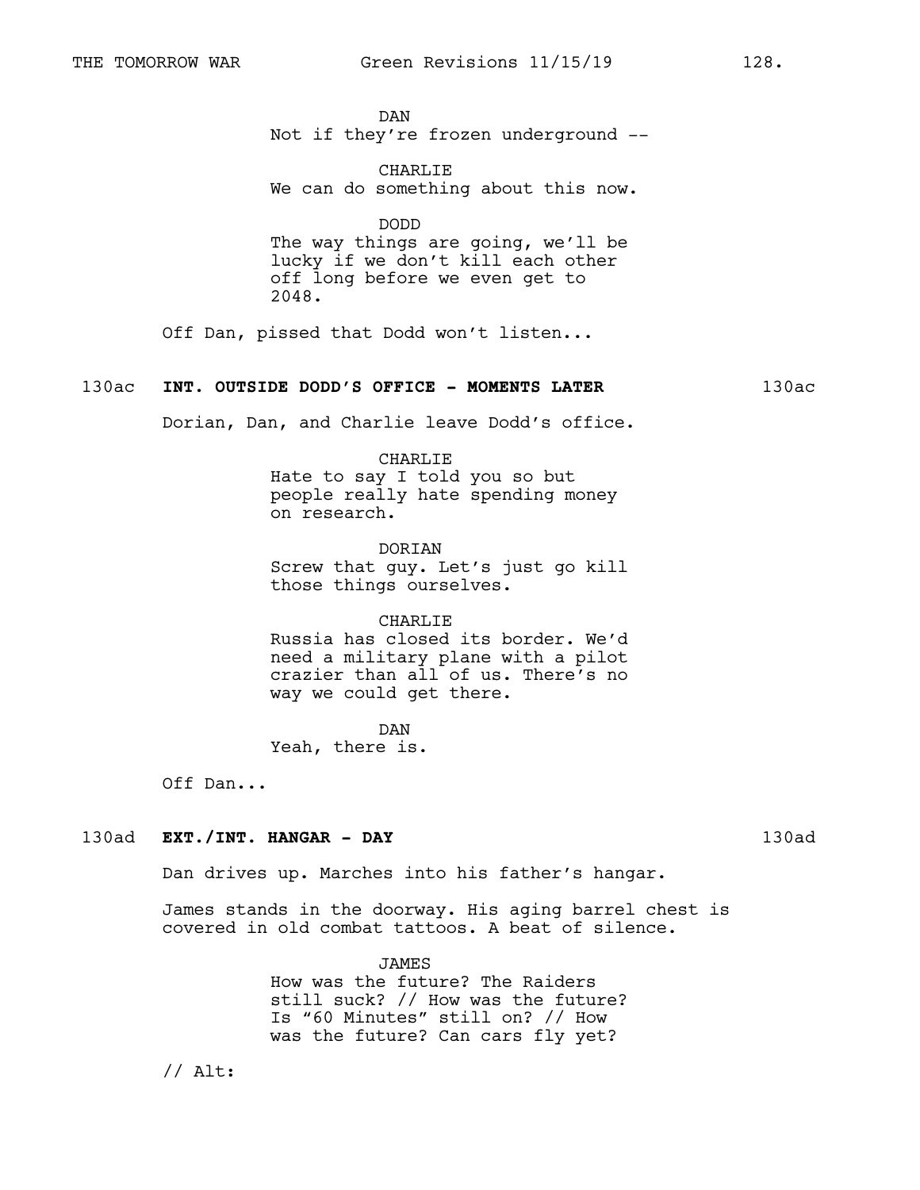DAN
Not if they're frozen underground --

CHARLIE
We can do something about this now.

DODD
The way things are going, we'll be lucky if we don't kill each other off long before we even get to 2048.

Off Dan, pissed that Dodd won't listen...

130ac **INT. OUTSIDE DODD'S OFFICE - MOMENTS LATER** 130ac

Dorian, Dan, and Charlie leave Dodd's office.

CHARLIE
Hate to say I told you so but people really hate spending money on research.

DORIAN
Screw that guy. Let's just go kill those things ourselves.

CHARLIE
Russia has closed its border. We'd need a military plane with a pilot crazier than all of us. There's no way we could get there.

DAN
Yeah, there is.

Off Dan...

130ad **EXT./INT. HANGAR - DAY** 130ad

Dan drives up. Marches into his father's hangar.

James stands in the doorway. His aging barrel chest is covered in old combat tattoos. A beat of silence.

JAMES
How was the future? The Raiders still suck? // How was the future? Is "60 Minutes" still on? // How was the future? Can cars fly yet?

// Alt: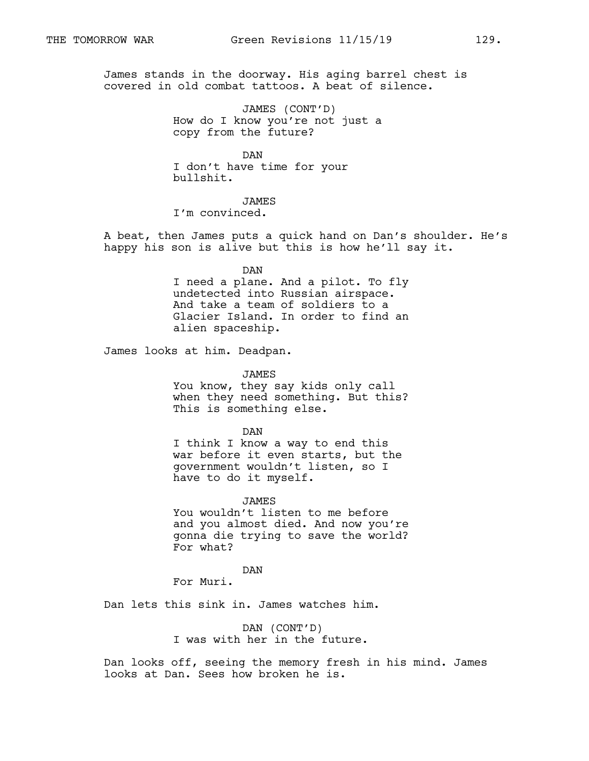James stands in the doorway. His aging barrel chest is covered in old combat tattoos. A beat of silence.

JAMES (CONT'D)
How do I know you're not just a copy from the future?

DAN
I don't have time for your bullshit.

JAMES
I'm convinced.

A beat, then James puts a quick hand on Dan's shoulder. He's happy his son is alive but this is how he'll say it.

DAN
I need a plane. And a pilot. To fly undetected into Russian airspace. And take a team of soldiers to a Glacier Island. In order to find an alien spaceship.

James looks at him. Deadpan.

JAMES
You know, they say kids only call when they need something. But this? This is something else.

DAN
I think I know a way to end this war before it even starts, but the government wouldn't listen, so I have to do it myself.

JAMES
You wouldn't listen to me before and you almost died. And now you're gonna die trying to save the world? For what?

DAN
For Muri.

Dan lets this sink in. James watches him.

DAN (CONT'D)
I was with her in the future.

Dan looks off, seeing the memory fresh in his mind. James looks at Dan. Sees how broken he is.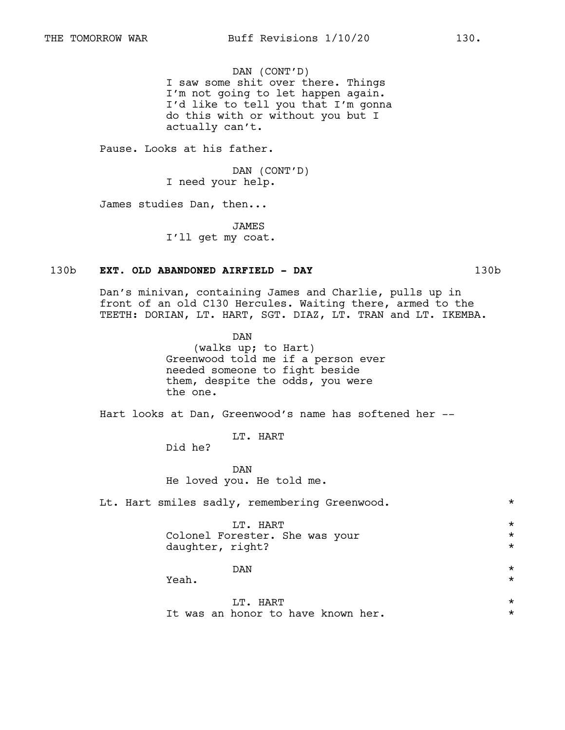DAN (CONT'D)
I saw some shit over there. Things I'm not going to let happen again. I'd like to tell you that I'm gonna do this with or without you but I actually can't.

Pause. Looks at his father.

DAN (CONT'D)
I need your help.

James studies Dan, then...

JAMES
I'll get my coat.

130b **EXT. OLD ABANDONED AIRFIELD - DAY** 130b

Dan's minivan, containing James and Charlie, pulls up in front of an old C130 Hercules. Waiting there, armed to the TEETH: DORIAN, LT. HART, SGT. DIAZ, LT. TRAN and LT. IKEMBA.

DAN
(walks up; to Hart)
Greenwood told me if a person ever needed someone to fight beside them, despite the odds, you were the one.

Hart looks at Dan, Greenwood's name has softened her --

LT. HART
Did he?

DAN
He loved you. He told me.

Lt. Hart smiles sadly, remembering Greenwood. *

LT. HART *
Colonel Forester. She was your *
daughter, right? *

DAN *
Yeah. *

LT. HART *
It was an honor to have known her. *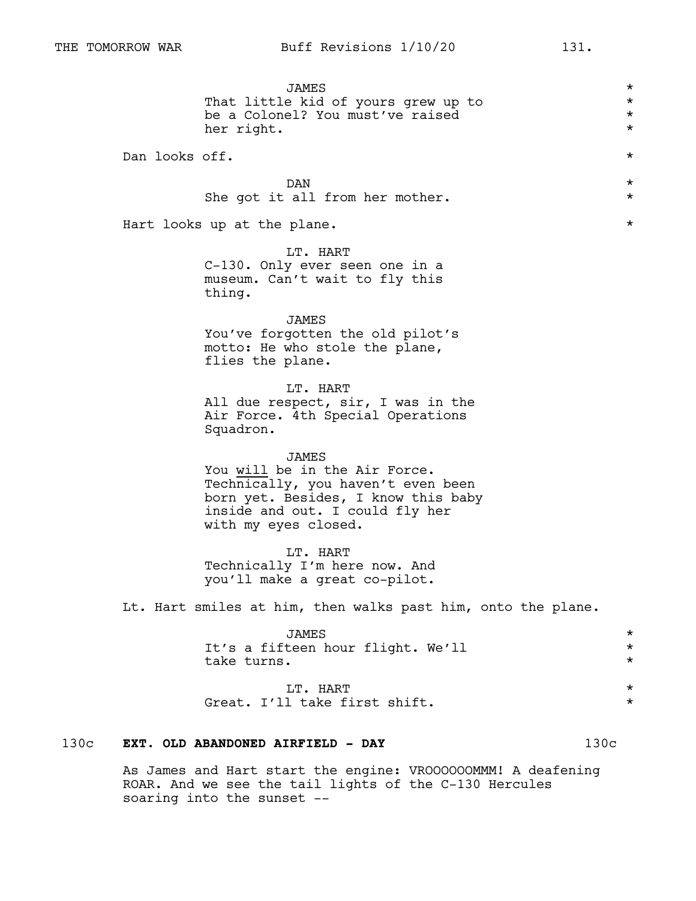JAMES
That little kid of yours grew up to be a Colonel? You must've raised her right.

Dan looks off.

DAN
She got it all from her mother.

Hart looks up at the plane.

LT. HART
C-130. Only ever seen one in a museum. Can't wait to fly this thing.

JAMES
You've forgotten the old pilot's motto: He who stole the plane, flies the plane.

LT. HART
All due respect, sir, I was in the Air Force. 4th Special Operations Squadron.

JAMES
You <u>will</u> be in the Air Force. Technically, you haven't even been born yet. Besides, I know this baby inside and out. I could fly her with my eyes closed.

LT. HART
Technically I'm here now. And you'll make a great co-pilot.

Lt. Hart smiles at him, then walks past him, onto the plane.

JAMES
It's a fifteen hour flight. We'll take turns.

LT. HART
Great. I'll take first shift.

130c **EXT. OLD ABANDONED AIRFIELD - DAY** 130c

As James and Hart start the engine: VROOOOOOMMM! A deafening ROAR. And we see the tail lights of the C-130 Hercules soaring into the sunset --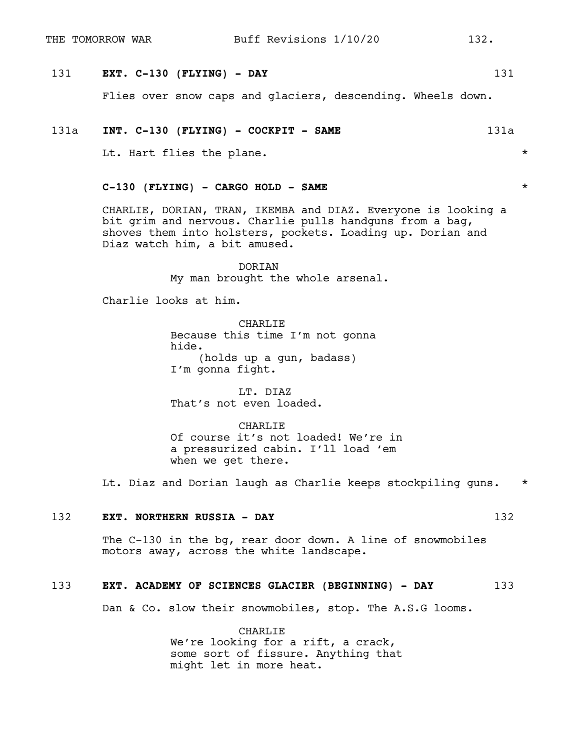131 **EXT. C-130 (FLYING) - DAY** 131

Flies over snow caps and glaciers, descending. Wheels down.

131a **INT. C-130 (FLYING) - COCKPIT - SAME** 131a

Lt. Hart flies the plane. *

**C-130 (FLYING) - CARGO HOLD - SAME** *

CHARLIE, DORIAN, TRAN, IKEMBA and DIAZ. Everyone is looking a bit grim and nervous. Charlie pulls handguns from a bag, shoves them into holsters, pockets. Loading up. Dorian and Diaz watch him, a bit amused.

DORIAN
My man brought the whole arsenal.

Charlie looks at him.

CHARLIE
Because this time I'm not gonna hide.
(holds up a gun, badass)
I'm gonna fight.

LT. DIAZ
That's not even loaded.

CHARLIE
Of course it's not loaded! We're in a pressurized cabin. I'll load 'em when we get there.

Lt. Diaz and Dorian laugh as Charlie keeps stockpiling guns. *

132 **EXT. NORTHERN RUSSIA - DAY** 132

The C-130 in the bg, rear door down. A line of snowmobiles motors away, across the white landscape.

133 **EXT. ACADEMY OF SCIENCES GLACIER (BEGINNING) - DAY** 133

Dan & Co. slow their snowmobiles, stop. The A.S.G looms.

CHARLIE
We're looking for a rift, a crack, some sort of fissure. Anything that might let in more heat.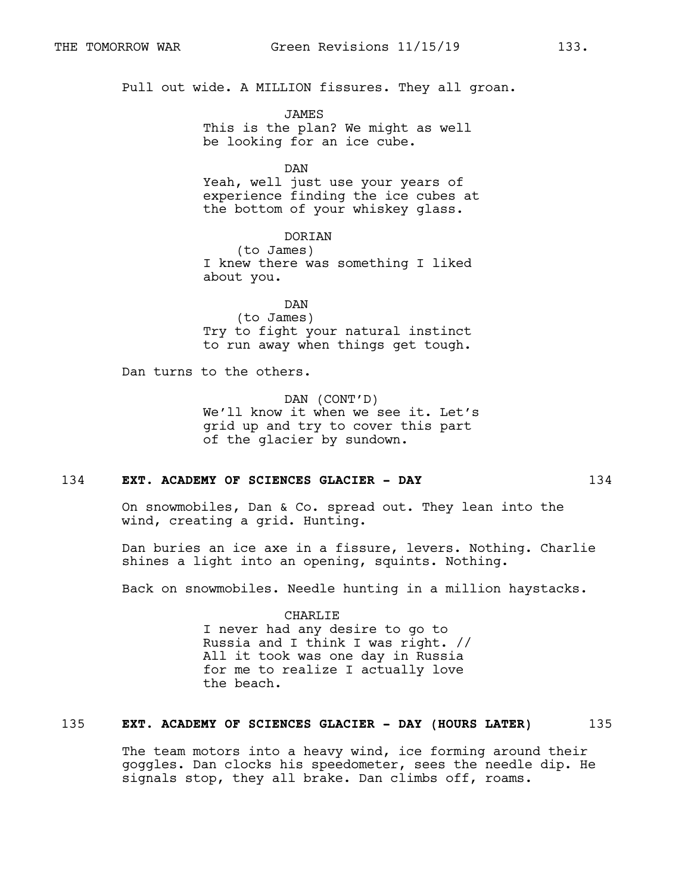Pull out wide. A MILLION fissures. They all groan.

JAMES
This is the plan? We might as well be looking for an ice cube.

DAN
Yeah, well just use your years of experience finding the ice cubes at the bottom of your whiskey glass.

DORIAN
(to James)
I knew there was something I liked about you.

DAN
(to James)
Try to fight your natural instinct to run away when things get tough.

Dan turns to the others.

DAN (CONT'D)
We'll know it when we see it. Let's grid up and try to cover this part of the glacier by sundown.

134 **EXT. ACADEMY OF SCIENCES GLACIER - DAY** 134

On snowmobiles, Dan & Co. spread out. They lean into the wind, creating a grid. Hunting.

Dan buries an ice axe in a fissure, levers. Nothing. Charlie shines a light into an opening, squints. Nothing.

Back on snowmobiles. Needle hunting in a million haystacks.

CHARLIE
I never had any desire to go to Russia and I think I was right. // All it took was one day in Russia for me to realize I actually love the beach.

135 **EXT. ACADEMY OF SCIENCES GLACIER - DAY (HOURS LATER)** 135

The team motors into a heavy wind, ice forming around their goggles. Dan clocks his speedometer, sees the needle dip. He signals stop, they all brake. Dan climbs off, roams.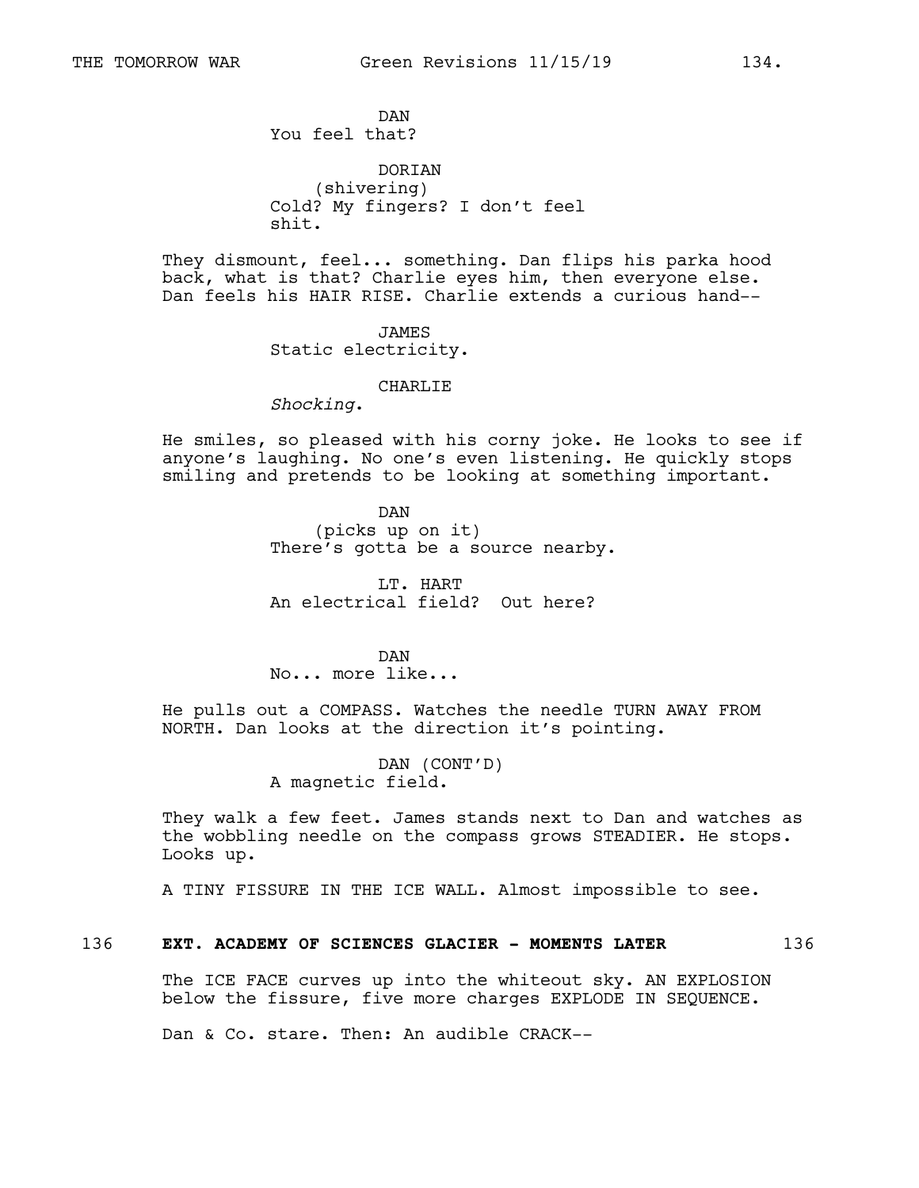DAN
You feel that?

DORIAN
(shivering)
Cold? My fingers? I don't feel shit.

They dismount, feel... something. Dan flips his parka hood back, what is that? Charlie eyes him, then everyone else. Dan feels his HAIR RISE. Charlie extends a curious hand--

JAMES
Static electricity.

CHARLIE
*Shocking*.

He smiles, so pleased with his corny joke. He looks to see if anyone's laughing. No one's even listening. He quickly stops smiling and pretends to be looking at something important.

DAN
(picks up on it)
There's gotta be a source nearby.

LT. HART
An electrical field? Out here?

DAN
No... more like...

He pulls out a COMPASS. Watches the needle TURN AWAY FROM NORTH. Dan looks at the direction it's pointing.

DAN (CONT'D)
A magnetic field.

They walk a few feet. James stands next to Dan and watches as the wobbling needle on the compass grows STEADIER. He stops. Looks up.

A TINY FISSURE IN THE ICE WALL. Almost impossible to see.

136 **EXT. ACADEMY OF SCIENCES GLACIER - MOMENTS LATER** 136

The ICE FACE curves up into the whiteout sky. AN EXPLOSION below the fissure, five more charges EXPLODE IN SEQUENCE.

Dan & Co. stare. Then: An audible CRACK--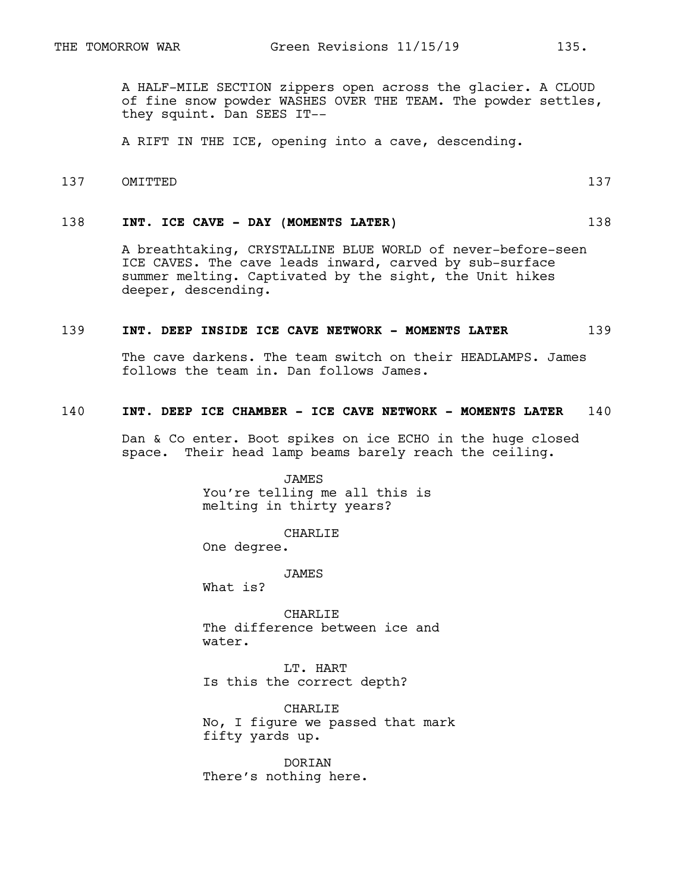A HALF-MILE SECTION zippers open across the glacier. A CLOUD of fine snow powder WASHES OVER THE TEAM. The powder settles, they squint. Dan SEES IT--

A RIFT IN THE ICE, opening into a cave, descending.

137 OMITTED 137

**138 INT. ICE CAVE - DAY (MOMENTS LATER) 138**

A breathtaking, CRYSTALLINE BLUE WORLD of never-before-seen ICE CAVES. The cave leads inward, carved by sub-surface summer melting. Captivated by the sight, the Unit hikes deeper, descending.

**139 INT. DEEP INSIDE ICE CAVE NETWORK - MOMENTS LATER 139**

The cave darkens. The team switch on their HEADLAMPS. James follows the team in. Dan follows James.

**140 INT. DEEP ICE CHAMBER - ICE CAVE NETWORK - MOMENTS LATER 140**

Dan & Co enter. Boot spikes on ice ECHO in the huge closed space. Their head lamp beams barely reach the ceiling.

JAMES
You're telling me all this is melting in thirty years?

CHARLIE
One degree.

JAMES
What is?

CHARLIE
The difference between ice and water.

LT. HART
Is this the correct depth?

CHARLIE
No, I figure we passed that mark fifty yards up.

DORIAN
There's nothing here.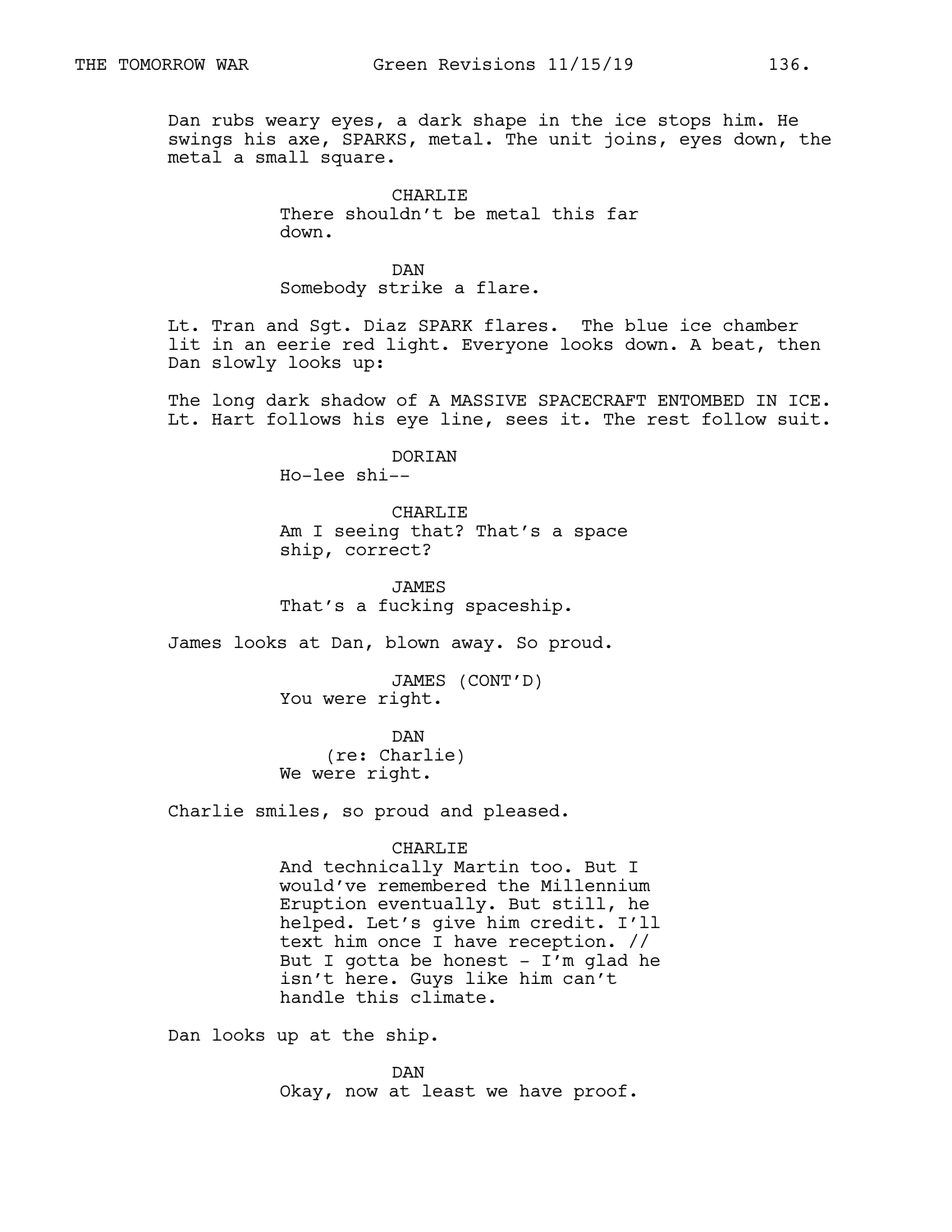Dan rubs weary eyes, a dark shape in the ice stops him. He swings his axe, SPARKS, metal. The unit joins, eyes down, the metal a small square.

CHARLIE
There shouldn't be metal this far down.

DAN
Somebody strike a flare.

Lt. Tran and Sgt. Diaz SPARK flares. The blue ice chamber lit in an eerie red light. Everyone looks down. A beat, then Dan slowly looks up:

The long dark shadow of A MASSIVE SPACECRAFT ENTOMBED IN ICE. Lt. Hart follows his eye line, sees it. The rest follow suit.

DORIAN
Ho-lee shi--

CHARLIE
Am I seeing that? That's a space ship, correct?

JAMES
That's a fucking spaceship.

James looks at Dan, blown away. So proud.

JAMES (CONT'D)
You were right.

DAN
(re: Charlie)
We were right.

Charlie smiles, so proud and pleased.

CHARLIE
And technically Martin too. But I would've remembered the Millennium Eruption eventually. But still, he helped. Let's give him credit. I'll text him once I have reception. // But I gotta be honest - I'm glad he isn't here. Guys like him can't handle this climate.

Dan looks up at the ship.

DAN
Okay, now at least we have proof.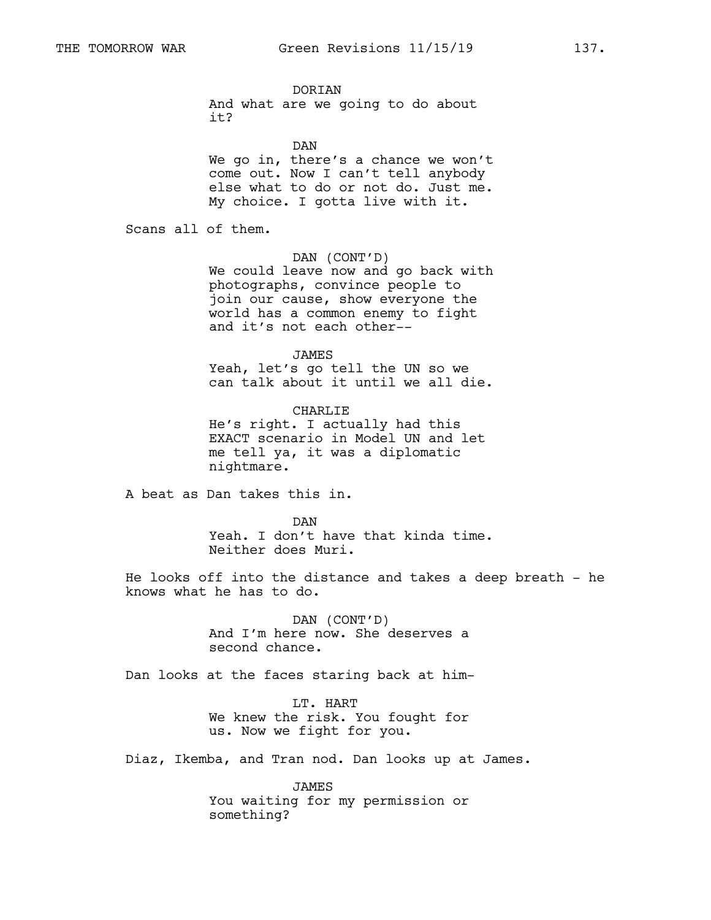DORIAN
And what are we going to do about it?

DAN
We go in, there's a chance we won't come out. Now I can't tell anybody else what to do or not do. Just me. My choice. I gotta live with it.

Scans all of them.

DAN (CONT'D)
We could leave now and go back with photographs, convince people to join our cause, show everyone the world has a common enemy to fight and it's not each other--

JAMES
Yeah, let's go tell the UN so we can talk about it until we all die.

CHARLIE
He's right. I actually had this EXACT scenario in Model UN and let me tell ya, it was a diplomatic nightmare.

A beat as Dan takes this in.

DAN
Yeah. I don't have that kinda time. Neither does Muri.

He looks off into the distance and takes a deep breath - he knows what he has to do.

DAN (CONT'D)
And I'm here now. She deserves a second chance.

Dan looks at the faces staring back at him-

LT. HART
We knew the risk. You fought for us. Now we fight for you.

Diaz, Ikemba, and Tran nod. Dan looks up at James.

JAMES
You waiting for my permission or something?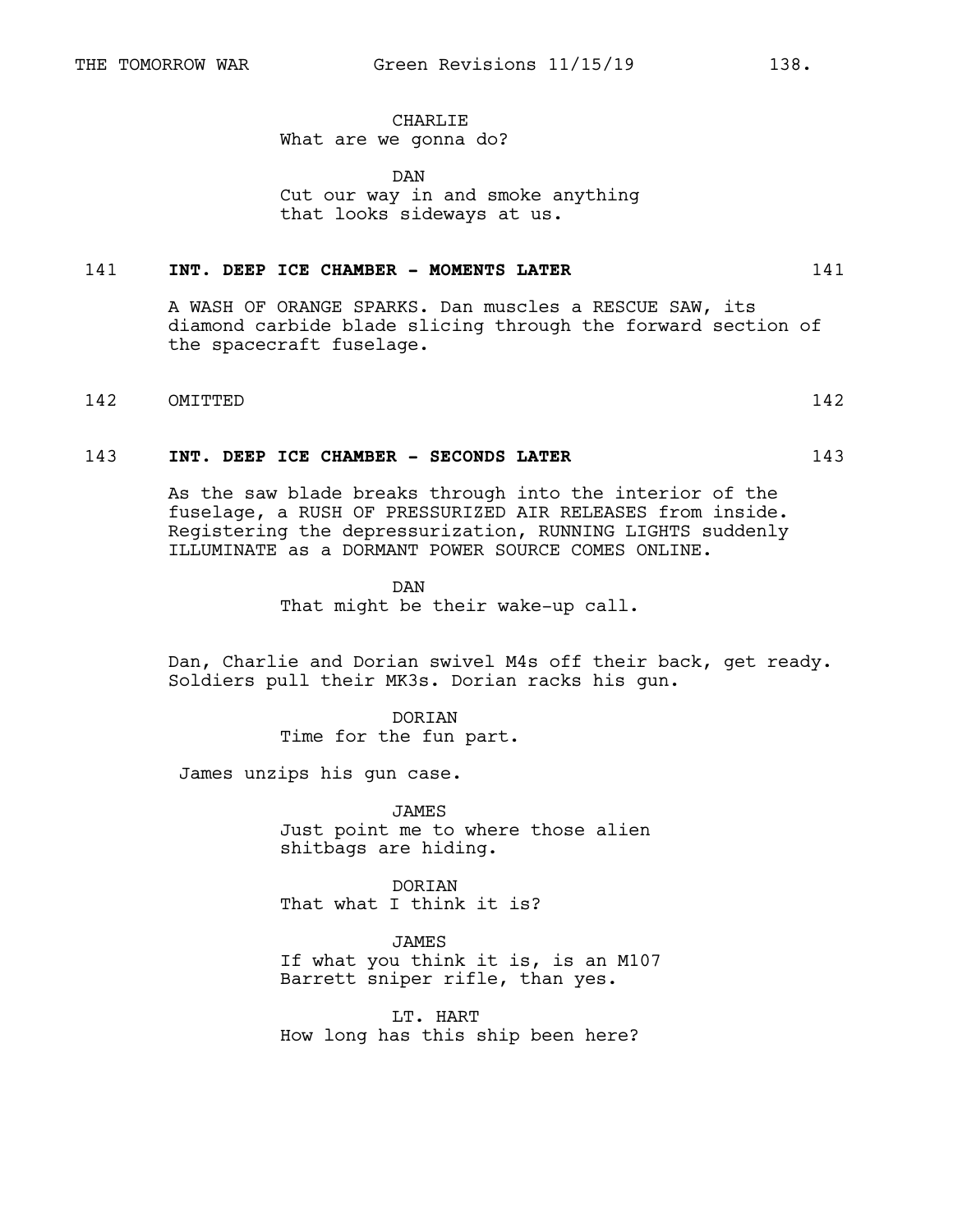CHARLIE
What are we gonna do?

DAN
Cut our way in and smoke anything
that looks sideways at us.

**141 INT. DEEP ICE CHAMBER - MOMENTS LATER 141**

A WASH OF ORANGE SPARKS. Dan muscles a RESCUE SAW, its diamond carbide blade slicing through the forward section of the spacecraft fuselage.

142 OMITTED 142

**143 INT. DEEP ICE CHAMBER - SECONDS LATER 143**

As the saw blade breaks through into the interior of the fuselage, a RUSH OF PRESSURIZED AIR RELEASES from inside. Registering the depressurization, RUNNING LIGHTS suddenly ILLUMINATE as a DORMANT POWER SOURCE COMES ONLINE.

DAN
That might be their wake-up call.

Dan, Charlie and Dorian swivel M4s off their back, get ready. Soldiers pull their MK3s. Dorian racks his gun.

DORIAN
Time for the fun part.

James unzips his gun case.

JAMES
Just point me to where those alien
shitbags are hiding.

DORIAN
That what I think it is?

JAMES
If what you think it is, is an M107
Barrett sniper rifle, than yes.

LT. HART
How long has this ship been here?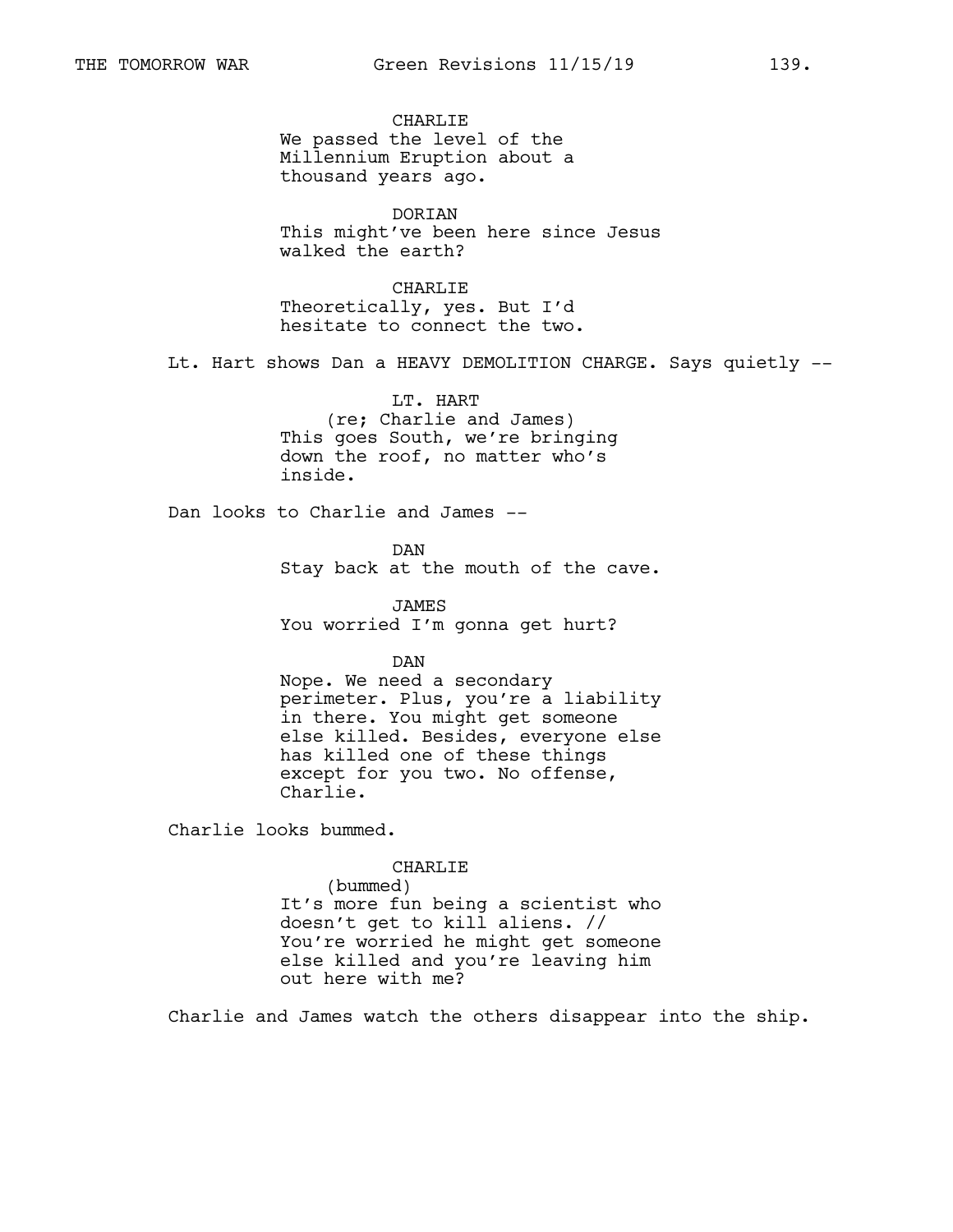CHARLIE
We passed the level of the Millennium Eruption about a thousand years ago.

DORIAN
This might've been here since Jesus walked the earth?

CHARLIE
Theoretically, yes. But I'd hesitate to connect the two.

Lt. Hart shows Dan a HEAVY DEMOLITION CHARGE. Says quietly --

LT. HART
(re; Charlie and James)
This goes South, we're bringing down the roof, no matter who's inside.

Dan looks to Charlie and James --

DAN
Stay back at the mouth of the cave.

JAMES
You worried I'm gonna get hurt?

DAN
Nope. We need a secondary perimeter. Plus, you're a liability in there. You might get someone else killed. Besides, everyone else has killed one of these things except for you two. No offense, Charlie.

Charlie looks bummed.

CHARLIE
(bummed)
It's more fun being a scientist who doesn't get to kill aliens. // You're worried he might get someone else killed and you're leaving him out here with me?

Charlie and James watch the others disappear into the ship.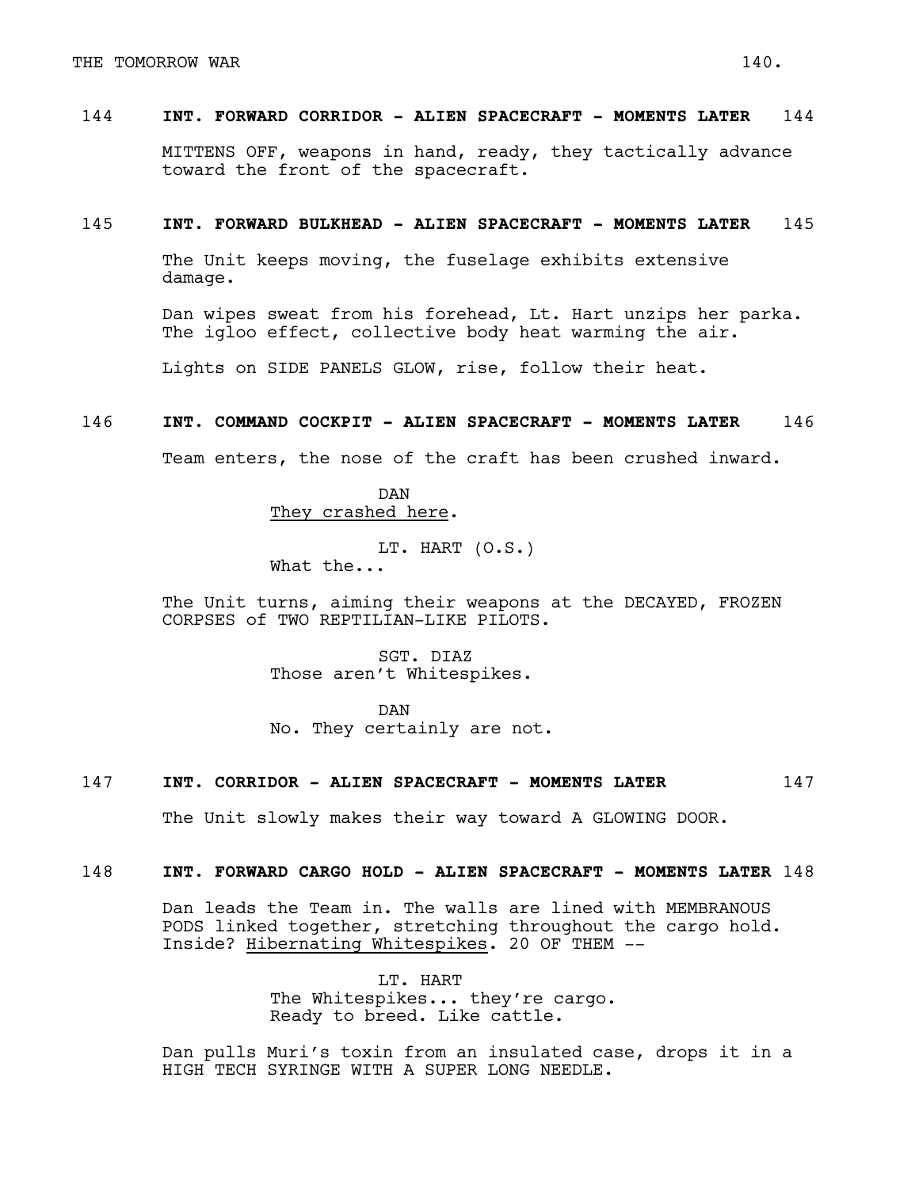**144 INT. FORWARD CORRIDOR - ALIEN SPACECRAFT - MOMENTS LATER 144**

MITTENS OFF, weapons in hand, ready, they tactically advance toward the front of the spacecraft.

**145 INT. FORWARD BULKHEAD - ALIEN SPACECRAFT - MOMENTS LATER 145**

The Unit keeps moving, the fuselage exhibits extensive damage.

Dan wipes sweat from his forehead, Lt. Hart unzips her parka. The igloo effect, collective body heat warming the air.

Lights on SIDE PANELS GLOW, rise, follow their heat.

**146 INT. COMMAND COCKPIT - ALIEN SPACECRAFT - MOMENTS LATER 146**

Team enters, the nose of the craft has been crushed inward.

DAN
<u>They crashed here</u>.

LT. HART (O.S.)
What the...

The Unit turns, aiming their weapons at the DECAYED, FROZEN CORPSES of TWO REPTILIAN-LIKE PILOTS.

SGT. DIAZ
Those aren't Whitespikes.

DAN
No. They certainly are not.

**147 INT. CORRIDOR - ALIEN SPACECRAFT - MOMENTS LATER 147**

The Unit slowly makes their way toward A GLOWING DOOR.

**148 INT. FORWARD CARGO HOLD - ALIEN SPACECRAFT - MOMENTS LATER 148**

Dan leads the Team in. The walls are lined with MEMBRANOUS PODS linked together, stretching throughout the cargo hold. Inside? <u>Hibernating Whitespikes</u>. 20 OF THEM --

LT. HART
The Whitespikes... they're cargo.
Ready to breed. Like cattle.

Dan pulls Muri's toxin from an insulated case, drops it in a HIGH TECH SYRINGE WITH A SUPER LONG NEEDLE.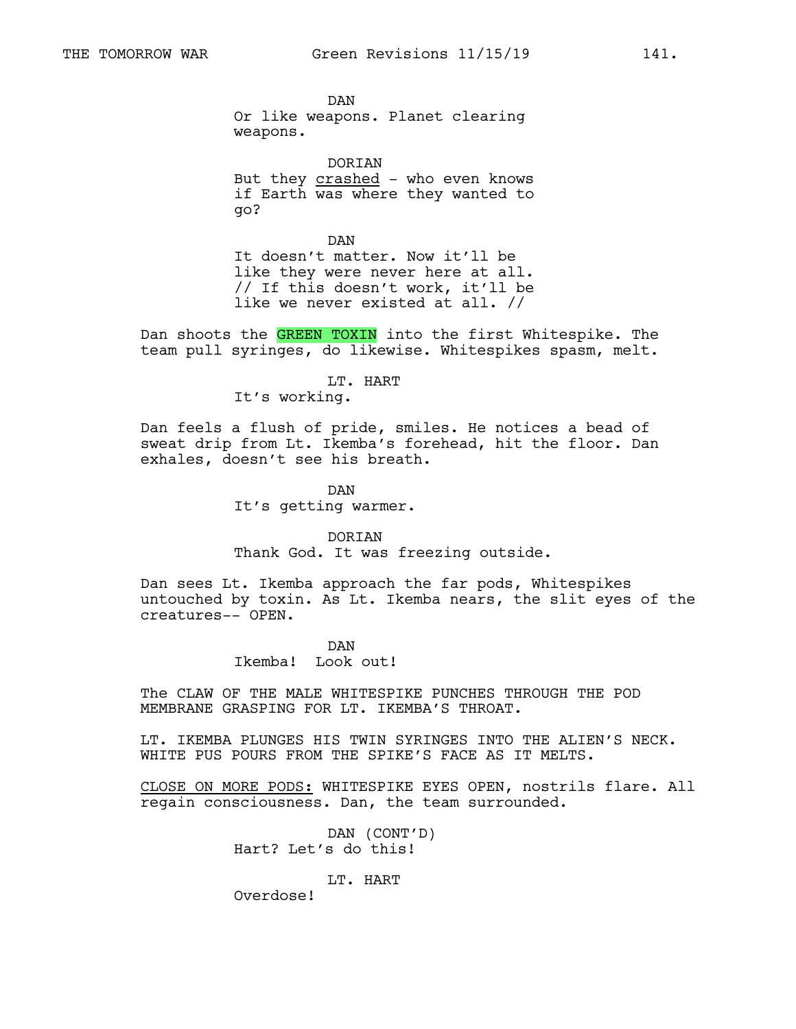DAN
Or like weapons. Planet clearing weapons.

DORIAN
But they <u>crashed</u> - who even knows if Earth was where they wanted to go?

DAN
It doesn't matter. Now it'll be like they were never here at all. // If this doesn't work, it'll be like we never existed at all. //

Dan shoots the GREEN TOXIN into the first Whitespike. The team pull syringes, do likewise. Whitespikes spasm, melt.

LT. HART
It's working.

Dan feels a flush of pride, smiles. He notices a bead of sweat drip from Lt. Ikemba's forehead, hit the floor. Dan exhales, doesn't see his breath.

DAN
It's getting warmer.

DORIAN
Thank God. It was freezing outside.

Dan sees Lt. Ikemba approach the far pods, Whitespikes untouched by toxin. As Lt. Ikemba nears, the slit eyes of the creatures-- OPEN.

DAN
Ikemba! Look out!

The CLAW OF THE MALE WHITESPIKE PUNCHES THROUGH THE POD MEMBRANE GRASPING FOR LT. IKEMBA'S THROAT.

LT. IKEMBA PLUNGES HIS TWIN SYRINGES INTO THE ALIEN'S NECK. WHITE PUS POURS FROM THE SPIKE'S FACE AS IT MELTS.

<u>CLOSE ON MORE PODS:</u> WHITESPIKE EYES OPEN, nostrils flare. All regain consciousness. Dan, the team surrounded.

DAN (CONT'D)
Hart? Let's do this!

LT. HART
Overdose!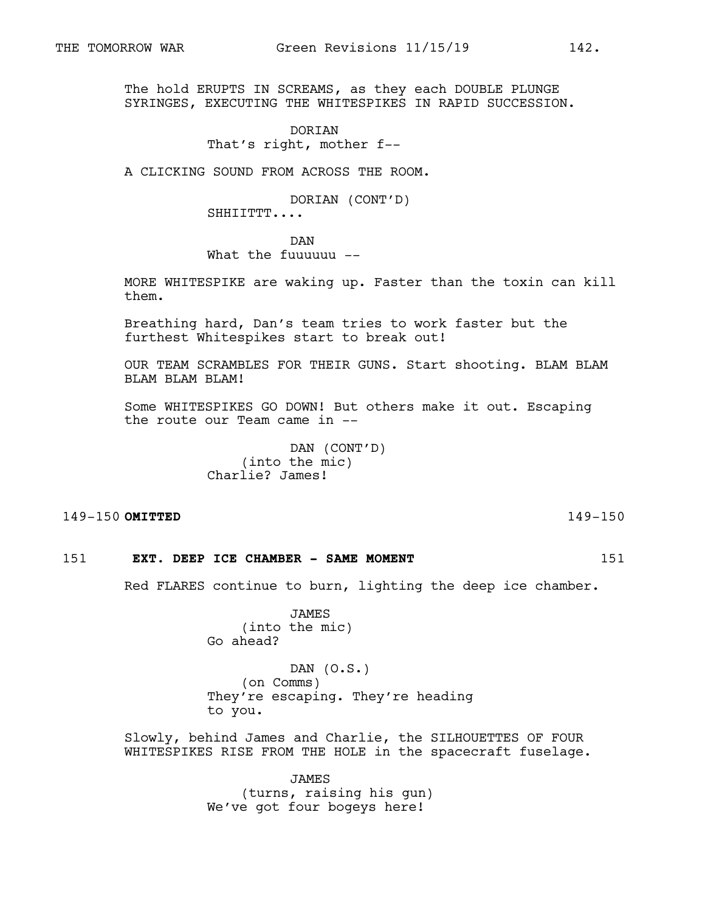The hold ERUPTS IN SCREAMS, as they each DOUBLE PLUNGE SYRINGES, EXECUTING THE WHITESPIKES IN RAPID SUCCESSION.

DORIAN
That's right, mother f--

A CLICKING SOUND FROM ACROSS THE ROOM.

DORIAN (CONT'D)
SHHIITTT....

DAN
What the fuuuuuu --

MORE WHITESPIKE are waking up. Faster than the toxin can kill them.

Breathing hard, Dan's team tries to work faster but the furthest Whitespikes start to break out!

OUR TEAM SCRAMBLES FOR THEIR GUNS. Start shooting. BLAM BLAM BLAM BLAM BLAM!

Some WHITESPIKES GO DOWN! But others make it out. Escaping the route our Team came in --

DAN (CONT'D)
(into the mic)
Charlie? James!

149-150 **OMITTED** 149-150

151 **EXT. DEEP ICE CHAMBER - SAME MOMENT** 151

Red FLARES continue to burn, lighting the deep ice chamber.

JAMES
(into the mic)
Go ahead?

DAN (O.S.)
(on Comms)
They're escaping. They're heading to you.

Slowly, behind James and Charlie, the SILHOUETTES OF FOUR WHITESPIKES RISE FROM THE HOLE in the spacecraft fuselage.

JAMES
(turns, raising his gun)
We've got four bogeys here!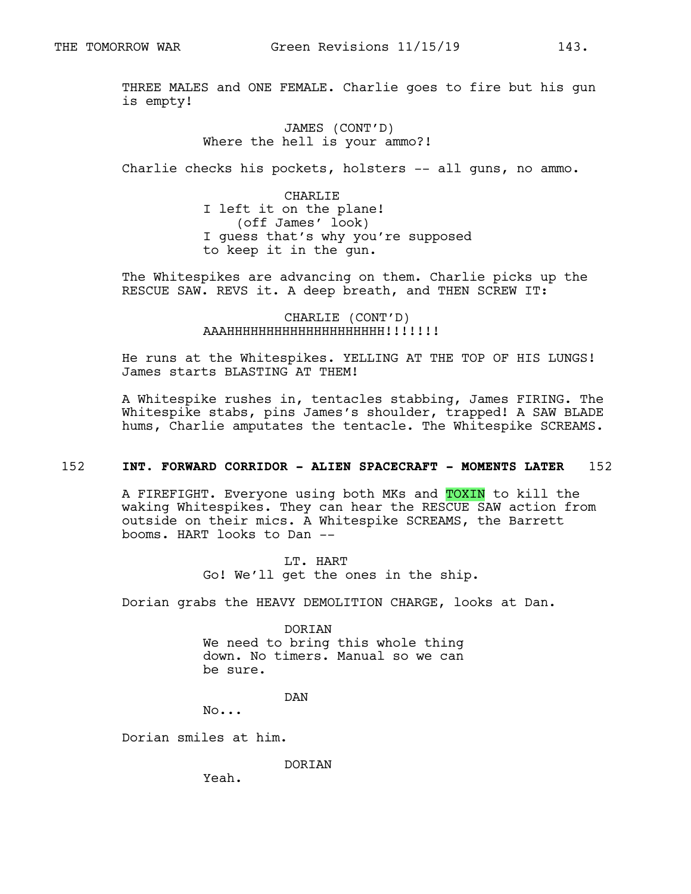THREE MALES and ONE FEMALE. Charlie goes to fire but his gun is empty!

JAMES (CONT'D)
Where the hell is your ammo?!

Charlie checks his pockets, holsters -- all guns, no ammo.

CHARLIE
I left it on the plane!
(off James' look)
I guess that's why you're supposed to keep it in the gun.

The Whitespikes are advancing on them. Charlie picks up the RESCUE SAW. REVS it. A deep breath, and THEN SCREW IT:

CHARLIE (CONT'D)
AAAHHHHHHHHHHHHHHHHHHHH!!!!!!!

He runs at the Whitespikes. YELLING AT THE TOP OF HIS LUNGS! James starts BLASTING AT THEM!

A Whitespike rushes in, tentacles stabbing, James FIRING. The Whitespike stabs, pins James's shoulder, trapped! A SAW BLADE hums, Charlie amputates the tentacle. The Whitespike SCREAMS.

152 **INT. FORWARD CORRIDOR - ALIEN SPACECRAFT - MOMENTS LATER** 152

A FIREFIGHT. Everyone using both MKs and TOXIN to kill the waking Whitespikes. They can hear the RESCUE SAW action from outside on their mics. A Whitespike SCREAMS, the Barrett booms. HART looks to Dan --

LT. HART
Go! We'll get the ones in the ship.

Dorian grabs the HEAVY DEMOLITION CHARGE, looks at Dan.

DORIAN
We need to bring this whole thing down. No timers. Manual so we can be sure.

DAN
No...

Dorian smiles at him.

DORIAN
Yeah.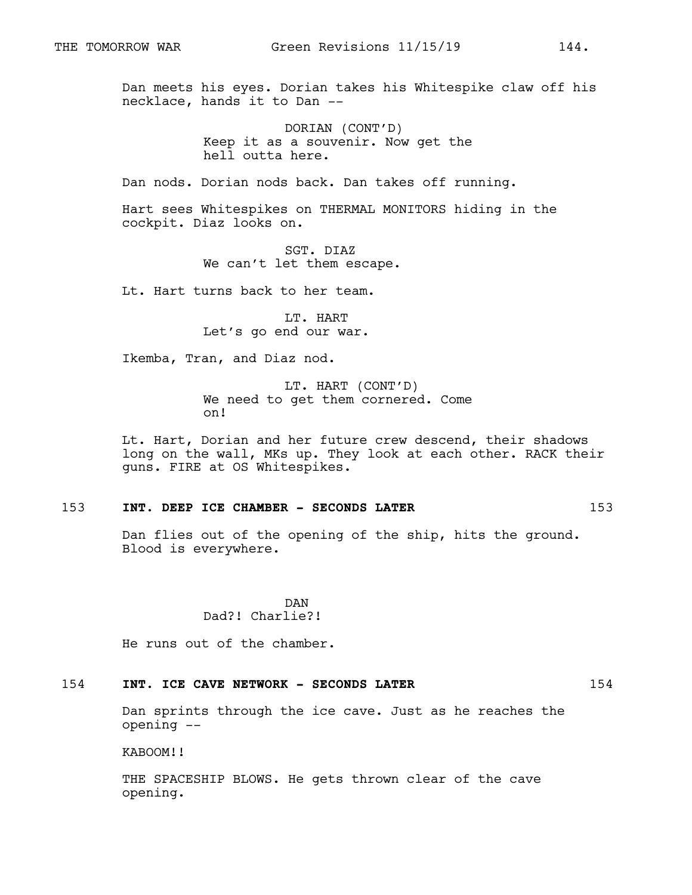Dan meets his eyes. Dorian takes his Whitespike claw off his necklace, hands it to Dan --

DORIAN (CONT'D)
Keep it as a souvenir. Now get the hell outta here.

Dan nods. Dorian nods back. Dan takes off running.

Hart sees Whitespikes on THERMAL MONITORS hiding in the cockpit. Diaz looks on.

SGT. DIAZ
We can't let them escape.

Lt. Hart turns back to her team.

LT. HART
Let's go end our war.

Ikemba, Tran, and Diaz nod.

LT. HART (CONT'D)
We need to get them cornered. Come on!

Lt. Hart, Dorian and her future crew descend, their shadows long on the wall, MKs up. They look at each other. RACK their guns. FIRE at OS Whitespikes.

**153 INT. DEEP ICE CHAMBER - SECONDS LATER 153**

Dan flies out of the opening of the ship, hits the ground. Blood is everywhere.

DAN
Dad?! Charlie?!

He runs out of the chamber.

**154 INT. ICE CAVE NETWORK - SECONDS LATER 154**

Dan sprints through the ice cave. Just as he reaches the opening --

KABOOM!!

THE SPACESHIP BLOWS. He gets thrown clear of the cave opening.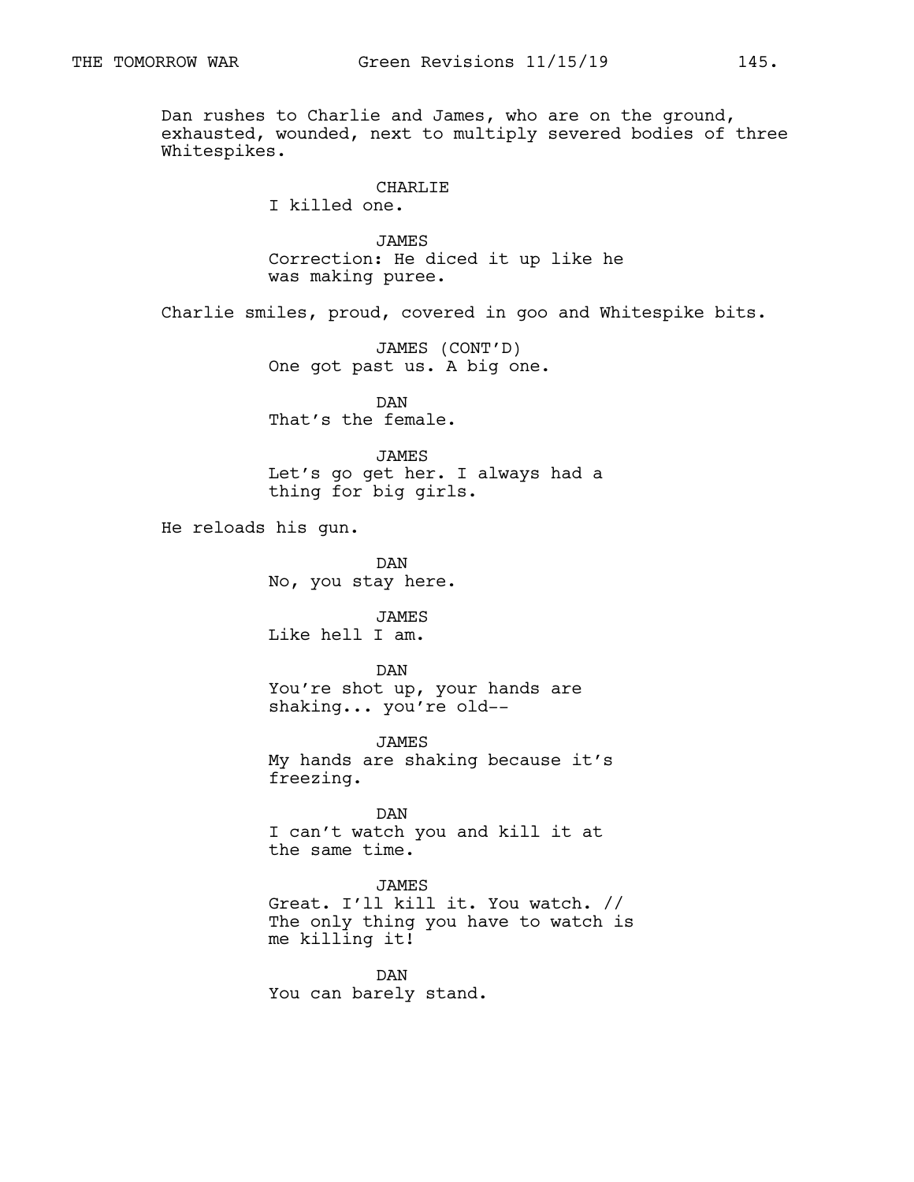Dan rushes to Charlie and James, who are on the ground, exhausted, wounded, next to multiply severed bodies of three Whitespikes.

CHARLIE
I killed one.

JAMES
Correction: He diced it up like he was making puree.

Charlie smiles, proud, covered in goo and Whitespike bits.

JAMES (CONT'D)
One got past us. A big one.

DAN
That's the female.

JAMES
Let's go get her. I always had a thing for big girls.

He reloads his gun.

DAN
No, you stay here.

JAMES
Like hell I am.

DAN
You're shot up, your hands are shaking... you're old--

JAMES
My hands are shaking because it's freezing.

DAN
I can't watch you and kill it at the same time.

JAMES
Great. I'll kill it. You watch. // The only thing you have to watch is me killing it!

DAN
You can barely stand.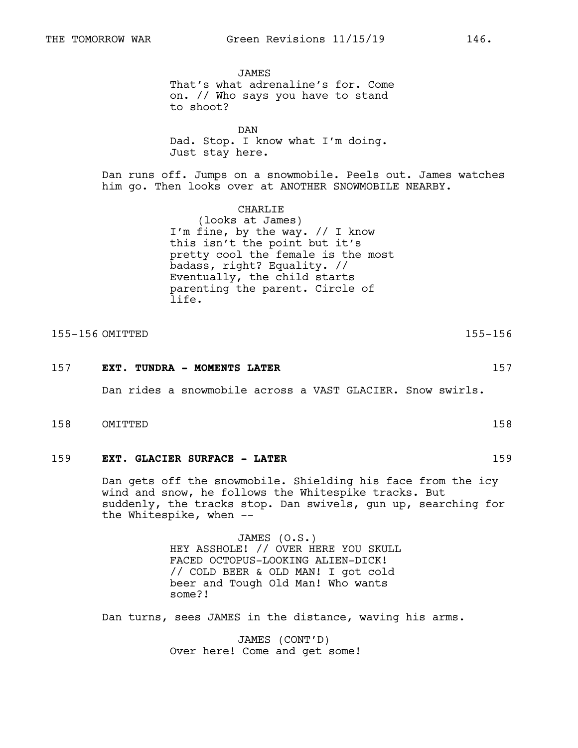JAMES
That's what adrenaline's for. Come on. // Who says you have to stand to shoot?

DAN
Dad. Stop. I know what I'm doing. Just stay here.

Dan runs off. Jumps on a snowmobile. Peels out. James watches him go. Then looks over at ANOTHER SNOWMOBILE NEARBY.

CHARLIE
(looks at James)
I'm fine, by the way. // I know this isn't the point but it's pretty cool the female is the most badass, right? Equality. // Eventually, the child starts parenting the parent. Circle of life.

155-156 OMITTED 155-156

157 **EXT. TUNDRA - MOMENTS LATER** 157

Dan rides a snowmobile across a VAST GLACIER. Snow swirls.

158 OMITTED 158

159 **EXT. GLACIER SURFACE - LATER** 159

Dan gets off the snowmobile. Shielding his face from the icy wind and snow, he follows the Whitespike tracks. But suddenly, the tracks stop. Dan swivels, gun up, searching for the Whitespike, when --

JAMES (O.S.)
HEY ASSHOLE! // OVER HERE YOU SKULL FACED OCTOPUS-LOOKING ALIEN-DICK! // COLD BEER & OLD MAN! I got cold beer and Tough Old Man! Who wants some?!

Dan turns, sees JAMES in the distance, waving his arms.

JAMES (CONT'D)
Over here! Come and get some!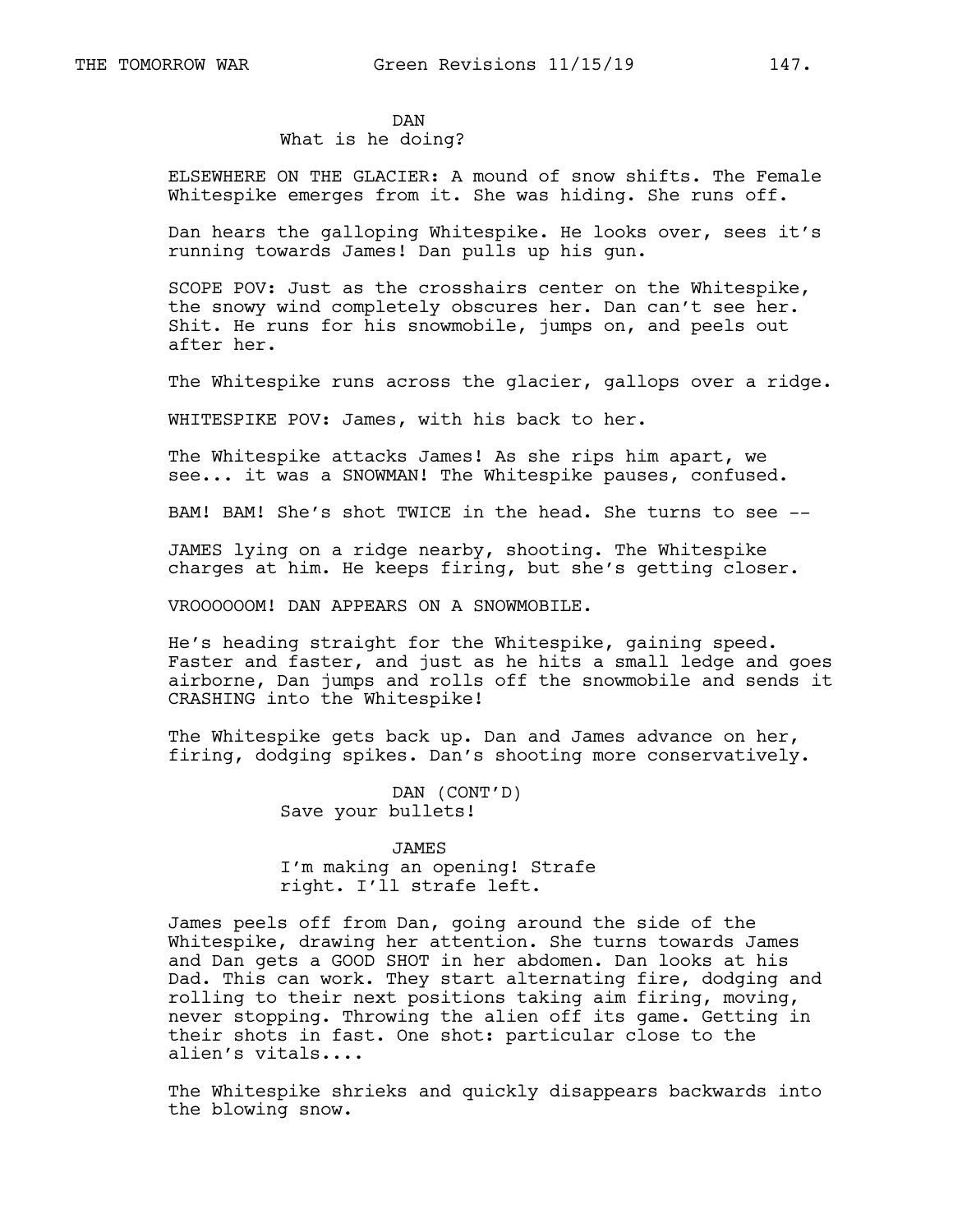DAN
What is he doing?

ELSEWHERE ON THE GLACIER: A mound of snow shifts. The Female Whitespike emerges from it. She was hiding. She runs off.

Dan hears the galloping Whitespike. He looks over, sees it's running towards James! Dan pulls up his gun.

SCOPE POV: Just as the crosshairs center on the Whitespike, the snowy wind completely obscures her. Dan can't see her. Shit. He runs for his snowmobile, jumps on, and peels out after her.

The Whitespike runs across the glacier, gallops over a ridge.

WHITESPIKE POV: James, with his back to her.

The Whitespike attacks James! As she rips him apart, we see... it was a SNOWMAN! The Whitespike pauses, confused.

BAM! BAM! She's shot TWICE in the head. She turns to see --

JAMES lying on a ridge nearby, shooting. The Whitespike charges at him. He keeps firing, but she's getting closer.

VROOOOOOM! DAN APPEARS ON A SNOWMOBILE.

He's heading straight for the Whitespike, gaining speed. Faster and faster, and just as he hits a small ledge and goes airborne, Dan jumps and rolls off the snowmobile and sends it CRASHING into the Whitespike!

The Whitespike gets back up. Dan and James advance on her, firing, dodging spikes. Dan's shooting more conservatively.

DAN (CONT'D)
Save your bullets!

JAMES
I'm making an opening! Strafe right. I'll strafe left.

James peels off from Dan, going around the side of the Whitespike, drawing her attention. She turns towards James and Dan gets a GOOD SHOT in her abdomen. Dan looks at his Dad. This can work. They start alternating fire, dodging and rolling to their next positions taking aim firing, moving, never stopping. Throwing the alien off its game. Getting in their shots in fast. One shot: particular close to the alien's vitals....

The Whitespike shrieks and quickly disappears backwards into the blowing snow.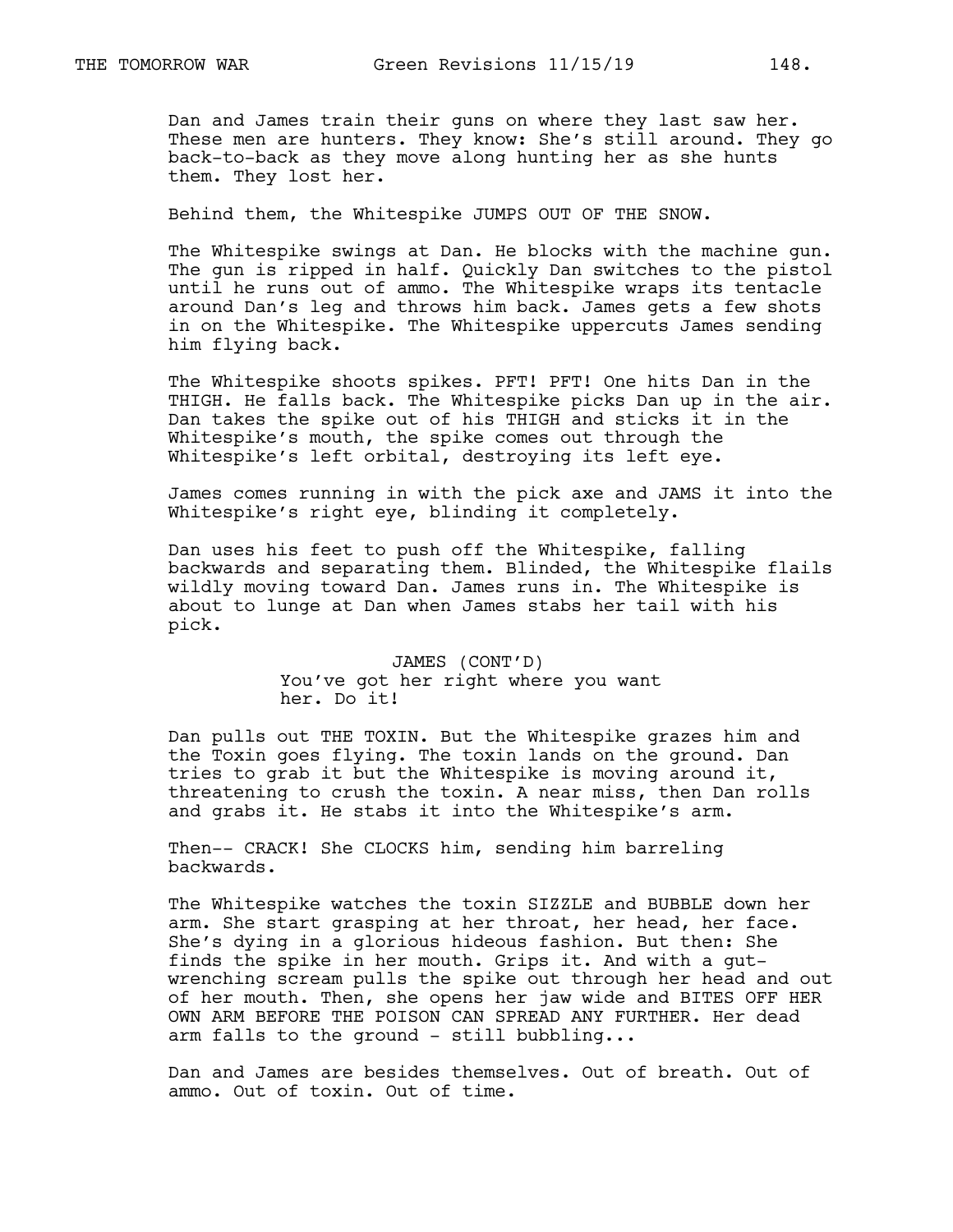Dan and James train their guns on where they last saw her. These men are hunters. They know: She's still around. They go back-to-back as they move along hunting her as she hunts them. They lost her.

Behind them, the Whitespike JUMPS OUT OF THE SNOW.

The Whitespike swings at Dan. He blocks with the machine gun. The gun is ripped in half. Quickly Dan switches to the pistol until he runs out of ammo. The Whitespike wraps its tentacle around Dan's leg and throws him back. James gets a few shots in on the Whitespike. The Whitespike uppercuts James sending him flying back.

The Whitespike shoots spikes. PFT! PFT! One hits Dan in the THIGH. He falls back. The Whitespike picks Dan up in the air. Dan takes the spike out of his THIGH and sticks it in the Whitespike's mouth, the spike comes out through the Whitespike's left orbital, destroying its left eye.

James comes running in with the pick axe and JAMS it into the Whitespike's right eye, blinding it completely.

Dan uses his feet to push off the Whitespike, falling backwards and separating them. Blinded, the Whitespike flails wildly moving toward Dan. James runs in. The Whitespike is about to lunge at Dan when James stabs her tail with his pick.

JAMES (CONT'D)
You've got her right where you want her. Do it!

Dan pulls out THE TOXIN. But the Whitespike grazes him and the Toxin goes flying. The toxin lands on the ground. Dan tries to grab it but the Whitespike is moving around it, threatening to crush the toxin. A near miss, then Dan rolls and grabs it. He stabs it into the Whitespike's arm.

Then-- CRACK! She CLOCKS him, sending him barreling backwards.

The Whitespike watches the toxin SIZZLE and BUBBLE down her arm. She start grasping at her throat, her head, her face. She's dying in a glorious hideous fashion. But then: She finds the spike in her mouth. Grips it. And with a gut-wrenching scream pulls the spike out through her head and out of her mouth. Then, she opens her jaw wide and BITES OFF HER OWN ARM BEFORE THE POISON CAN SPREAD ANY FURTHER. Her dead arm falls to the ground - still bubbling...

Dan and James are besides themselves. Out of breath. Out of ammo. Out of toxin. Out of time.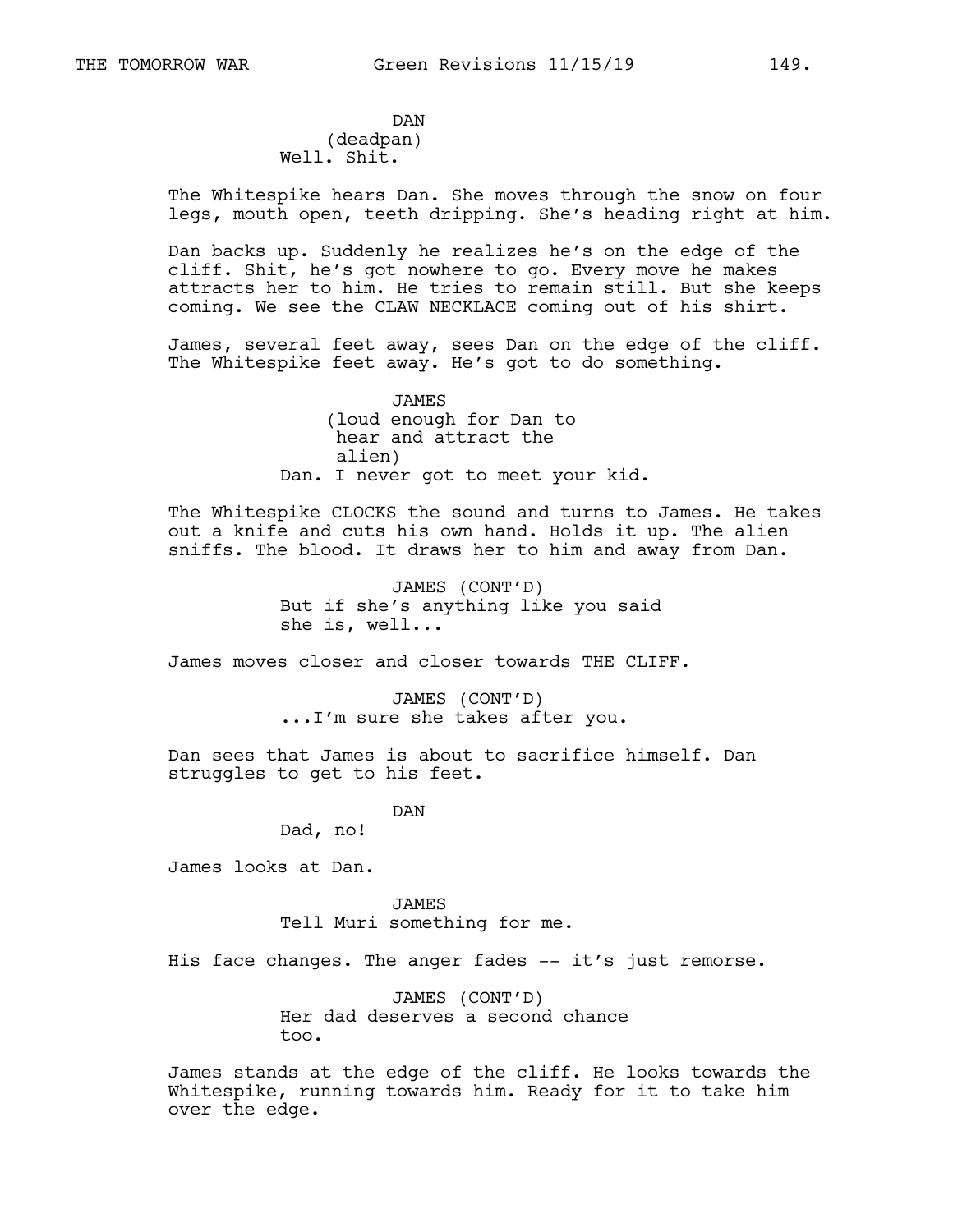DAN
(deadpan)
Well. Shit.

The Whitespike hears Dan. She moves through the snow on four legs, mouth open, teeth dripping. She's heading right at him.

Dan backs up. Suddenly he realizes he's on the edge of the cliff. Shit, he's got nowhere to go. Every move he makes attracts her to him. He tries to remain still. But she keeps coming. We see the CLAW NECKLACE coming out of his shirt.

James, several feet away, sees Dan on the edge of the cliff. The Whitespike feet away. He's got to do something.

JAMES
(loud enough for Dan to hear and attract the alien)
Dan. I never got to meet your kid.

The Whitespike CLOCKS the sound and turns to James. He takes out a knife and cuts his own hand. Holds it up. The alien sniffs. The blood. It draws her to him and away from Dan.

JAMES (CONT'D)
But if she's anything like you said she is, well...

James moves closer and closer towards THE CLIFF.

JAMES (CONT'D)
...I'm sure she takes after you.

Dan sees that James is about to sacrifice himself. Dan struggles to get to his feet.

DAN
Dad, no!

James looks at Dan.

JAMES
Tell Muri something for me.

His face changes. The anger fades -- it's just remorse.

JAMES (CONT'D)
Her dad deserves a second chance too.

James stands at the edge of the cliff. He looks towards the Whitespike, running towards him. Ready for it to take him over the edge.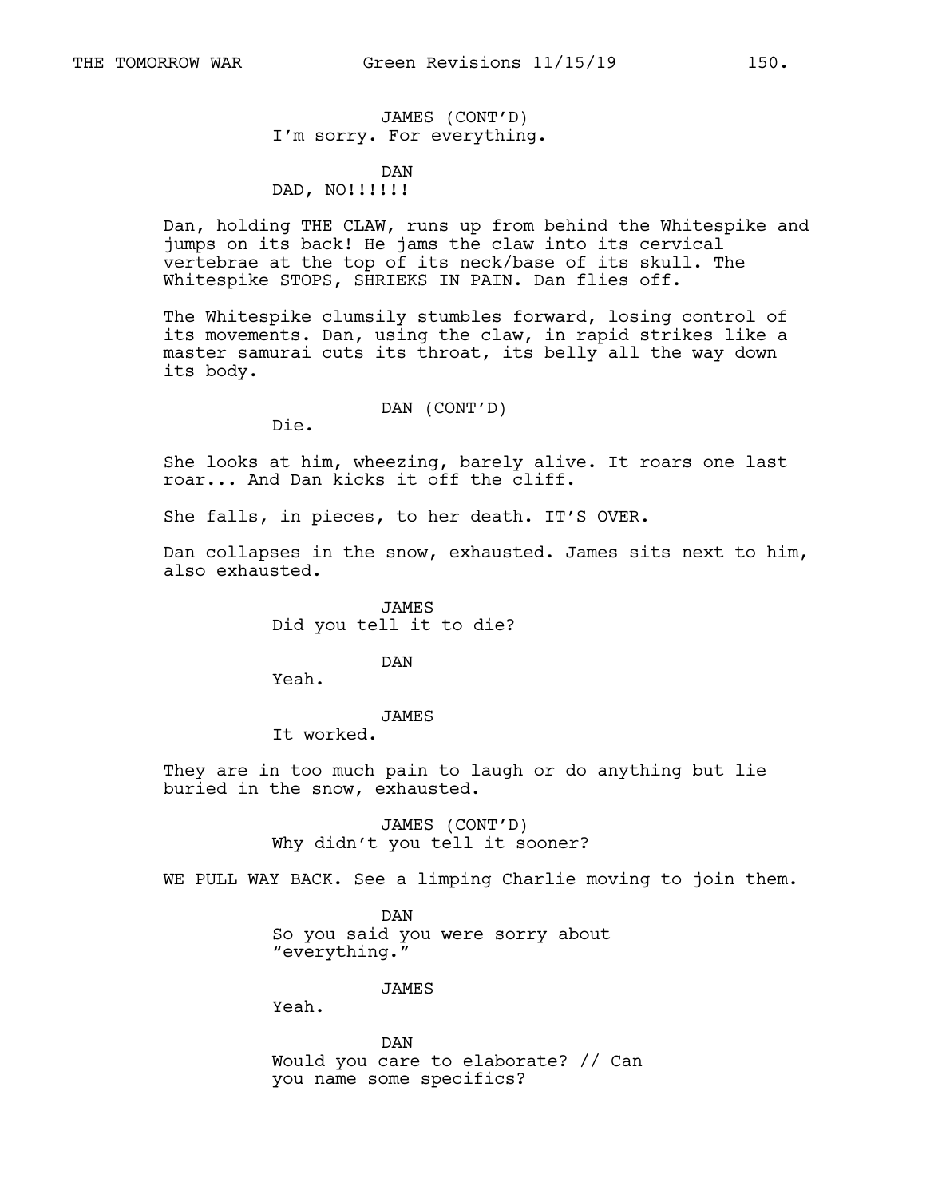JAMES (CONT'D)
I'm sorry. For everything.

DAN
DAD, NO!!!!!!

Dan, holding THE CLAW, runs up from behind the Whitespike and jumps on its back! He jams the claw into its cervical vertebrae at the top of its neck/base of its skull. The Whitespike STOPS, SHRIEKS IN PAIN. Dan flies off.

The Whitespike clumsily stumbles forward, losing control of its movements. Dan, using the claw, in rapid strikes like a master samurai cuts its throat, its belly all the way down its body.

DAN (CONT'D)
Die.

She looks at him, wheezing, barely alive. It roars one last roar... And Dan kicks it off the cliff.

She falls, in pieces, to her death. IT'S OVER.

Dan collapses in the snow, exhausted. James sits next to him, also exhausted.

JAMES
Did you tell it to die?

DAN
Yeah.

JAMES
It worked.

They are in too much pain to laugh or do anything but lie buried in the snow, exhausted.

JAMES (CONT'D)
Why didn't you tell it sooner?

WE PULL WAY BACK. See a limping Charlie moving to join them.

DAN
So you said you were sorry about "everything."

JAMES
Yeah.

DAN
Would you care to elaborate? // Can you name some specifics?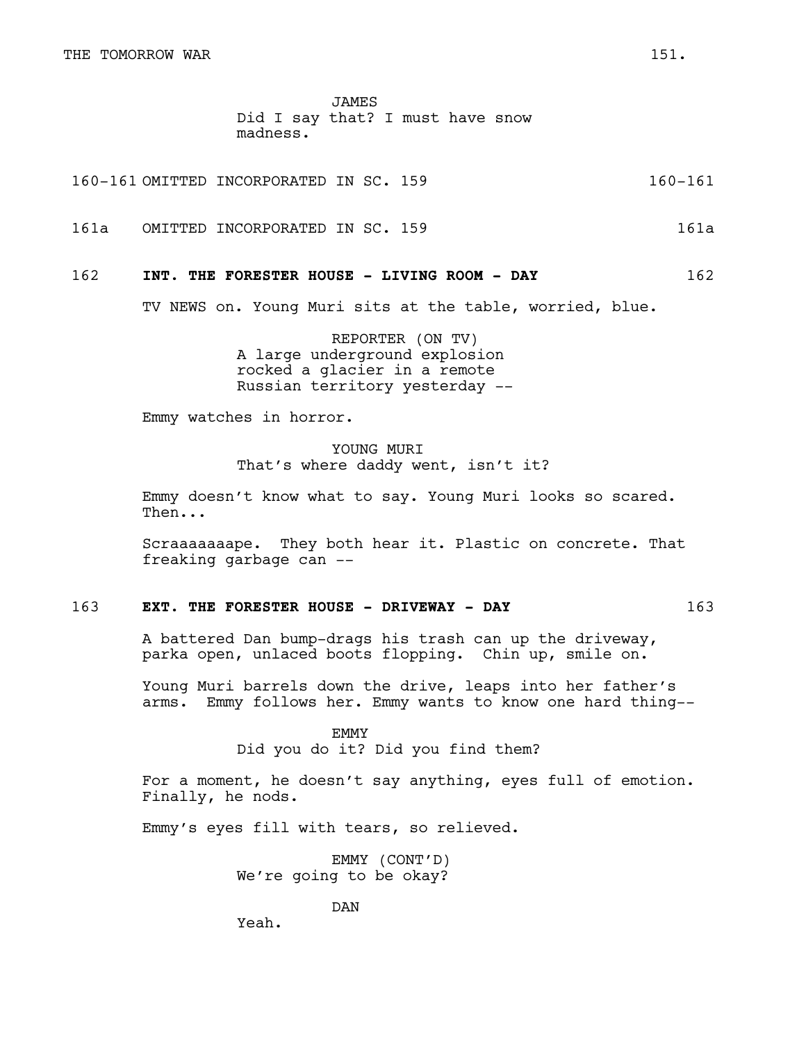JAMES
Did I say that? I must have snow madness.

160-161 OMITTED INCORPORATED IN SC. 159 160-161

161a OMITTED INCORPORATED IN SC. 159 161a

162 **INT. THE FORESTER HOUSE - LIVING ROOM - DAY** 162

TV NEWS on. Young Muri sits at the table, worried, blue.

REPORTER (ON TV)
A large underground explosion rocked a glacier in a remote Russian territory yesterday --

Emmy watches in horror.

YOUNG MURI
That's where daddy went, isn't it?

Emmy doesn't know what to say. Young Muri looks so scared. Then...

Scraaaaaaape. They both hear it. Plastic on concrete. That freaking garbage can --

163 **EXT. THE FORESTER HOUSE - DRIVEWAY - DAY** 163

A battered Dan bump-drags his trash can up the driveway, parka open, unlaced boots flopping. Chin up, smile on.

Young Muri barrels down the drive, leaps into her father's arms. Emmy follows her. Emmy wants to know one hard thing--

EMMY
Did you do it? Did you find them?

For a moment, he doesn't say anything, eyes full of emotion. Finally, he nods.

Emmy's eyes fill with tears, so relieved.

EMMY (CONT'D)
We're going to be okay?

DAN
Yeah.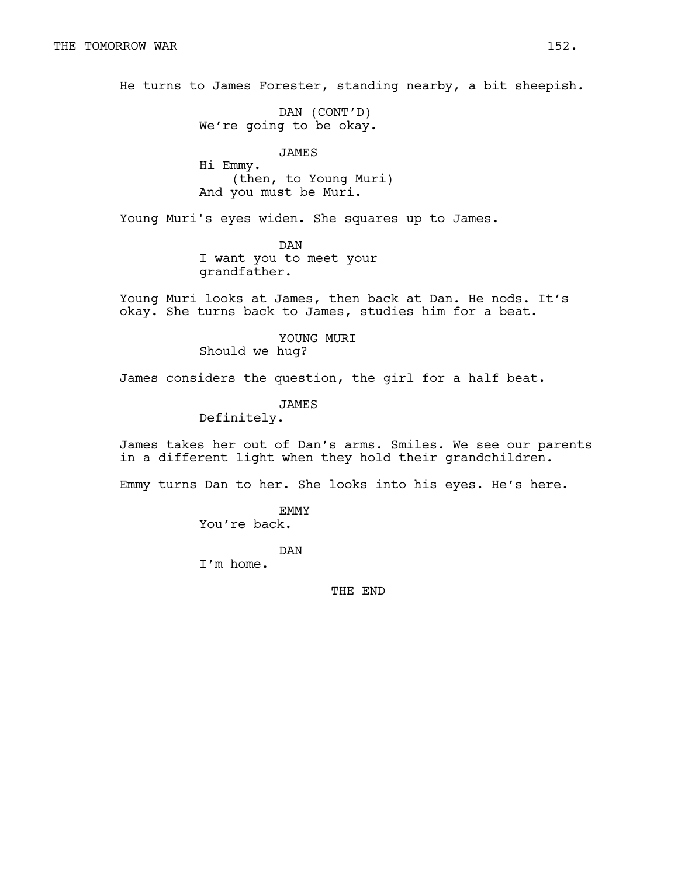He turns to James Forester, standing nearby, a bit sheepish.

DAN (CONT'D)
We're going to be okay.

JAMES
Hi Emmy.
(then, to Young Muri)
And you must be Muri.

Young Muri's eyes widen. She squares up to James.

DAN
I want you to meet your grandfather.

Young Muri looks at James, then back at Dan. He nods. It's okay. She turns back to James, studies him for a beat.

YOUNG MURI
Should we hug?

James considers the question, the girl for a half beat.

JAMES
Definitely.

James takes her out of Dan's arms. Smiles. We see our parents in a different light when they hold their grandchildren.

Emmy turns Dan to her. She looks into his eyes. He's here.

EMMY
You're back.

DAN
I'm home.

THE END